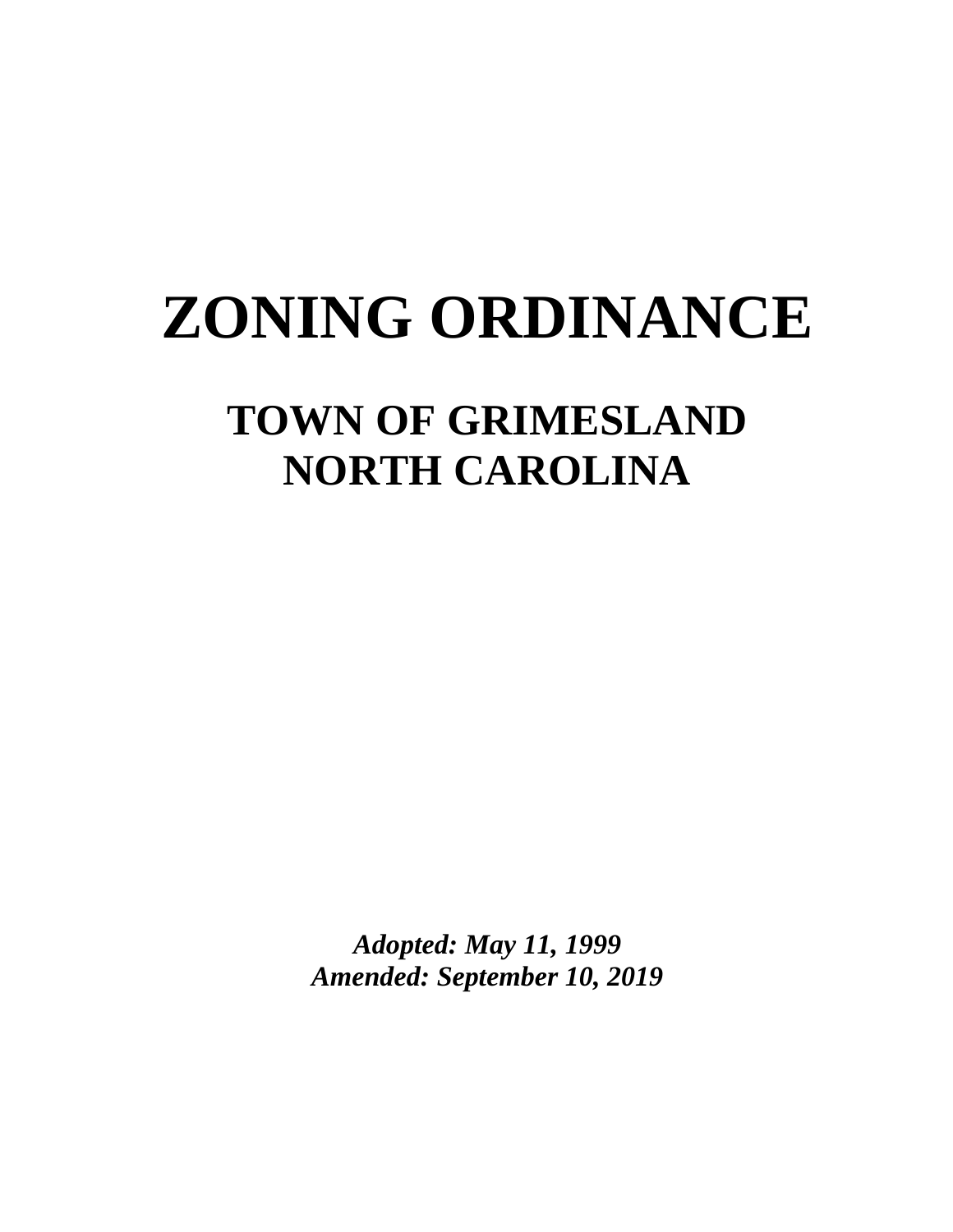# ZONING ORDINANCE

## TOWN OF GRIMESLAND
## NORTH CAROLINA

***Adopted: May 11, 1999***
***Amended: September 10, 2019***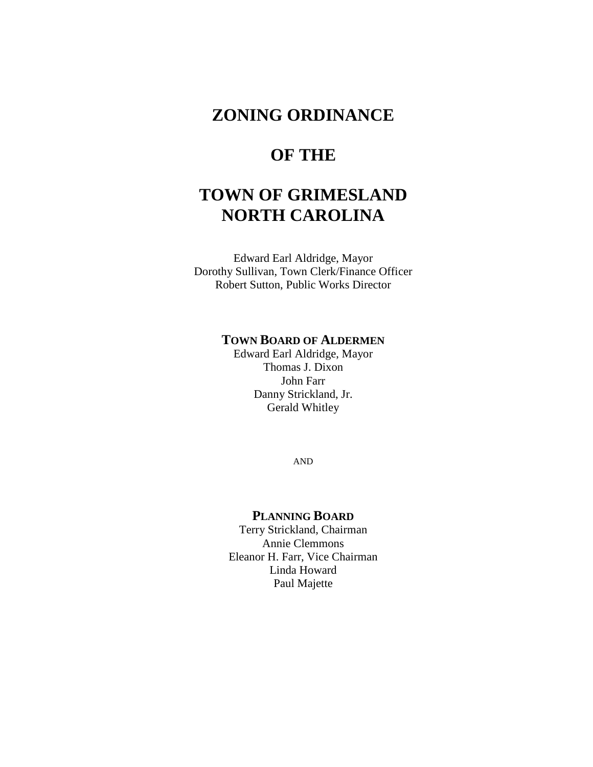# ZONING ORDINANCE

# OF THE

# TOWN OF GRIMESLAND
# NORTH CAROLINA

Edward Earl Aldridge, Mayor
Dorothy Sullivan, Town Clerk/Finance Officer
Robert Sutton, Public Works Director

**TOWN BOARD OF ALDERMEN**

Edward Earl Aldridge, Mayor
Thomas J. Dixon
John Farr
Danny Strickland, Jr.
Gerald Whitley

AND

**PLANNING BOARD**

Terry Strickland, Chairman
Annie Clemmons
Eleanor H. Farr, Vice Chairman
Linda Howard
Paul Majette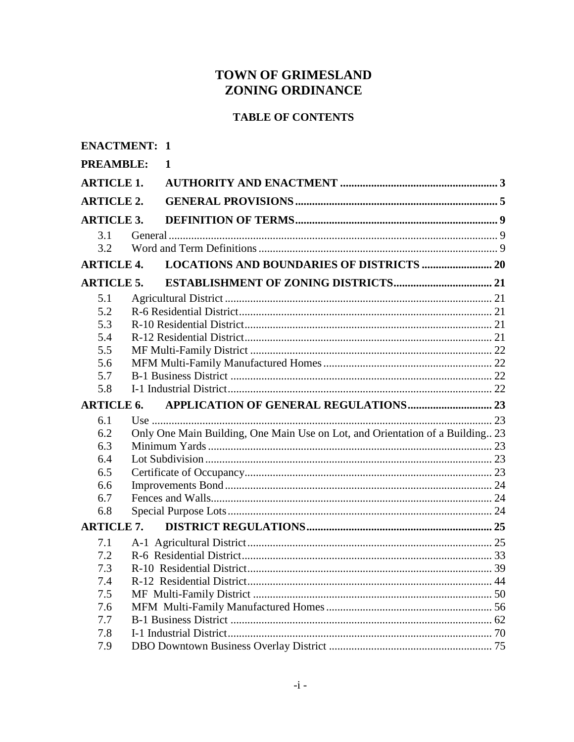# TOWN OF GRIMESLAND
# ZONING ORDINANCE

## TABLE OF CONTENTS

**ENACTMENT: 1**

**PREAMBLE: 1**

**ARTICLE 1. AUTHORITY AND ENACTMENT ... 3**

**ARTICLE 2. GENERAL PROVISIONS ... 5**

**ARTICLE 3. DEFINITION OF TERMS ... 9**

- 3.1 General ... 9
- 3.2 Word and Term Definitions ... 9

**ARTICLE 4. LOCATIONS AND BOUNDARIES OF DISTRICTS ... 20**

**ARTICLE 5. ESTABLISHMENT OF ZONING DISTRICTS ... 21**

- 5.1 Agricultural District ... 21
- 5.2 R-6 Residential District ... 21
- 5.3 R-10 Residential District ... 21
- 5.4 R-12 Residential District ... 21
- 5.5 MF Multi-Family District ... 22
- 5.6 MFM Multi-Family Manufactured Homes ... 22
- 5.7 B-1 Business District ... 22
- 5.8 I-1 Industrial District ... 22

**ARTICLE 6. APPLICATION OF GENERAL REGULATIONS ... 23**

- 6.1 Use ... 23
- 6.2 Only One Main Building, One Main Use on Lot, and Orientation of a Building ... 23
- 6.3 Minimum Yards ... 23
- 6.4 Lot Subdivision ... 23
- 6.5 Certificate of Occupancy ... 23
- 6.6 Improvements Bond ... 24
- 6.7 Fences and Walls ... 24
- 6.8 Special Purpose Lots ... 24

**ARTICLE 7. DISTRICT REGULATIONS ... 25**

- 7.1 A-1 Agricultural District ... 25
- 7.2 R-6 Residential District ... 33
- 7.3 R-10 Residential District ... 39
- 7.4 R-12 Residential District ... 44
- 7.5 MF Multi-Family District ... 50
- 7.6 MFM Multi-Family Manufactured Homes ... 56
- 7.7 B-1 Business District ... 62
- 7.8 I-1 Industrial District ... 70
- 7.9 DBO Downtown Business Overlay District ... 75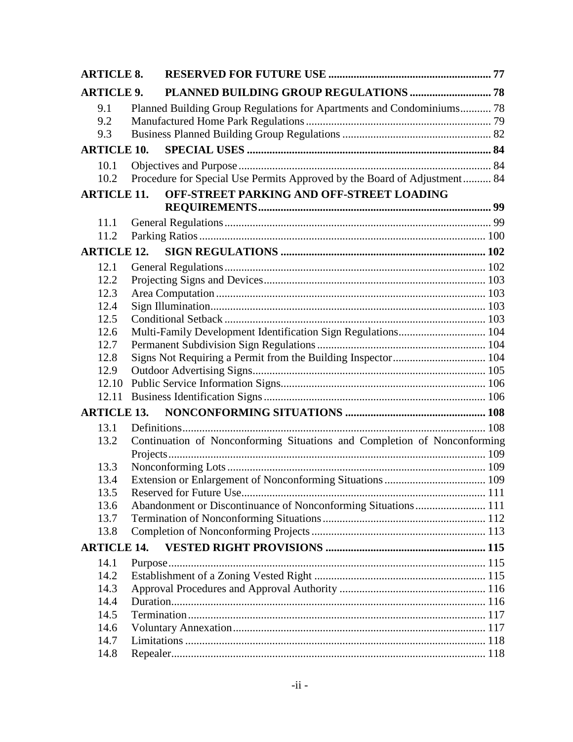**ARTICLE 8. RESERVED FOR FUTURE USE** .......... 77

**ARTICLE 9. PLANNED BUILDING GROUP REGULATIONS** .......... 78

- 9.1 Planned Building Group Regulations for Apartments and Condominiums .......... 78
- 9.2 Manufactured Home Park Regulations .......... 79
- 9.3 Business Planned Building Group Regulations .......... 82

**ARTICLE 10. SPECIAL USES** .......... 84

- 10.1 Objectives and Purpose .......... 84
- 10.2 Procedure for Special Use Permits Approved by the Board of Adjustment .......... 84

**ARTICLE 11. OFF-STREET PARKING AND OFF-STREET LOADING REQUIREMENTS** .......... 99

- 11.1 General Regulations .......... 99
- 11.2 Parking Ratios .......... 100

**ARTICLE 12. SIGN REGULATIONS** .......... 102

- 12.1 General Regulations .......... 102
- 12.2 Projecting Signs and Devices .......... 103
- 12.3 Area Computation .......... 103
- 12.4 Sign Illumination .......... 103
- 12.5 Conditional Setback .......... 103
- 12.6 Multi-Family Development Identification Sign Regulations .......... 104
- 12.7 Permanent Subdivision Sign Regulations .......... 104
- 12.8 Signs Not Requiring a Permit from the Building Inspector .......... 104
- 12.9 Outdoor Advertising Signs .......... 105
- 12.10 Public Service Information Signs .......... 106
- 12.11 Business Identification Signs .......... 106

**ARTICLE 13. NONCONFORMING SITUATIONS** .......... 108

- 13.1 Definitions .......... 108
- 13.2 Continuation of Nonconforming Situations and Completion of Nonconforming Projects .......... 109
- 13.3 Nonconforming Lots .......... 109
- 13.4 Extension or Enlargement of Nonconforming Situations .......... 109
- 13.5 Reserved for Future Use .......... 111
- 13.6 Abandonment or Discontinuance of Nonconforming Situations .......... 111
- 13.7 Termination of Nonconforming Situations .......... 112
- 13.8 Completion of Nonconforming Projects .......... 113

**ARTICLE 14. VESTED RIGHT PROVISIONS** .......... 115

- 14.1 Purpose .......... 115
- 14.2 Establishment of a Zoning Vested Right .......... 115
- 14.3 Approval Procedures and Approval Authority .......... 116
- 14.4 Duration .......... 116
- 14.5 Termination .......... 117
- 14.6 Voluntary Annexation .......... 117
- 14.7 Limitations .......... 118
- 14.8 Repealer .......... 118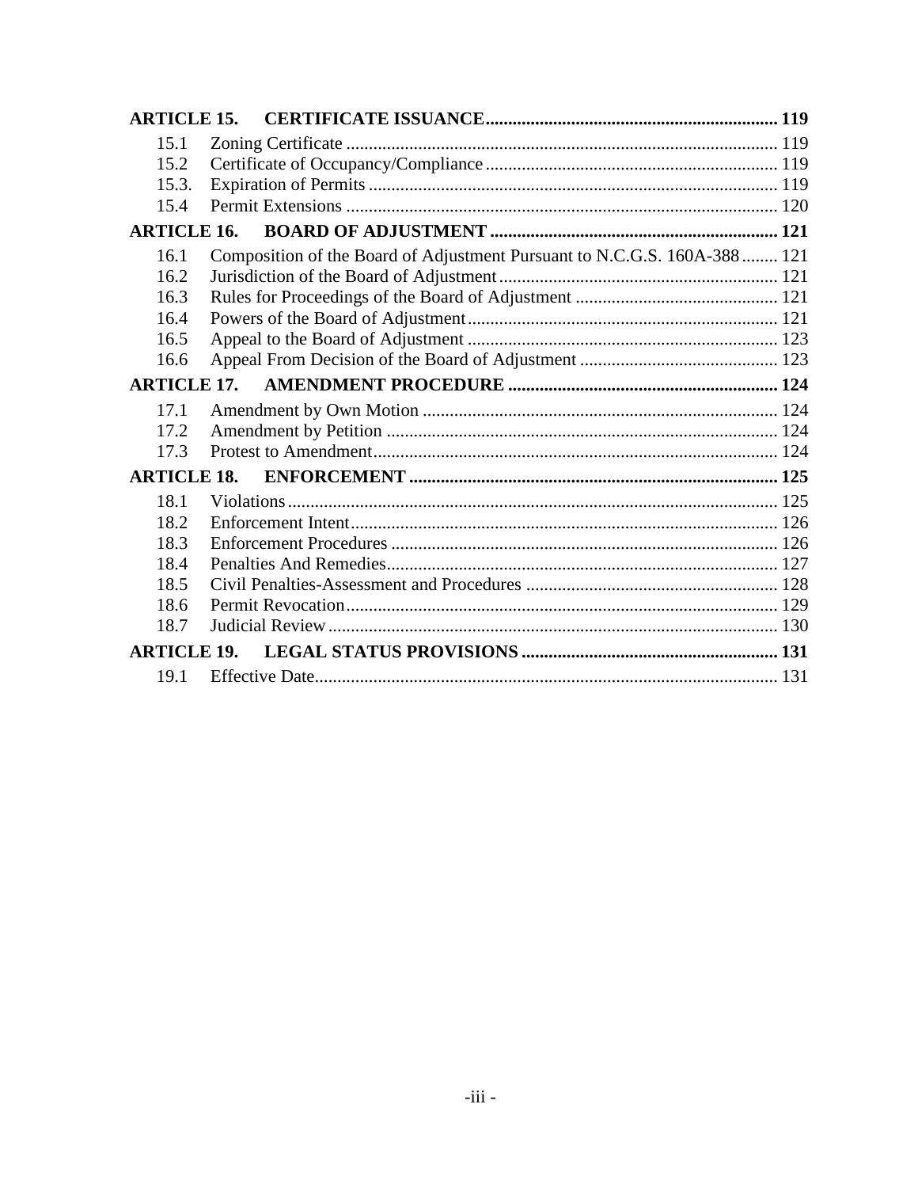| | | |
|---|---|---|
| **ARTICLE 15.** | **CERTIFICATE ISSUANCE** | **119** |
| 15.1 | Zoning Certificate | 119 |
| 15.2 | Certificate of Occupancy/Compliance | 119 |
| 15.3. | Expiration of Permits | 119 |
| 15.4 | Permit Extensions | 120 |
| **ARTICLE 16.** | **BOARD OF ADJUSTMENT** | **121** |
| 16.1 | Composition of the Board of Adjustment Pursuant to N.C.G.S. 160A-388 | 121 |
| 16.2 | Jurisdiction of the Board of Adjustment | 121 |
| 16.3 | Rules for Proceedings of the Board of Adjustment | 121 |
| 16.4 | Powers of the Board of Adjustment | 121 |
| 16.5 | Appeal to the Board of Adjustment | 123 |
| 16.6 | Appeal From Decision of the Board of Adjustment | 123 |
| **ARTICLE 17.** | **AMENDMENT PROCEDURE** | **124** |
| 17.1 | Amendment by Own Motion | 124 |
| 17.2 | Amendment by Petition | 124 |
| 17.3 | Protest to Amendment | 124 |
| **ARTICLE 18.** | **ENFORCEMENT** | **125** |
| 18.1 | Violations | 125 |
| 18.2 | Enforcement Intent | 126 |
| 18.3 | Enforcement Procedures | 126 |
| 18.4 | Penalties And Remedies | 127 |
| 18.5 | Civil Penalties-Assessment and Procedures | 128 |
| 18.6 | Permit Revocation | 129 |
| 18.7 | Judicial Review | 130 |
| **ARTICLE 19.** | **LEGAL STATUS PROVISIONS** | **131** |
| 19.1 | Effective Date | 131 |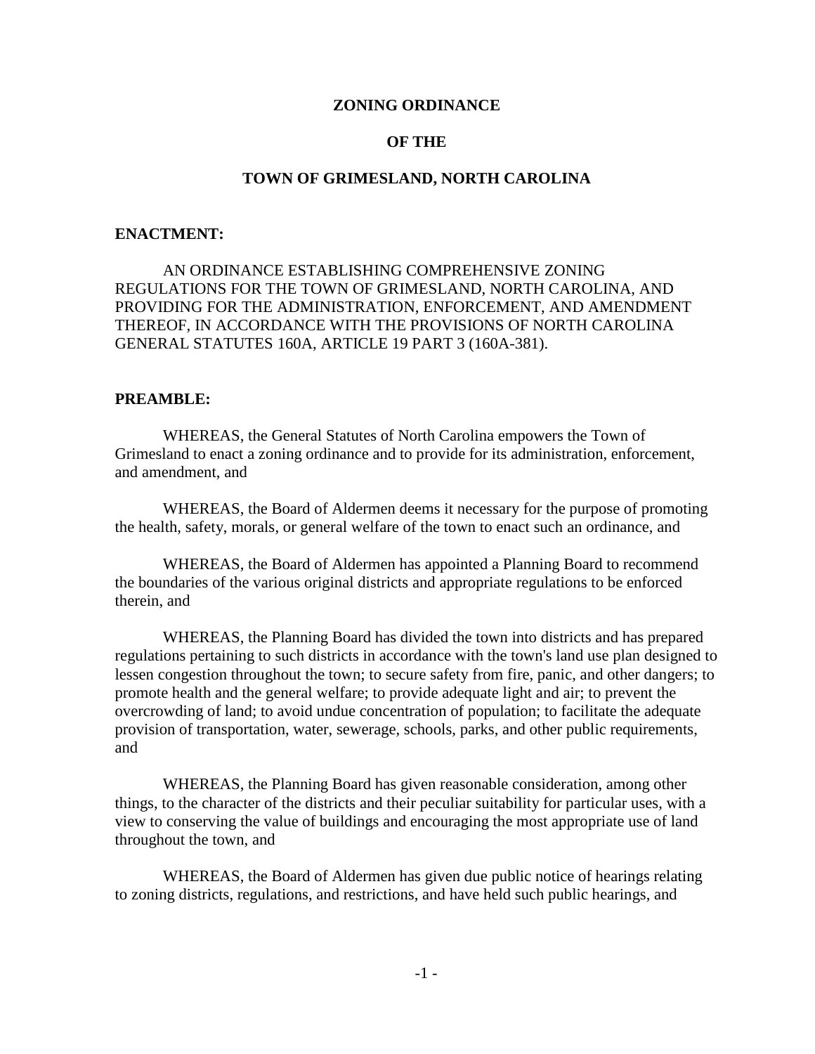# ZONING ORDINANCE

# OF THE

# TOWN OF GRIMESLAND, NORTH CAROLINA

**ENACTMENT:**

AN ORDINANCE ESTABLISHING COMPREHENSIVE ZONING REGULATIONS FOR THE TOWN OF GRIMESLAND, NORTH CAROLINA, AND PROVIDING FOR THE ADMINISTRATION, ENFORCEMENT, AND AMENDMENT THEREOF, IN ACCORDANCE WITH THE PROVISIONS OF NORTH CAROLINA GENERAL STATUTES 160A, ARTICLE 19 PART 3 (160A-381).

**PREAMBLE:**

WHEREAS, the General Statutes of North Carolina empowers the Town of Grimesland to enact a zoning ordinance and to provide for its administration, enforcement, and amendment, and

WHEREAS, the Board of Aldermen deems it necessary for the purpose of promoting the health, safety, morals, or general welfare of the town to enact such an ordinance, and

WHEREAS, the Board of Aldermen has appointed a Planning Board to recommend the boundaries of the various original districts and appropriate regulations to be enforced therein, and

WHEREAS, the Planning Board has divided the town into districts and has prepared regulations pertaining to such districts in accordance with the town's land use plan designed to lessen congestion throughout the town; to secure safety from fire, panic, and other dangers; to promote health and the general welfare; to provide adequate light and air; to prevent the overcrowding of land; to avoid undue concentration of population; to facilitate the adequate provision of transportation, water, sewerage, schools, parks, and other public requirements, and

WHEREAS, the Planning Board has given reasonable consideration, among other things, to the character of the districts and their peculiar suitability for particular uses, with a view to conserving the value of buildings and encouraging the most appropriate use of land throughout the town, and

WHEREAS, the Board of Aldermen has given due public notice of hearings relating to zoning districts, regulations, and restrictions, and have held such public hearings, and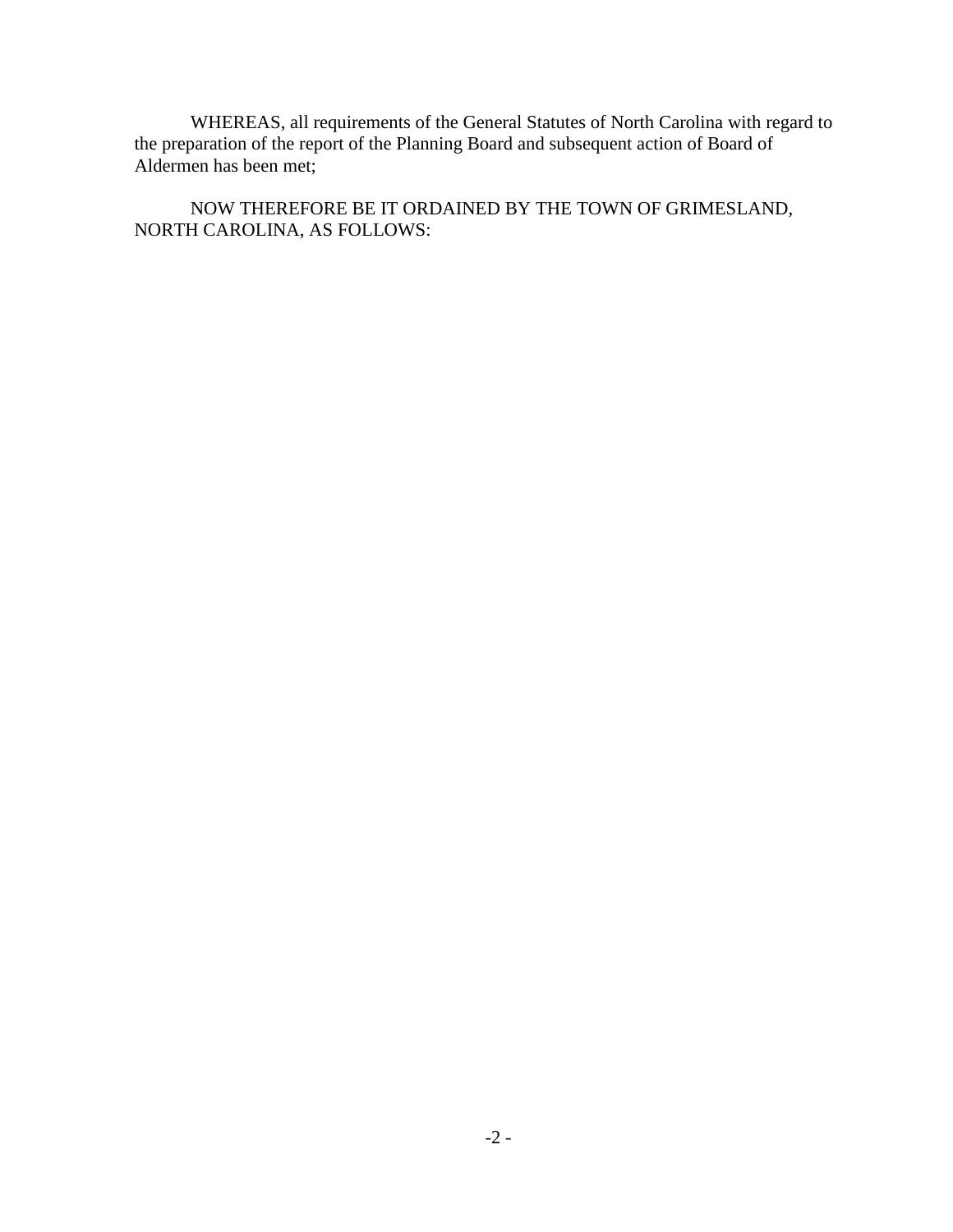WHEREAS, all requirements of the General Statutes of North Carolina with regard to the preparation of the report of the Planning Board and subsequent action of Board of Aldermen has been met;

NOW THEREFORE BE IT ORDAINED BY THE TOWN OF GRIMESLAND, NORTH CAROLINA, AS FOLLOWS: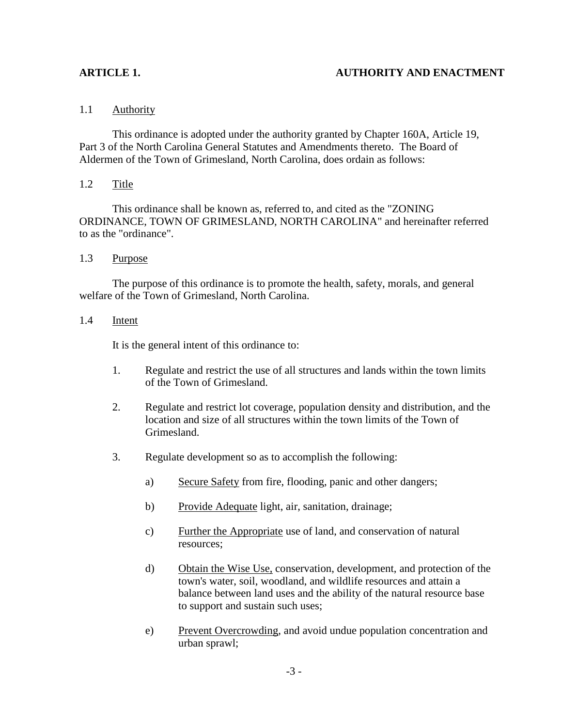## ARTICLE 1. AUTHORITY AND ENACTMENT

### 1.1 Authority

This ordinance is adopted under the authority granted by Chapter 160A, Article 19, Part 3 of the North Carolina General Statutes and Amendments thereto. The Board of Aldermen of the Town of Grimesland, North Carolina, does ordain as follows:

### 1.2 Title

This ordinance shall be known as, referred to, and cited as the "ZONING ORDINANCE, TOWN OF GRIMESLAND, NORTH CAROLINA" and hereinafter referred to as the "ordinance".

### 1.3 Purpose

The purpose of this ordinance is to promote the health, safety, morals, and general welfare of the Town of Grimesland, North Carolina.

### 1.4 Intent

It is the general intent of this ordinance to:

1. Regulate and restrict the use of all structures and lands within the town limits of the Town of Grimesland.

2. Regulate and restrict lot coverage, population density and distribution, and the location and size of all structures within the town limits of the Town of Grimesland.

3. Regulate development so as to accomplish the following:

   a) Secure Safety from fire, flooding, panic and other dangers;

   b) Provide Adequate light, air, sanitation, drainage;

   c) Further the Appropriate use of land, and conservation of natural resources;

   d) Obtain the Wise Use, conservation, development, and protection of the town's water, soil, woodland, and wildlife resources and attain a balance between land uses and the ability of the natural resource base to support and sustain such uses;

   e) Prevent Overcrowding, and avoid undue population concentration and urban sprawl;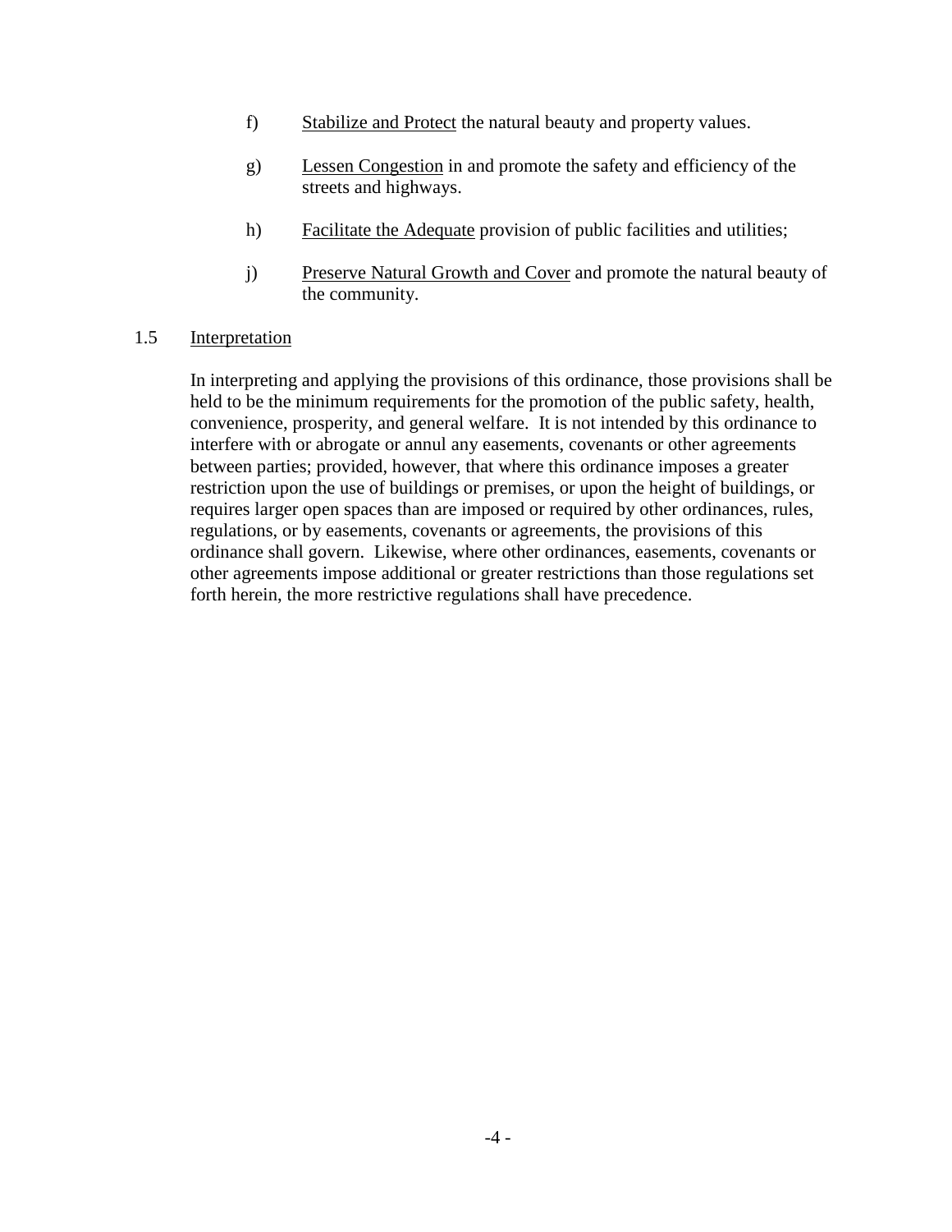f) <u>Stabilize and Protect</u> the natural beauty and property values.

g) <u>Lessen Congestion</u> in and promote the safety and efficiency of the streets and highways.

h) <u>Facilitate the Adequate</u> provision of public facilities and utilities;

j) <u>Preserve Natural Growth and Cover</u> and promote the natural beauty of the community.

1.5 <u>Interpretation</u>

In interpreting and applying the provisions of this ordinance, those provisions shall be held to be the minimum requirements for the promotion of the public safety, health, convenience, prosperity, and general welfare. It is not intended by this ordinance to interfere with or abrogate or annul any easements, covenants or other agreements between parties; provided, however, that where this ordinance imposes a greater restriction upon the use of buildings or premises, or upon the height of buildings, or requires larger open spaces than are imposed or required by other ordinances, rules, regulations, or by easements, covenants or agreements, the provisions of this ordinance shall govern. Likewise, where other ordinances, easements, covenants or other agreements impose additional or greater restrictions than those regulations set forth herein, the more restrictive regulations shall have precedence.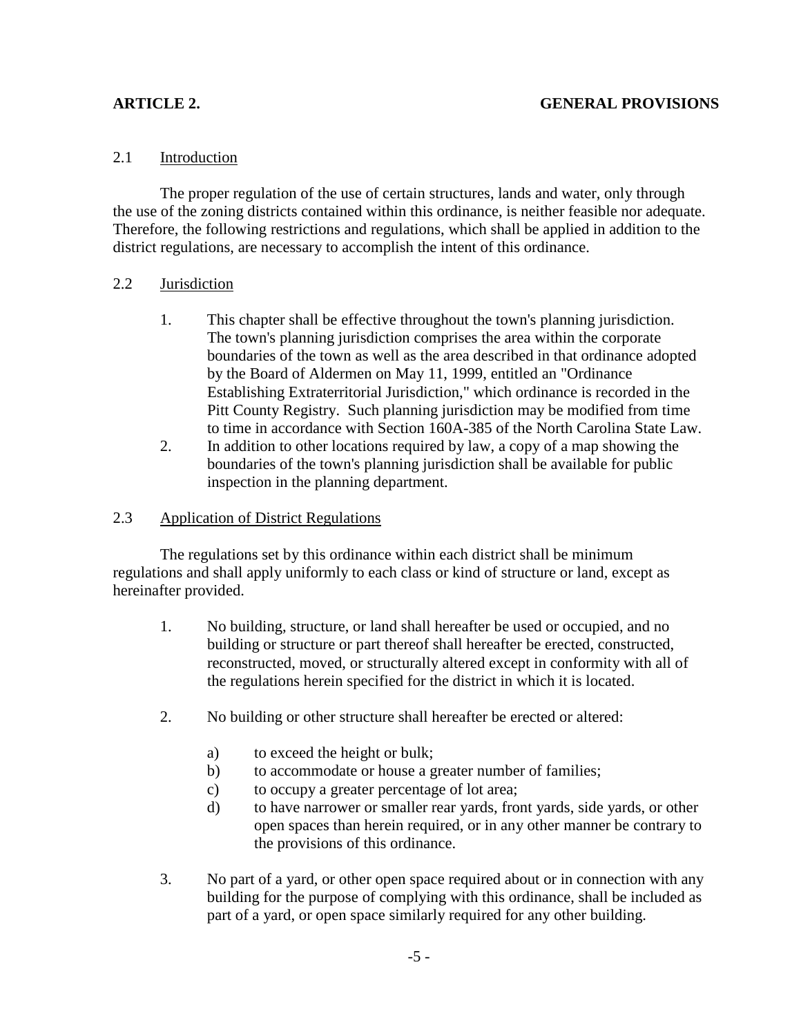## ARTICLE 2. GENERAL PROVISIONS

### 2.1 Introduction

The proper regulation of the use of certain structures, lands and water, only through the use of the zoning districts contained within this ordinance, is neither feasible nor adequate. Therefore, the following restrictions and regulations, which shall be applied in addition to the district regulations, are necessary to accomplish the intent of this ordinance.

### 2.2 Jurisdiction

1. This chapter shall be effective throughout the town's planning jurisdiction. The town's planning jurisdiction comprises the area within the corporate boundaries of the town as well as the area described in that ordinance adopted by the Board of Aldermen on May 11, 1999, entitled an "Ordinance Establishing Extraterritorial Jurisdiction," which ordinance is recorded in the Pitt County Registry. Such planning jurisdiction may be modified from time to time in accordance with Section 160A-385 of the North Carolina State Law.
2. In addition to other locations required by law, a copy of a map showing the boundaries of the town's planning jurisdiction shall be available for public inspection in the planning department.

### 2.3 Application of District Regulations

The regulations set by this ordinance within each district shall be minimum regulations and shall apply uniformly to each class or kind of structure or land, except as hereinafter provided.

1. No building, structure, or land shall hereafter be used or occupied, and no building or structure or part thereof shall hereafter be erected, constructed, reconstructed, moved, or structurally altered except in conformity with all of the regulations herein specified for the district in which it is located.

2. No building or other structure shall hereafter be erected or altered:

   a) to exceed the height or bulk;
   b) to accommodate or house a greater number of families;
   c) to occupy a greater percentage of lot area;
   d) to have narrower or smaller rear yards, front yards, side yards, or other open spaces than herein required, or in any other manner be contrary to the provisions of this ordinance.

3. No part of a yard, or other open space required about or in connection with any building for the purpose of complying with this ordinance, shall be included as part of a yard, or open space similarly required for any other building.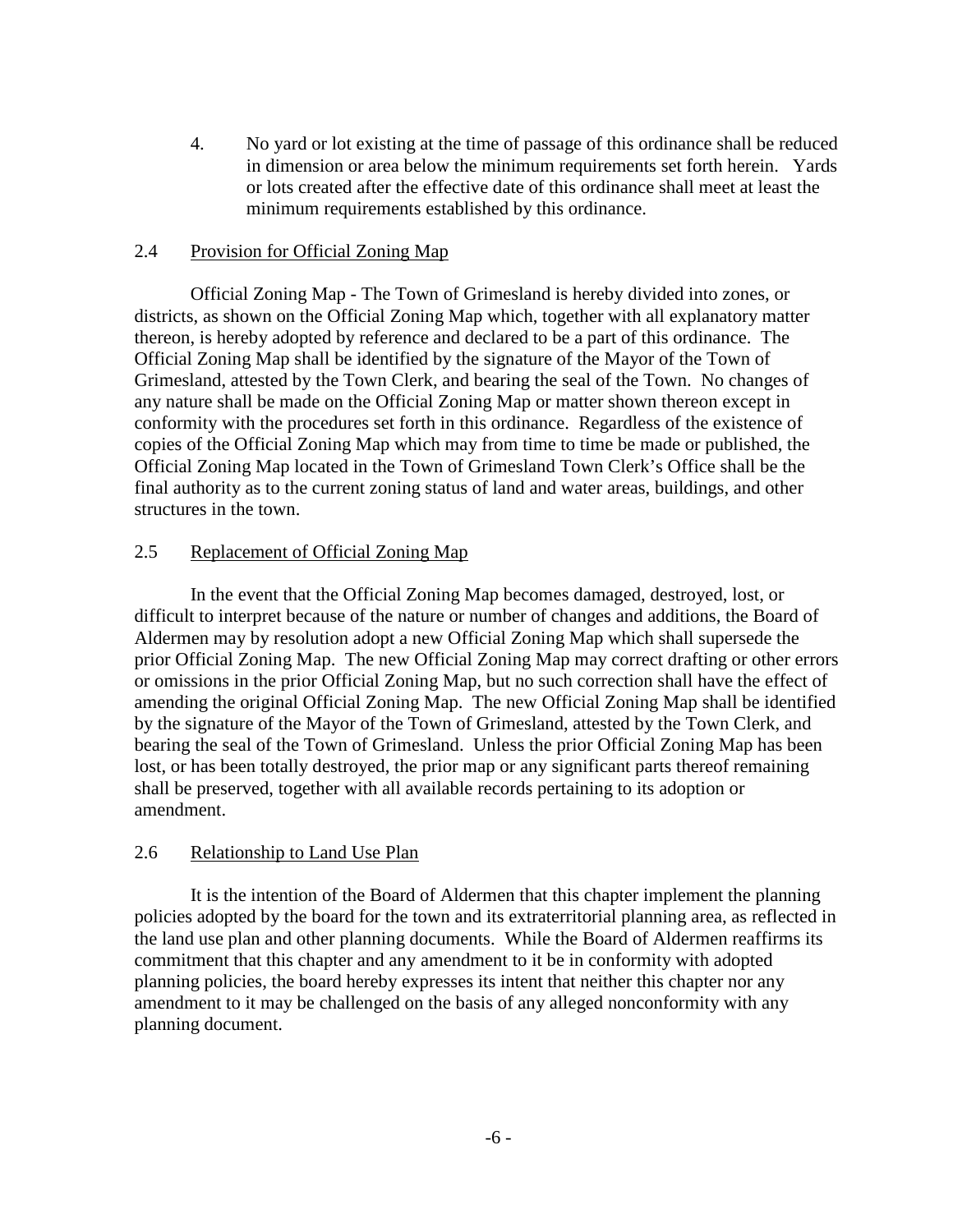4. No yard or lot existing at the time of passage of this ordinance shall be reduced in dimension or area below the minimum requirements set forth herein. Yards or lots created after the effective date of this ordinance shall meet at least the minimum requirements established by this ordinance.

## 2.4 Provision for Official Zoning Map

Official Zoning Map - The Town of Grimesland is hereby divided into zones, or districts, as shown on the Official Zoning Map which, together with all explanatory matter thereon, is hereby adopted by reference and declared to be a part of this ordinance. The Official Zoning Map shall be identified by the signature of the Mayor of the Town of Grimesland, attested by the Town Clerk, and bearing the seal of the Town. No changes of any nature shall be made on the Official Zoning Map or matter shown thereon except in conformity with the procedures set forth in this ordinance. Regardless of the existence of copies of the Official Zoning Map which may from time to time be made or published, the Official Zoning Map located in the Town of Grimesland Town Clerk's Office shall be the final authority as to the current zoning status of land and water areas, buildings, and other structures in the town.

## 2.5 Replacement of Official Zoning Map

In the event that the Official Zoning Map becomes damaged, destroyed, lost, or difficult to interpret because of the nature or number of changes and additions, the Board of Aldermen may by resolution adopt a new Official Zoning Map which shall supersede the prior Official Zoning Map. The new Official Zoning Map may correct drafting or other errors or omissions in the prior Official Zoning Map, but no such correction shall have the effect of amending the original Official Zoning Map. The new Official Zoning Map shall be identified by the signature of the Mayor of the Town of Grimesland, attested by the Town Clerk, and bearing the seal of the Town of Grimesland. Unless the prior Official Zoning Map has been lost, or has been totally destroyed, the prior map or any significant parts thereof remaining shall be preserved, together with all available records pertaining to its adoption or amendment.

## 2.6 Relationship to Land Use Plan

It is the intention of the Board of Aldermen that this chapter implement the planning policies adopted by the board for the town and its extraterritorial planning area, as reflected in the land use plan and other planning documents. While the Board of Aldermen reaffirms its commitment that this chapter and any amendment to it be in conformity with adopted planning policies, the board hereby expresses its intent that neither this chapter nor any amendment to it may be challenged on the basis of any alleged nonconformity with any planning document.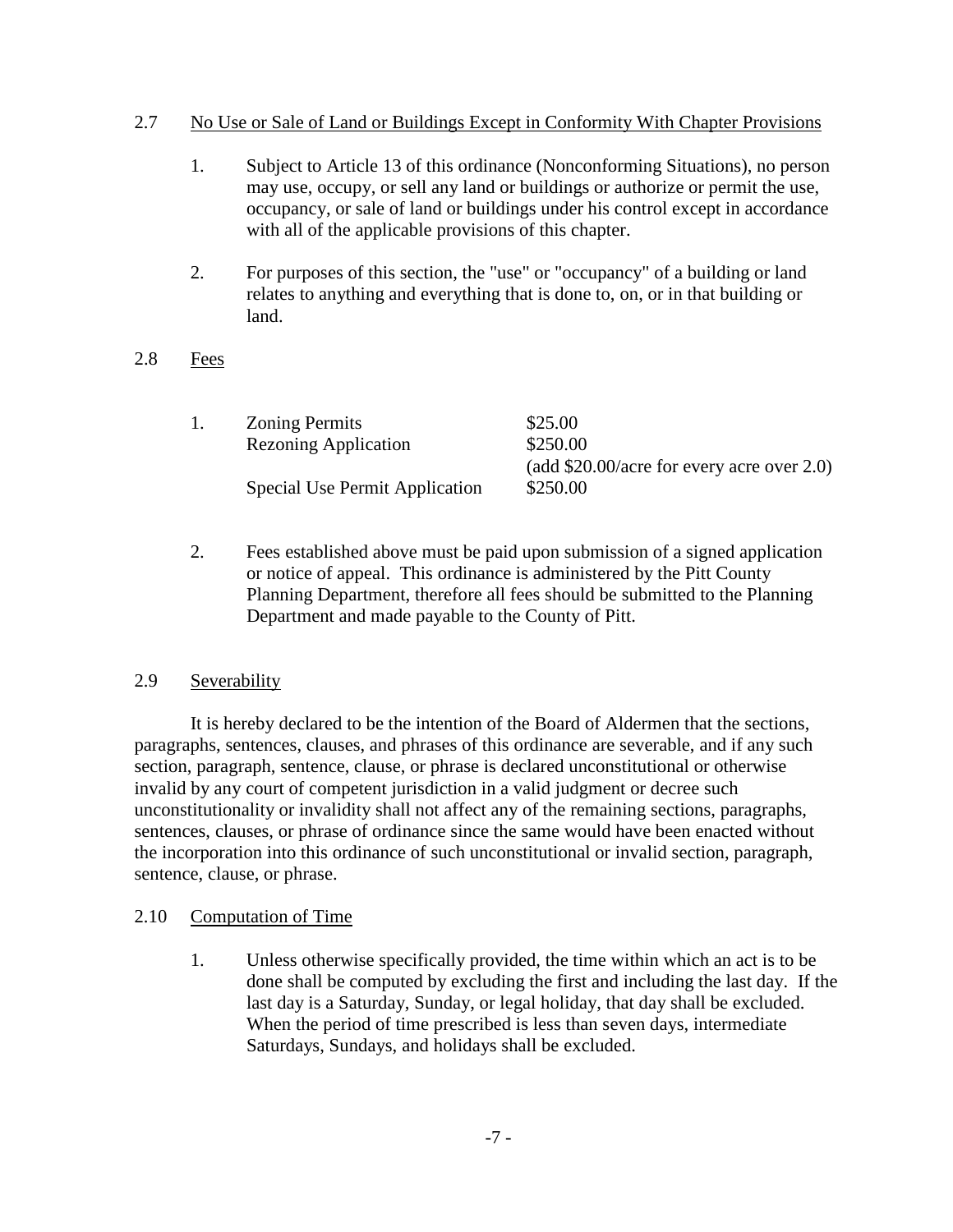## 2.7 No Use or Sale of Land or Buildings Except in Conformity With Chapter Provisions

1. Subject to Article 13 of this ordinance (Nonconforming Situations), no person may use, occupy, or sell any land or buildings or authorize or permit the use, occupancy, or sale of land or buildings under his control except in accordance with all of the applicable provisions of this chapter.

2. For purposes of this section, the "use" or "occupancy" of a building or land relates to anything and everything that is done to, on, or in that building or land.

## 2.8 Fees

1.

| | |
|---|---|
| Zoning Permits | $25.00 |
| Rezoning Application | $250.00 (add $20.00/acre for every acre over 2.0) |
| Special Use Permit Application | $250.00 |

2. Fees established above must be paid upon submission of a signed application or notice of appeal. This ordinance is administered by the Pitt County Planning Department, therefore all fees should be submitted to the Planning Department and made payable to the County of Pitt.

## 2.9 Severability

It is hereby declared to be the intention of the Board of Aldermen that the sections, paragraphs, sentences, clauses, and phrases of this ordinance are severable, and if any such section, paragraph, sentence, clause, or phrase is declared unconstitutional or otherwise invalid by any court of competent jurisdiction in a valid judgment or decree such unconstitutionality or invalidity shall not affect any of the remaining sections, paragraphs, sentences, clauses, or phrase of ordinance since the same would have been enacted without the incorporation into this ordinance of such unconstitutional or invalid section, paragraph, sentence, clause, or phrase.

## 2.10 Computation of Time

1. Unless otherwise specifically provided, the time within which an act is to be done shall be computed by excluding the first and including the last day. If the last day is a Saturday, Sunday, or legal holiday, that day shall be excluded. When the period of time prescribed is less than seven days, intermediate Saturdays, Sundays, and holidays shall be excluded.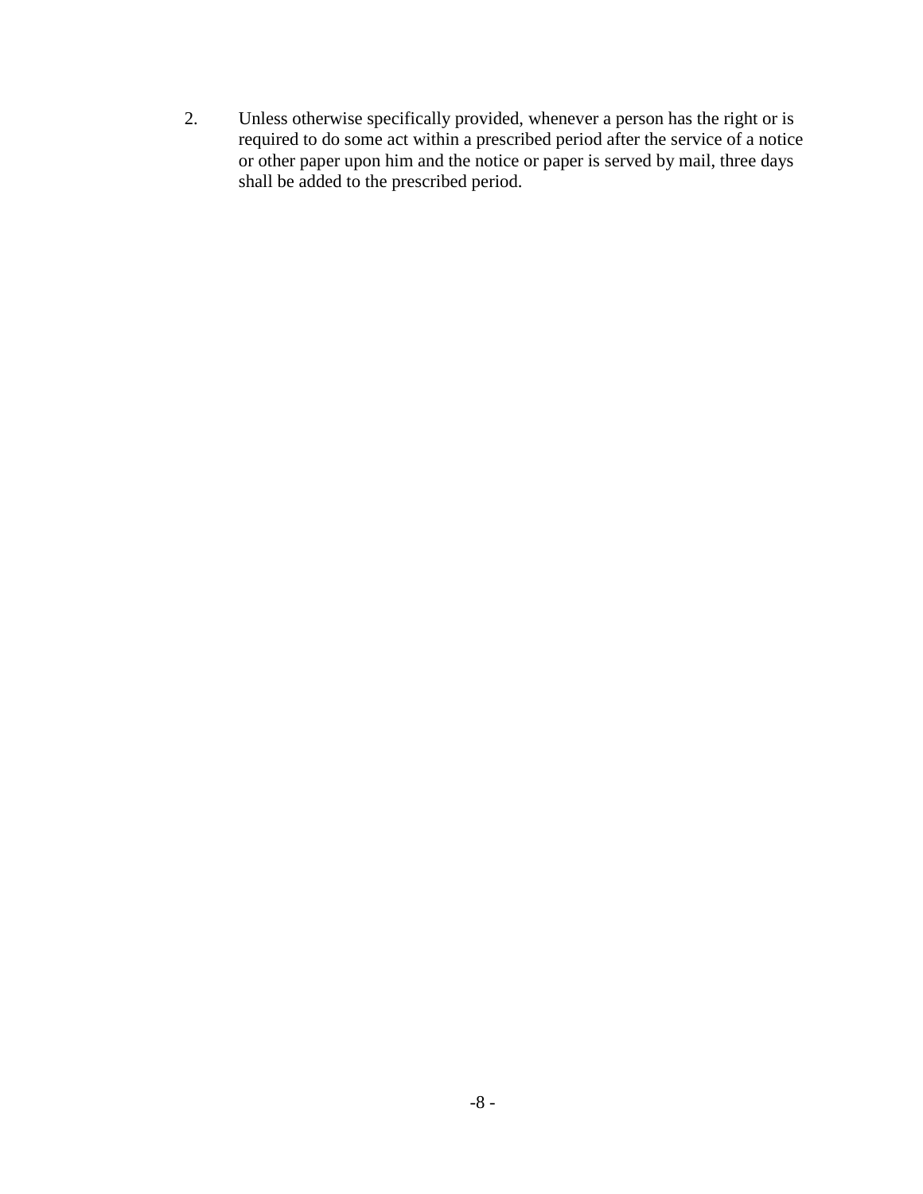2. Unless otherwise specifically provided, whenever a person has the right or is required to do some act within a prescribed period after the service of a notice or other paper upon him and the notice or paper is served by mail, three days shall be added to the prescribed period.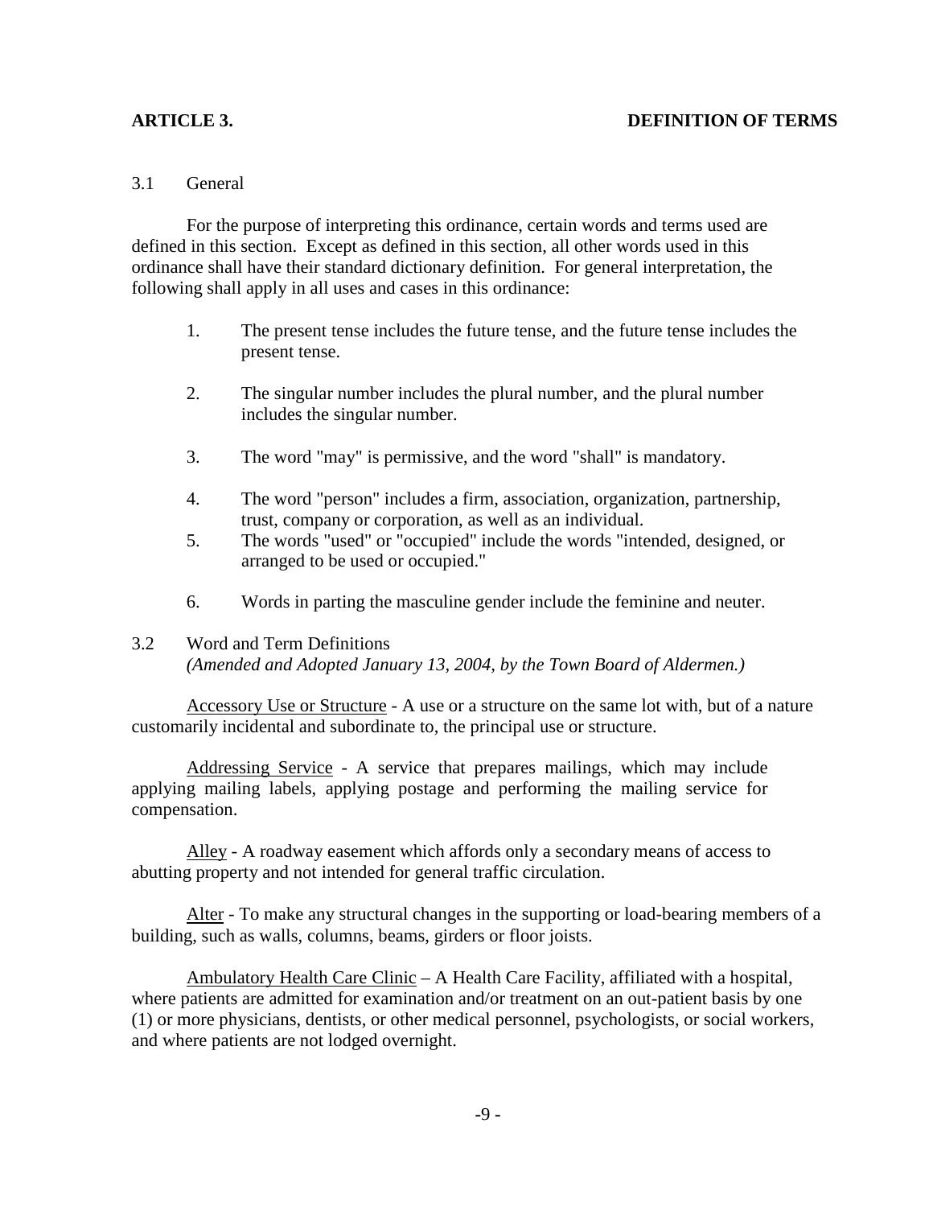## ARTICLE 3. DEFINITION OF TERMS

3.1 General

For the purpose of interpreting this ordinance, certain words and terms used are defined in this section. Except as defined in this section, all other words used in this ordinance shall have their standard dictionary definition. For general interpretation, the following shall apply in all uses and cases in this ordinance:

1. The present tense includes the future tense, and the future tense includes the present tense.

2. The singular number includes the plural number, and the plural number includes the singular number.

3. The word "may" is permissive, and the word "shall" is mandatory.

4. The word "person" includes a firm, association, organization, partnership, trust, company or corporation, as well as an individual.
5. The words "used" or "occupied" include the words "intended, designed, or arranged to be used or occupied."

6. Words in parting the masculine gender include the feminine and neuter.

3.2 Word and Term Definitions
*(Amended and Adopted January 13, 2004, by the Town Board of Aldermen.)*

Accessory Use or Structure - A use or a structure on the same lot with, but of a nature customarily incidental and subordinate to, the principal use or structure.

Addressing Service - A service that prepares mailings, which may include applying mailing labels, applying postage and performing the mailing service for compensation.

Alley - A roadway easement which affords only a secondary means of access to abutting property and not intended for general traffic circulation.

Alter - To make any structural changes in the supporting or load-bearing members of a building, such as walls, columns, beams, girders or floor joists.

Ambulatory Health Care Clinic – A Health Care Facility, affiliated with a hospital, where patients are admitted for examination and/or treatment on an out-patient basis by one (1) or more physicians, dentists, or other medical personnel, psychologists, or social workers, and where patients are not lodged overnight.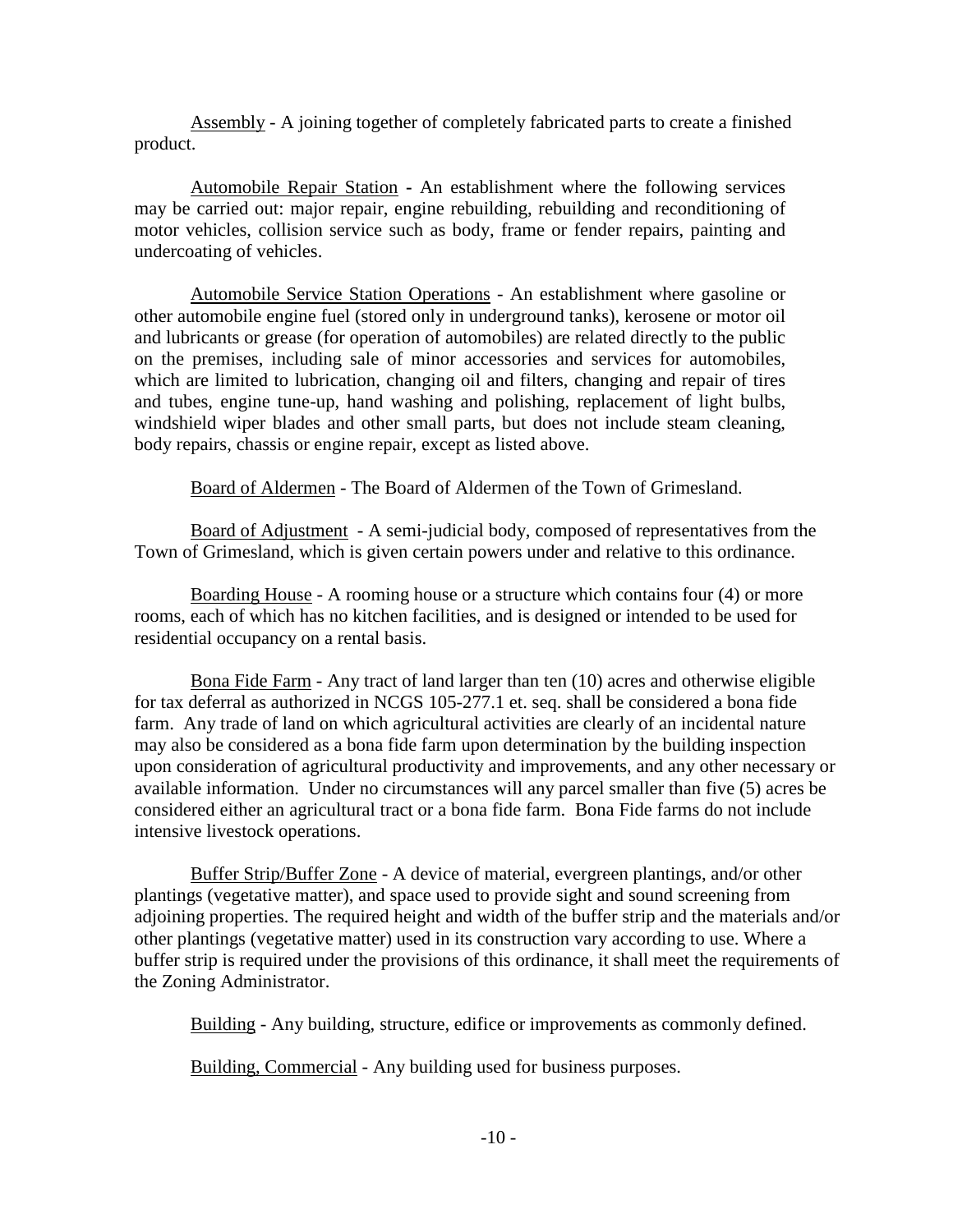<u>Assembly</u> - A joining together of completely fabricated parts to create a finished product.

<u>Automobile Repair Station</u> - An establishment where the following services may be carried out: major repair, engine rebuilding, rebuilding and reconditioning of motor vehicles, collision service such as body, frame or fender repairs, painting and undercoating of vehicles.

<u>Automobile Service Station Operations</u> - An establishment where gasoline or other automobile engine fuel (stored only in underground tanks), kerosene or motor oil and lubricants or grease (for operation of automobiles) are related directly to the public on the premises, including sale of minor accessories and services for automobiles, which are limited to lubrication, changing oil and filters, changing and repair of tires and tubes, engine tune-up, hand washing and polishing, replacement of light bulbs, windshield wiper blades and other small parts, but does not include steam cleaning, body repairs, chassis or engine repair, except as listed above.

<u>Board of Aldermen</u> - The Board of Aldermen of the Town of Grimesland.

<u>Board of Adjustment</u> - A semi-judicial body, composed of representatives from the Town of Grimesland, which is given certain powers under and relative to this ordinance.

<u>Boarding House</u> - A rooming house or a structure which contains four (4) or more rooms, each of which has no kitchen facilities, and is designed or intended to be used for residential occupancy on a rental basis.

<u>Bona Fide Farm</u> - Any tract of land larger than ten (10) acres and otherwise eligible for tax deferral as authorized in NCGS 105-277.1 et. seq. shall be considered a bona fide farm. Any trade of land on which agricultural activities are clearly of an incidental nature may also be considered as a bona fide farm upon determination by the building inspection upon consideration of agricultural productivity and improvements, and any other necessary or available information. Under no circumstances will any parcel smaller than five (5) acres be considered either an agricultural tract or a bona fide farm. Bona Fide farms do not include intensive livestock operations.

<u>Buffer Strip/Buffer Zone</u> - A device of material, evergreen plantings, and/or other plantings (vegetative matter), and space used to provide sight and sound screening from adjoining properties. The required height and width of the buffer strip and the materials and/or other plantings (vegetative matter) used in its construction vary according to use. Where a buffer strip is required under the provisions of this ordinance, it shall meet the requirements of the Zoning Administrator.

<u>Building</u> - Any building, structure, edifice or improvements as commonly defined.

<u>Building, Commercial</u> - Any building used for business purposes.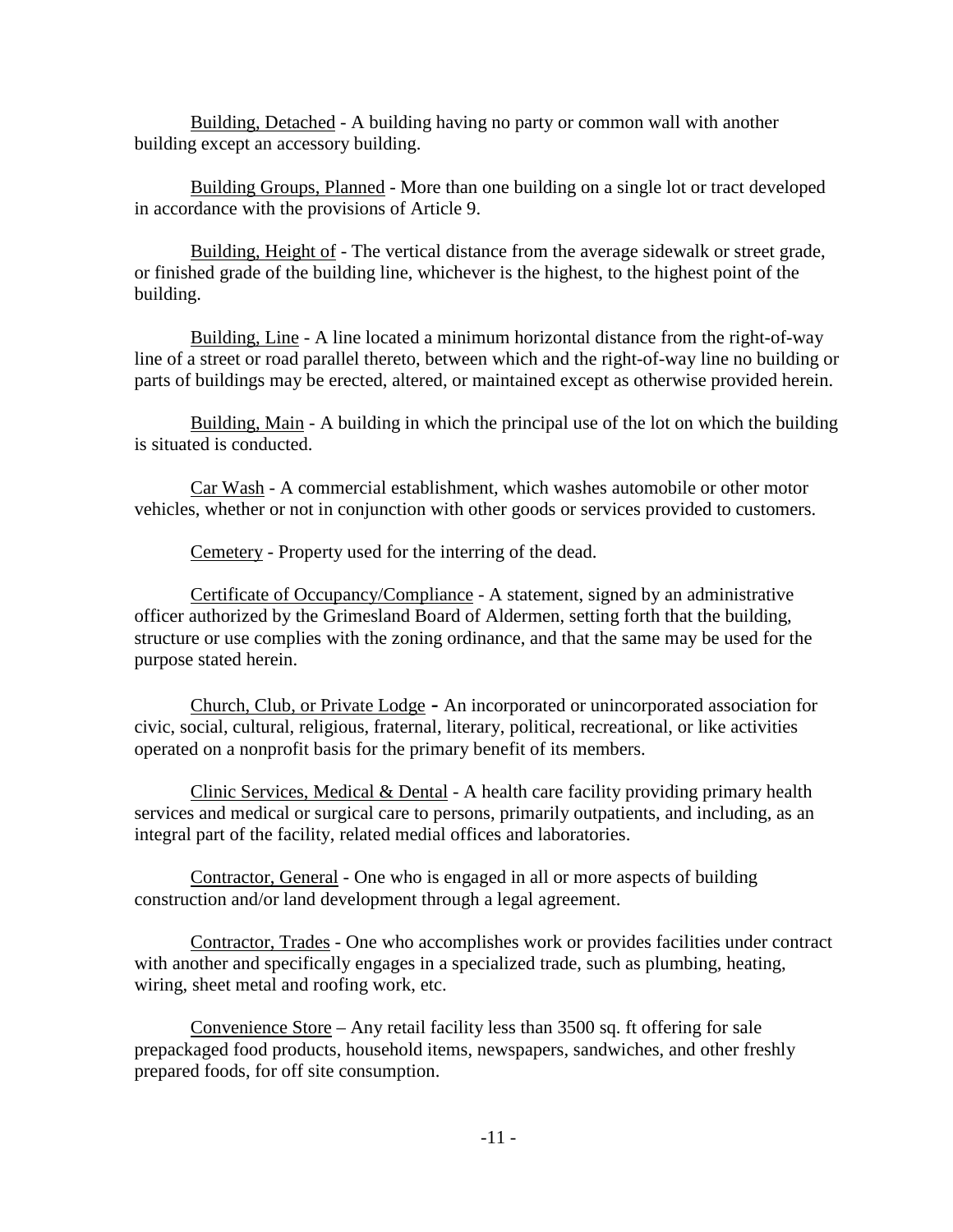Building, Detached - A building having no party or common wall with another building except an accessory building.

Building Groups, Planned - More than one building on a single lot or tract developed in accordance with the provisions of Article 9.

Building, Height of - The vertical distance from the average sidewalk or street grade, or finished grade of the building line, whichever is the highest, to the highest point of the building.

Building, Line - A line located a minimum horizontal distance from the right-of-way line of a street or road parallel thereto, between which and the right-of-way line no building or parts of buildings may be erected, altered, or maintained except as otherwise provided herein.

Building, Main - A building in which the principal use of the lot on which the building is situated is conducted.

Car Wash - A commercial establishment, which washes automobile or other motor vehicles, whether or not in conjunction with other goods or services provided to customers.

Cemetery - Property used for the interring of the dead.

Certificate of Occupancy/Compliance - A statement, signed by an administrative officer authorized by the Grimesland Board of Aldermen, setting forth that the building, structure or use complies with the zoning ordinance, and that the same may be used for the purpose stated herein.

Church, Club, or Private Lodge **-** An incorporated or unincorporated association for civic, social, cultural, religious, fraternal, literary, political, recreational, or like activities operated on a nonprofit basis for the primary benefit of its members.

Clinic Services, Medical & Dental - A health care facility providing primary health services and medical or surgical care to persons, primarily outpatients, and including, as an integral part of the facility, related medial offices and laboratories.

Contractor, General - One who is engaged in all or more aspects of building construction and/or land development through a legal agreement.

Contractor, Trades - One who accomplishes work or provides facilities under contract with another and specifically engages in a specialized trade, such as plumbing, heating, wiring, sheet metal and roofing work, etc.

Convenience Store – Any retail facility less than 3500 sq. ft offering for sale prepackaged food products, household items, newspapers, sandwiches, and other freshly prepared foods, for off site consumption.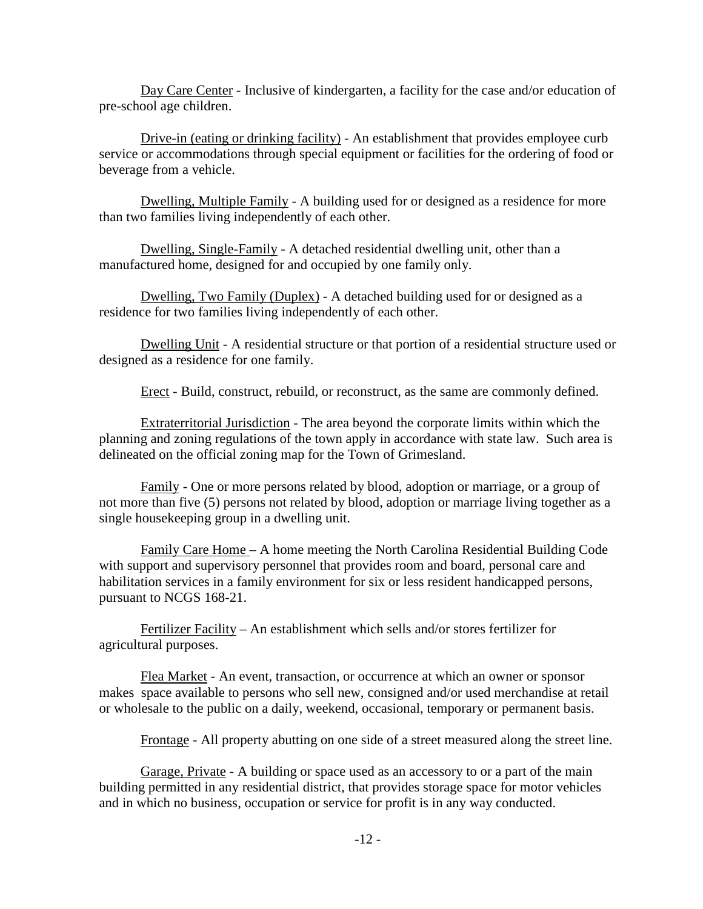Day Care Center - Inclusive of kindergarten, a facility for the case and/or education of pre-school age children.

Drive-in (eating or drinking facility) - An establishment that provides employee curb service or accommodations through special equipment or facilities for the ordering of food or beverage from a vehicle.

Dwelling, Multiple Family - A building used for or designed as a residence for more than two families living independently of each other.

Dwelling, Single-Family - A detached residential dwelling unit, other than a manufactured home, designed for and occupied by one family only.

Dwelling, Two Family (Duplex) - A detached building used for or designed as a residence for two families living independently of each other.

Dwelling Unit - A residential structure or that portion of a residential structure used or designed as a residence for one family.

Erect - Build, construct, rebuild, or reconstruct, as the same are commonly defined.

Extraterritorial Jurisdiction - The area beyond the corporate limits within which the planning and zoning regulations of the town apply in accordance with state law. Such area is delineated on the official zoning map for the Town of Grimesland.

Family - One or more persons related by blood, adoption or marriage, or a group of not more than five (5) persons not related by blood, adoption or marriage living together as a single housekeeping group in a dwelling unit.

Family Care Home – A home meeting the North Carolina Residential Building Code with support and supervisory personnel that provides room and board, personal care and habilitation services in a family environment for six or less resident handicapped persons, pursuant to NCGS 168-21.

Fertilizer Facility – An establishment which sells and/or stores fertilizer for agricultural purposes.

Flea Market - An event, transaction, or occurrence at which an owner or sponsor makes space available to persons who sell new, consigned and/or used merchandise at retail or wholesale to the public on a daily, weekend, occasional, temporary or permanent basis.

Frontage - All property abutting on one side of a street measured along the street line.

Garage, Private - A building or space used as an accessory to or a part of the main building permitted in any residential district, that provides storage space for motor vehicles and in which no business, occupation or service for profit is in any way conducted.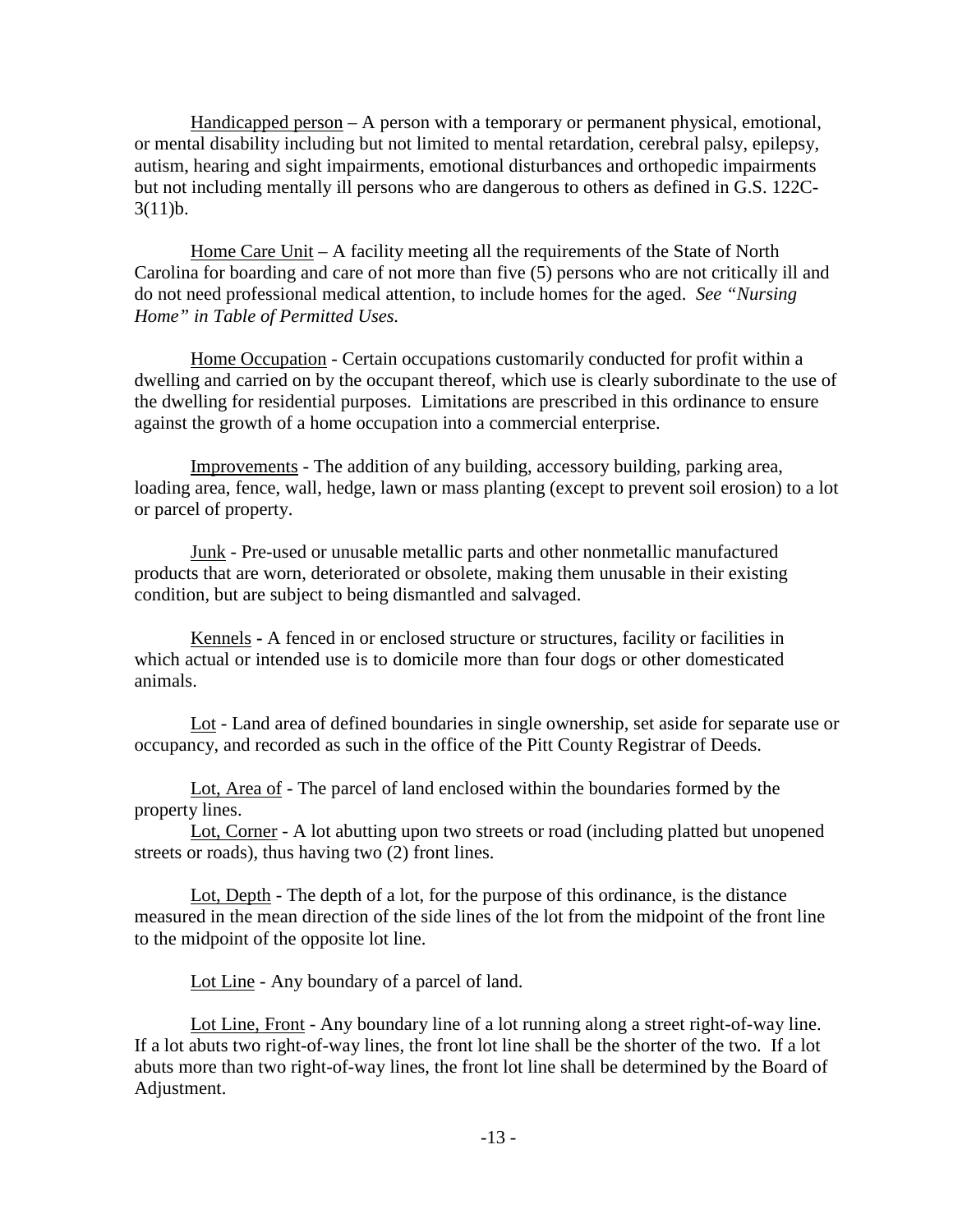Handicapped person – A person with a temporary or permanent physical, emotional, or mental disability including but not limited to mental retardation, cerebral palsy, epilepsy, autism, hearing and sight impairments, emotional disturbances and orthopedic impairments but not including mentally ill persons who are dangerous to others as defined in G.S. 122C-3(11)b.

Home Care Unit – A facility meeting all the requirements of the State of North Carolina for boarding and care of not more than five (5) persons who are not critically ill and do not need professional medical attention, to include homes for the aged. *See "Nursing Home" in Table of Permitted Uses.*

Home Occupation - Certain occupations customarily conducted for profit within a dwelling and carried on by the occupant thereof, which use is clearly subordinate to the use of the dwelling for residential purposes. Limitations are prescribed in this ordinance to ensure against the growth of a home occupation into a commercial enterprise.

Improvements - The addition of any building, accessory building, parking area, loading area, fence, wall, hedge, lawn or mass planting (except to prevent soil erosion) to a lot or parcel of property.

Junk - Pre-used or unusable metallic parts and other nonmetallic manufactured products that are worn, deteriorated or obsolete, making them unusable in their existing condition, but are subject to being dismantled and salvaged.

Kennels **-** A fenced in or enclosed structure or structures, facility or facilities in which actual or intended use is to domicile more than four dogs or other domesticated animals.

Lot - Land area of defined boundaries in single ownership, set aside for separate use or occupancy, and recorded as such in the office of the Pitt County Registrar of Deeds.

Lot, Area of - The parcel of land enclosed within the boundaries formed by the property lines.

Lot, Corner - A lot abutting upon two streets or road (including platted but unopened streets or roads), thus having two (2) front lines.

Lot, Depth - The depth of a lot, for the purpose of this ordinance, is the distance measured in the mean direction of the side lines of the lot from the midpoint of the front line to the midpoint of the opposite lot line.

Lot Line - Any boundary of a parcel of land.

Lot Line, Front - Any boundary line of a lot running along a street right-of-way line. If a lot abuts two right-of-way lines, the front lot line shall be the shorter of the two. If a lot abuts more than two right-of-way lines, the front lot line shall be determined by the Board of Adjustment.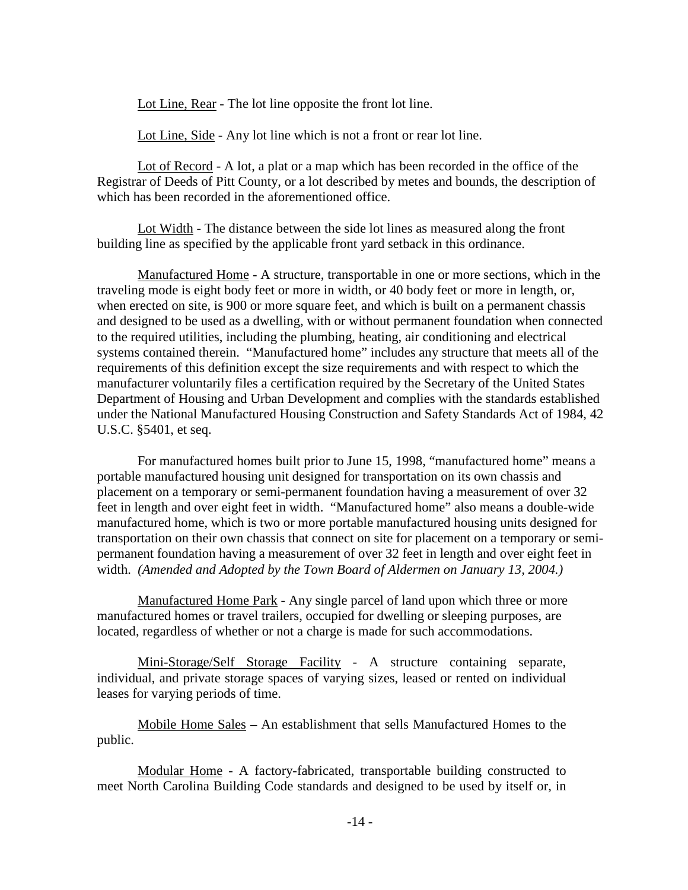Lot Line, Rear - The lot line opposite the front lot line.

Lot Line, Side - Any lot line which is not a front or rear lot line.

Lot of Record - A lot, a plat or a map which has been recorded in the office of the Registrar of Deeds of Pitt County, or a lot described by metes and bounds, the description of which has been recorded in the aforementioned office.

Lot Width - The distance between the side lot lines as measured along the front building line as specified by the applicable front yard setback in this ordinance.

Manufactured Home - A structure, transportable in one or more sections, which in the traveling mode is eight body feet or more in width, or 40 body feet or more in length, or, when erected on site, is 900 or more square feet, and which is built on a permanent chassis and designed to be used as a dwelling, with or without permanent foundation when connected to the required utilities, including the plumbing, heating, air conditioning and electrical systems contained therein. "Manufactured home" includes any structure that meets all of the requirements of this definition except the size requirements and with respect to which the manufacturer voluntarily files a certification required by the Secretary of the United States Department of Housing and Urban Development and complies with the standards established under the National Manufactured Housing Construction and Safety Standards Act of 1984, 42 U.S.C. §5401, et seq.

For manufactured homes built prior to June 15, 1998, "manufactured home" means a portable manufactured housing unit designed for transportation on its own chassis and placement on a temporary or semi-permanent foundation having a measurement of over 32 feet in length and over eight feet in width. "Manufactured home" also means a double-wide manufactured home, which is two or more portable manufactured housing units designed for transportation on their own chassis that connect on site for placement on a temporary or semi-permanent foundation having a measurement of over 32 feet in length and over eight feet in width. *(Amended and Adopted by the Town Board of Aldermen on January 13, 2004.)*

Manufactured Home Park - Any single parcel of land upon which three or more manufactured homes or travel trailers, occupied for dwelling or sleeping purposes, are located, regardless of whether or not a charge is made for such accommodations.

Mini-Storage/Self Storage Facility - A structure containing separate, individual, and private storage spaces of varying sizes, leased or rented on individual leases for varying periods of time.

Mobile Home Sales **–** An establishment that sells Manufactured Homes to the public.

Modular Home - A factory-fabricated, transportable building constructed to meet North Carolina Building Code standards and designed to be used by itself or, in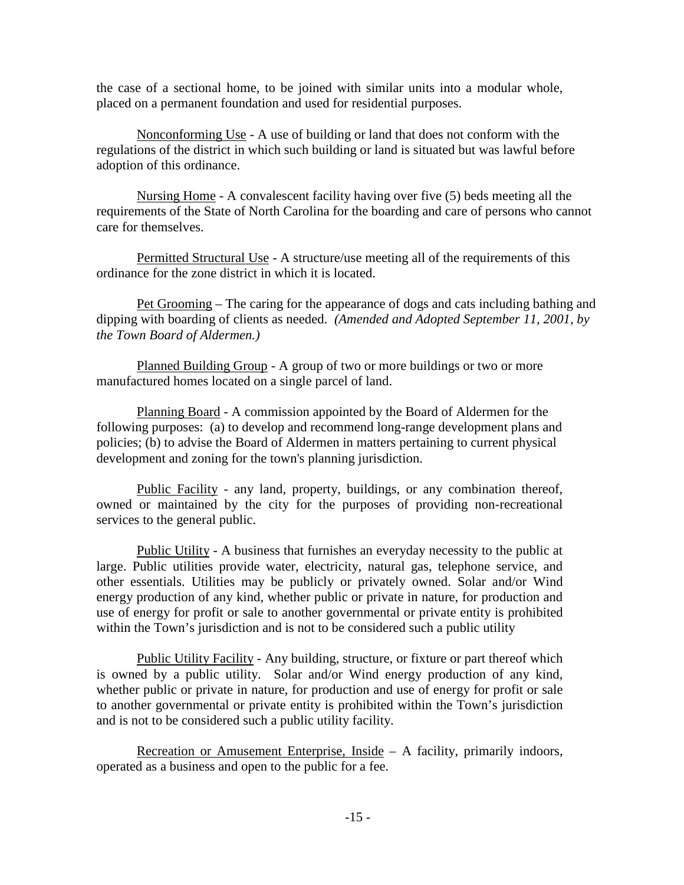the case of a sectional home, to be joined with similar units into a modular whole, placed on a permanent foundation and used for residential purposes.

Nonconforming Use - A use of building or land that does not conform with the regulations of the district in which such building or land is situated but was lawful before adoption of this ordinance.

Nursing Home - A convalescent facility having over five (5) beds meeting all the requirements of the State of North Carolina for the boarding and care of persons who cannot care for themselves.

Permitted Structural Use - A structure/use meeting all of the requirements of this ordinance for the zone district in which it is located.

Pet Grooming – The caring for the appearance of dogs and cats including bathing and dipping with boarding of clients as needed. *(Amended and Adopted September 11, 2001, by the Town Board of Aldermen.)*

Planned Building Group - A group of two or more buildings or two or more manufactured homes located on a single parcel of land.

Planning Board - A commission appointed by the Board of Aldermen for the following purposes: (a) to develop and recommend long-range development plans and policies; (b) to advise the Board of Aldermen in matters pertaining to current physical development and zoning for the town's planning jurisdiction.

Public Facility - any land, property, buildings, or any combination thereof, owned or maintained by the city for the purposes of providing non-recreational services to the general public.

Public Utility - A business that furnishes an everyday necessity to the public at large. Public utilities provide water, electricity, natural gas, telephone service, and other essentials. Utilities may be publicly or privately owned. Solar and/or Wind energy production of any kind, whether public or private in nature, for production and use of energy for profit or sale to another governmental or private entity is prohibited within the Town's jurisdiction and is not to be considered such a public utility

Public Utility Facility - Any building, structure, or fixture or part thereof which is owned by a public utility. Solar and/or Wind energy production of any kind, whether public or private in nature, for production and use of energy for profit or sale to another governmental or private entity is prohibited within the Town's jurisdiction and is not to be considered such a public utility facility.

Recreation or Amusement Enterprise, Inside – A facility, primarily indoors, operated as a business and open to the public for a fee.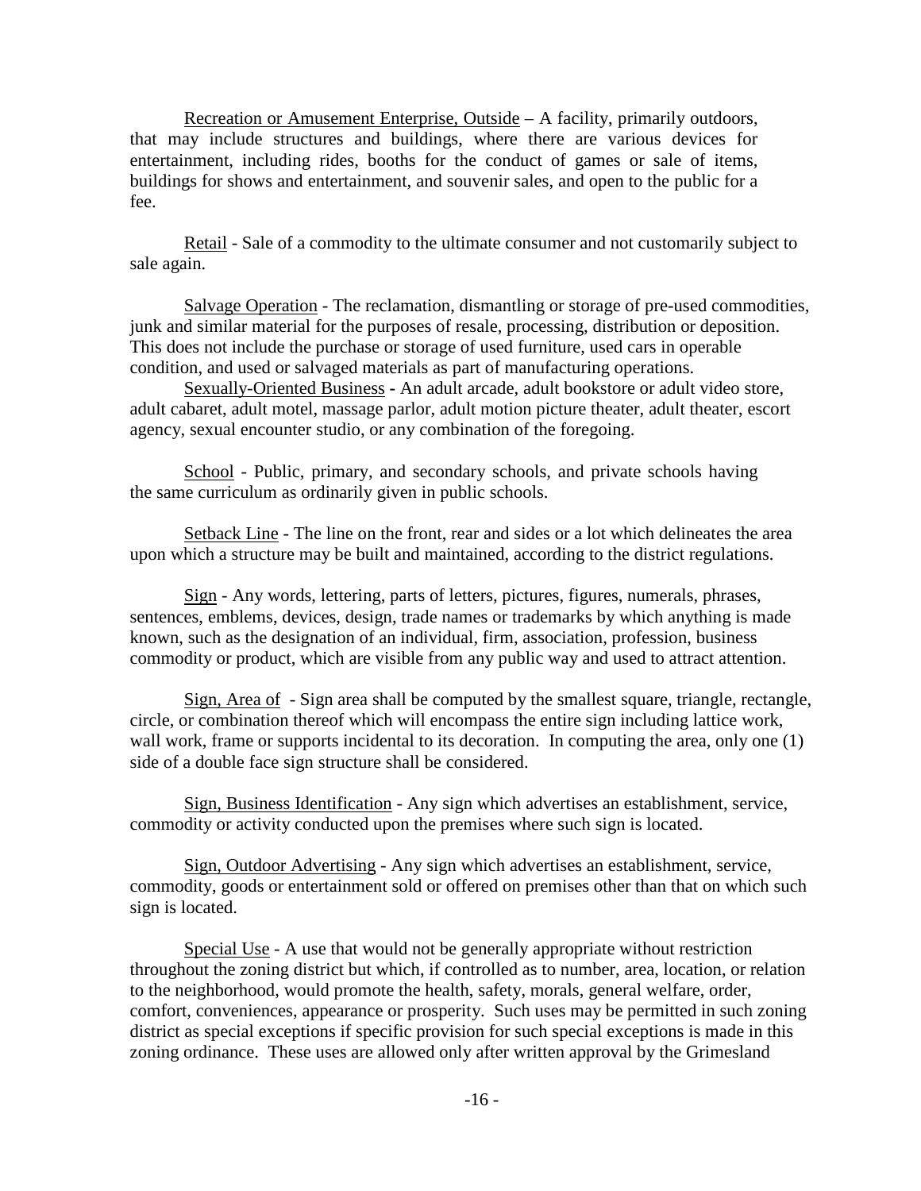Recreation or Amusement Enterprise, Outside – A facility, primarily outdoors, that may include structures and buildings, where there are various devices for entertainment, including rides, booths for the conduct of games or sale of items, buildings for shows and entertainment, and souvenir sales, and open to the public for a fee.

Retail - Sale of a commodity to the ultimate consumer and not customarily subject to sale again.

Salvage Operation - The reclamation, dismantling or storage of pre-used commodities, junk and similar material for the purposes of resale, processing, distribution or deposition. This does not include the purchase or storage of used furniture, used cars in operable condition, and used or salvaged materials as part of manufacturing operations.

Sexually-Oriented Business - An adult arcade, adult bookstore or adult video store, adult cabaret, adult motel, massage parlor, adult motion picture theater, adult theater, escort agency, sexual encounter studio, or any combination of the foregoing.

School - Public, primary, and secondary schools, and private schools having the same curriculum as ordinarily given in public schools.

Setback Line - The line on the front, rear and sides or a lot which delineates the area upon which a structure may be built and maintained, according to the district regulations.

Sign - Any words, lettering, parts of letters, pictures, figures, numerals, phrases, sentences, emblems, devices, design, trade names or trademarks by which anything is made known, such as the designation of an individual, firm, association, profession, business commodity or product, which are visible from any public way and used to attract attention.

Sign, Area of - Sign area shall be computed by the smallest square, triangle, rectangle, circle, or combination thereof which will encompass the entire sign including lattice work, wall work, frame or supports incidental to its decoration. In computing the area, only one (1) side of a double face sign structure shall be considered.

Sign, Business Identification - Any sign which advertises an establishment, service, commodity or activity conducted upon the premises where such sign is located.

Sign, Outdoor Advertising - Any sign which advertises an establishment, service, commodity, goods or entertainment sold or offered on premises other than that on which such sign is located.

Special Use - A use that would not be generally appropriate without restriction throughout the zoning district but which, if controlled as to number, area, location, or relation to the neighborhood, would promote the health, safety, morals, general welfare, order, comfort, conveniences, appearance or prosperity. Such uses may be permitted in such zoning district as special exceptions if specific provision for such special exceptions is made in this zoning ordinance. These uses are allowed only after written approval by the Grimesland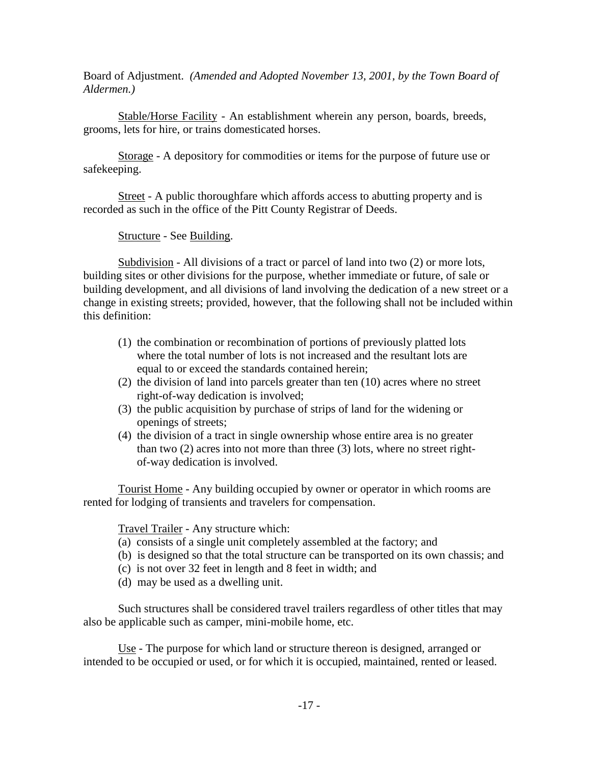Board of Adjustment. *(Amended and Adopted November 13, 2001, by the Town Board of Aldermen.)*

Stable/Horse Facility - An establishment wherein any person, boards, breeds, grooms, lets for hire, or trains domesticated horses.

Storage - A depository for commodities or items for the purpose of future use or safekeeping.

Street - A public thoroughfare which affords access to abutting property and is recorded as such in the office of the Pitt County Registrar of Deeds.

Structure - See Building.

Subdivision - All divisions of a tract or parcel of land into two (2) or more lots, building sites or other divisions for the purpose, whether immediate or future, of sale or building development, and all divisions of land involving the dedication of a new street or a change in existing streets; provided, however, that the following shall not be included within this definition:

(1) the combination or recombination of portions of previously platted lots where the total number of lots is not increased and the resultant lots are equal to or exceed the standards contained herein;
(2) the division of land into parcels greater than ten (10) acres where no street right-of-way dedication is involved;
(3) the public acquisition by purchase of strips of land for the widening or openings of streets;
(4) the division of a tract in single ownership whose entire area is no greater than two (2) acres into not more than three (3) lots, where no street right-of-way dedication is involved.

Tourist Home - Any building occupied by owner or operator in which rooms are rented for lodging of transients and travelers for compensation.

Travel Trailer - Any structure which:

(a) consists of a single unit completely assembled at the factory; and
(b) is designed so that the total structure can be transported on its own chassis; and
(c) is not over 32 feet in length and 8 feet in width; and
(d) may be used as a dwelling unit.

Such structures shall be considered travel trailers regardless of other titles that may also be applicable such as camper, mini-mobile home, etc.

Use - The purpose for which land or structure thereon is designed, arranged or intended to be occupied or used, or for which it is occupied, maintained, rented or leased.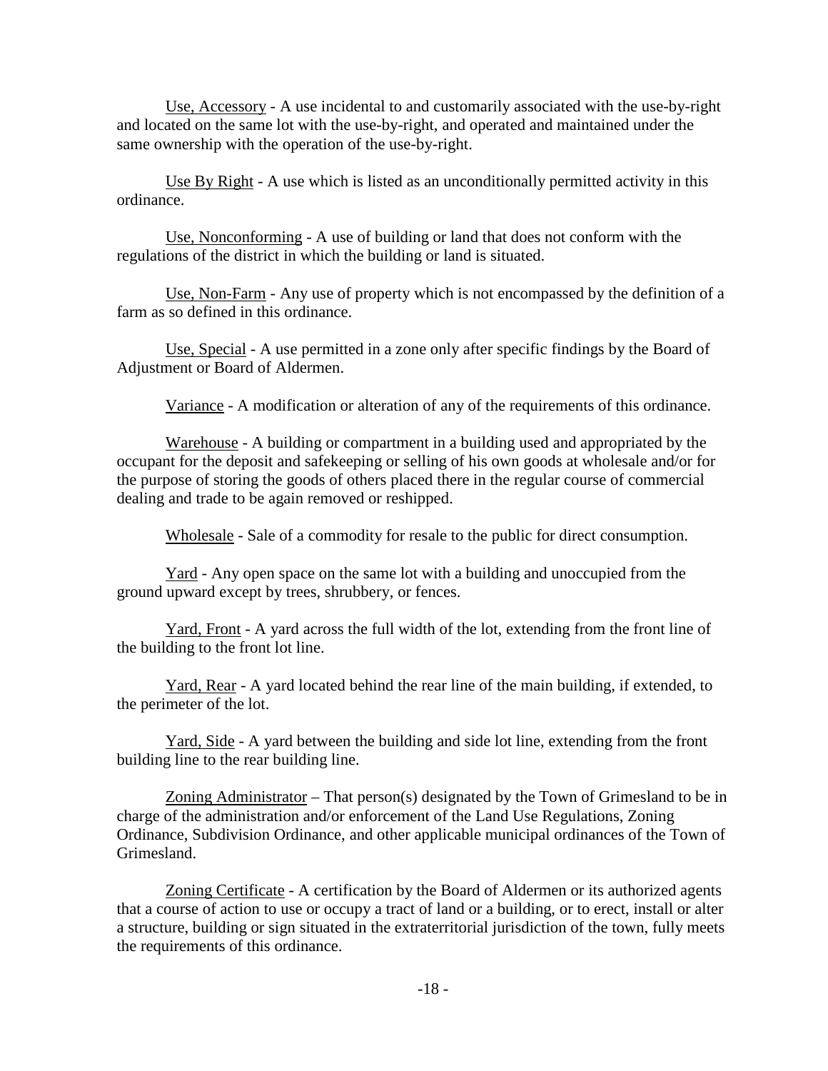Use, Accessory - A use incidental to and customarily associated with the use-by-right and located on the same lot with the use-by-right, and operated and maintained under the same ownership with the operation of the use-by-right.

Use By Right - A use which is listed as an unconditionally permitted activity in this ordinance.

Use, Nonconforming - A use of building or land that does not conform with the regulations of the district in which the building or land is situated.

Use, Non-Farm - Any use of property which is not encompassed by the definition of a farm as so defined in this ordinance.

Use, Special - A use permitted in a zone only after specific findings by the Board of Adjustment or Board of Aldermen.

Variance - A modification or alteration of any of the requirements of this ordinance.

Warehouse - A building or compartment in a building used and appropriated by the occupant for the deposit and safekeeping or selling of his own goods at wholesale and/or for the purpose of storing the goods of others placed there in the regular course of commercial dealing and trade to be again removed or reshipped.

Wholesale - Sale of a commodity for resale to the public for direct consumption.

Yard - Any open space on the same lot with a building and unoccupied from the ground upward except by trees, shrubbery, or fences.

Yard, Front - A yard across the full width of the lot, extending from the front line of the building to the front lot line.

Yard, Rear - A yard located behind the rear line of the main building, if extended, to the perimeter of the lot.

Yard, Side - A yard between the building and side lot line, extending from the front building line to the rear building line.

Zoning Administrator – That person(s) designated by the Town of Grimesland to be in charge of the administration and/or enforcement of the Land Use Regulations, Zoning Ordinance, Subdivision Ordinance, and other applicable municipal ordinances of the Town of Grimesland.

Zoning Certificate - A certification by the Board of Aldermen or its authorized agents that a course of action to use or occupy a tract of land or a building, or to erect, install or alter a structure, building or sign situated in the extraterritorial jurisdiction of the town, fully meets the requirements of this ordinance.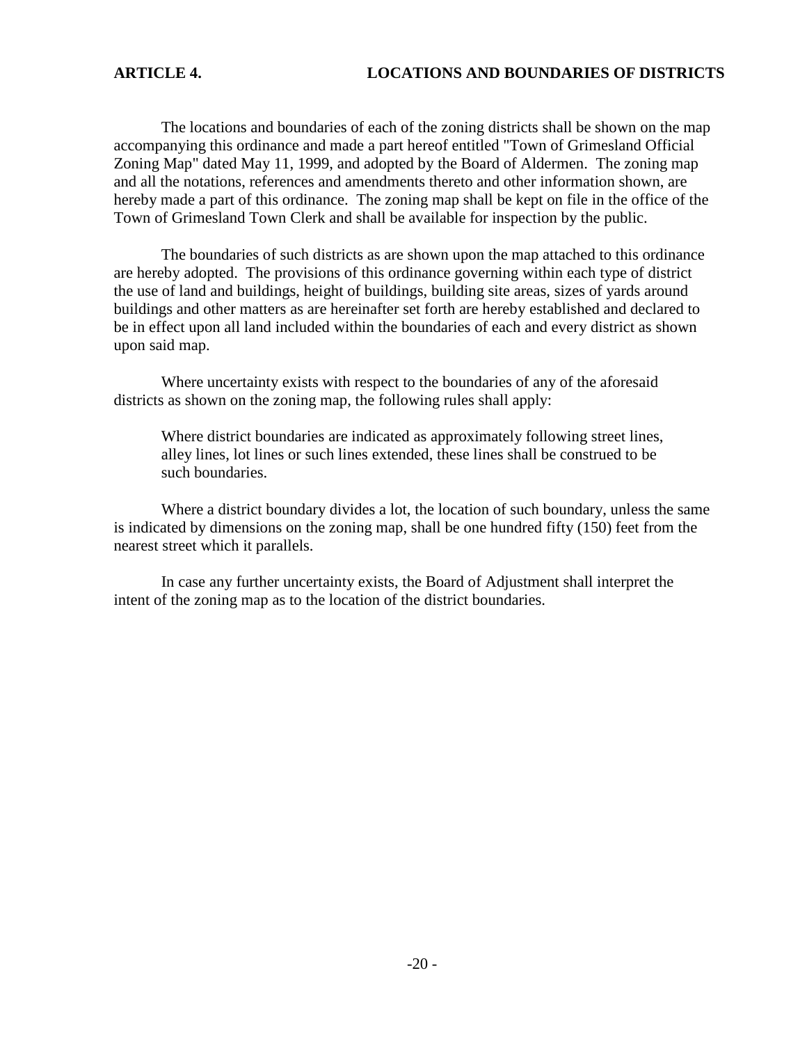## ARTICLE 4. LOCATIONS AND BOUNDARIES OF DISTRICTS

The locations and boundaries of each of the zoning districts shall be shown on the map accompanying this ordinance and made a part hereof entitled "Town of Grimesland Official Zoning Map" dated May 11, 1999, and adopted by the Board of Aldermen. The zoning map and all the notations, references and amendments thereto and other information shown, are hereby made a part of this ordinance. The zoning map shall be kept on file in the office of the Town of Grimesland Town Clerk and shall be available for inspection by the public.

The boundaries of such districts as are shown upon the map attached to this ordinance are hereby adopted. The provisions of this ordinance governing within each type of district the use of land and buildings, height of buildings, building site areas, sizes of yards around buildings and other matters as are hereinafter set forth are hereby established and declared to be in effect upon all land included within the boundaries of each and every district as shown upon said map.

Where uncertainty exists with respect to the boundaries of any of the aforesaid districts as shown on the zoning map, the following rules shall apply:

> Where district boundaries are indicated as approximately following street lines, alley lines, lot lines or such lines extended, these lines shall be construed to be such boundaries.

Where a district boundary divides a lot, the location of such boundary, unless the same is indicated by dimensions on the zoning map, shall be one hundred fifty (150) feet from the nearest street which it parallels.

In case any further uncertainty exists, the Board of Adjustment shall interpret the intent of the zoning map as to the location of the district boundaries.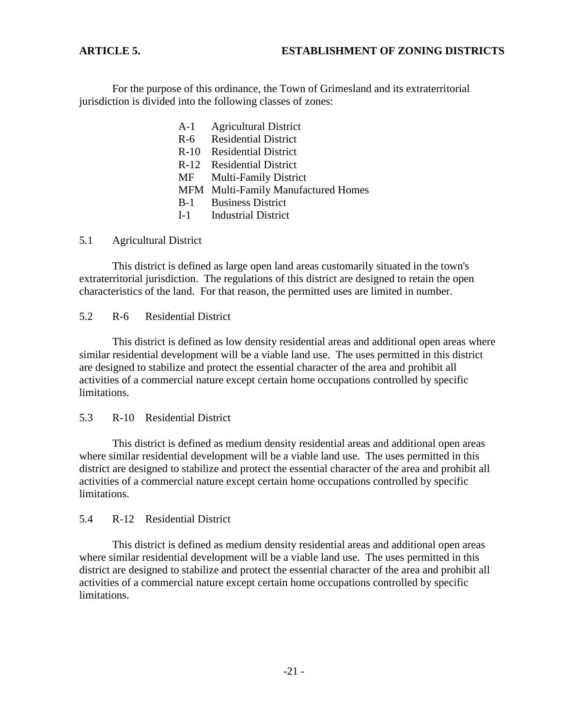## ARTICLE 5. ESTABLISHMENT OF ZONING DISTRICTS

For the purpose of this ordinance, the Town of Grimesland and its extraterritorial jurisdiction is divided into the following classes of zones:

- A-1 Agricultural District
- R-6 Residential District
- R-10 Residential District
- R-12 Residential District
- MF Multi-Family District
- MFM Multi-Family Manufactured Homes
- B-1 Business District
- I-1 Industrial District

### 5.1 Agricultural District

This district is defined as large open land areas customarily situated in the town's extraterritorial jurisdiction. The regulations of this district are designed to retain the open characteristics of the land. For that reason, the permitted uses are limited in number.

### 5.2 R-6 Residential District

This district is defined as low density residential areas and additional open areas where similar residential development will be a viable land use. The uses permitted in this district are designed to stabilize and protect the essential character of the area and prohibit all activities of a commercial nature except certain home occupations controlled by specific limitations.

### 5.3 R-10 Residential District

This district is defined as medium density residential areas and additional open areas where similar residential development will be a viable land use. The uses permitted in this district are designed to stabilize and protect the essential character of the area and prohibit all activities of a commercial nature except certain home occupations controlled by specific limitations.

### 5.4 R-12 Residential District

This district is defined as medium density residential areas and additional open areas where similar residential development will be a viable land use. The uses permitted in this district are designed to stabilize and protect the essential character of the area and prohibit all activities of a commercial nature except certain home occupations controlled by specific limitations.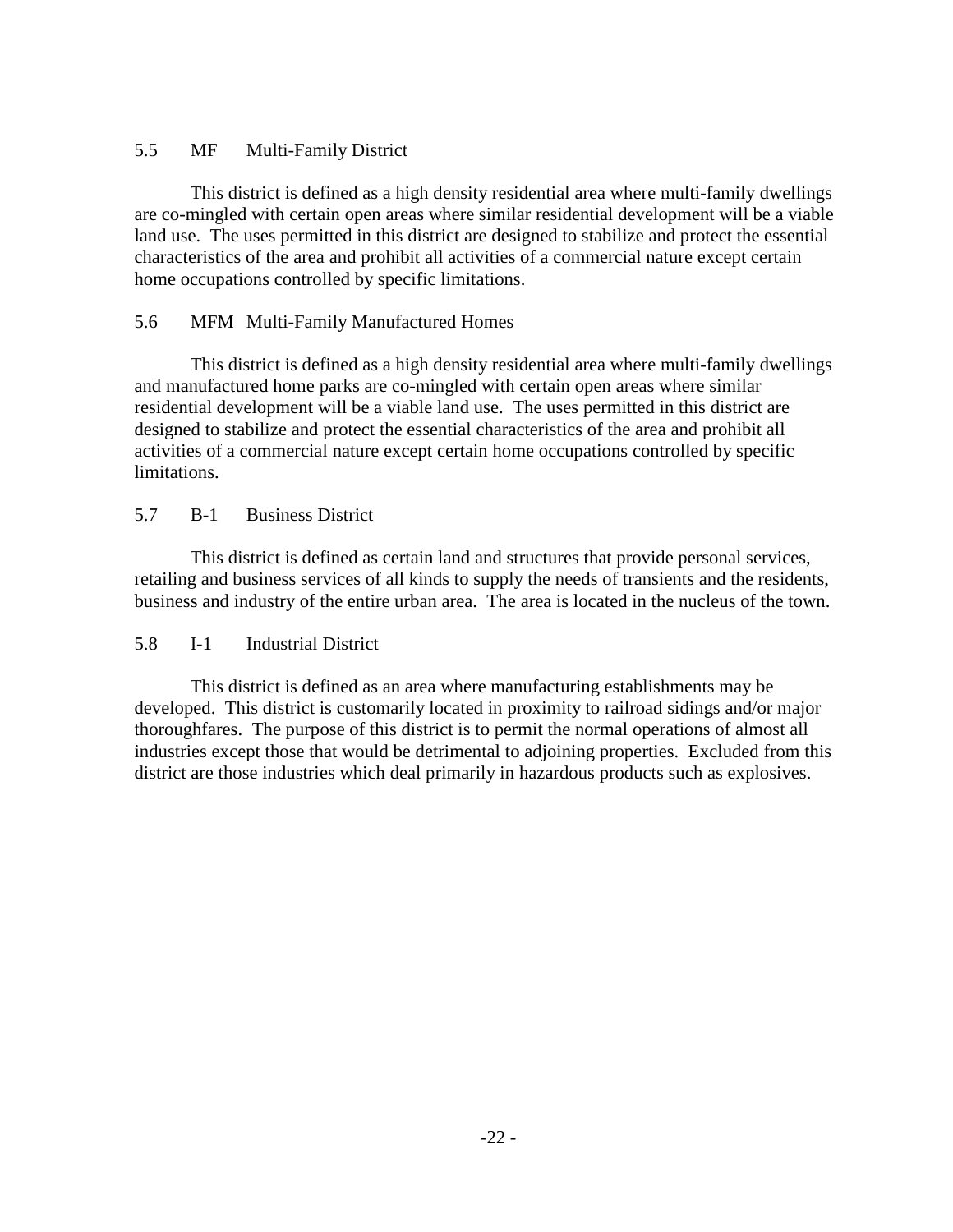### 5.5 MF Multi-Family District

This district is defined as a high density residential area where multi-family dwellings are co-mingled with certain open areas where similar residential development will be a viable land use. The uses permitted in this district are designed to stabilize and protect the essential characteristics of the area and prohibit all activities of a commercial nature except certain home occupations controlled by specific limitations.

### 5.6 MFM Multi-Family Manufactured Homes

This district is defined as a high density residential area where multi-family dwellings and manufactured home parks are co-mingled with certain open areas where similar residential development will be a viable land use. The uses permitted in this district are designed to stabilize and protect the essential characteristics of the area and prohibit all activities of a commercial nature except certain home occupations controlled by specific limitations.

### 5.7 B-1 Business District

This district is defined as certain land and structures that provide personal services, retailing and business services of all kinds to supply the needs of transients and the residents, business and industry of the entire urban area. The area is located in the nucleus of the town.

### 5.8 I-1 Industrial District

This district is defined as an area where manufacturing establishments may be developed. This district is customarily located in proximity to railroad sidings and/or major thoroughfares. The purpose of this district is to permit the normal operations of almost all industries except those that would be detrimental to adjoining properties. Excluded from this district are those industries which deal primarily in hazardous products such as explosives.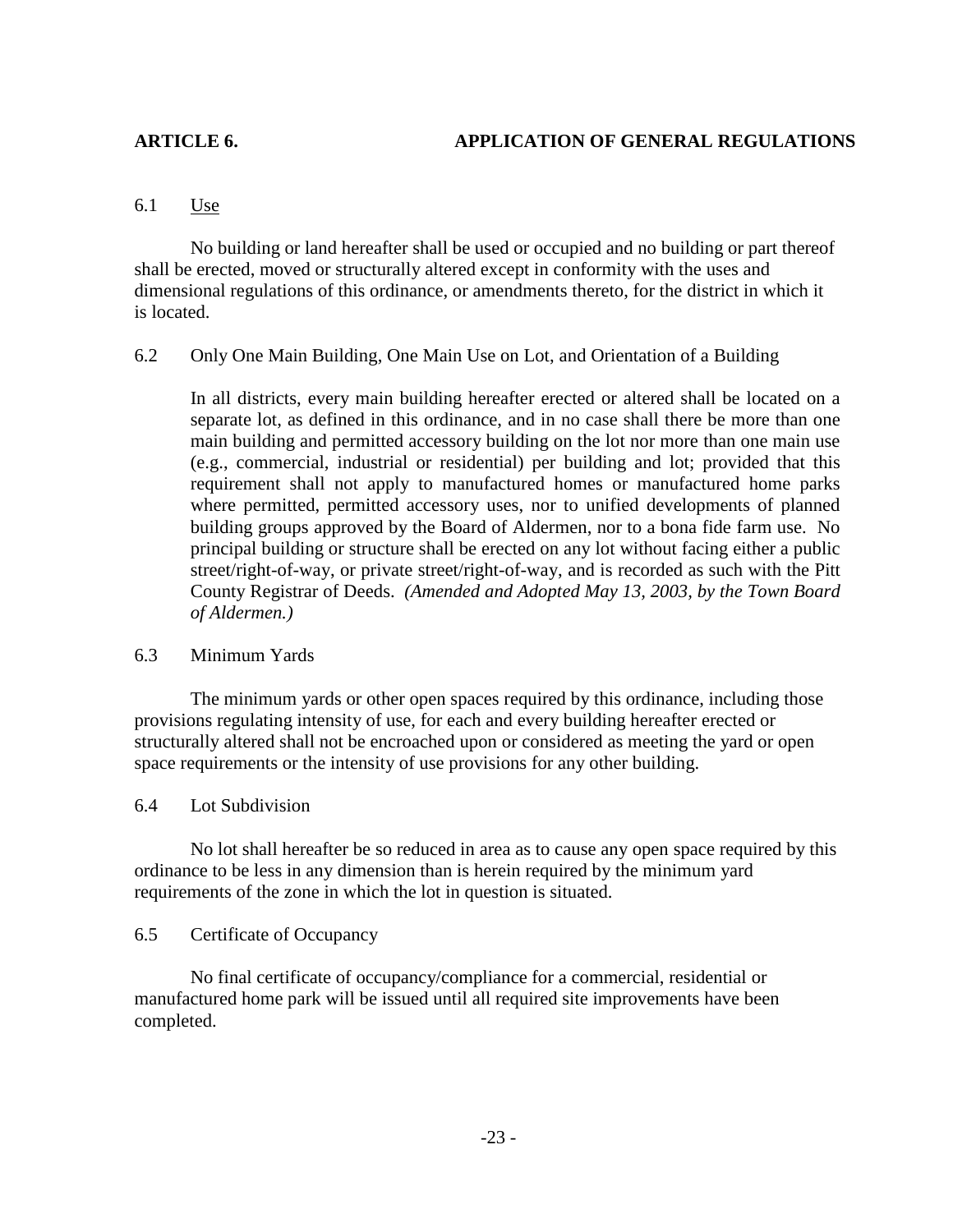# ARTICLE 6. APPLICATION OF GENERAL REGULATIONS

## 6.1 Use

No building or land hereafter shall be used or occupied and no building or part thereof shall be erected, moved or structurally altered except in conformity with the uses and dimensional regulations of this ordinance, or amendments thereto, for the district in which it is located.

## 6.2 Only One Main Building, One Main Use on Lot, and Orientation of a Building

In all districts, every main building hereafter erected or altered shall be located on a separate lot, as defined in this ordinance, and in no case shall there be more than one main building and permitted accessory building on the lot nor more than one main use (e.g., commercial, industrial or residential) per building and lot; provided that this requirement shall not apply to manufactured homes or manufactured home parks where permitted, permitted accessory uses, nor to unified developments of planned building groups approved by the Board of Aldermen, nor to a bona fide farm use. No principal building or structure shall be erected on any lot without facing either a public street/right-of-way, or private street/right-of-way, and is recorded as such with the Pitt County Registrar of Deeds. *(Amended and Adopted May 13, 2003, by the Town Board of Aldermen.)*

## 6.3 Minimum Yards

The minimum yards or other open spaces required by this ordinance, including those provisions regulating intensity of use, for each and every building hereafter erected or structurally altered shall not be encroached upon or considered as meeting the yard or open space requirements or the intensity of use provisions for any other building.

## 6.4 Lot Subdivision

No lot shall hereafter be so reduced in area as to cause any open space required by this ordinance to be less in any dimension than is herein required by the minimum yard requirements of the zone in which the lot in question is situated.

## 6.5 Certificate of Occupancy

No final certificate of occupancy/compliance for a commercial, residential or manufactured home park will be issued until all required site improvements have been completed.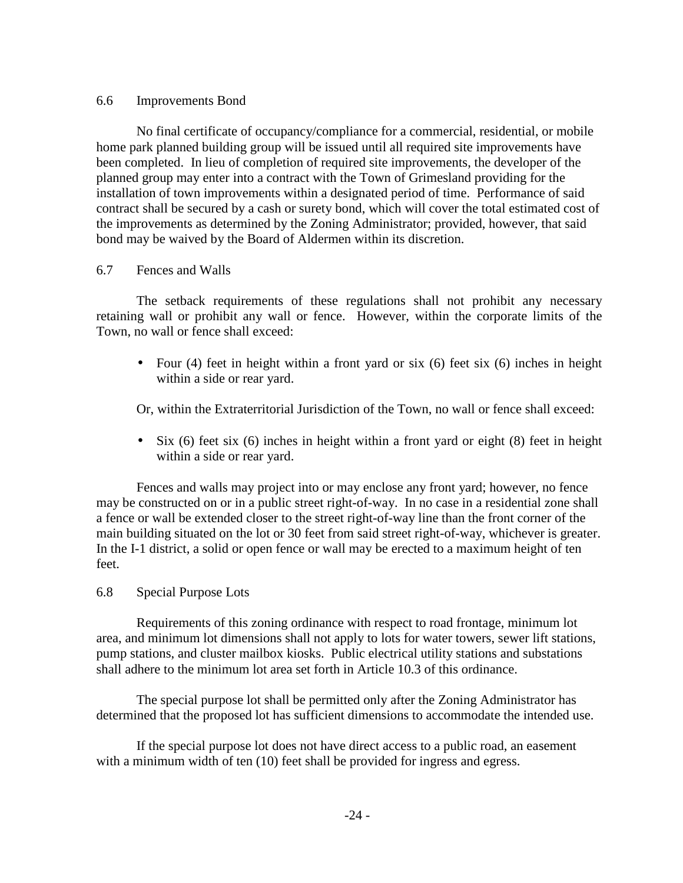## 6.6 Improvements Bond

No final certificate of occupancy/compliance for a commercial, residential, or mobile home park planned building group will be issued until all required site improvements have been completed. In lieu of completion of required site improvements, the developer of the planned group may enter into a contract with the Town of Grimesland providing for the installation of town improvements within a designated period of time. Performance of said contract shall be secured by a cash or surety bond, which will cover the total estimated cost of the improvements as determined by the Zoning Administrator; provided, however, that said bond may be waived by the Board of Aldermen within its discretion.

## 6.7 Fences and Walls

The setback requirements of these regulations shall not prohibit any necessary retaining wall or prohibit any wall or fence. However, within the corporate limits of the Town, no wall or fence shall exceed:

- Four (4) feet in height within a front yard or six (6) feet six (6) inches in height within a side or rear yard.

Or, within the Extraterritorial Jurisdiction of the Town, no wall or fence shall exceed:

- Six (6) feet six (6) inches in height within a front yard or eight (8) feet in height within a side or rear yard.

Fences and walls may project into or may enclose any front yard; however, no fence may be constructed on or in a public street right-of-way. In no case in a residential zone shall a fence or wall be extended closer to the street right-of-way line than the front corner of the main building situated on the lot or 30 feet from said street right-of-way, whichever is greater. In the I-1 district, a solid or open fence or wall may be erected to a maximum height of ten feet.

## 6.8 Special Purpose Lots

Requirements of this zoning ordinance with respect to road frontage, minimum lot area, and minimum lot dimensions shall not apply to lots for water towers, sewer lift stations, pump stations, and cluster mailbox kiosks. Public electrical utility stations and substations shall adhere to the minimum lot area set forth in Article 10.3 of this ordinance.

The special purpose lot shall be permitted only after the Zoning Administrator has determined that the proposed lot has sufficient dimensions to accommodate the intended use.

If the special purpose lot does not have direct access to a public road, an easement with a minimum width of ten (10) feet shall be provided for ingress and egress.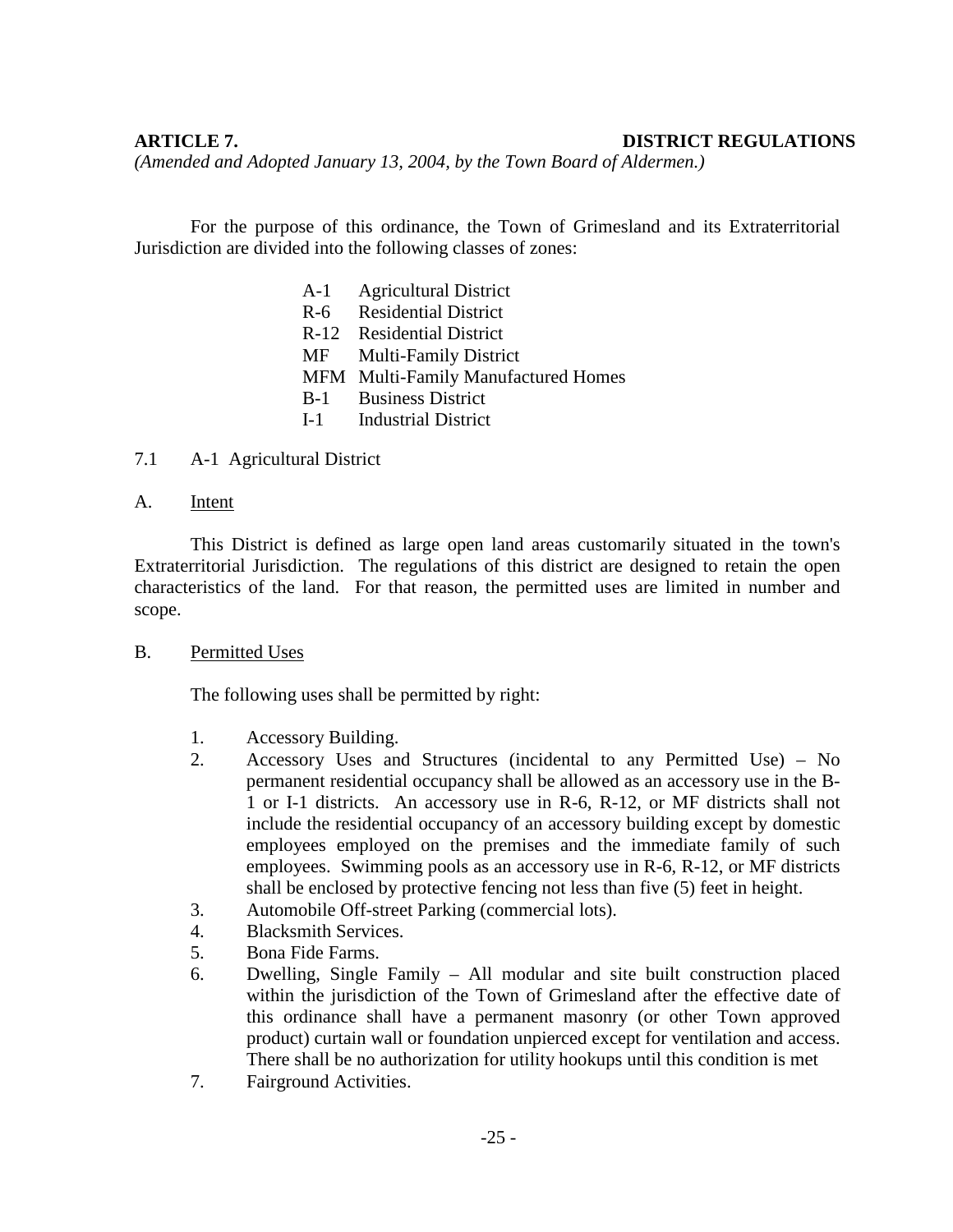## ARTICLE 7. DISTRICT REGULATIONS

*(Amended and Adopted January 13, 2004, by the Town Board of Aldermen.)*

For the purpose of this ordinance, the Town of Grimesland and its Extraterritorial Jurisdiction are divided into the following classes of zones:

- A-1 Agricultural District
- R-6 Residential District
- R-12 Residential District
- MF Multi-Family District
- MFM Multi-Family Manufactured Homes
- B-1 Business District
- I-1 Industrial District

### 7.1 A-1 Agricultural District

A. Intent

This District is defined as large open land areas customarily situated in the town's Extraterritorial Jurisdiction. The regulations of this district are designed to retain the open characteristics of the land. For that reason, the permitted uses are limited in number and scope.

B. Permitted Uses

The following uses shall be permitted by right:

1. Accessory Building.
2. Accessory Uses and Structures (incidental to any Permitted Use) – No permanent residential occupancy shall be allowed as an accessory use in the B-1 or I-1 districts. An accessory use in R-6, R-12, or MF districts shall not include the residential occupancy of an accessory building except by domestic employees employed on the premises and the immediate family of such employees. Swimming pools as an accessory use in R-6, R-12, or MF districts shall be enclosed by protective fencing not less than five (5) feet in height.
3. Automobile Off-street Parking (commercial lots).
4. Blacksmith Services.
5. Bona Fide Farms.
6. Dwelling, Single Family – All modular and site built construction placed within the jurisdiction of the Town of Grimesland after the effective date of this ordinance shall have a permanent masonry (or other Town approved product) curtain wall or foundation unpierced except for ventilation and access. There shall be no authorization for utility hookups until this condition is met
7. Fairground Activities.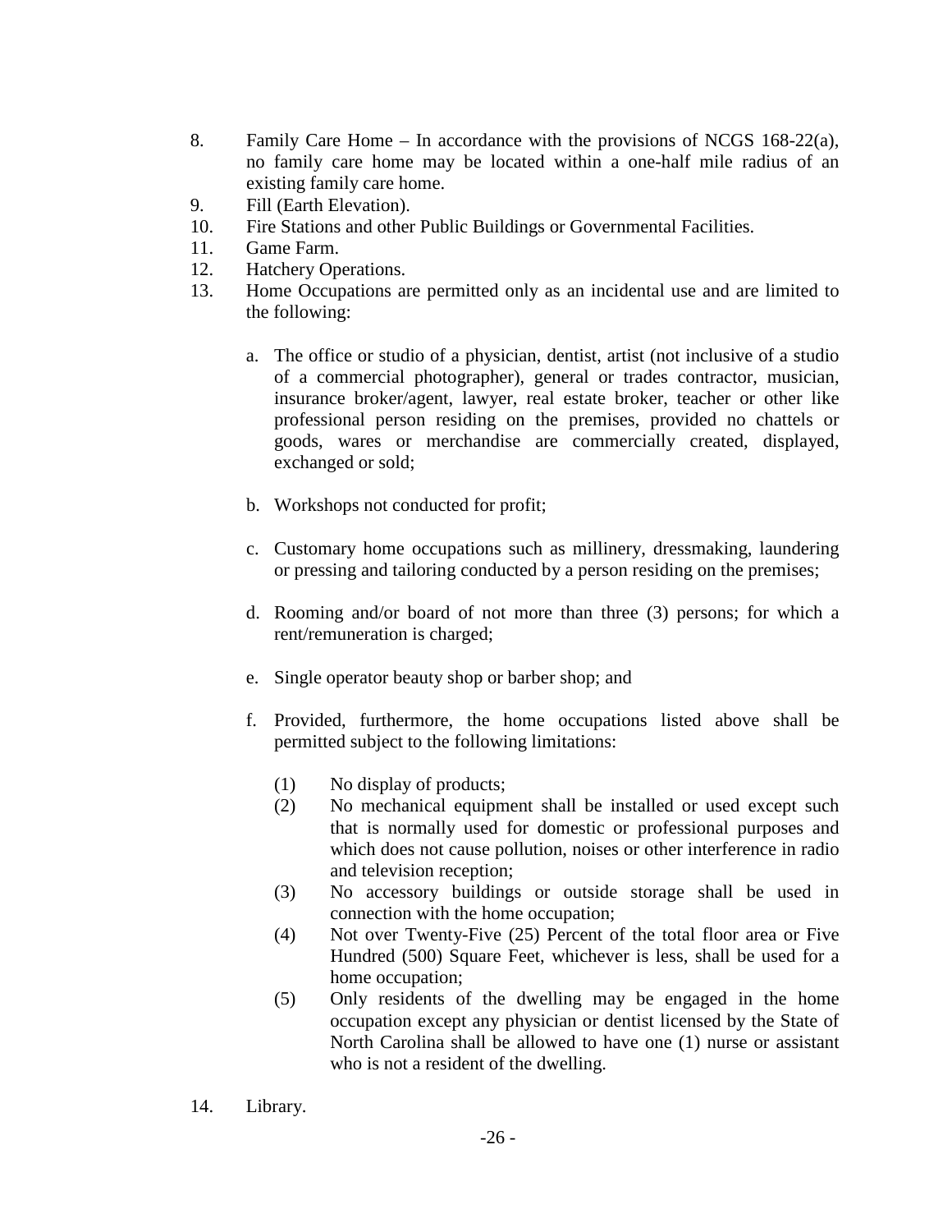8. Family Care Home – In accordance with the provisions of NCGS 168-22(a), no family care home may be located within a one-half mile radius of an existing family care home.
9. Fill (Earth Elevation).
10. Fire Stations and other Public Buildings or Governmental Facilities.
11. Game Farm.
12. Hatchery Operations.
13. Home Occupations are permitted only as an incidental use and are limited to the following:

    a. The office or studio of a physician, dentist, artist (not inclusive of a studio of a commercial photographer), general or trades contractor, musician, insurance broker/agent, lawyer, real estate broker, teacher or other like professional person residing on the premises, provided no chattels or goods, wares or merchandise are commercially created, displayed, exchanged or sold;

    b. Workshops not conducted for profit;

    c. Customary home occupations such as millinery, dressmaking, laundering or pressing and tailoring conducted by a person residing on the premises;

    d. Rooming and/or board of not more than three (3) persons; for which a rent/remuneration is charged;

    e. Single operator beauty shop or barber shop; and

    f. Provided, furthermore, the home occupations listed above shall be permitted subject to the following limitations:

       (1) No display of products;
       (2) No mechanical equipment shall be installed or used except such that is normally used for domestic or professional purposes and which does not cause pollution, noises or other interference in radio and television reception;
       (3) No accessory buildings or outside storage shall be used in connection with the home occupation;
       (4) Not over Twenty-Five (25) Percent of the total floor area or Five Hundred (500) Square Feet, whichever is less, shall be used for a home occupation;
       (5) Only residents of the dwelling may be engaged in the home occupation except any physician or dentist licensed by the State of North Carolina shall be allowed to have one (1) nurse or assistant who is not a resident of the dwelling.

14. Library.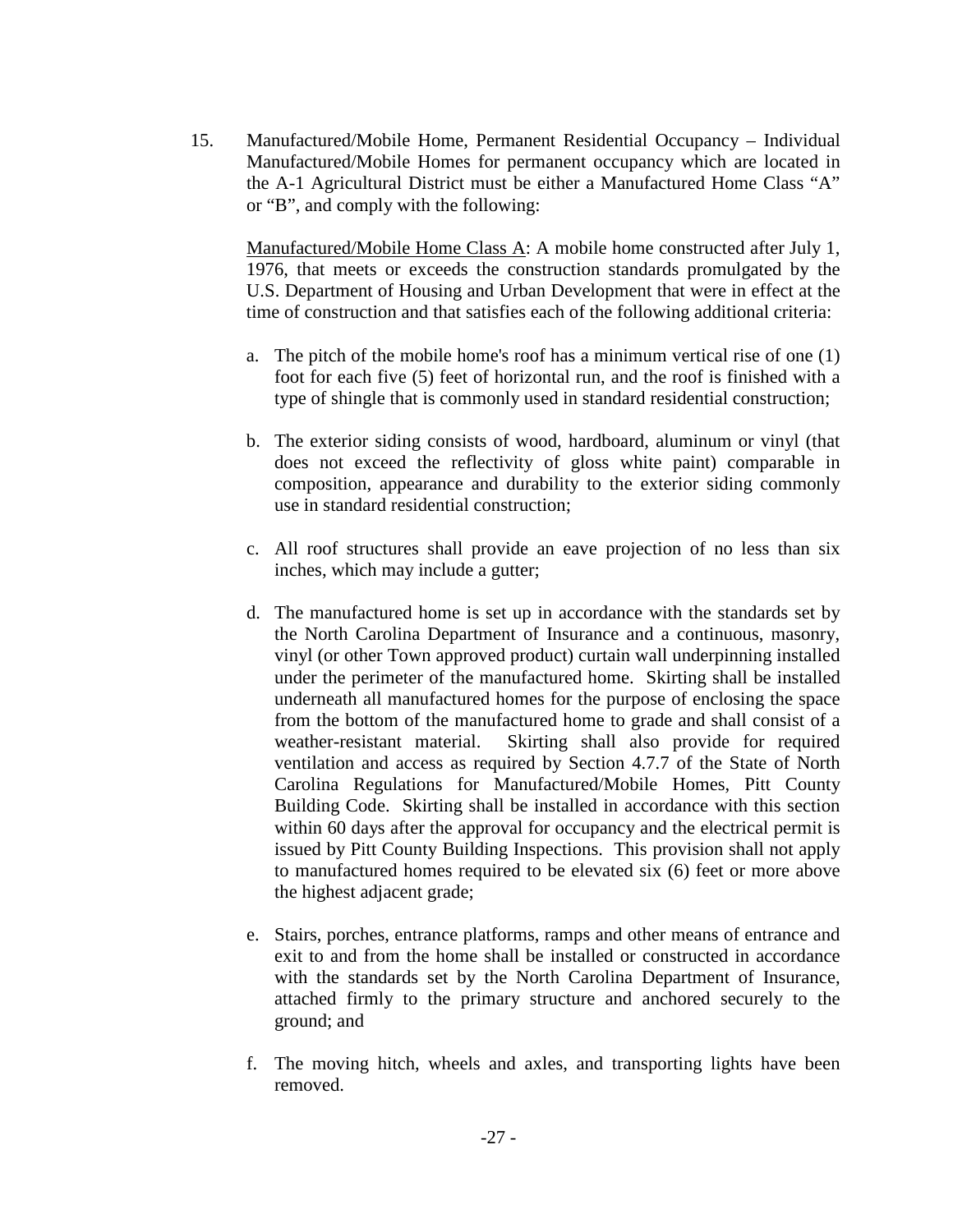15. Manufactured/Mobile Home, Permanent Residential Occupancy – Individual Manufactured/Mobile Homes for permanent occupancy which are located in the A-1 Agricultural District must be either a Manufactured Home Class "A" or "B", and comply with the following:

    <u>Manufactured/Mobile Home Class A</u>: A mobile home constructed after July 1, 1976, that meets or exceeds the construction standards promulgated by the U.S. Department of Housing and Urban Development that were in effect at the time of construction and that satisfies each of the following additional criteria:

    a. The pitch of the mobile home's roof has a minimum vertical rise of one (1) foot for each five (5) feet of horizontal run, and the roof is finished with a type of shingle that is commonly used in standard residential construction;

    b. The exterior siding consists of wood, hardboard, aluminum or vinyl (that does not exceed the reflectivity of gloss white paint) comparable in composition, appearance and durability to the exterior siding commonly use in standard residential construction;

    c. All roof structures shall provide an eave projection of no less than six inches, which may include a gutter;

    d. The manufactured home is set up in accordance with the standards set by the North Carolina Department of Insurance and a continuous, masonry, vinyl (or other Town approved product) curtain wall underpinning installed under the perimeter of the manufactured home. Skirting shall be installed underneath all manufactured homes for the purpose of enclosing the space from the bottom of the manufactured home to grade and shall consist of a weather-resistant material. Skirting shall also provide for required ventilation and access as required by Section 4.7.7 of the State of North Carolina Regulations for Manufactured/Mobile Homes, Pitt County Building Code. Skirting shall be installed in accordance with this section within 60 days after the approval for occupancy and the electrical permit is issued by Pitt County Building Inspections. This provision shall not apply to manufactured homes required to be elevated six (6) feet or more above the highest adjacent grade;

    e. Stairs, porches, entrance platforms, ramps and other means of entrance and exit to and from the home shall be installed or constructed in accordance with the standards set by the North Carolina Department of Insurance, attached firmly to the primary structure and anchored securely to the ground; and

    f. The moving hitch, wheels and axles, and transporting lights have been removed.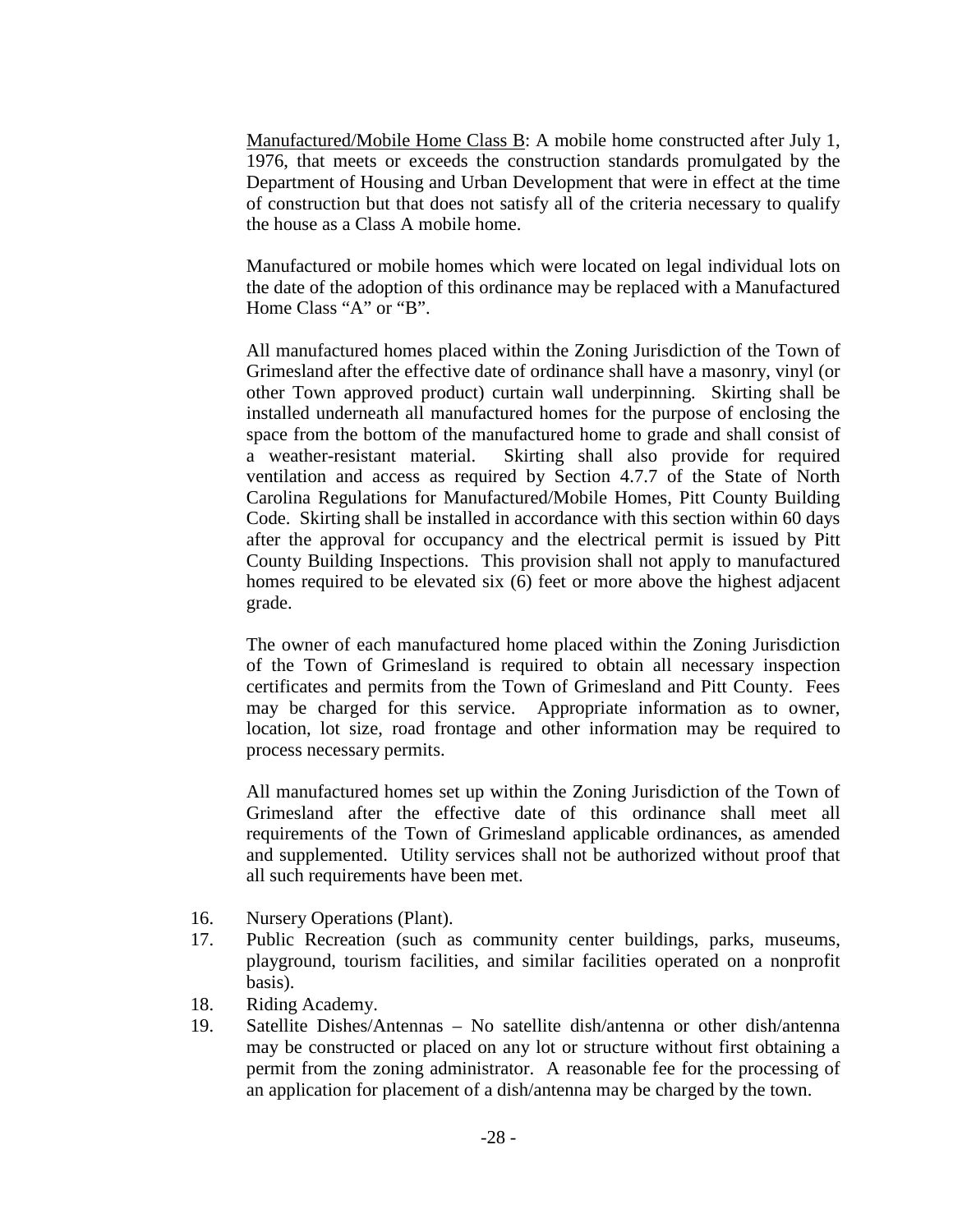Manufactured/Mobile Home Class B: A mobile home constructed after July 1, 1976, that meets or exceeds the construction standards promulgated by the Department of Housing and Urban Development that were in effect at the time of construction but that does not satisfy all of the criteria necessary to qualify the house as a Class A mobile home.

Manufactured or mobile homes which were located on legal individual lots on the date of the adoption of this ordinance may be replaced with a Manufactured Home Class "A" or "B".

All manufactured homes placed within the Zoning Jurisdiction of the Town of Grimesland after the effective date of ordinance shall have a masonry, vinyl (or other Town approved product) curtain wall underpinning. Skirting shall be installed underneath all manufactured homes for the purpose of enclosing the space from the bottom of the manufactured home to grade and shall consist of a weather-resistant material. Skirting shall also provide for required ventilation and access as required by Section 4.7.7 of the State of North Carolina Regulations for Manufactured/Mobile Homes, Pitt County Building Code. Skirting shall be installed in accordance with this section within 60 days after the approval for occupancy and the electrical permit is issued by Pitt County Building Inspections. This provision shall not apply to manufactured homes required to be elevated six (6) feet or more above the highest adjacent grade.

The owner of each manufactured home placed within the Zoning Jurisdiction of the Town of Grimesland is required to obtain all necessary inspection certificates and permits from the Town of Grimesland and Pitt County. Fees may be charged for this service. Appropriate information as to owner, location, lot size, road frontage and other information may be required to process necessary permits.

All manufactured homes set up within the Zoning Jurisdiction of the Town of Grimesland after the effective date of this ordinance shall meet all requirements of the Town of Grimesland applicable ordinances, as amended and supplemented. Utility services shall not be authorized without proof that all such requirements have been met.

16. Nursery Operations (Plant).
17. Public Recreation (such as community center buildings, parks, museums, playground, tourism facilities, and similar facilities operated on a nonprofit basis).
18. Riding Academy.
19. Satellite Dishes/Antennas – No satellite dish/antenna or other dish/antenna may be constructed or placed on any lot or structure without first obtaining a permit from the zoning administrator. A reasonable fee for the processing of an application for placement of a dish/antenna may be charged by the town.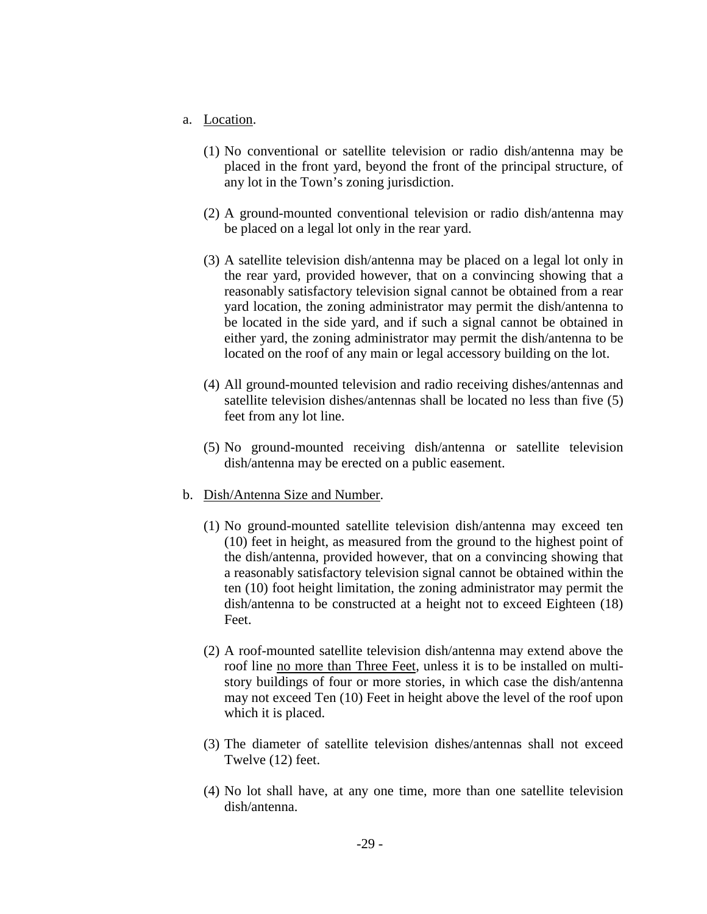a. <u>Location</u>.

   (1) No conventional or satellite television or radio dish/antenna may be placed in the front yard, beyond the front of the principal structure, of any lot in the Town's zoning jurisdiction.

   (2) A ground-mounted conventional television or radio dish/antenna may be placed on a legal lot only in the rear yard.

   (3) A satellite television dish/antenna may be placed on a legal lot only in the rear yard, provided however, that on a convincing showing that a reasonably satisfactory television signal cannot be obtained from a rear yard location, the zoning administrator may permit the dish/antenna to be located in the side yard, and if such a signal cannot be obtained in either yard, the zoning administrator may permit the dish/antenna to be located on the roof of any main or legal accessory building on the lot.

   (4) All ground-mounted television and radio receiving dishes/antennas and satellite television dishes/antennas shall be located no less than five (5) feet from any lot line.

   (5) No ground-mounted receiving dish/antenna or satellite television dish/antenna may be erected on a public easement.

b. <u>Dish/Antenna Size and Number</u>.

   (1) No ground-mounted satellite television dish/antenna may exceed ten (10) feet in height, as measured from the ground to the highest point of the dish/antenna, provided however, that on a convincing showing that a reasonably satisfactory television signal cannot be obtained within the ten (10) foot height limitation, the zoning administrator may permit the dish/antenna to be constructed at a height not to exceed Eighteen (18) Feet.

   (2) A roof-mounted satellite television dish/antenna may extend above the roof line <u>no more than Three Feet</u>, unless it is to be installed on multi-story buildings of four or more stories, in which case the dish/antenna may not exceed Ten (10) Feet in height above the level of the roof upon which it is placed.

   (3) The diameter of satellite television dishes/antennas shall not exceed Twelve (12) feet.

   (4) No lot shall have, at any one time, more than one satellite television dish/antenna.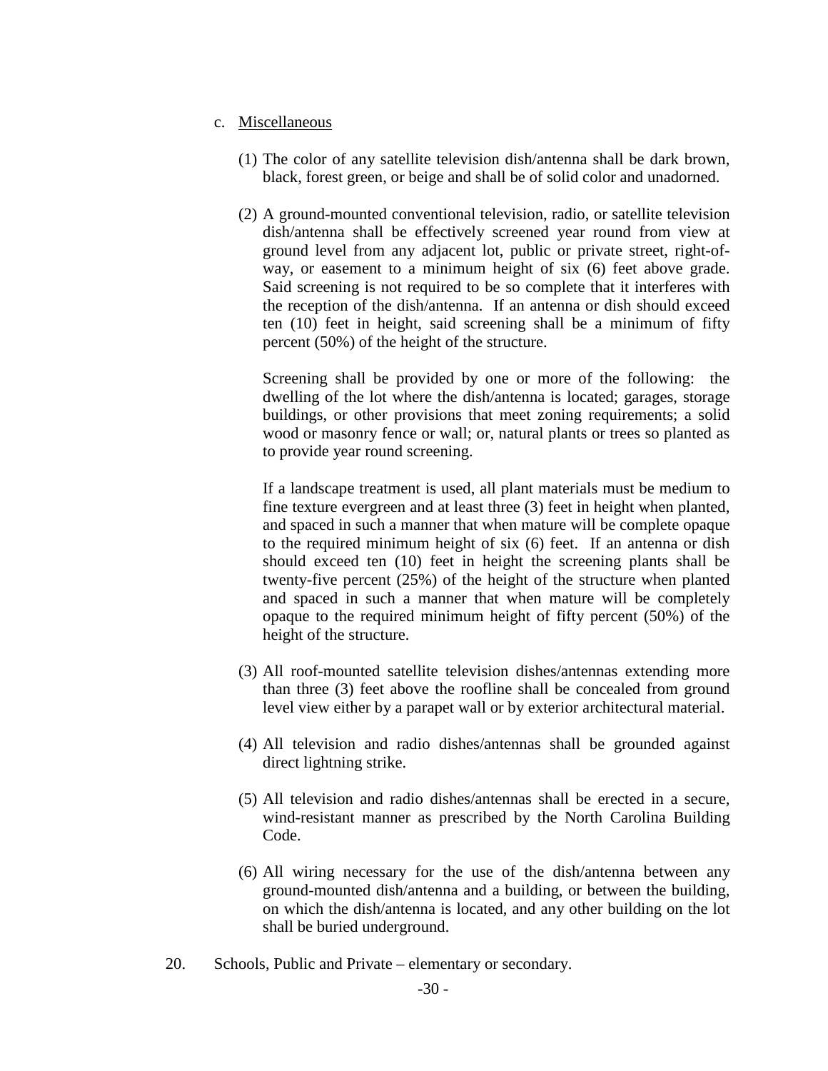c. <u>Miscellaneous</u>

(1) The color of any satellite television dish/antenna shall be dark brown, black, forest green, or beige and shall be of solid color and unadorned.

(2) A ground-mounted conventional television, radio, or satellite television dish/antenna shall be effectively screened year round from view at ground level from any adjacent lot, public or private street, right-of-way, or easement to a minimum height of six (6) feet above grade. Said screening is not required to be so complete that it interferes with the reception of the dish/antenna. If an antenna or dish should exceed ten (10) feet in height, said screening shall be a minimum of fifty percent (50%) of the height of the structure.

Screening shall be provided by one or more of the following: the dwelling of the lot where the dish/antenna is located; garages, storage buildings, or other provisions that meet zoning requirements; a solid wood or masonry fence or wall; or, natural plants or trees so planted as to provide year round screening.

If a landscape treatment is used, all plant materials must be medium to fine texture evergreen and at least three (3) feet in height when planted, and spaced in such a manner that when mature will be complete opaque to the required minimum height of six (6) feet. If an antenna or dish should exceed ten (10) feet in height the screening plants shall be twenty-five percent (25%) of the height of the structure when planted and spaced in such a manner that when mature will be completely opaque to the required minimum height of fifty percent (50%) of the height of the structure.

(3) All roof-mounted satellite television dishes/antennas extending more than three (3) feet above the roofline shall be concealed from ground level view either by a parapet wall or by exterior architectural material.

(4) All television and radio dishes/antennas shall be grounded against direct lightning strike.

(5) All television and radio dishes/antennas shall be erected in a secure, wind-resistant manner as prescribed by the North Carolina Building Code.

(6) All wiring necessary for the use of the dish/antenna between any ground-mounted dish/antenna and a building, or between the building, on which the dish/antenna is located, and any other building on the lot shall be buried underground.

20. Schools, Public and Private – elementary or secondary.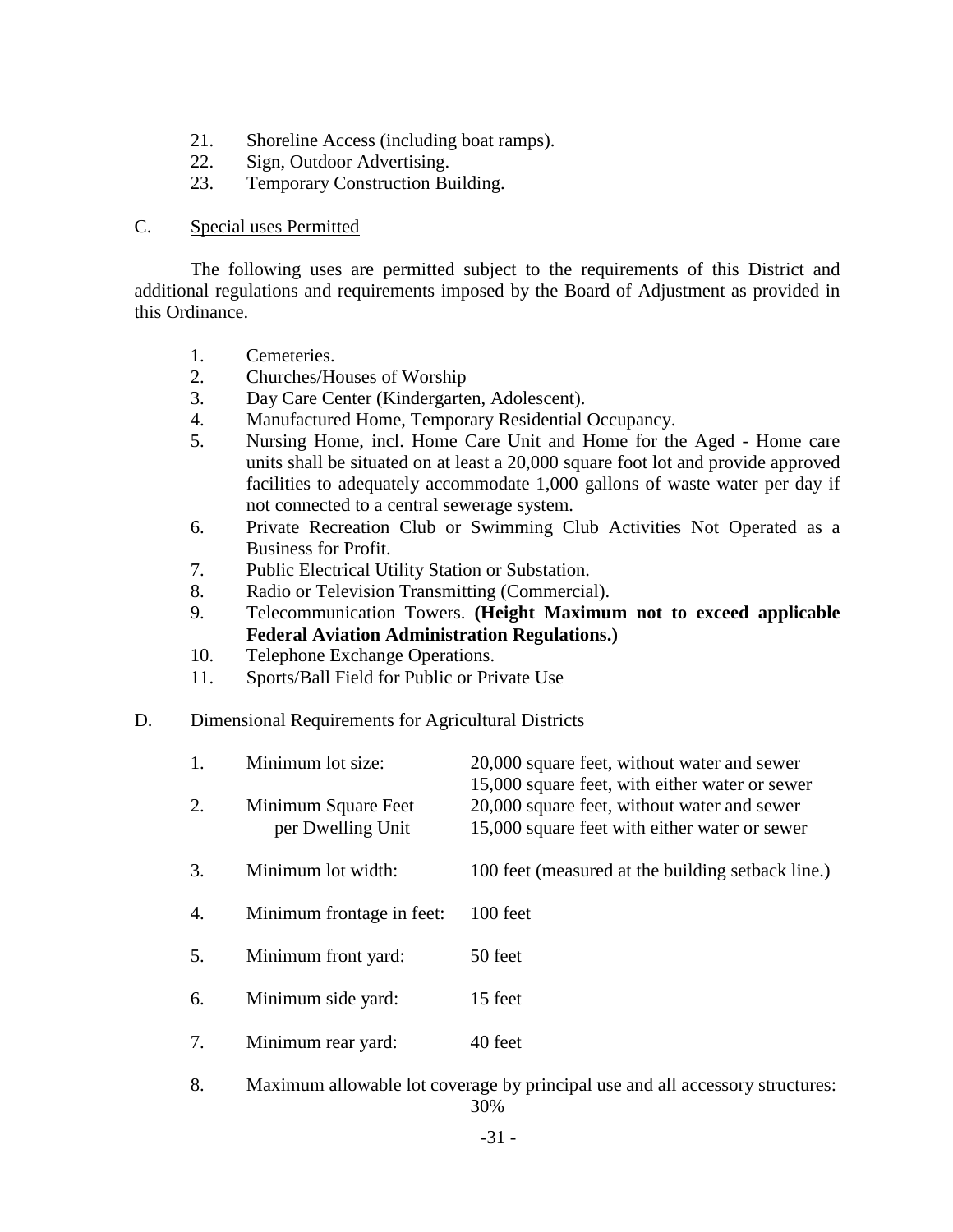21. Shoreline Access (including boat ramps).
22. Sign, Outdoor Advertising.
23. Temporary Construction Building.

C. Special uses Permitted

The following uses are permitted subject to the requirements of this District and additional regulations and requirements imposed by the Board of Adjustment as provided in this Ordinance.

1. Cemeteries.
2. Churches/Houses of Worship
3. Day Care Center (Kindergarten, Adolescent).
4. Manufactured Home, Temporary Residential Occupancy.
5. Nursing Home, incl. Home Care Unit and Home for the Aged - Home care units shall be situated on at least a 20,000 square foot lot and provide approved facilities to adequately accommodate 1,000 gallons of waste water per day if not connected to a central sewerage system.
6. Private Recreation Club or Swimming Club Activities Not Operated as a Business for Profit.
7. Public Electrical Utility Station or Substation.
8. Radio or Television Transmitting (Commercial).
9. Telecommunication Towers. **(Height Maximum not to exceed applicable Federal Aviation Administration Regulations.)**
10. Telephone Exchange Operations.
11. Sports/Ball Field for Public or Private Use

D. Dimensional Requirements for Agricultural Districts

| | | |
|---|---|---|
| 1. | Minimum lot size: | 20,000 square feet, without water and sewer<br>15,000 square feet, with either water or sewer |
| 2. | Minimum Square Feet per Dwelling Unit | 20,000 square feet, without water and sewer<br>15,000 square feet with either water or sewer |
| 3. | Minimum lot width: | 100 feet (measured at the building setback line.) |
| 4. | Minimum frontage in feet: | 100 feet |
| 5. | Minimum front yard: | 50 feet |
| 6. | Minimum side yard: | 15 feet |
| 7. | Minimum rear yard: | 40 feet |

8. Maximum allowable lot coverage by principal use and all accessory structures: 30%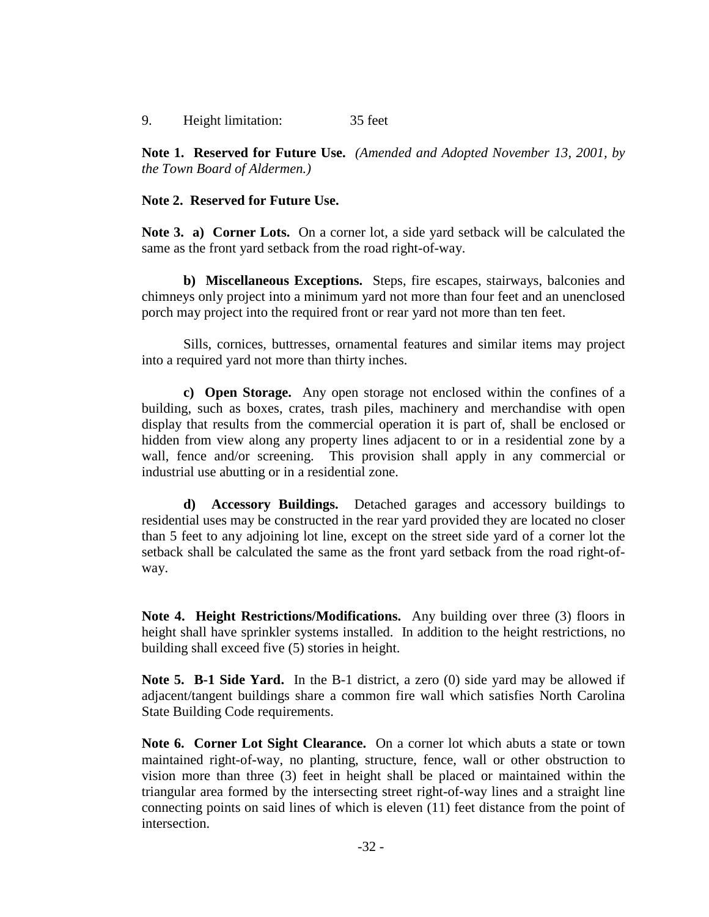9. Height limitation: 35 feet

**Note 1. Reserved for Future Use.** *(Amended and Adopted November 13, 2001, by the Town Board of Aldermen.)*

**Note 2. Reserved for Future Use.**

**Note 3. a) Corner Lots.** On a corner lot, a side yard setback will be calculated the same as the front yard setback from the road right-of-way.

**b) Miscellaneous Exceptions.** Steps, fire escapes, stairways, balconies and chimneys only project into a minimum yard not more than four feet and an unenclosed porch may project into the required front or rear yard not more than ten feet.

Sills, cornices, buttresses, ornamental features and similar items may project into a required yard not more than thirty inches.

**c) Open Storage.** Any open storage not enclosed within the confines of a building, such as boxes, crates, trash piles, machinery and merchandise with open display that results from the commercial operation it is part of, shall be enclosed or hidden from view along any property lines adjacent to or in a residential zone by a wall, fence and/or screening. This provision shall apply in any commercial or industrial use abutting or in a residential zone.

**d) Accessory Buildings.** Detached garages and accessory buildings to residential uses may be constructed in the rear yard provided they are located no closer than 5 feet to any adjoining lot line, except on the street side yard of a corner lot the setback shall be calculated the same as the front yard setback from the road right-of-way.

**Note 4. Height Restrictions/Modifications.** Any building over three (3) floors in height shall have sprinkler systems installed. In addition to the height restrictions, no building shall exceed five (5) stories in height.

**Note 5. B-1 Side Yard.** In the B-1 district, a zero (0) side yard may be allowed if adjacent/tangent buildings share a common fire wall which satisfies North Carolina State Building Code requirements.

**Note 6. Corner Lot Sight Clearance.** On a corner lot which abuts a state or town maintained right-of-way, no planting, structure, fence, wall or other obstruction to vision more than three (3) feet in height shall be placed or maintained within the triangular area formed by the intersecting street right-of-way lines and a straight line connecting points on said lines of which is eleven (11) feet distance from the point of intersection.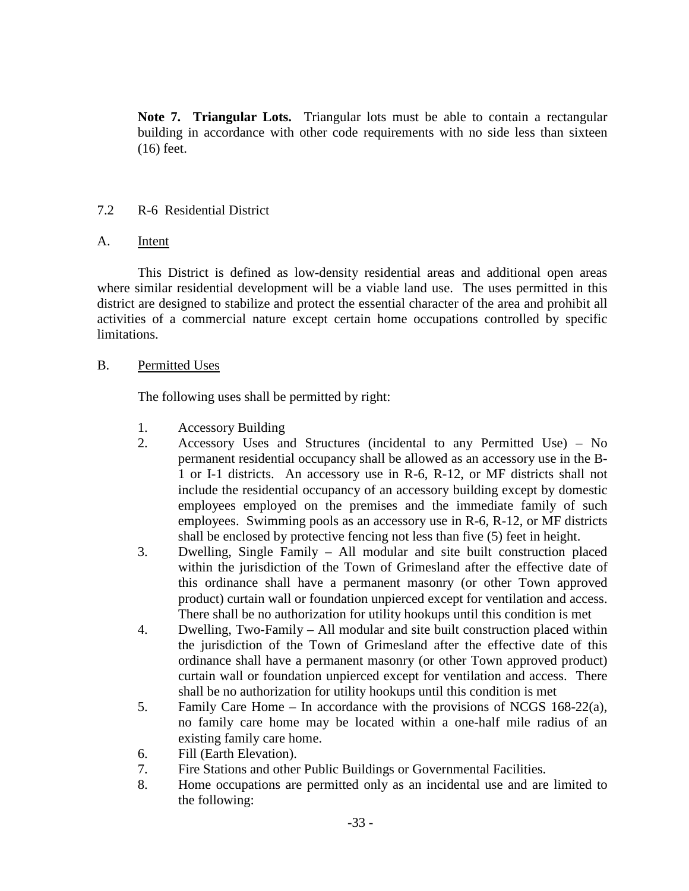**Note 7. Triangular Lots.** Triangular lots must be able to contain a rectangular building in accordance with other code requirements with no side less than sixteen (16) feet.

## 7.2 R-6 Residential District

### A. Intent

This District is defined as low-density residential areas and additional open areas where similar residential development will be a viable land use. The uses permitted in this district are designed to stabilize and protect the essential character of the area and prohibit all activities of a commercial nature except certain home occupations controlled by specific limitations.

### B. Permitted Uses

The following uses shall be permitted by right:

1. Accessory Building
2. Accessory Uses and Structures (incidental to any Permitted Use) – No permanent residential occupancy shall be allowed as an accessory use in the B-1 or I-1 districts. An accessory use in R-6, R-12, or MF districts shall not include the residential occupancy of an accessory building except by domestic employees employed on the premises and the immediate family of such employees. Swimming pools as an accessory use in R-6, R-12, or MF districts shall be enclosed by protective fencing not less than five (5) feet in height.
3. Dwelling, Single Family – All modular and site built construction placed within the jurisdiction of the Town of Grimesland after the effective date of this ordinance shall have a permanent masonry (or other Town approved product) curtain wall or foundation unpierced except for ventilation and access. There shall be no authorization for utility hookups until this condition is met
4. Dwelling, Two-Family – All modular and site built construction placed within the jurisdiction of the Town of Grimesland after the effective date of this ordinance shall have a permanent masonry (or other Town approved product) curtain wall or foundation unpierced except for ventilation and access. There shall be no authorization for utility hookups until this condition is met
5. Family Care Home – In accordance with the provisions of NCGS 168-22(a), no family care home may be located within a one-half mile radius of an existing family care home.
6. Fill (Earth Elevation).
7. Fire Stations and other Public Buildings or Governmental Facilities.
8. Home occupations are permitted only as an incidental use and are limited to the following: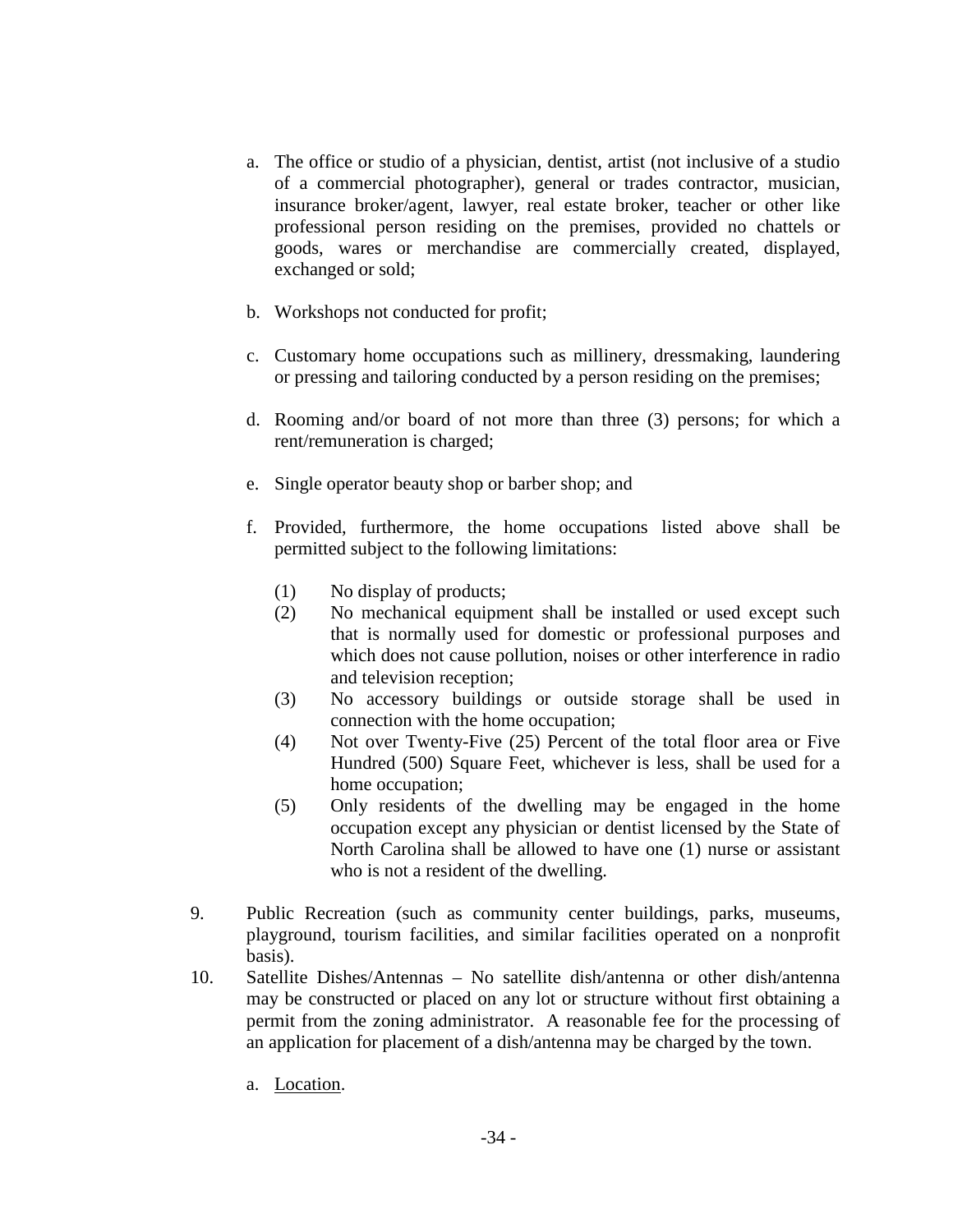a. The office or studio of a physician, dentist, artist (not inclusive of a studio of a commercial photographer), general or trades contractor, musician, insurance broker/agent, lawyer, real estate broker, teacher or other like professional person residing on the premises, provided no chattels or goods, wares or merchandise are commercially created, displayed, exchanged or sold;

b. Workshops not conducted for profit;

c. Customary home occupations such as millinery, dressmaking, laundering or pressing and tailoring conducted by a person residing on the premises;

d. Rooming and/or board of not more than three (3) persons; for which a rent/remuneration is charged;

e. Single operator beauty shop or barber shop; and

f. Provided, furthermore, the home occupations listed above shall be permitted subject to the following limitations:

   (1) No display of products;
   (2) No mechanical equipment shall be installed or used except such that is normally used for domestic or professional purposes and which does not cause pollution, noises or other interference in radio and television reception;
   (3) No accessory buildings or outside storage shall be used in connection with the home occupation;
   (4) Not over Twenty-Five (25) Percent of the total floor area or Five Hundred (500) Square Feet, whichever is less, shall be used for a home occupation;
   (5) Only residents of the dwelling may be engaged in the home occupation except any physician or dentist licensed by the State of North Carolina shall be allowed to have one (1) nurse or assistant who is not a resident of the dwelling.

9. Public Recreation (such as community center buildings, parks, museums, playground, tourism facilities, and similar facilities operated on a nonprofit basis).

10. Satellite Dishes/Antennas – No satellite dish/antenna or other dish/antenna may be constructed or placed on any lot or structure without first obtaining a permit from the zoning administrator. A reasonable fee for the processing of an application for placement of a dish/antenna may be charged by the town.

    a. <u>Location</u>.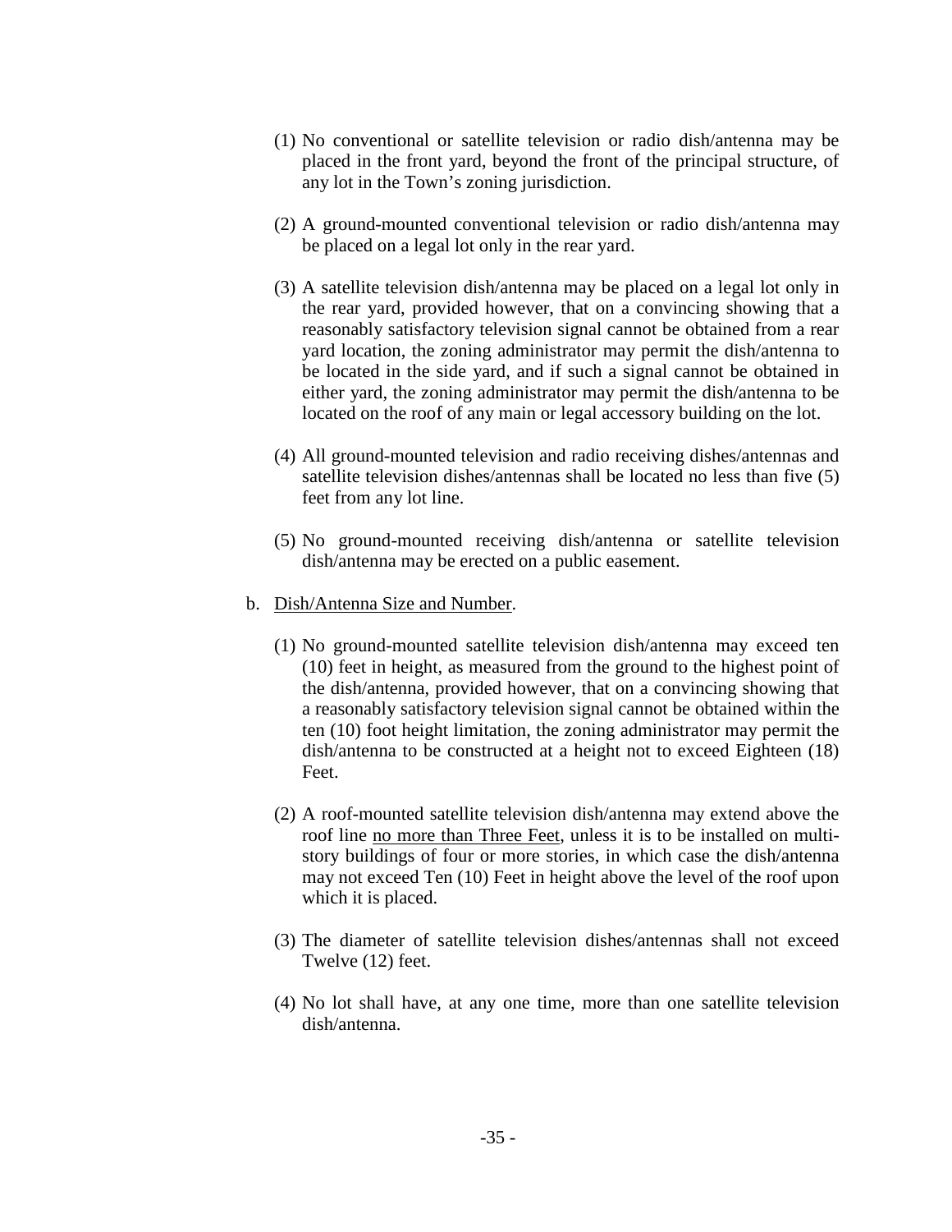(1) No conventional or satellite television or radio dish/antenna may be placed in the front yard, beyond the front of the principal structure, of any lot in the Town's zoning jurisdiction.

(2) A ground-mounted conventional television or radio dish/antenna may be placed on a legal lot only in the rear yard.

(3) A satellite television dish/antenna may be placed on a legal lot only in the rear yard, provided however, that on a convincing showing that a reasonably satisfactory television signal cannot be obtained from a rear yard location, the zoning administrator may permit the dish/antenna to be located in the side yard, and if such a signal cannot be obtained in either yard, the zoning administrator may permit the dish/antenna to be located on the roof of any main or legal accessory building on the lot.

(4) All ground-mounted television and radio receiving dishes/antennas and satellite television dishes/antennas shall be located no less than five (5) feet from any lot line.

(5) No ground-mounted receiving dish/antenna or satellite television dish/antenna may be erected on a public easement.

b. <u>Dish/Antenna Size and Number</u>.

(1) No ground-mounted satellite television dish/antenna may exceed ten (10) feet in height, as measured from the ground to the highest point of the dish/antenna, provided however, that on a convincing showing that a reasonably satisfactory television signal cannot be obtained within the ten (10) foot height limitation, the zoning administrator may permit the dish/antenna to be constructed at a height not to exceed Eighteen (18) Feet.

(2) A roof-mounted satellite television dish/antenna may extend above the roof line <u>no more than Three Feet</u>, unless it is to be installed on multi-story buildings of four or more stories, in which case the dish/antenna may not exceed Ten (10) Feet in height above the level of the roof upon which it is placed.

(3) The diameter of satellite television dishes/antennas shall not exceed Twelve (12) feet.

(4) No lot shall have, at any one time, more than one satellite television dish/antenna.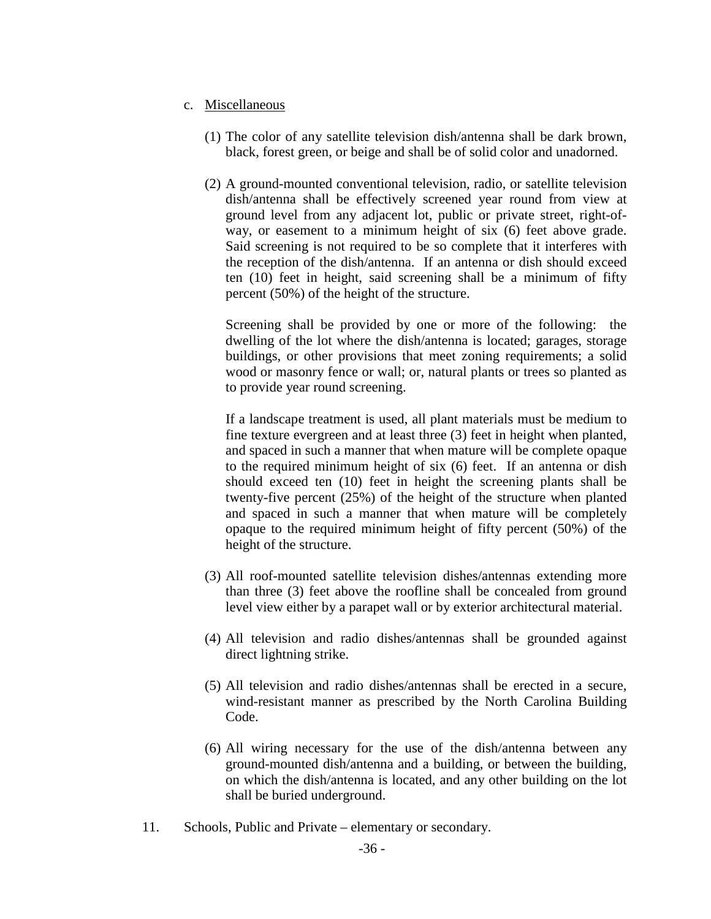c. Miscellaneous

(1) The color of any satellite television dish/antenna shall be dark brown, black, forest green, or beige and shall be of solid color and unadorned.

(2) A ground-mounted conventional television, radio, or satellite television dish/antenna shall be effectively screened year round from view at ground level from any adjacent lot, public or private street, right-of-way, or easement to a minimum height of six (6) feet above grade. Said screening is not required to be so complete that it interferes with the reception of the dish/antenna. If an antenna or dish should exceed ten (10) feet in height, said screening shall be a minimum of fifty percent (50%) of the height of the structure.

Screening shall be provided by one or more of the following: the dwelling of the lot where the dish/antenna is located; garages, storage buildings, or other provisions that meet zoning requirements; a solid wood or masonry fence or wall; or, natural plants or trees so planted as to provide year round screening.

If a landscape treatment is used, all plant materials must be medium to fine texture evergreen and at least three (3) feet in height when planted, and spaced in such a manner that when mature will be complete opaque to the required minimum height of six (6) feet. If an antenna or dish should exceed ten (10) feet in height the screening plants shall be twenty-five percent (25%) of the height of the structure when planted and spaced in such a manner that when mature will be completely opaque to the required minimum height of fifty percent (50%) of the height of the structure.

(3) All roof-mounted satellite television dishes/antennas extending more than three (3) feet above the roofline shall be concealed from ground level view either by a parapet wall or by exterior architectural material.

(4) All television and radio dishes/antennas shall be grounded against direct lightning strike.

(5) All television and radio dishes/antennas shall be erected in a secure, wind-resistant manner as prescribed by the North Carolina Building Code.

(6) All wiring necessary for the use of the dish/antenna between any ground-mounted dish/antenna and a building, or between the building, on which the dish/antenna is located, and any other building on the lot shall be buried underground.

11. Schools, Public and Private – elementary or secondary.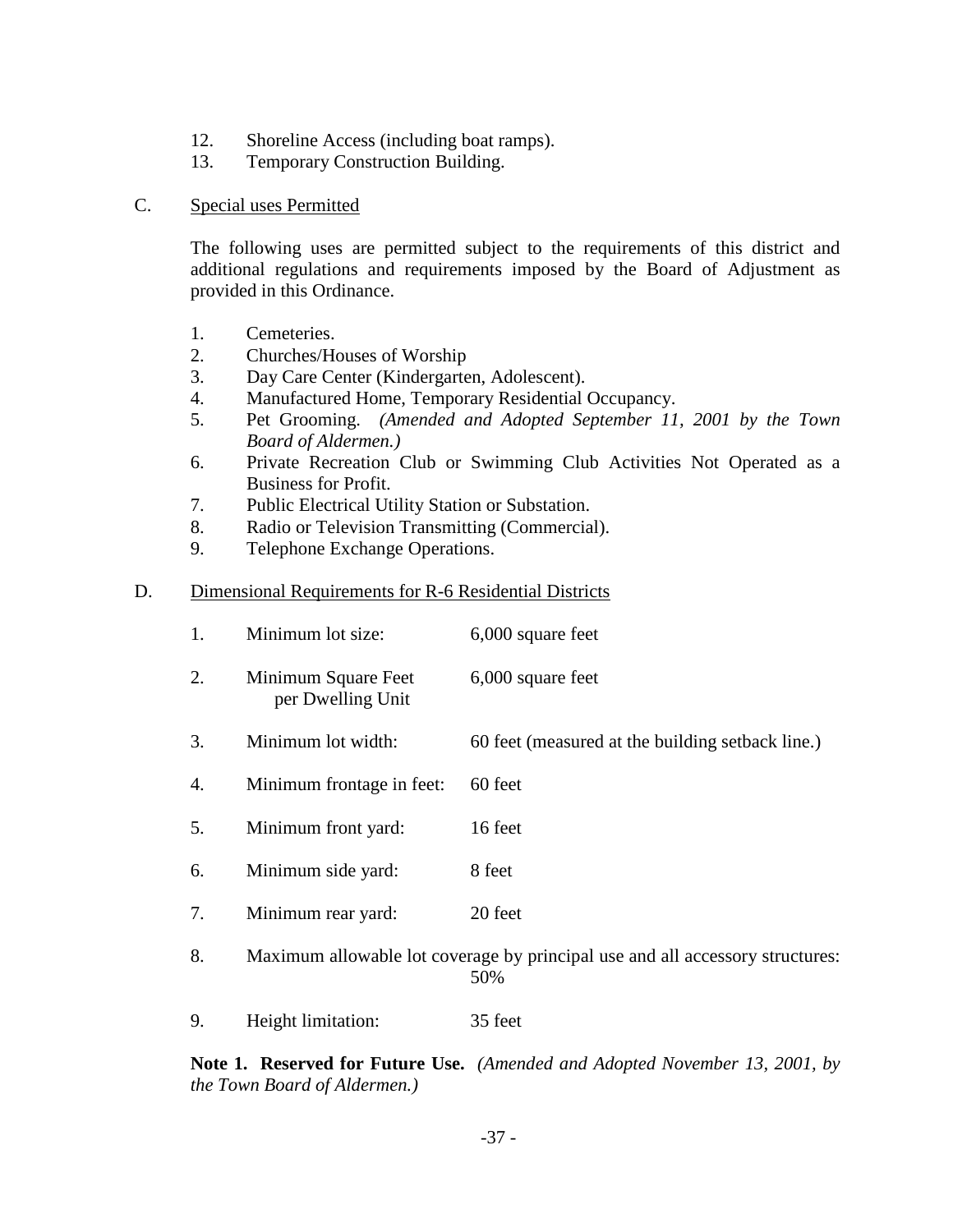12. Shoreline Access (including boat ramps).
13. Temporary Construction Building.

C. Special uses Permitted

The following uses are permitted subject to the requirements of this district and additional regulations and requirements imposed by the Board of Adjustment as provided in this Ordinance.

1. Cemeteries.
2. Churches/Houses of Worship
3. Day Care Center (Kindergarten, Adolescent).
4. Manufactured Home, Temporary Residential Occupancy.
5. Pet Grooming. *(Amended and Adopted September 11, 2001 by the Town Board of Aldermen.)*
6. Private Recreation Club or Swimming Club Activities Not Operated as a Business for Profit.
7. Public Electrical Utility Station or Substation.
8. Radio or Television Transmitting (Commercial).
9. Telephone Exchange Operations.

D. Dimensional Requirements for R-6 Residential Districts

1. Minimum lot size: 6,000 square feet
2. Minimum Square Feet per Dwelling Unit: 6,000 square feet
3. Minimum lot width: 60 feet (measured at the building setback line.)
4. Minimum frontage in feet: 60 feet
5. Minimum front yard: 16 feet
6. Minimum side yard: 8 feet
7. Minimum rear yard: 20 feet
8. Maximum allowable lot coverage by principal use and all accessory structures: 50%
9. Height limitation: 35 feet

**Note 1. Reserved for Future Use.** *(Amended and Adopted November 13, 2001, by the Town Board of Aldermen.)*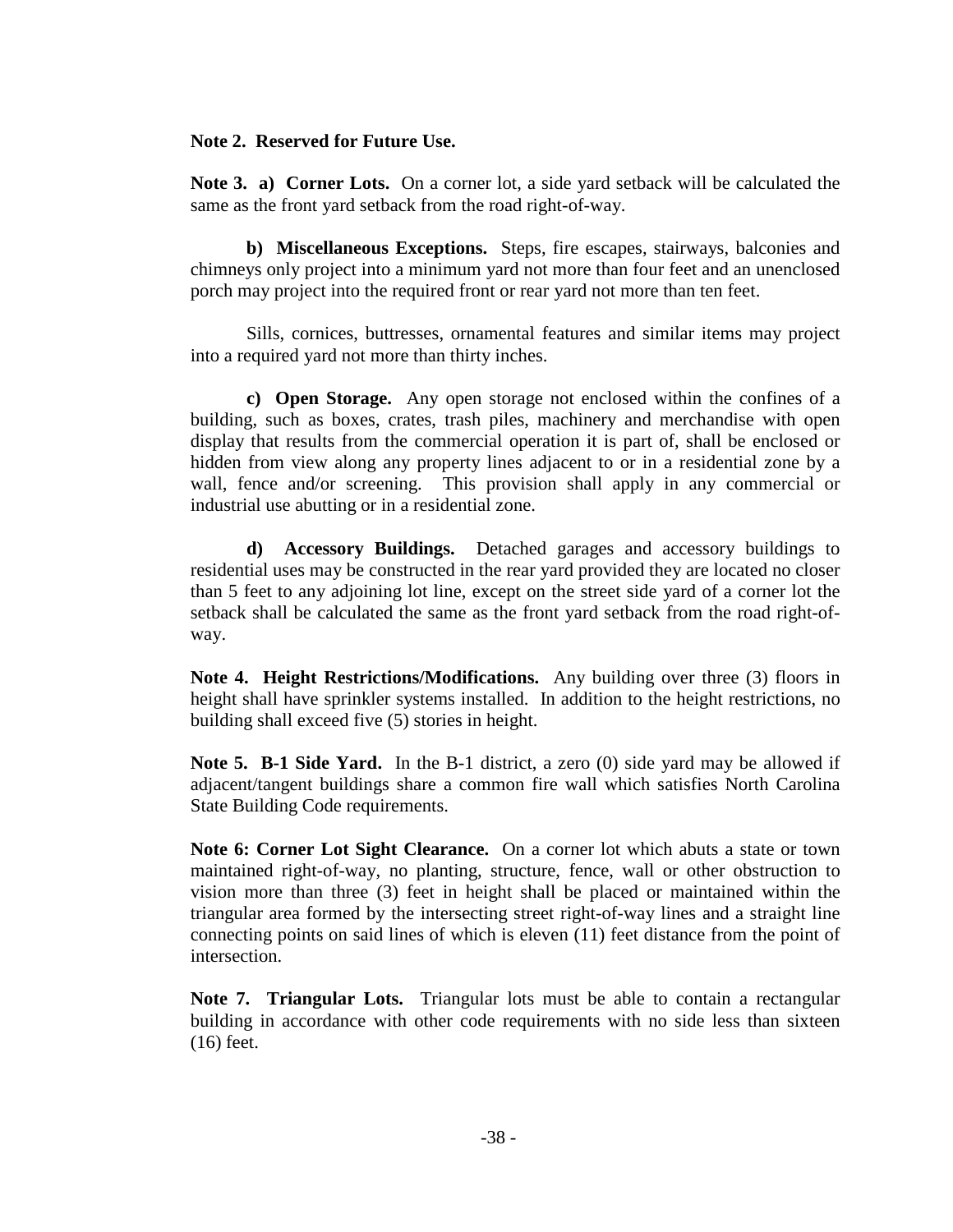**Note 2. Reserved for Future Use.**

**Note 3. a) Corner Lots.** On a corner lot, a side yard setback will be calculated the same as the front yard setback from the road right-of-way.

**b) Miscellaneous Exceptions.** Steps, fire escapes, stairways, balconies and chimneys only project into a minimum yard not more than four feet and an unenclosed porch may project into the required front or rear yard not more than ten feet.

Sills, cornices, buttresses, ornamental features and similar items may project into a required yard not more than thirty inches.

**c) Open Storage.** Any open storage not enclosed within the confines of a building, such as boxes, crates, trash piles, machinery and merchandise with open display that results from the commercial operation it is part of, shall be enclosed or hidden from view along any property lines adjacent to or in a residential zone by a wall, fence and/or screening. This provision shall apply in any commercial or industrial use abutting or in a residential zone.

**d) Accessory Buildings.** Detached garages and accessory buildings to residential uses may be constructed in the rear yard provided they are located no closer than 5 feet to any adjoining lot line, except on the street side yard of a corner lot the setback shall be calculated the same as the front yard setback from the road right-of-way.

**Note 4. Height Restrictions/Modifications.** Any building over three (3) floors in height shall have sprinkler systems installed. In addition to the height restrictions, no building shall exceed five (5) stories in height.

**Note 5. B-1 Side Yard.** In the B-1 district, a zero (0) side yard may be allowed if adjacent/tangent buildings share a common fire wall which satisfies North Carolina State Building Code requirements.

**Note 6: Corner Lot Sight Clearance.** On a corner lot which abuts a state or town maintained right-of-way, no planting, structure, fence, wall or other obstruction to vision more than three (3) feet in height shall be placed or maintained within the triangular area formed by the intersecting street right-of-way lines and a straight line connecting points on said lines of which is eleven (11) feet distance from the point of intersection.

**Note 7. Triangular Lots.** Triangular lots must be able to contain a rectangular building in accordance with other code requirements with no side less than sixteen (16) feet.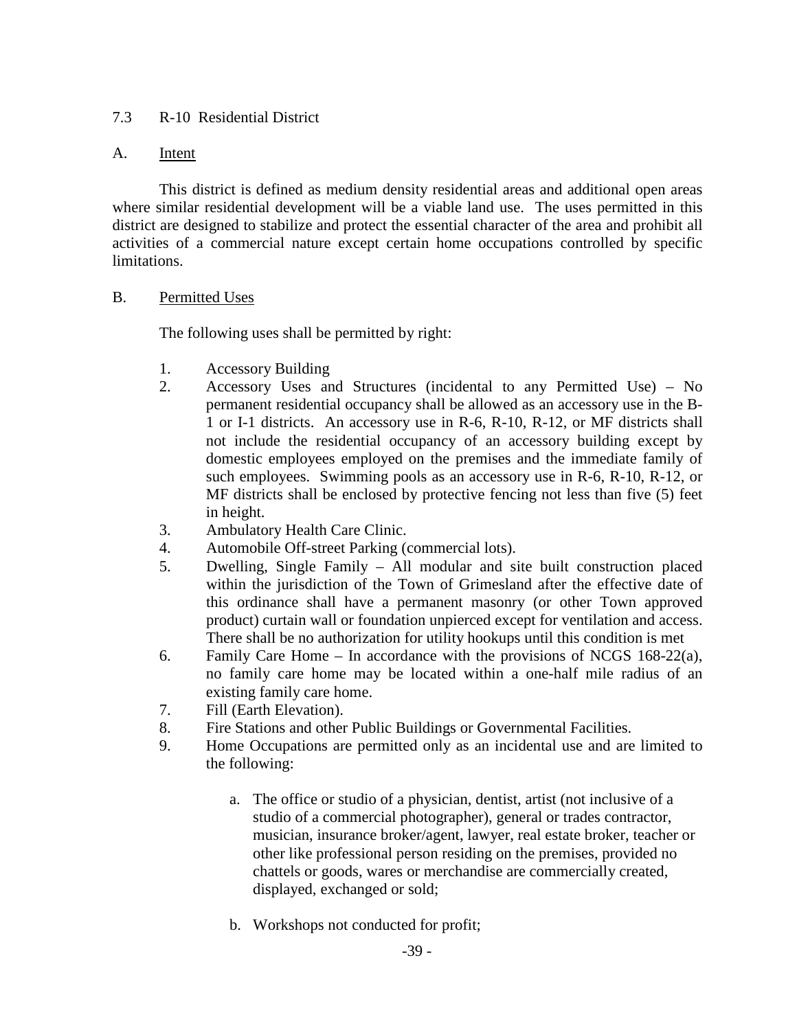## 7.3 R-10 Residential District

### A. Intent

This district is defined as medium density residential areas and additional open areas where similar residential development will be a viable land use. The uses permitted in this district are designed to stabilize and protect the essential character of the area and prohibit all activities of a commercial nature except certain home occupations controlled by specific limitations.

### B. Permitted Uses

The following uses shall be permitted by right:

1. Accessory Building
2. Accessory Uses and Structures (incidental to any Permitted Use) – No permanent residential occupancy shall be allowed as an accessory use in the B-1 or I-1 districts. An accessory use in R-6, R-10, R-12, or MF districts shall not include the residential occupancy of an accessory building except by domestic employees employed on the premises and the immediate family of such employees. Swimming pools as an accessory use in R-6, R-10, R-12, or MF districts shall be enclosed by protective fencing not less than five (5) feet in height.
3. Ambulatory Health Care Clinic.
4. Automobile Off-street Parking (commercial lots).
5. Dwelling, Single Family – All modular and site built construction placed within the jurisdiction of the Town of Grimesland after the effective date of this ordinance shall have a permanent masonry (or other Town approved product) curtain wall or foundation unpierced except for ventilation and access. There shall be no authorization for utility hookups until this condition is met
6. Family Care Home – In accordance with the provisions of NCGS 168-22(a), no family care home may be located within a one-half mile radius of an existing family care home.
7. Fill (Earth Elevation).
8. Fire Stations and other Public Buildings or Governmental Facilities.
9. Home Occupations are permitted only as an incidental use and are limited to the following:

    a. The office or studio of a physician, dentist, artist (not inclusive of a studio of a commercial photographer), general or trades contractor, musician, insurance broker/agent, lawyer, real estate broker, teacher or other like professional person residing on the premises, provided no chattels or goods, wares or merchandise are commercially created, displayed, exchanged or sold;

    b. Workshops not conducted for profit;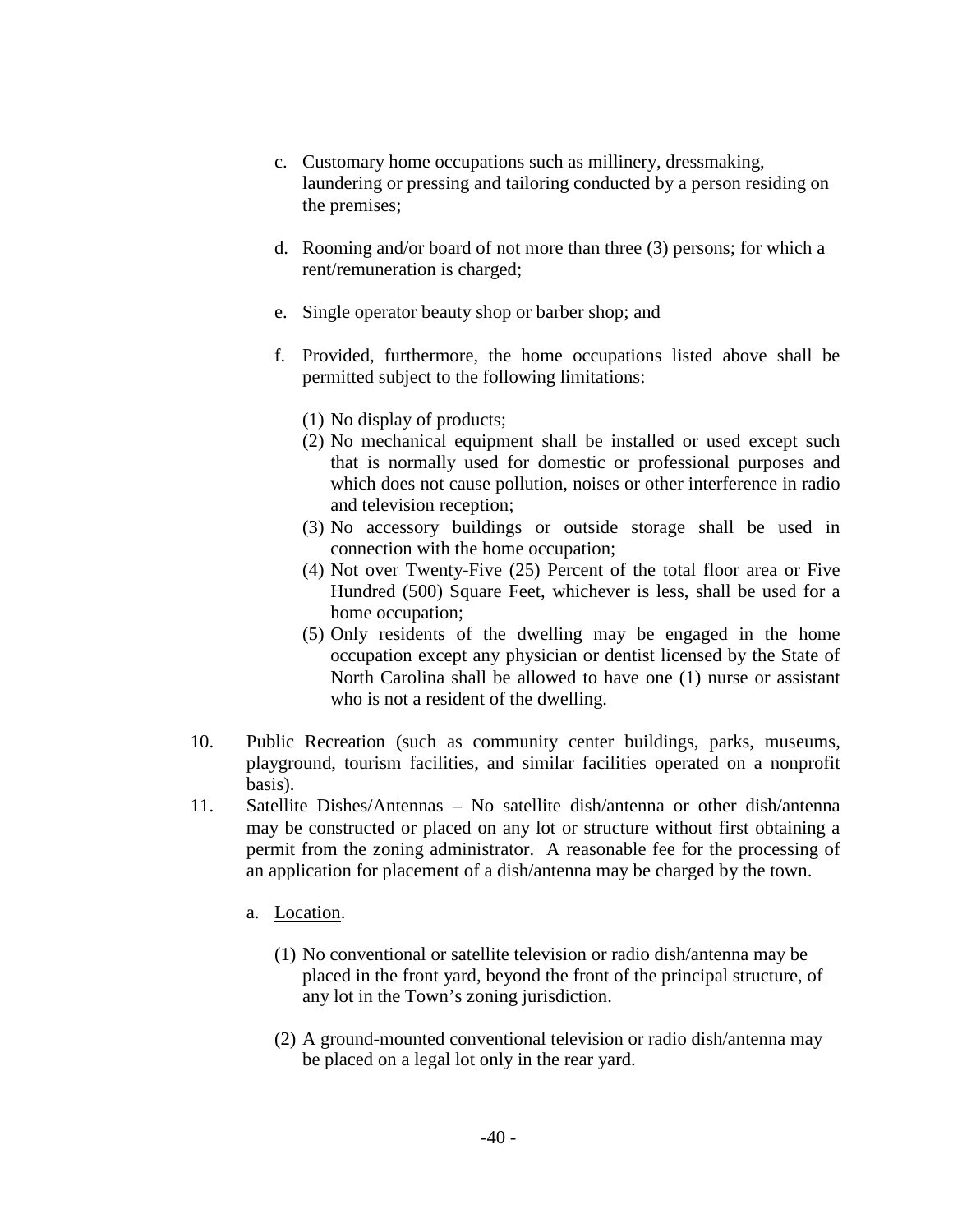c. Customary home occupations such as millinery, dressmaking, laundering or pressing and tailoring conducted by a person residing on the premises;

d. Rooming and/or board of not more than three (3) persons; for which a rent/remuneration is charged;

e. Single operator beauty shop or barber shop; and

f. Provided, furthermore, the home occupations listed above shall be permitted subject to the following limitations:

   (1) No display of products;
   (2) No mechanical equipment shall be installed or used except such that is normally used for domestic or professional purposes and which does not cause pollution, noises or other interference in radio and television reception;
   (3) No accessory buildings or outside storage shall be used in connection with the home occupation;
   (4) Not over Twenty-Five (25) Percent of the total floor area or Five Hundred (500) Square Feet, whichever is less, shall be used for a home occupation;
   (5) Only residents of the dwelling may be engaged in the home occupation except any physician or dentist licensed by the State of North Carolina shall be allowed to have one (1) nurse or assistant who is not a resident of the dwelling.

10. Public Recreation (such as community center buildings, parks, museums, playground, tourism facilities, and similar facilities operated on a nonprofit basis).

11. Satellite Dishes/Antennas – No satellite dish/antenna or other dish/antenna may be constructed or placed on any lot or structure without first obtaining a permit from the zoning administrator. A reasonable fee for the processing of an application for placement of a dish/antenna may be charged by the town.

   a. Location.

      (1) No conventional or satellite television or radio dish/antenna may be placed in the front yard, beyond the front of the principal structure, of any lot in the Town's zoning jurisdiction.

      (2) A ground-mounted conventional television or radio dish/antenna may be placed on a legal lot only in the rear yard.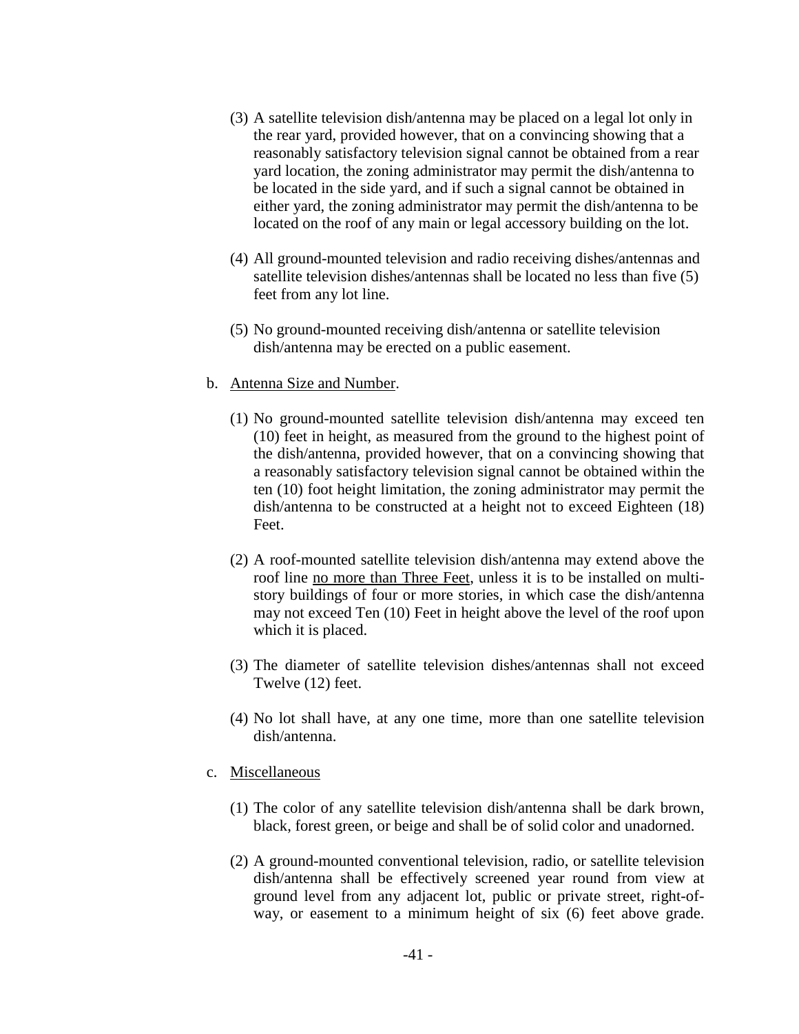(3) A satellite television dish/antenna may be placed on a legal lot only in the rear yard, provided however, that on a convincing showing that a reasonably satisfactory television signal cannot be obtained from a rear yard location, the zoning administrator may permit the dish/antenna to be located in the side yard, and if such a signal cannot be obtained in either yard, the zoning administrator may permit the dish/antenna to be located on the roof of any main or legal accessory building on the lot.

(4) All ground-mounted television and radio receiving dishes/antennas and satellite television dishes/antennas shall be located no less than five (5) feet from any lot line.

(5) No ground-mounted receiving dish/antenna or satellite television dish/antenna may be erected on a public easement.

b. <u>Antenna Size and Number</u>.

(1) No ground-mounted satellite television dish/antenna may exceed ten (10) feet in height, as measured from the ground to the highest point of the dish/antenna, provided however, that on a convincing showing that a reasonably satisfactory television signal cannot be obtained within the ten (10) foot height limitation, the zoning administrator may permit the dish/antenna to be constructed at a height not to exceed Eighteen (18) Feet.

(2) A roof-mounted satellite television dish/antenna may extend above the roof line <u>no more than Three Feet</u>, unless it is to be installed on multi-story buildings of four or more stories, in which case the dish/antenna may not exceed Ten (10) Feet in height above the level of the roof upon which it is placed.

(3) The diameter of satellite television dishes/antennas shall not exceed Twelve (12) feet.

(4) No lot shall have, at any one time, more than one satellite television dish/antenna.

c. <u>Miscellaneous</u>

(1) The color of any satellite television dish/antenna shall be dark brown, black, forest green, or beige and shall be of solid color and unadorned.

(2) A ground-mounted conventional television, radio, or satellite television dish/antenna shall be effectively screened year round from view at ground level from any adjacent lot, public or private street, right-of-way, or easement to a minimum height of six (6) feet above grade.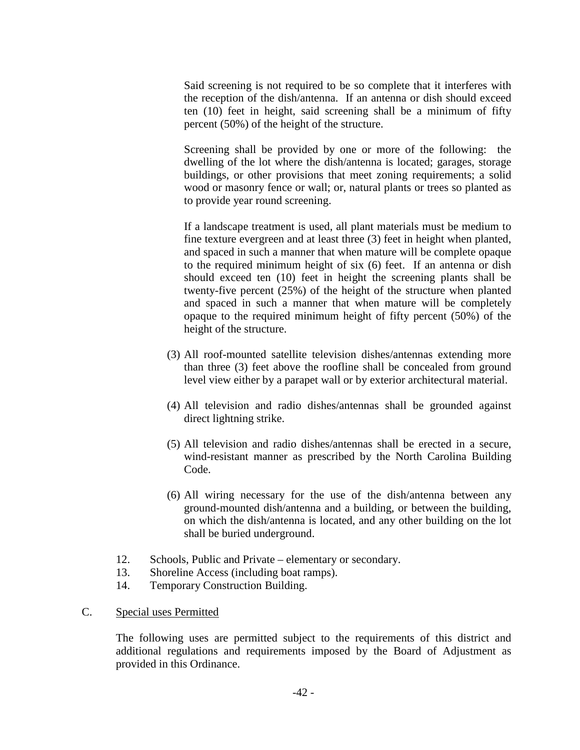Said screening is not required to be so complete that it interferes with the reception of the dish/antenna. If an antenna or dish should exceed ten (10) feet in height, said screening shall be a minimum of fifty percent (50%) of the height of the structure.

Screening shall be provided by one or more of the following: the dwelling of the lot where the dish/antenna is located; garages, storage buildings, or other provisions that meet zoning requirements; a solid wood or masonry fence or wall; or, natural plants or trees so planted as to provide year round screening.

If a landscape treatment is used, all plant materials must be medium to fine texture evergreen and at least three (3) feet in height when planted, and spaced in such a manner that when mature will be complete opaque to the required minimum height of six (6) feet. If an antenna or dish should exceed ten (10) feet in height the screening plants shall be twenty-five percent (25%) of the height of the structure when planted and spaced in such a manner that when mature will be completely opaque to the required minimum height of fifty percent (50%) of the height of the structure.

(3) All roof-mounted satellite television dishes/antennas extending more than three (3) feet above the roofline shall be concealed from ground level view either by a parapet wall or by exterior architectural material.

(4) All television and radio dishes/antennas shall be grounded against direct lightning strike.

(5) All television and radio dishes/antennas shall be erected in a secure, wind-resistant manner as prescribed by the North Carolina Building Code.

(6) All wiring necessary for the use of the dish/antenna between any ground-mounted dish/antenna and a building, or between the building, on which the dish/antenna is located, and any other building on the lot shall be buried underground.

12. Schools, Public and Private – elementary or secondary.
13. Shoreline Access (including boat ramps).
14. Temporary Construction Building.

C. <u>Special uses Permitted</u>

The following uses are permitted subject to the requirements of this district and additional regulations and requirements imposed by the Board of Adjustment as provided in this Ordinance.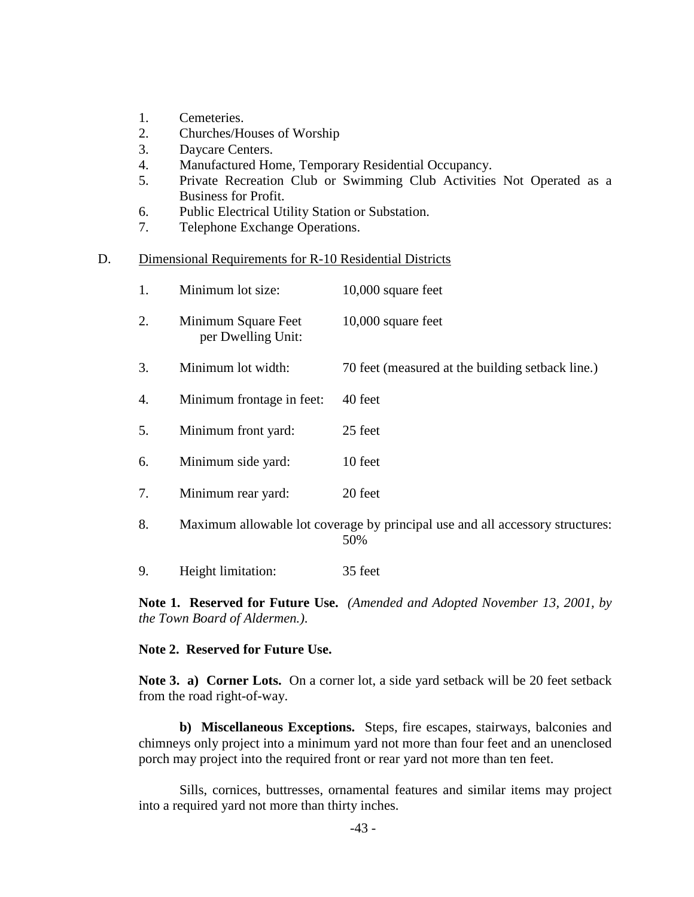1. Cemeteries.
2. Churches/Houses of Worship
3. Daycare Centers.
4. Manufactured Home, Temporary Residential Occupancy.
5. Private Recreation Club or Swimming Club Activities Not Operated as a Business for Profit.
6. Public Electrical Utility Station or Substation.
7. Telephone Exchange Operations.

D. Dimensional Requirements for R-10 Residential Districts

1. Minimum lot size: 10,000 square feet
2. Minimum Square Feet per Dwelling Unit: 10,000 square feet
3. Minimum lot width: 70 feet (measured at the building setback line.)
4. Minimum frontage in feet: 40 feet
5. Minimum front yard: 25 feet
6. Minimum side yard: 10 feet
7. Minimum rear yard: 20 feet
8. Maximum allowable lot coverage by principal use and all accessory structures: 50%
9. Height limitation: 35 feet

**Note 1. Reserved for Future Use.** *(Amended and Adopted November 13, 2001, by the Town Board of Aldermen.).*

**Note 2. Reserved for Future Use.**

**Note 3. a) Corner Lots.** On a corner lot, a side yard setback will be 20 feet setback from the road right-of-way.

**b) Miscellaneous Exceptions.** Steps, fire escapes, stairways, balconies and chimneys only project into a minimum yard not more than four feet and an unenclosed porch may project into the required front or rear yard not more than ten feet.

Sills, cornices, buttresses, ornamental features and similar items may project into a required yard not more than thirty inches.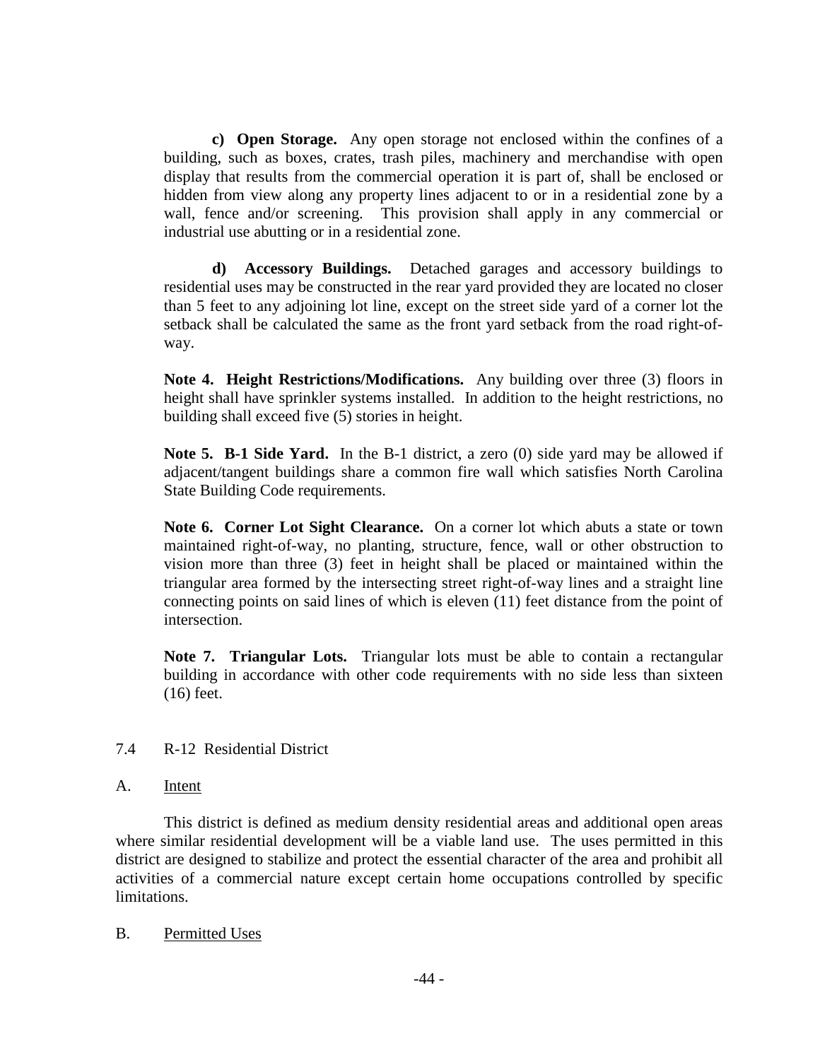**c) Open Storage.** Any open storage not enclosed within the confines of a building, such as boxes, crates, trash piles, machinery and merchandise with open display that results from the commercial operation it is part of, shall be enclosed or hidden from view along any property lines adjacent to or in a residential zone by a wall, fence and/or screening. This provision shall apply in any commercial or industrial use abutting or in a residential zone.

**d) Accessory Buildings.** Detached garages and accessory buildings to residential uses may be constructed in the rear yard provided they are located no closer than 5 feet to any adjoining lot line, except on the street side yard of a corner lot the setback shall be calculated the same as the front yard setback from the road right-of-way.

**Note 4. Height Restrictions/Modifications.** Any building over three (3) floors in height shall have sprinkler systems installed. In addition to the height restrictions, no building shall exceed five (5) stories in height.

**Note 5. B-1 Side Yard.** In the B-1 district, a zero (0) side yard may be allowed if adjacent/tangent buildings share a common fire wall which satisfies North Carolina State Building Code requirements.

**Note 6. Corner Lot Sight Clearance.** On a corner lot which abuts a state or town maintained right-of-way, no planting, structure, fence, wall or other obstruction to vision more than three (3) feet in height shall be placed or maintained within the triangular area formed by the intersecting street right-of-way lines and a straight line connecting points on said lines of which is eleven (11) feet distance from the point of intersection.

**Note 7. Triangular Lots.** Triangular lots must be able to contain a rectangular building in accordance with other code requirements with no side less than sixteen (16) feet.

## 7.4 R-12 Residential District

### A. Intent

This district is defined as medium density residential areas and additional open areas where similar residential development will be a viable land use. The uses permitted in this district are designed to stabilize and protect the essential character of the area and prohibit all activities of a commercial nature except certain home occupations controlled by specific limitations.

### B. Permitted Uses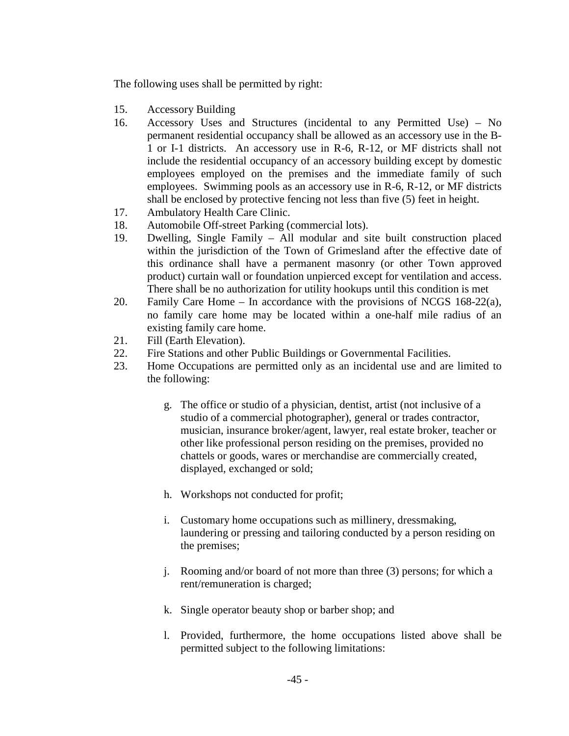The following uses shall be permitted by right:

15. Accessory Building
16. Accessory Uses and Structures (incidental to any Permitted Use) – No permanent residential occupancy shall be allowed as an accessory use in the B-1 or I-1 districts. An accessory use in R-6, R-12, or MF districts shall not include the residential occupancy of an accessory building except by domestic employees employed on the premises and the immediate family of such employees. Swimming pools as an accessory use in R-6, R-12, or MF districts shall be enclosed by protective fencing not less than five (5) feet in height.
17. Ambulatory Health Care Clinic.
18. Automobile Off-street Parking (commercial lots).
19. Dwelling, Single Family – All modular and site built construction placed within the jurisdiction of the Town of Grimesland after the effective date of this ordinance shall have a permanent masonry (or other Town approved product) curtain wall or foundation unpierced except for ventilation and access. There shall be no authorization for utility hookups until this condition is met
20. Family Care Home – In accordance with the provisions of NCGS 168-22(a), no family care home may be located within a one-half mile radius of an existing family care home.
21. Fill (Earth Elevation).
22. Fire Stations and other Public Buildings or Governmental Facilities.
23. Home Occupations are permitted only as an incidental use and are limited to the following:

    g. The office or studio of a physician, dentist, artist (not inclusive of a studio of a commercial photographer), general or trades contractor, musician, insurance broker/agent, lawyer, real estate broker, teacher or other like professional person residing on the premises, provided no chattels or goods, wares or merchandise are commercially created, displayed, exchanged or sold;

    h. Workshops not conducted for profit;

    i. Customary home occupations such as millinery, dressmaking, laundering or pressing and tailoring conducted by a person residing on the premises;

    j. Rooming and/or board of not more than three (3) persons; for which a rent/remuneration is charged;

    k. Single operator beauty shop or barber shop; and

    l. Provided, furthermore, the home occupations listed above shall be permitted subject to the following limitations: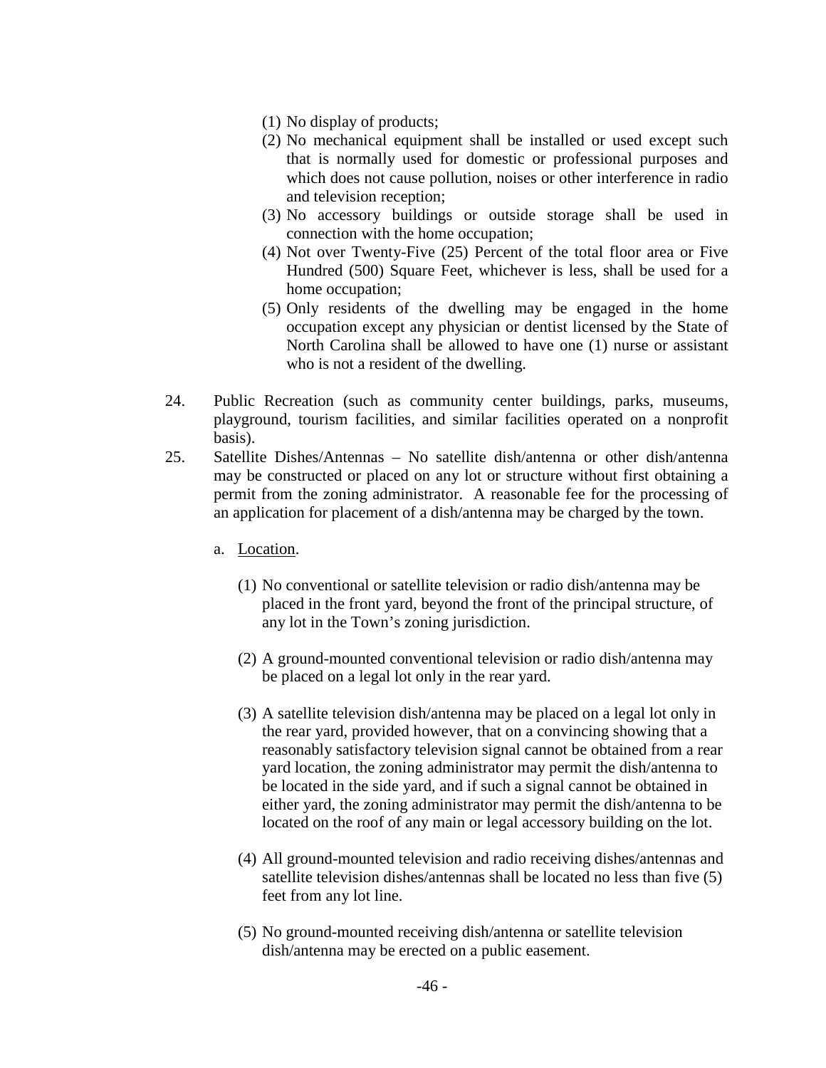(1) No display of products;
(2) No mechanical equipment shall be installed or used except such that is normally used for domestic or professional purposes and which does not cause pollution, noises or other interference in radio and television reception;
(3) No accessory buildings or outside storage shall be used in connection with the home occupation;
(4) Not over Twenty-Five (25) Percent of the total floor area or Five Hundred (500) Square Feet, whichever is less, shall be used for a home occupation;
(5) Only residents of the dwelling may be engaged in the home occupation except any physician or dentist licensed by the State of North Carolina shall be allowed to have one (1) nurse or assistant who is not a resident of the dwelling.

24. Public Recreation (such as community center buildings, parks, museums, playground, tourism facilities, and similar facilities operated on a nonprofit basis).

25. Satellite Dishes/Antennas – No satellite dish/antenna or other dish/antenna may be constructed or placed on any lot or structure without first obtaining a permit from the zoning administrator. A reasonable fee for the processing of an application for placement of a dish/antenna may be charged by the town.

   a. Location.

      (1) No conventional or satellite television or radio dish/antenna may be placed in the front yard, beyond the front of the principal structure, of any lot in the Town's zoning jurisdiction.

      (2) A ground-mounted conventional television or radio dish/antenna may be placed on a legal lot only in the rear yard.

      (3) A satellite television dish/antenna may be placed on a legal lot only in the rear yard, provided however, that on a convincing showing that a reasonably satisfactory television signal cannot be obtained from a rear yard location, the zoning administrator may permit the dish/antenna to be located in the side yard, and if such a signal cannot be obtained in either yard, the zoning administrator may permit the dish/antenna to be located on the roof of any main or legal accessory building on the lot.

      (4) All ground-mounted television and radio receiving dishes/antennas and satellite television dishes/antennas shall be located no less than five (5) feet from any lot line.

      (5) No ground-mounted receiving dish/antenna or satellite television dish/antenna may be erected on a public easement.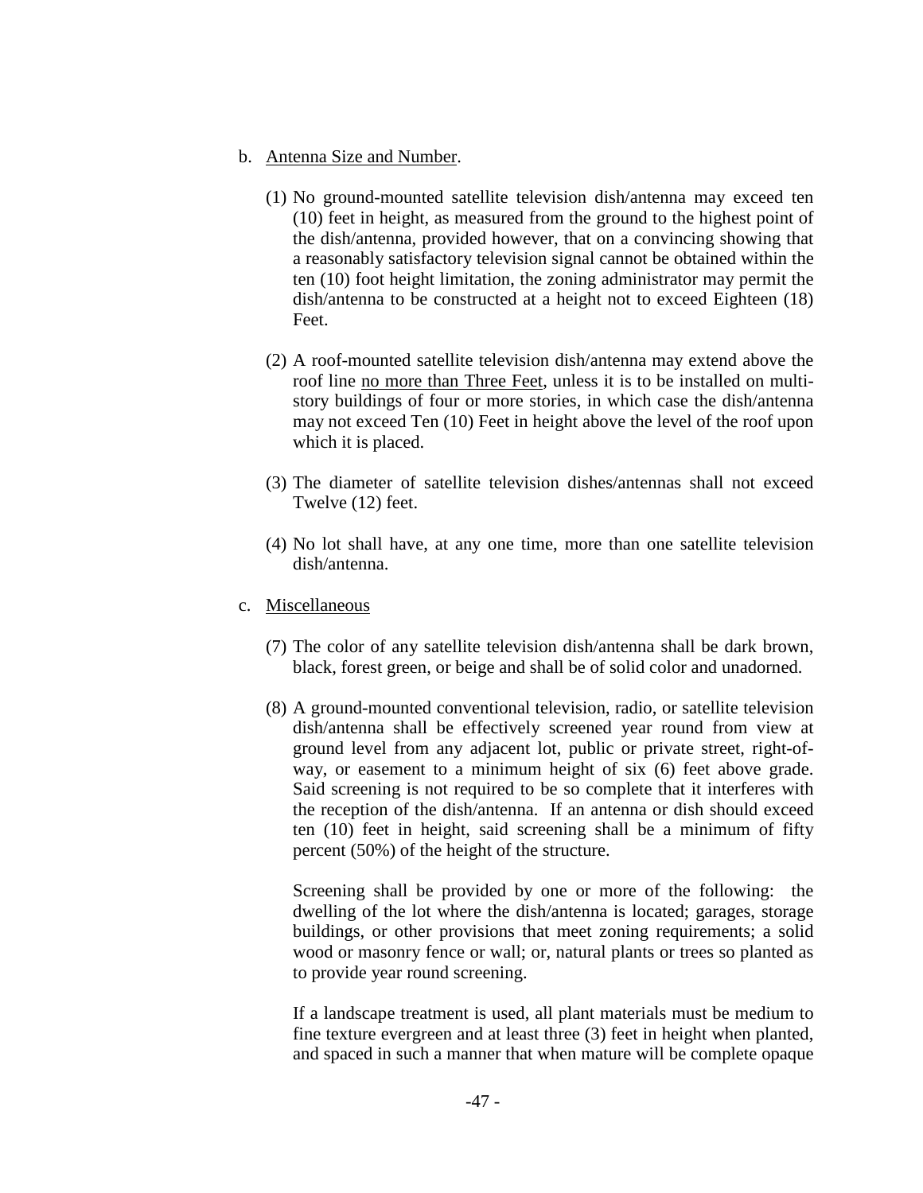b. <u>Antenna Size and Number</u>.

(1) No ground-mounted satellite television dish/antenna may exceed ten (10) feet in height, as measured from the ground to the highest point of the dish/antenna, provided however, that on a convincing showing that a reasonably satisfactory television signal cannot be obtained within the ten (10) foot height limitation, the zoning administrator may permit the dish/antenna to be constructed at a height not to exceed Eighteen (18) Feet.

(2) A roof-mounted satellite television dish/antenna may extend above the roof line <u>no more than Three Feet</u>, unless it is to be installed on multi-story buildings of four or more stories, in which case the dish/antenna may not exceed Ten (10) Feet in height above the level of the roof upon which it is placed.

(3) The diameter of satellite television dishes/antennas shall not exceed Twelve (12) feet.

(4) No lot shall have, at any one time, more than one satellite television dish/antenna.

c. <u>Miscellaneous</u>

(7) The color of any satellite television dish/antenna shall be dark brown, black, forest green, or beige and shall be of solid color and unadorned.

(8) A ground-mounted conventional television, radio, or satellite television dish/antenna shall be effectively screened year round from view at ground level from any adjacent lot, public or private street, right-of-way, or easement to a minimum height of six (6) feet above grade. Said screening is not required to be so complete that it interferes with the reception of the dish/antenna. If an antenna or dish should exceed ten (10) feet in height, said screening shall be a minimum of fifty percent (50%) of the height of the structure.

Screening shall be provided by one or more of the following: the dwelling of the lot where the dish/antenna is located; garages, storage buildings, or other provisions that meet zoning requirements; a solid wood or masonry fence or wall; or, natural plants or trees so planted as to provide year round screening.

If a landscape treatment is used, all plant materials must be medium to fine texture evergreen and at least three (3) feet in height when planted, and spaced in such a manner that when mature will be complete opaque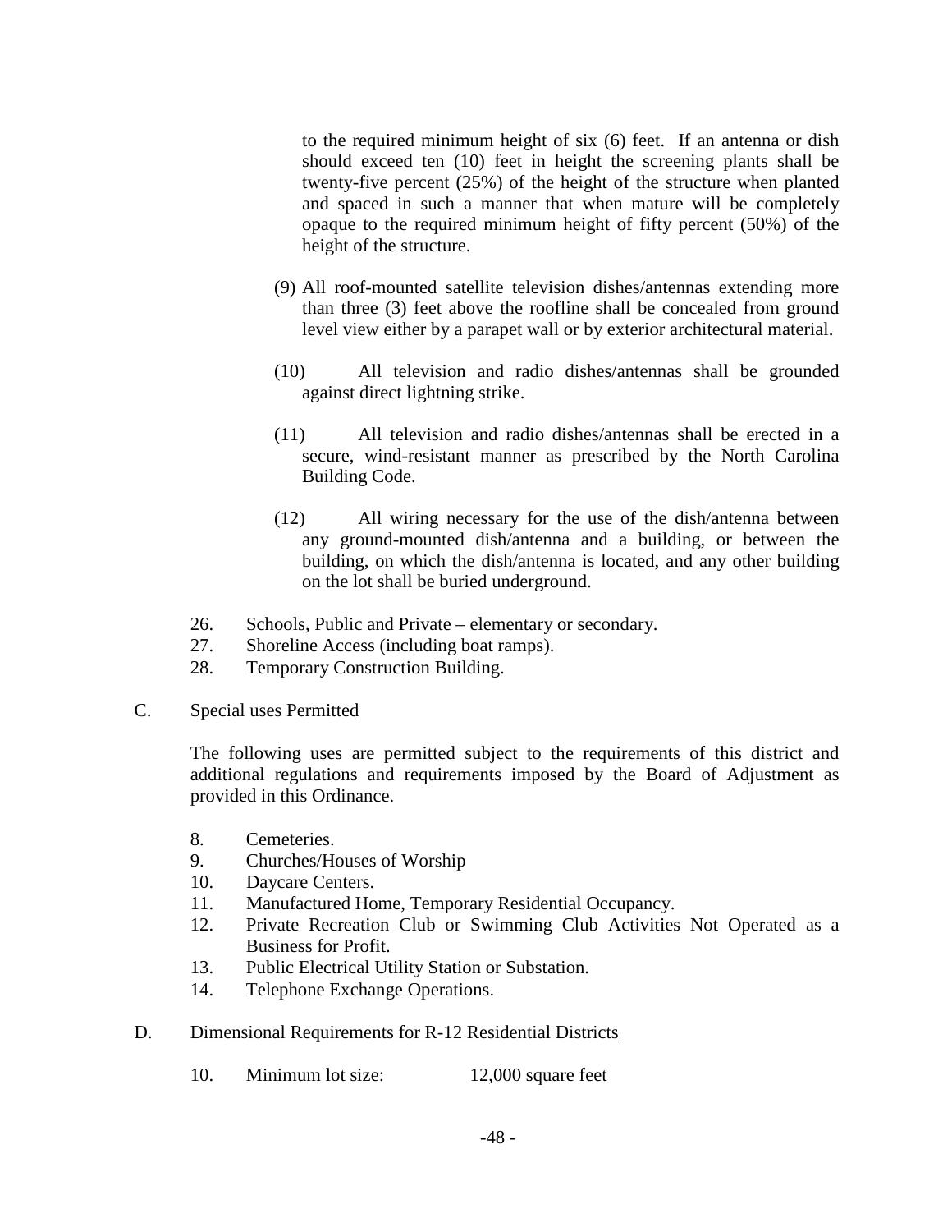to the required minimum height of six (6) feet. If an antenna or dish should exceed ten (10) feet in height the screening plants shall be twenty-five percent (25%) of the height of the structure when planted and spaced in such a manner that when mature will be completely opaque to the required minimum height of fifty percent (50%) of the height of the structure.

(9) All roof-mounted satellite television dishes/antennas extending more than three (3) feet above the roofline shall be concealed from ground level view either by a parapet wall or by exterior architectural material.

(10) All television and radio dishes/antennas shall be grounded against direct lightning strike.

(11) All television and radio dishes/antennas shall be erected in a secure, wind-resistant manner as prescribed by the North Carolina Building Code.

(12) All wiring necessary for the use of the dish/antenna between any ground-mounted dish/antenna and a building, or between the building, on which the dish/antenna is located, and any other building on the lot shall be buried underground.

26. Schools, Public and Private – elementary or secondary.
27. Shoreline Access (including boat ramps).
28. Temporary Construction Building.

C. Special uses Permitted

The following uses are permitted subject to the requirements of this district and additional regulations and requirements imposed by the Board of Adjustment as provided in this Ordinance.

8. Cemeteries.
9. Churches/Houses of Worship
10. Daycare Centers.
11. Manufactured Home, Temporary Residential Occupancy.
12. Private Recreation Club or Swimming Club Activities Not Operated as a Business for Profit.
13. Public Electrical Utility Station or Substation.
14. Telephone Exchange Operations.

D. Dimensional Requirements for R-12 Residential Districts

10. Minimum lot size: 12,000 square feet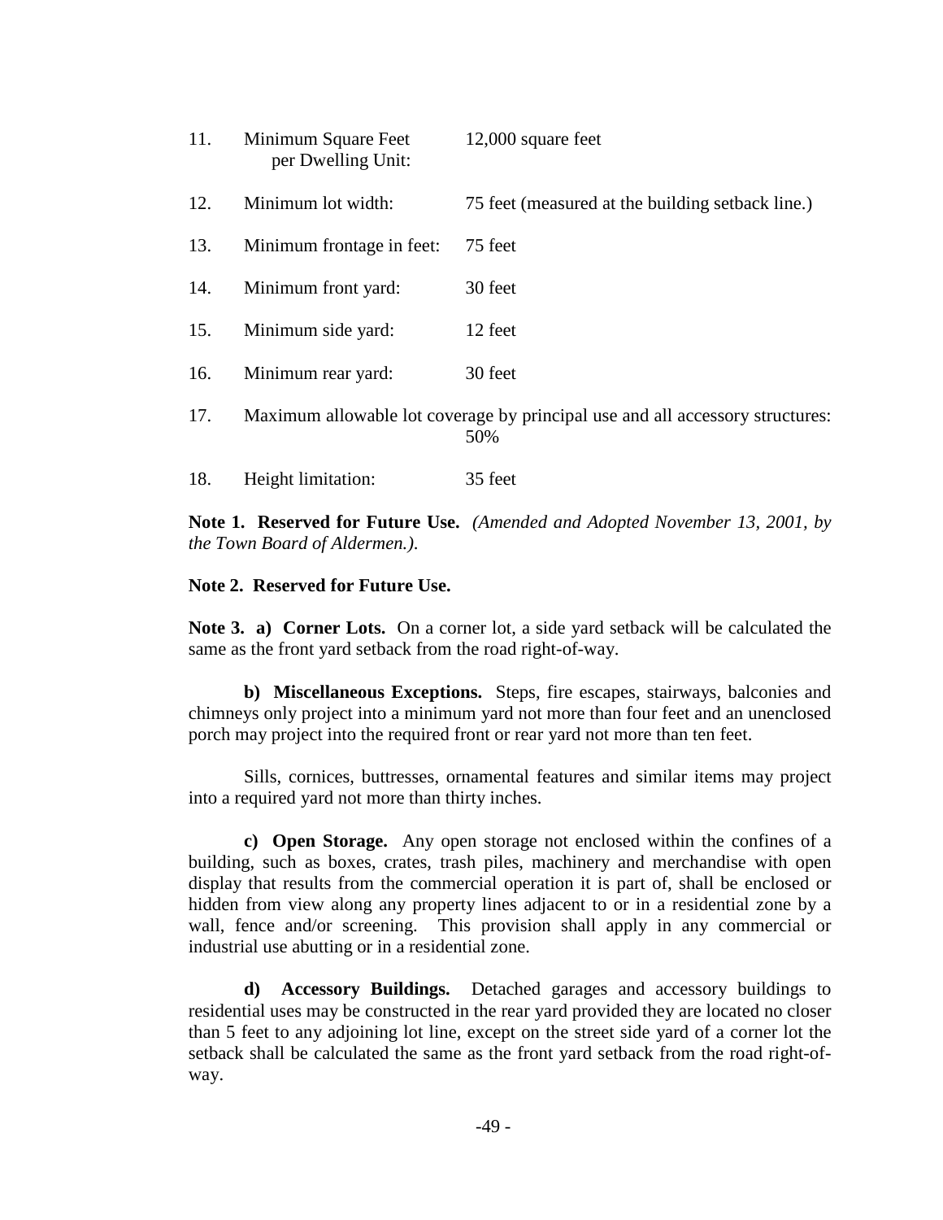11. Minimum Square Feet per Dwelling Unit: 12,000 square feet

12. Minimum lot width: 75 feet (measured at the building setback line.)

13. Minimum frontage in feet: 75 feet

14. Minimum front yard: 30 feet

15. Minimum side yard: 12 feet

16. Minimum rear yard: 30 feet

17. Maximum allowable lot coverage by principal use and all accessory structures: 50%

18. Height limitation: 35 feet

**Note 1. Reserved for Future Use.** *(Amended and Adopted November 13, 2001, by the Town Board of Aldermen.).*

**Note 2. Reserved for Future Use.**

**Note 3. a) Corner Lots.** On a corner lot, a side yard setback will be calculated the same as the front yard setback from the road right-of-way.

**b) Miscellaneous Exceptions.** Steps, fire escapes, stairways, balconies and chimneys only project into a minimum yard not more than four feet and an unenclosed porch may project into the required front or rear yard not more than ten feet.

Sills, cornices, buttresses, ornamental features and similar items may project into a required yard not more than thirty inches.

**c) Open Storage.** Any open storage not enclosed within the confines of a building, such as boxes, crates, trash piles, machinery and merchandise with open display that results from the commercial operation it is part of, shall be enclosed or hidden from view along any property lines adjacent to or in a residential zone by a wall, fence and/or screening. This provision shall apply in any commercial or industrial use abutting or in a residential zone.

**d) Accessory Buildings.** Detached garages and accessory buildings to residential uses may be constructed in the rear yard provided they are located no closer than 5 feet to any adjoining lot line, except on the street side yard of a corner lot the setback shall be calculated the same as the front yard setback from the road right-of-way.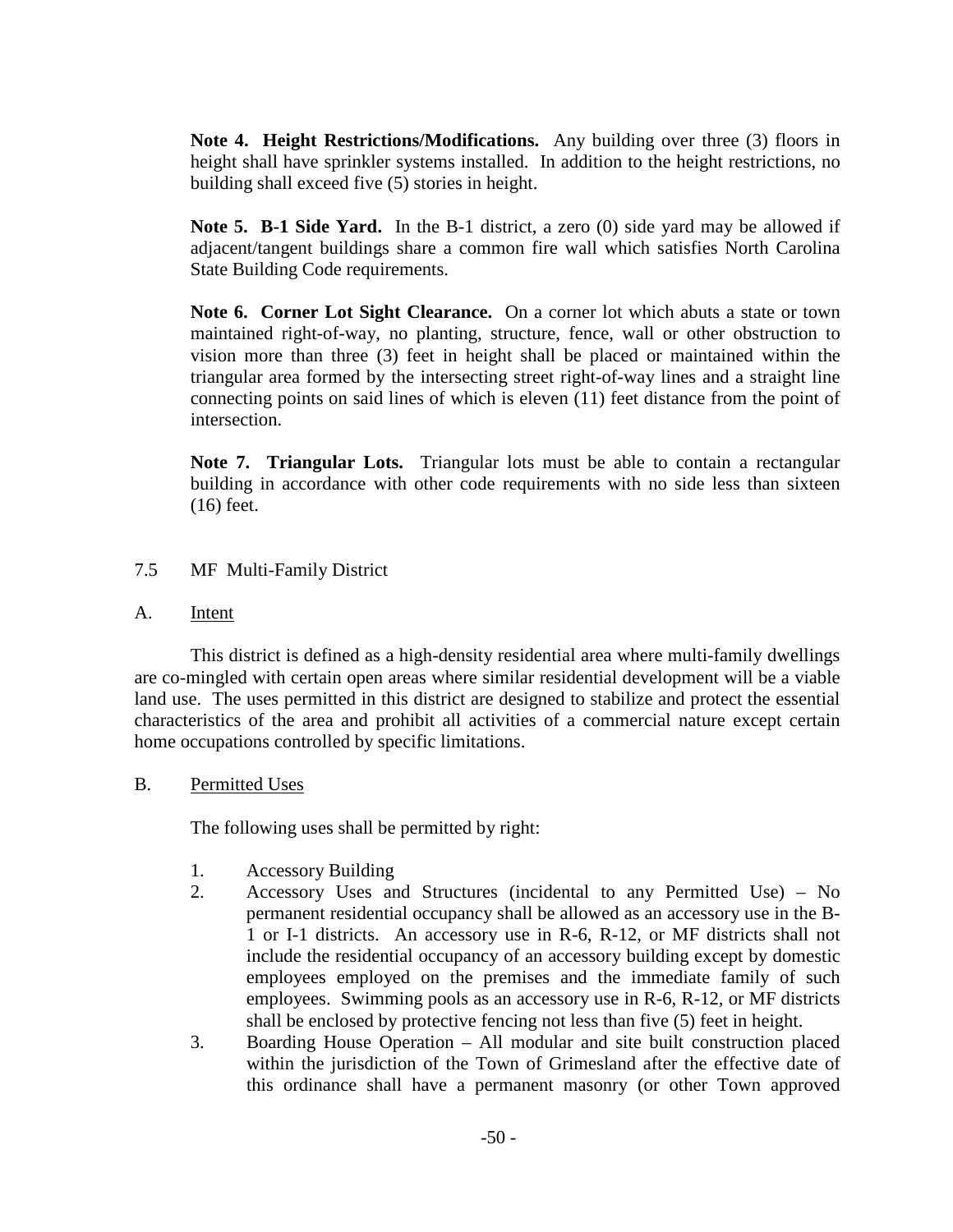**Note 4. Height Restrictions/Modifications.** Any building over three (3) floors in height shall have sprinkler systems installed. In addition to the height restrictions, no building shall exceed five (5) stories in height.

**Note 5. B-1 Side Yard.** In the B-1 district, a zero (0) side yard may be allowed if adjacent/tangent buildings share a common fire wall which satisfies North Carolina State Building Code requirements.

**Note 6. Corner Lot Sight Clearance.** On a corner lot which abuts a state or town maintained right-of-way, no planting, structure, fence, wall or other obstruction to vision more than three (3) feet in height shall be placed or maintained within the triangular area formed by the intersecting street right-of-way lines and a straight line connecting points on said lines of which is eleven (11) feet distance from the point of intersection.

**Note 7. Triangular Lots.** Triangular lots must be able to contain a rectangular building in accordance with other code requirements with no side less than sixteen (16) feet.

## 7.5 MF Multi-Family District

### A. Intent

This district is defined as a high-density residential area where multi-family dwellings are co-mingled with certain open areas where similar residential development will be a viable land use. The uses permitted in this district are designed to stabilize and protect the essential characteristics of the area and prohibit all activities of a commercial nature except certain home occupations controlled by specific limitations.

### B. Permitted Uses

The following uses shall be permitted by right:

1. Accessory Building
2. Accessory Uses and Structures (incidental to any Permitted Use) – No permanent residential occupancy shall be allowed as an accessory use in the B-1 or I-1 districts. An accessory use in R-6, R-12, or MF districts shall not include the residential occupancy of an accessory building except by domestic employees employed on the premises and the immediate family of such employees. Swimming pools as an accessory use in R-6, R-12, or MF districts shall be enclosed by protective fencing not less than five (5) feet in height.
3. Boarding House Operation – All modular and site built construction placed within the jurisdiction of the Town of Grimesland after the effective date of this ordinance shall have a permanent masonry (or other Town approved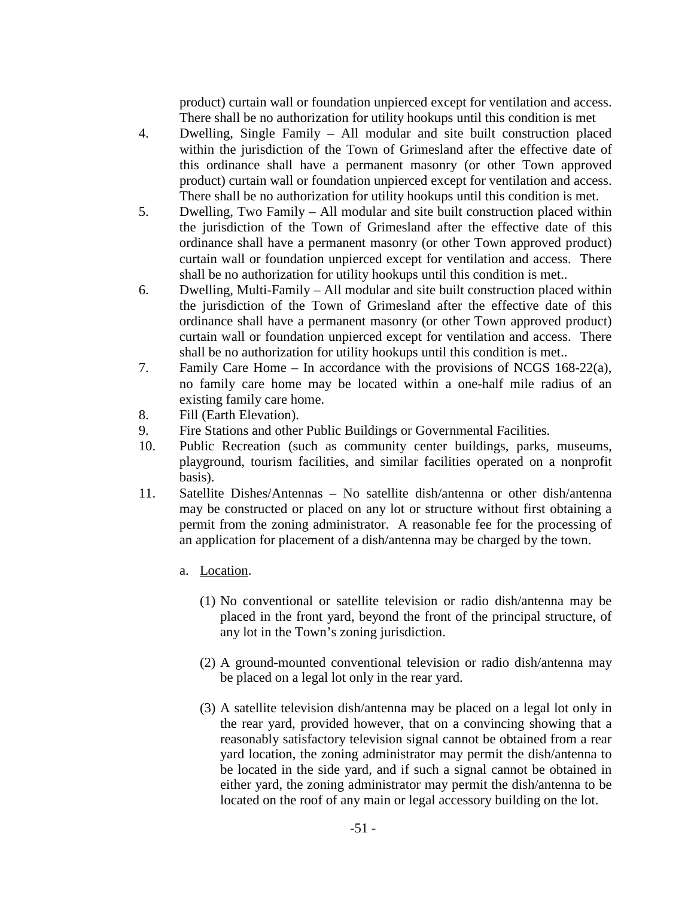product) curtain wall or foundation unpierced except for ventilation and access. There shall be no authorization for utility hookups until this condition is met

4. Dwelling, Single Family – All modular and site built construction placed within the jurisdiction of the Town of Grimesland after the effective date of this ordinance shall have a permanent masonry (or other Town approved product) curtain wall or foundation unpierced except for ventilation and access. There shall be no authorization for utility hookups until this condition is met.
5. Dwelling, Two Family – All modular and site built construction placed within the jurisdiction of the Town of Grimesland after the effective date of this ordinance shall have a permanent masonry (or other Town approved product) curtain wall or foundation unpierced except for ventilation and access. There shall be no authorization for utility hookups until this condition is met..
6. Dwelling, Multi-Family – All modular and site built construction placed within the jurisdiction of the Town of Grimesland after the effective date of this ordinance shall have a permanent masonry (or other Town approved product) curtain wall or foundation unpierced except for ventilation and access. There shall be no authorization for utility hookups until this condition is met..
7. Family Care Home – In accordance with the provisions of NCGS 168-22(a), no family care home may be located within a one-half mile radius of an existing family care home.
8. Fill (Earth Elevation).
9. Fire Stations and other Public Buildings or Governmental Facilities.
10. Public Recreation (such as community center buildings, parks, museums, playground, tourism facilities, and similar facilities operated on a nonprofit basis).
11. Satellite Dishes/Antennas – No satellite dish/antenna or other dish/antenna may be constructed or placed on any lot or structure without first obtaining a permit from the zoning administrator. A reasonable fee for the processing of an application for placement of a dish/antenna may be charged by the town.

    a. <u>Location</u>.

        (1) No conventional or satellite television or radio dish/antenna may be placed in the front yard, beyond the front of the principal structure, of any lot in the Town's zoning jurisdiction.

        (2) A ground-mounted conventional television or radio dish/antenna may be placed on a legal lot only in the rear yard.

        (3) A satellite television dish/antenna may be placed on a legal lot only in the rear yard, provided however, that on a convincing showing that a reasonably satisfactory television signal cannot be obtained from a rear yard location, the zoning administrator may permit the dish/antenna to be located in the side yard, and if such a signal cannot be obtained in either yard, the zoning administrator may permit the dish/antenna to be located on the roof of any main or legal accessory building on the lot.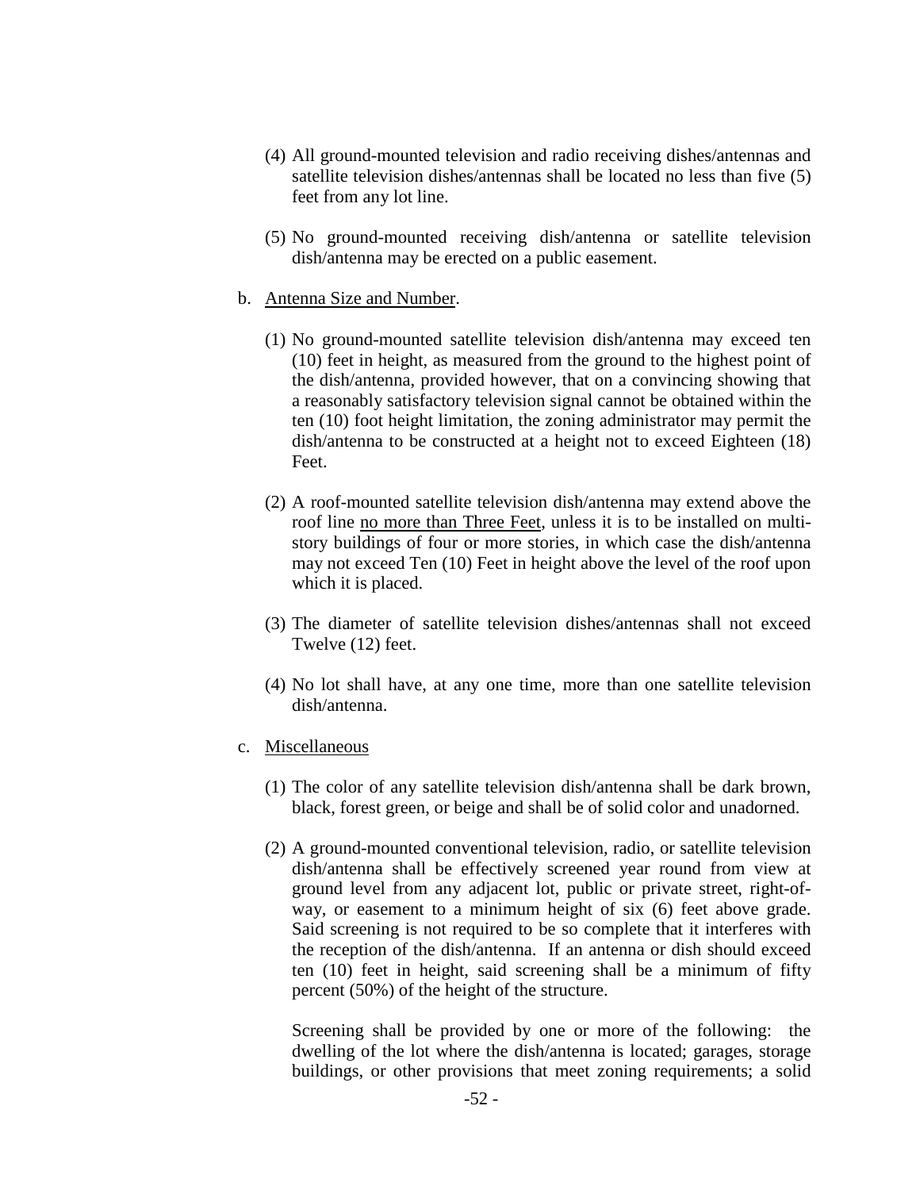(4) All ground-mounted television and radio receiving dishes/antennas and satellite television dishes/antennas shall be located no less than five (5) feet from any lot line.

(5) No ground-mounted receiving dish/antenna or satellite television dish/antenna may be erected on a public easement.

b. Antenna Size and Number.

(1) No ground-mounted satellite television dish/antenna may exceed ten (10) feet in height, as measured from the ground to the highest point of the dish/antenna, provided however, that on a convincing showing that a reasonably satisfactory television signal cannot be obtained within the ten (10) foot height limitation, the zoning administrator may permit the dish/antenna to be constructed at a height not to exceed Eighteen (18) Feet.

(2) A roof-mounted satellite television dish/antenna may extend above the roof line no more than Three Feet, unless it is to be installed on multi-story buildings of four or more stories, in which case the dish/antenna may not exceed Ten (10) Feet in height above the level of the roof upon which it is placed.

(3) The diameter of satellite television dishes/antennas shall not exceed Twelve (12) feet.

(4) No lot shall have, at any one time, more than one satellite television dish/antenna.

c. Miscellaneous

(1) The color of any satellite television dish/antenna shall be dark brown, black, forest green, or beige and shall be of solid color and unadorned.

(2) A ground-mounted conventional television, radio, or satellite television dish/antenna shall be effectively screened year round from view at ground level from any adjacent lot, public or private street, right-of-way, or easement to a minimum height of six (6) feet above grade. Said screening is not required to be so complete that it interferes with the reception of the dish/antenna. If an antenna or dish should exceed ten (10) feet in height, said screening shall be a minimum of fifty percent (50%) of the height of the structure.

Screening shall be provided by one or more of the following: the dwelling of the lot where the dish/antenna is located; garages, storage buildings, or other provisions that meet zoning requirements; a solid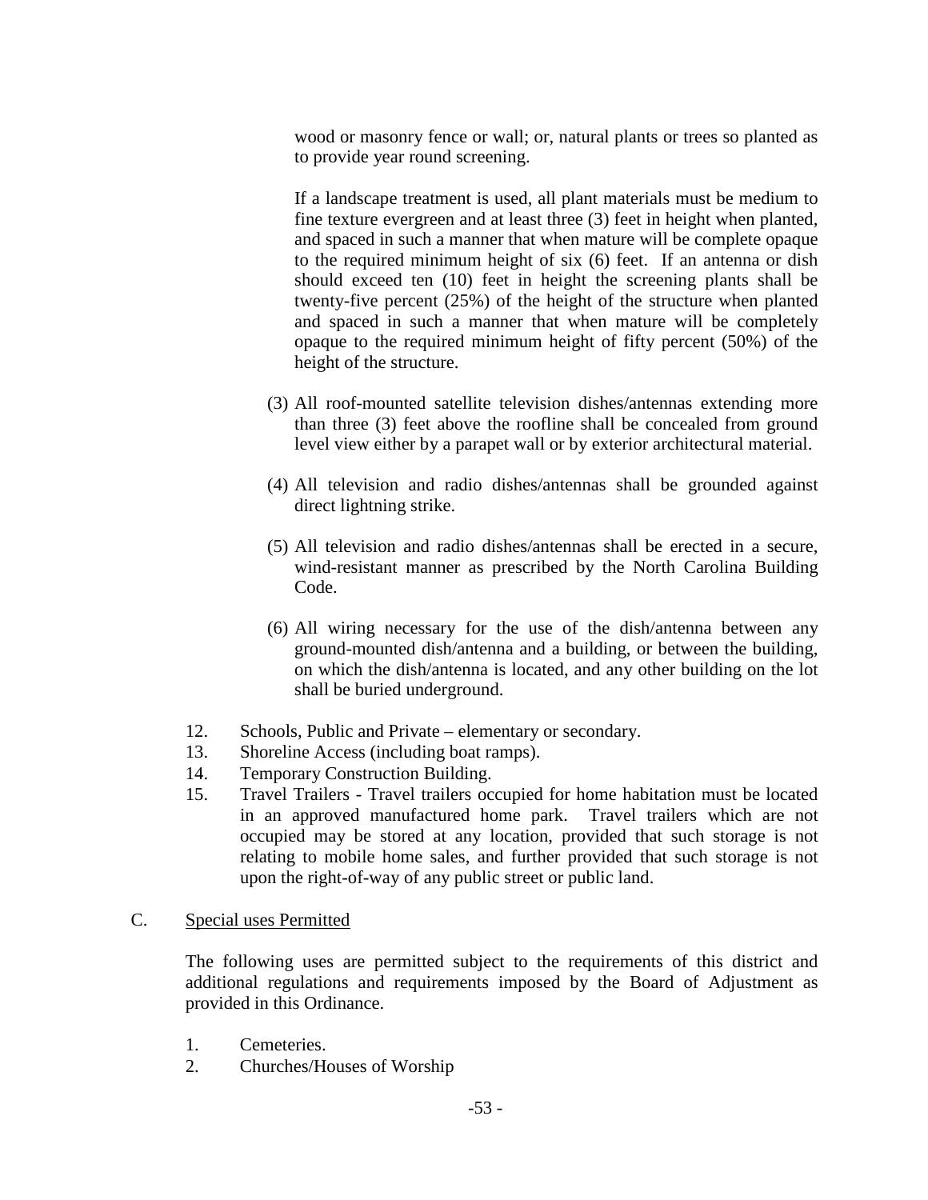wood or masonry fence or wall; or, natural plants or trees so planted as to provide year round screening.

If a landscape treatment is used, all plant materials must be medium to fine texture evergreen and at least three (3) feet in height when planted, and spaced in such a manner that when mature will be complete opaque to the required minimum height of six (6) feet. If an antenna or dish should exceed ten (10) feet in height the screening plants shall be twenty-five percent (25%) of the height of the structure when planted and spaced in such a manner that when mature will be completely opaque to the required minimum height of fifty percent (50%) of the height of the structure.

(3) All roof-mounted satellite television dishes/antennas extending more than three (3) feet above the roofline shall be concealed from ground level view either by a parapet wall or by exterior architectural material.

(4) All television and radio dishes/antennas shall be grounded against direct lightning strike.

(5) All television and radio dishes/antennas shall be erected in a secure, wind-resistant manner as prescribed by the North Carolina Building Code.

(6) All wiring necessary for the use of the dish/antenna between any ground-mounted dish/antenna and a building, or between the building, on which the dish/antenna is located, and any other building on the lot shall be buried underground.

12. Schools, Public and Private – elementary or secondary.
13. Shoreline Access (including boat ramps).
14. Temporary Construction Building.
15. Travel Trailers - Travel trailers occupied for home habitation must be located in an approved manufactured home park. Travel trailers which are not occupied may be stored at any location, provided that such storage is not relating to mobile home sales, and further provided that such storage is not upon the right-of-way of any public street or public land.

C. Special uses Permitted

The following uses are permitted subject to the requirements of this district and additional regulations and requirements imposed by the Board of Adjustment as provided in this Ordinance.

1. Cemeteries.
2. Churches/Houses of Worship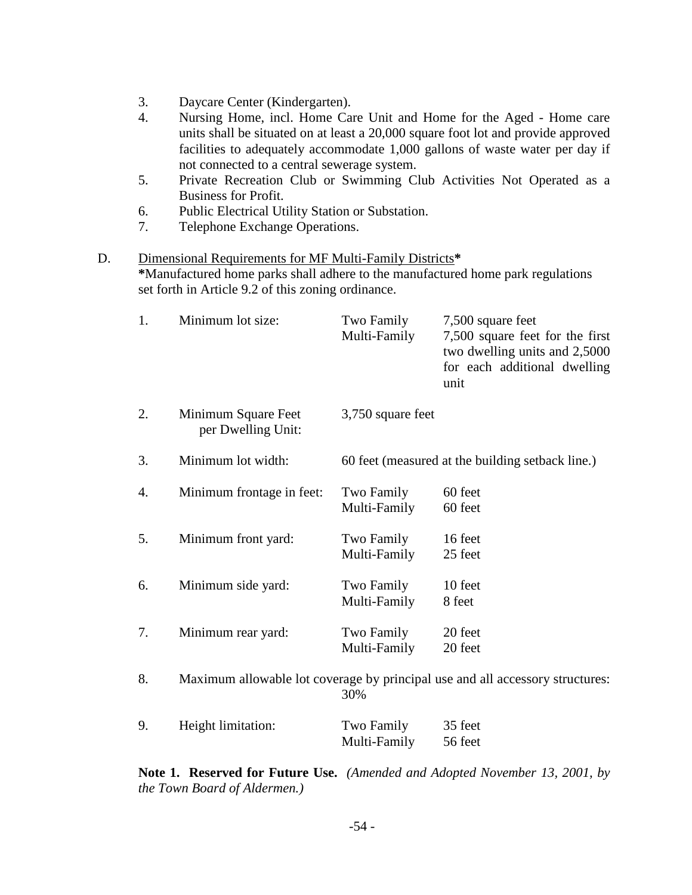3. Daycare Center (Kindergarten).
4. Nursing Home, incl. Home Care Unit and Home for the Aged - Home care units shall be situated on at least a 20,000 square foot lot and provide approved facilities to adequately accommodate 1,000 gallons of waste water per day if not connected to a central sewerage system.
5. Private Recreation Club or Swimming Club Activities Not Operated as a Business for Profit.
6. Public Electrical Utility Station or Substation.
7. Telephone Exchange Operations.

D. <u>Dimensional Requirements for MF Multi-Family Districts</u>**\***

**\***Manufactured home parks shall adhere to the manufactured home park regulations set forth in Article 9.2 of this zoning ordinance.

| | | | |
|---|---|---|---|
| 1. | Minimum lot size: | Two Family | 7,500 square feet |
| | | Multi-Family | 7,500 square feet for the first two dwelling units and 2,5000 for each additional dwelling unit |
| 2. | Minimum Square Feet per Dwelling Unit: | 3,750 square feet | |
| 3. | Minimum lot width: | 60 feet (measured at the building setback line.) | |
| 4. | Minimum frontage in feet: | Two Family | 60 feet |
| | | Multi-Family | 60 feet |
| 5. | Minimum front yard: | Two Family | 16 feet |
| | | Multi-Family | 25 feet |
| 6. | Minimum side yard: | Two Family | 10 feet |
| | | Multi-Family | 8 feet |
| 7. | Minimum rear yard: | Two Family | 20 feet |
| | | Multi-Family | 20 feet |
| 8. | Maximum allowable lot coverage by principal use and all accessory structures: | 30% | |
| 9. | Height limitation: | Two Family | 35 feet |
| | | Multi-Family | 56 feet |

**Note 1. Reserved for Future Use.** *(Amended and Adopted November 13, 2001, by the Town Board of Aldermen.)*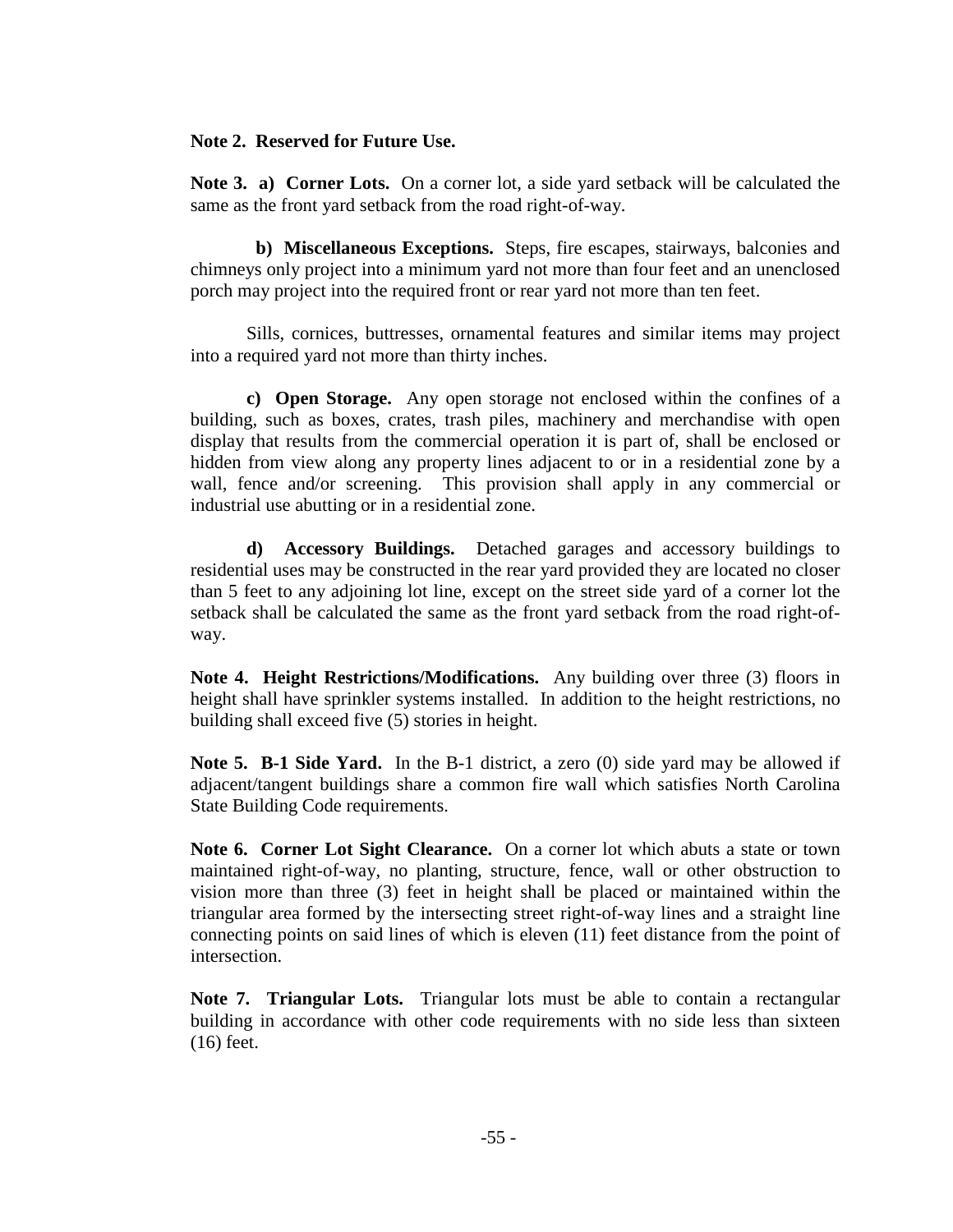**Note 2. Reserved for Future Use.**

**Note 3. a) Corner Lots.** On a corner lot, a side yard setback will be calculated the same as the front yard setback from the road right-of-way.

**b) Miscellaneous Exceptions.** Steps, fire escapes, stairways, balconies and chimneys only project into a minimum yard not more than four feet and an unenclosed porch may project into the required front or rear yard not more than ten feet.

Sills, cornices, buttresses, ornamental features and similar items may project into a required yard not more than thirty inches.

**c) Open Storage.** Any open storage not enclosed within the confines of a building, such as boxes, crates, trash piles, machinery and merchandise with open display that results from the commercial operation it is part of, shall be enclosed or hidden from view along any property lines adjacent to or in a residential zone by a wall, fence and/or screening. This provision shall apply in any commercial or industrial use abutting or in a residential zone.

**d) Accessory Buildings.** Detached garages and accessory buildings to residential uses may be constructed in the rear yard provided they are located no closer than 5 feet to any adjoining lot line, except on the street side yard of a corner lot the setback shall be calculated the same as the front yard setback from the road right-of-way.

**Note 4. Height Restrictions/Modifications.** Any building over three (3) floors in height shall have sprinkler systems installed. In addition to the height restrictions, no building shall exceed five (5) stories in height.

**Note 5. B-1 Side Yard.** In the B-1 district, a zero (0) side yard may be allowed if adjacent/tangent buildings share a common fire wall which satisfies North Carolina State Building Code requirements.

**Note 6. Corner Lot Sight Clearance.** On a corner lot which abuts a state or town maintained right-of-way, no planting, structure, fence, wall or other obstruction to vision more than three (3) feet in height shall be placed or maintained within the triangular area formed by the intersecting street right-of-way lines and a straight line connecting points on said lines of which is eleven (11) feet distance from the point of intersection.

**Note 7. Triangular Lots.** Triangular lots must be able to contain a rectangular building in accordance with other code requirements with no side less than sixteen (16) feet.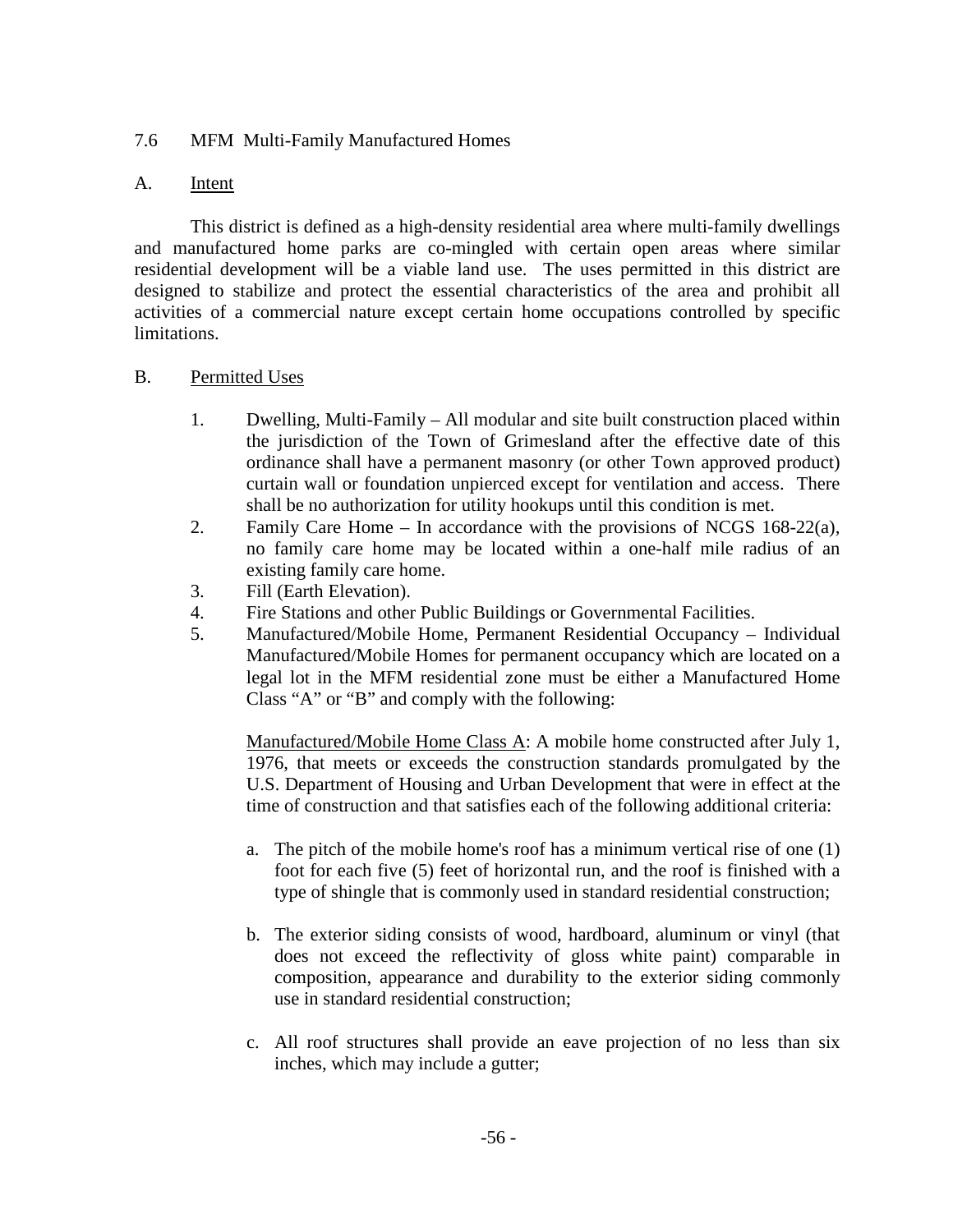## 7.6 MFM Multi-Family Manufactured Homes

### A. Intent

This district is defined as a high-density residential area where multi-family dwellings and manufactured home parks are co-mingled with certain open areas where similar residential development will be a viable land use. The uses permitted in this district are designed to stabilize and protect the essential characteristics of the area and prohibit all activities of a commercial nature except certain home occupations controlled by specific limitations.

### B. Permitted Uses

1. Dwelling, Multi-Family – All modular and site built construction placed within the jurisdiction of the Town of Grimesland after the effective date of this ordinance shall have a permanent masonry (or other Town approved product) curtain wall or foundation unpierced except for ventilation and access. There shall be no authorization for utility hookups until this condition is met.
2. Family Care Home – In accordance with the provisions of NCGS 168-22(a), no family care home may be located within a one-half mile radius of an existing family care home.
3. Fill (Earth Elevation).
4. Fire Stations and other Public Buildings or Governmental Facilities.
5. Manufactured/Mobile Home, Permanent Residential Occupancy – Individual Manufactured/Mobile Homes for permanent occupancy which are located on a legal lot in the MFM residential zone must be either a Manufactured Home Class "A" or "B" and comply with the following:

   Manufactured/Mobile Home Class A: A mobile home constructed after July 1, 1976, that meets or exceeds the construction standards promulgated by the U.S. Department of Housing and Urban Development that were in effect at the time of construction and that satisfies each of the following additional criteria:

   a. The pitch of the mobile home's roof has a minimum vertical rise of one (1) foot for each five (5) feet of horizontal run, and the roof is finished with a type of shingle that is commonly used in standard residential construction;

   b. The exterior siding consists of wood, hardboard, aluminum or vinyl (that does not exceed the reflectivity of gloss white paint) comparable in composition, appearance and durability to the exterior siding commonly use in standard residential construction;

   c. All roof structures shall provide an eave projection of no less than six inches, which may include a gutter;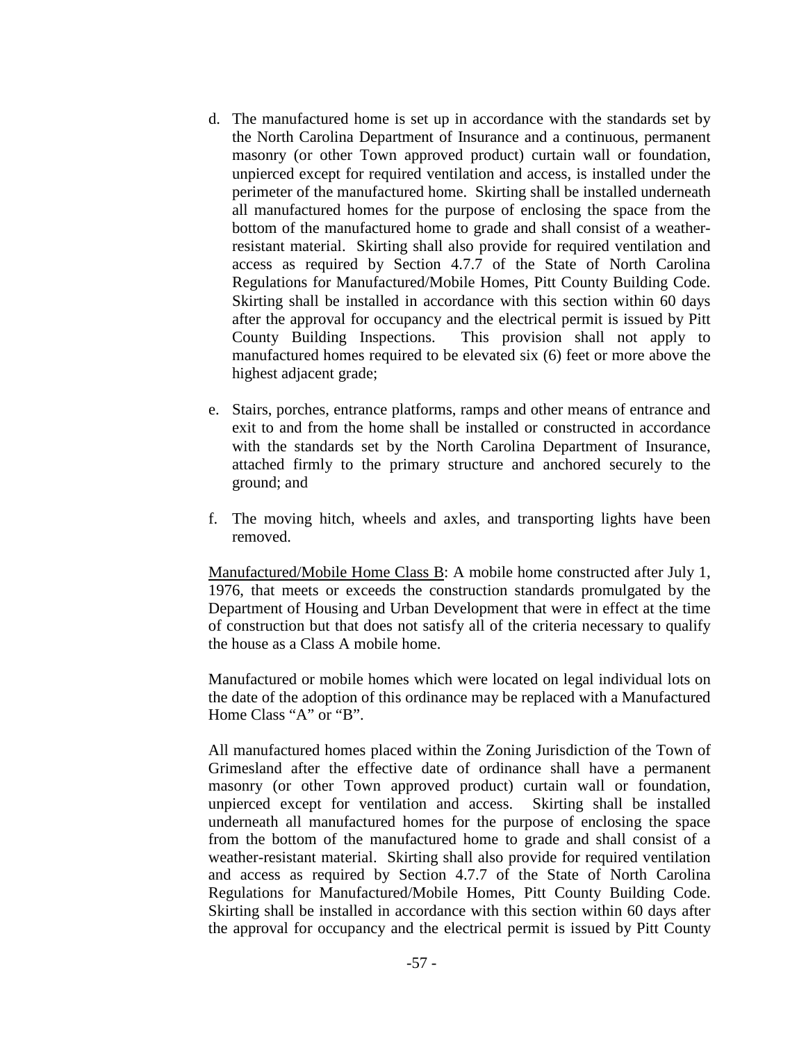d. The manufactured home is set up in accordance with the standards set by the North Carolina Department of Insurance and a continuous, permanent masonry (or other Town approved product) curtain wall or foundation, unpierced except for required ventilation and access, is installed under the perimeter of the manufactured home. Skirting shall be installed underneath all manufactured homes for the purpose of enclosing the space from the bottom of the manufactured home to grade and shall consist of a weather-resistant material. Skirting shall also provide for required ventilation and access as required by Section 4.7.7 of the State of North Carolina Regulations for Manufactured/Mobile Homes, Pitt County Building Code. Skirting shall be installed in accordance with this section within 60 days after the approval for occupancy and the electrical permit is issued by Pitt County Building Inspections. This provision shall not apply to manufactured homes required to be elevated six (6) feet or more above the highest adjacent grade;

e. Stairs, porches, entrance platforms, ramps and other means of entrance and exit to and from the home shall be installed or constructed in accordance with the standards set by the North Carolina Department of Insurance, attached firmly to the primary structure and anchored securely to the ground; and

f. The moving hitch, wheels and axles, and transporting lights have been removed.

<u>Manufactured/Mobile Home Class B</u>: A mobile home constructed after July 1, 1976, that meets or exceeds the construction standards promulgated by the Department of Housing and Urban Development that were in effect at the time of construction but that does not satisfy all of the criteria necessary to qualify the house as a Class A mobile home.

Manufactured or mobile homes which were located on legal individual lots on the date of the adoption of this ordinance may be replaced with a Manufactured Home Class "A" or "B".

All manufactured homes placed within the Zoning Jurisdiction of the Town of Grimesland after the effective date of ordinance shall have a permanent masonry (or other Town approved product) curtain wall or foundation, unpierced except for ventilation and access. Skirting shall be installed underneath all manufactured homes for the purpose of enclosing the space from the bottom of the manufactured home to grade and shall consist of a weather-resistant material. Skirting shall also provide for required ventilation and access as required by Section 4.7.7 of the State of North Carolina Regulations for Manufactured/Mobile Homes, Pitt County Building Code. Skirting shall be installed in accordance with this section within 60 days after the approval for occupancy and the electrical permit is issued by Pitt County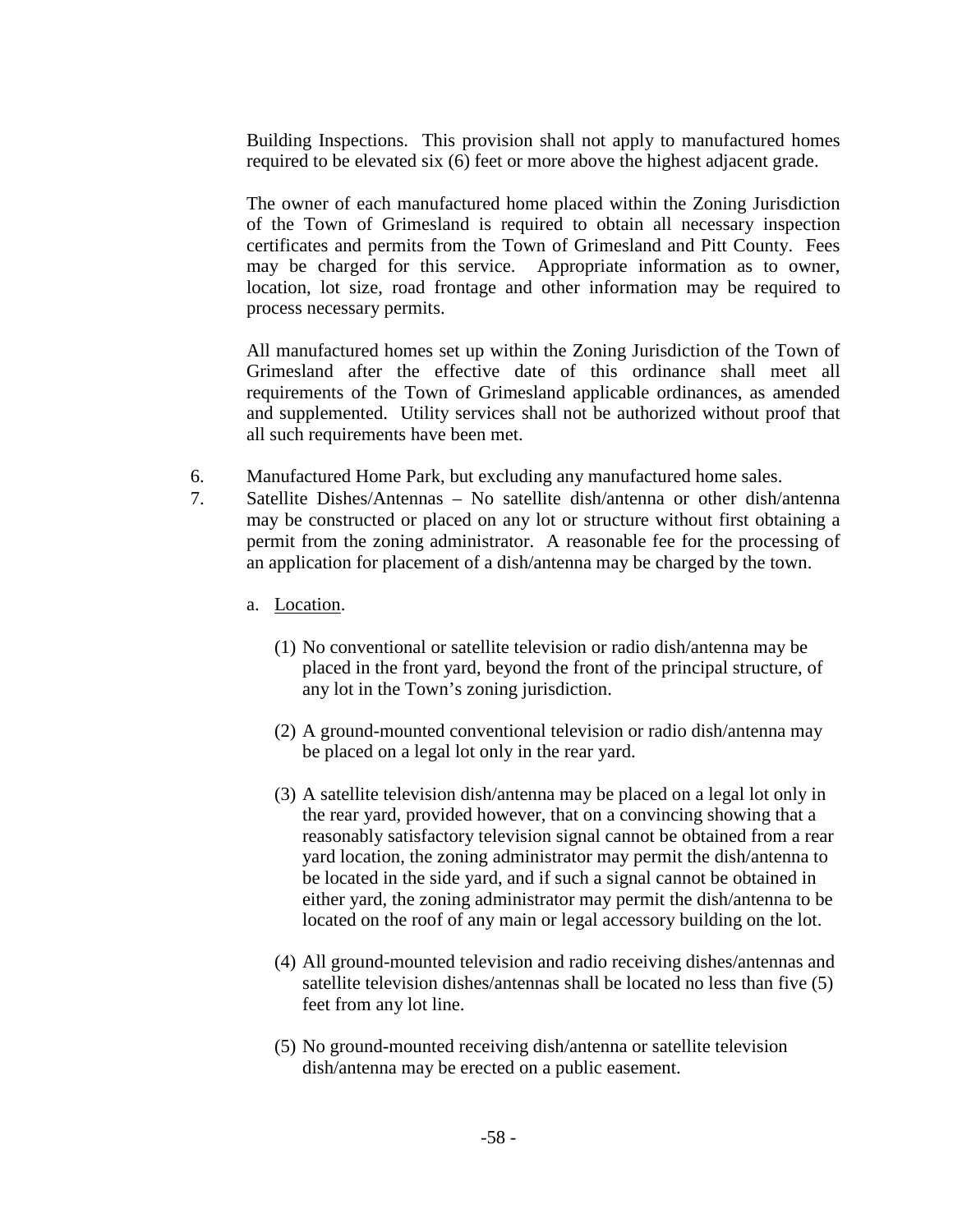Building Inspections. This provision shall not apply to manufactured homes required to be elevated six (6) feet or more above the highest adjacent grade.

The owner of each manufactured home placed within the Zoning Jurisdiction of the Town of Grimesland is required to obtain all necessary inspection certificates and permits from the Town of Grimesland and Pitt County. Fees may be charged for this service. Appropriate information as to owner, location, lot size, road frontage and other information may be required to process necessary permits.

All manufactured homes set up within the Zoning Jurisdiction of the Town of Grimesland after the effective date of this ordinance shall meet all requirements of the Town of Grimesland applicable ordinances, as amended and supplemented. Utility services shall not be authorized without proof that all such requirements have been met.

6. Manufactured Home Park, but excluding any manufactured home sales.
7. Satellite Dishes/Antennas – No satellite dish/antenna or other dish/antenna may be constructed or placed on any lot or structure without first obtaining a permit from the zoning administrator. A reasonable fee for the processing of an application for placement of a dish/antenna may be charged by the town.

   a. Location.

      (1) No conventional or satellite television or radio dish/antenna may be placed in the front yard, beyond the front of the principal structure, of any lot in the Town's zoning jurisdiction.

      (2) A ground-mounted conventional television or radio dish/antenna may be placed on a legal lot only in the rear yard.

      (3) A satellite television dish/antenna may be placed on a legal lot only in the rear yard, provided however, that on a convincing showing that a reasonably satisfactory television signal cannot be obtained from a rear yard location, the zoning administrator may permit the dish/antenna to be located in the side yard, and if such a signal cannot be obtained in either yard, the zoning administrator may permit the dish/antenna to be located on the roof of any main or legal accessory building on the lot.

      (4) All ground-mounted television and radio receiving dishes/antennas and satellite television dishes/antennas shall be located no less than five (5) feet from any lot line.

      (5) No ground-mounted receiving dish/antenna or satellite television dish/antenna may be erected on a public easement.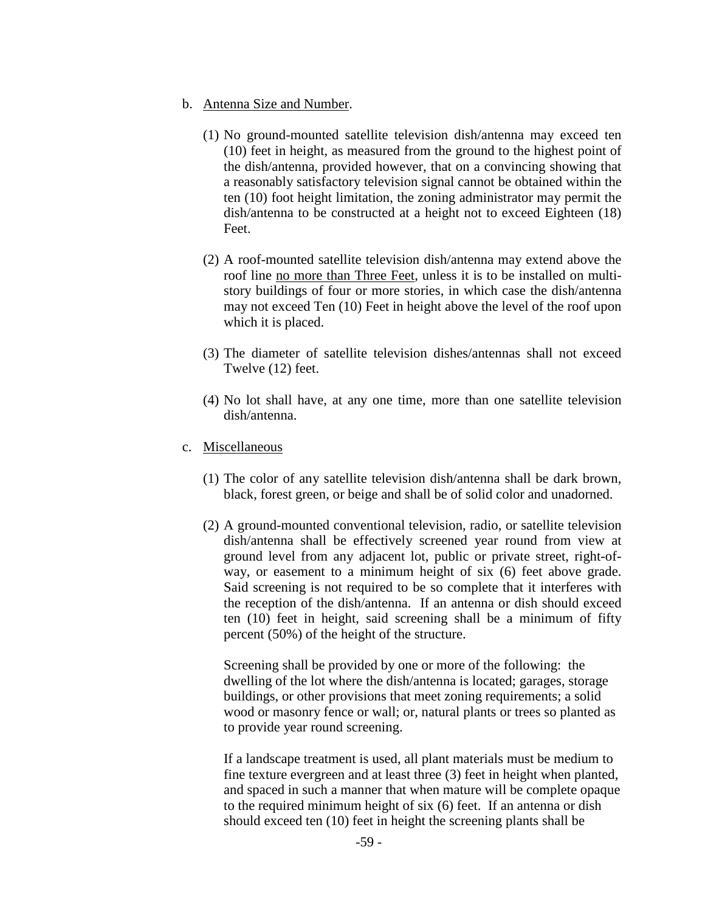b. <u>Antenna Size and Number</u>.

(1) No ground-mounted satellite television dish/antenna may exceed ten (10) feet in height, as measured from the ground to the highest point of the dish/antenna, provided however, that on a convincing showing that a reasonably satisfactory television signal cannot be obtained within the ten (10) foot height limitation, the zoning administrator may permit the dish/antenna to be constructed at a height not to exceed Eighteen (18) Feet.

(2) A roof-mounted satellite television dish/antenna may extend above the roof line <u>no more than Three Feet</u>, unless it is to be installed on multi-story buildings of four or more stories, in which case the dish/antenna may not exceed Ten (10) Feet in height above the level of the roof upon which it is placed.

(3) The diameter of satellite television dishes/antennas shall not exceed Twelve (12) feet.

(4) No lot shall have, at any one time, more than one satellite television dish/antenna.

c. <u>Miscellaneous</u>

(1) The color of any satellite television dish/antenna shall be dark brown, black, forest green, or beige and shall be of solid color and unadorned.

(2) A ground-mounted conventional television, radio, or satellite television dish/antenna shall be effectively screened year round from view at ground level from any adjacent lot, public or private street, right-of-way, or easement to a minimum height of six (6) feet above grade. Said screening is not required to be so complete that it interferes with the reception of the dish/antenna. If an antenna or dish should exceed ten (10) feet in height, said screening shall be a minimum of fifty percent (50%) of the height of the structure.

Screening shall be provided by one or more of the following: the dwelling of the lot where the dish/antenna is located; garages, storage buildings, or other provisions that meet zoning requirements; a solid wood or masonry fence or wall; or, natural plants or trees so planted as to provide year round screening.

If a landscape treatment is used, all plant materials must be medium to fine texture evergreen and at least three (3) feet in height when planted, and spaced in such a manner that when mature will be complete opaque to the required minimum height of six (6) feet. If an antenna or dish should exceed ten (10) feet in height the screening plants shall be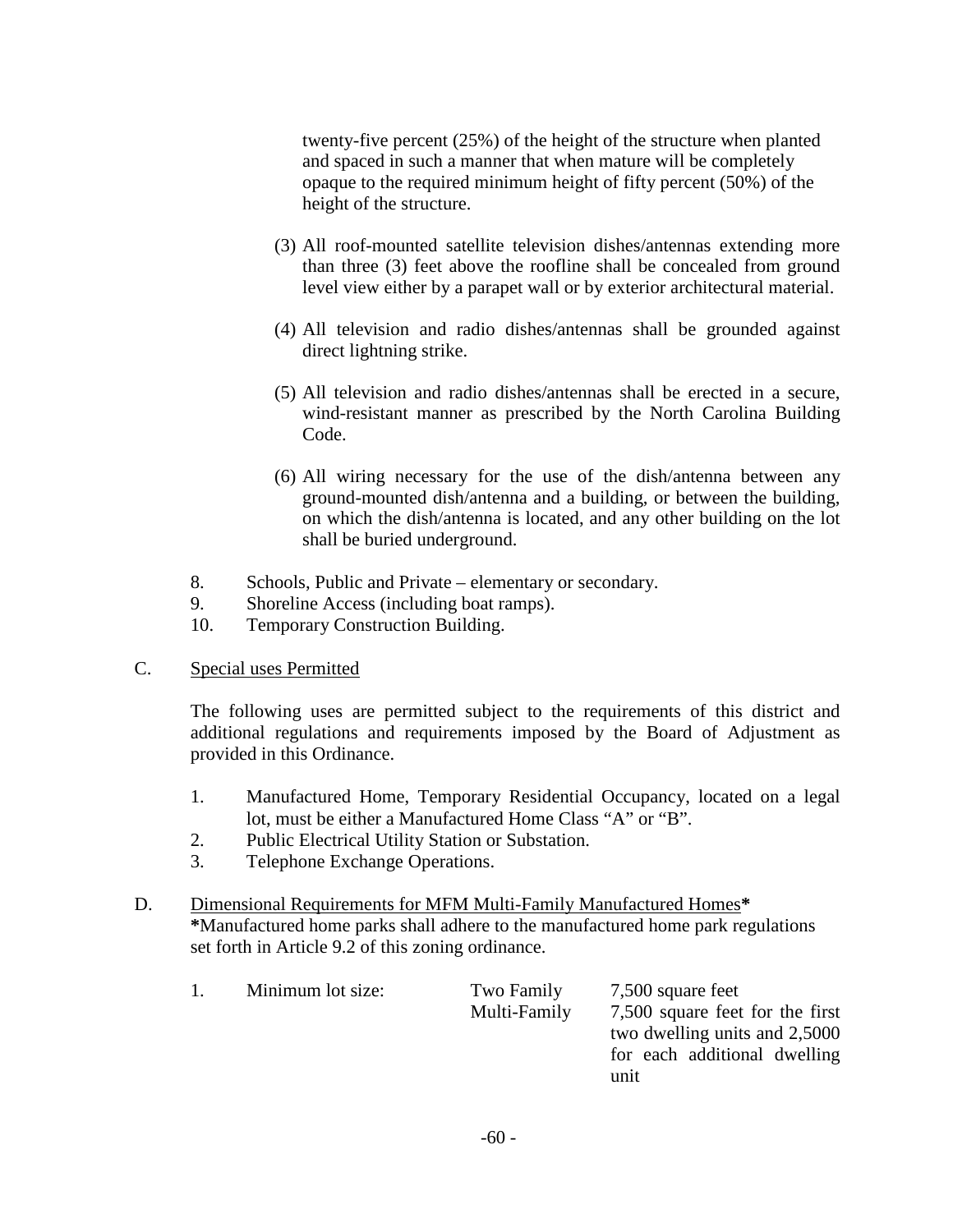twenty-five percent (25%) of the height of the structure when planted and spaced in such a manner that when mature will be completely opaque to the required minimum height of fifty percent (50%) of the height of the structure.

(3) All roof-mounted satellite television dishes/antennas extending more than three (3) feet above the roofline shall be concealed from ground level view either by a parapet wall or by exterior architectural material.

(4) All television and radio dishes/antennas shall be grounded against direct lightning strike.

(5) All television and radio dishes/antennas shall be erected in a secure, wind-resistant manner as prescribed by the North Carolina Building Code.

(6) All wiring necessary for the use of the dish/antenna between any ground-mounted dish/antenna and a building, or between the building, on which the dish/antenna is located, and any other building on the lot shall be buried underground.

8. Schools, Public and Private – elementary or secondary.
9. Shoreline Access (including boat ramps).
10. Temporary Construction Building.

C. Special uses Permitted

The following uses are permitted subject to the requirements of this district and additional regulations and requirements imposed by the Board of Adjustment as provided in this Ordinance.

1. Manufactured Home, Temporary Residential Occupancy, located on a legal lot, must be either a Manufactured Home Class "A" or "B".
2. Public Electrical Utility Station or Substation.
3. Telephone Exchange Operations.

D. Dimensional Requirements for MFM Multi-Family Manufactured Homes**\***

**\***Manufactured home parks shall adhere to the manufactured home park regulations set forth in Article 9.2 of this zoning ordinance.

| | | | |
|---|---|---|---|
| 1. | Minimum lot size: | Two Family | 7,500 square feet |
| | | Multi-Family | 7,500 square feet for the first two dwelling units and 2,5000 for each additional dwelling unit |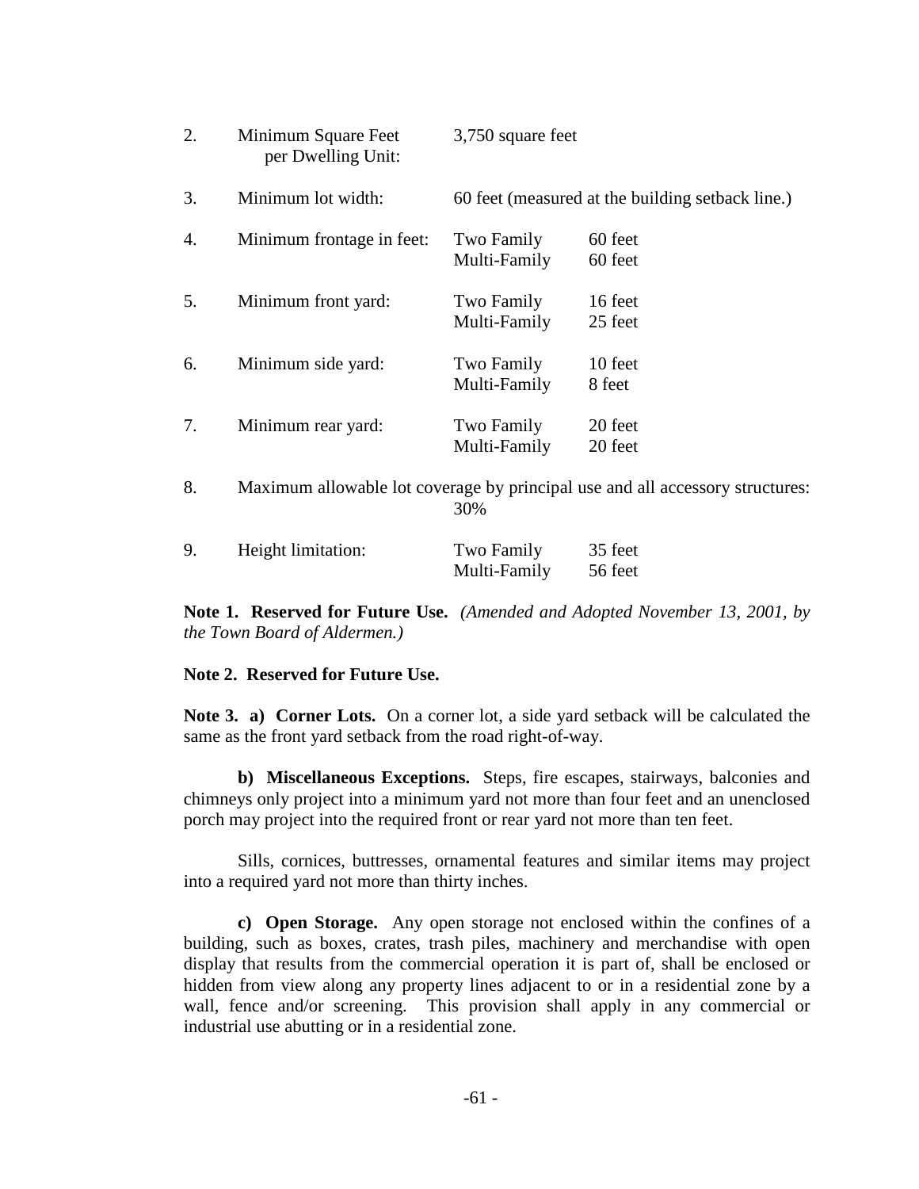| | | | |
|---|---|---|---|
| 2. | Minimum Square Feet per Dwelling Unit: | 3,750 square feet | |
| 3. | Minimum lot width: | 60 feet (measured at the building setback line.) | |
| 4. | Minimum frontage in feet: | Two Family | 60 feet |
| | | Multi-Family | 60 feet |
| 5. | Minimum front yard: | Two Family | 16 feet |
| | | Multi-Family | 25 feet |
| 6. | Minimum side yard: | Two Family | 10 feet |
| | | Multi-Family | 8 feet |
| 7. | Minimum rear yard: | Two Family | 20 feet |
| | | Multi-Family | 20 feet |
| 8. | Maximum allowable lot coverage by principal use and all accessory structures: | 30% | |
| 9. | Height limitation: | Two Family | 35 feet |
| | | Multi-Family | 56 feet |

**Note 1. Reserved for Future Use.** *(Amended and Adopted November 13, 2001, by the Town Board of Aldermen.)*

**Note 2. Reserved for Future Use.**

**Note 3. a) Corner Lots.** On a corner lot, a side yard setback will be calculated the same as the front yard setback from the road right-of-way.

**b) Miscellaneous Exceptions.** Steps, fire escapes, stairways, balconies and chimneys only project into a minimum yard not more than four feet and an unenclosed porch may project into the required front or rear yard not more than ten feet.

Sills, cornices, buttresses, ornamental features and similar items may project into a required yard not more than thirty inches.

**c) Open Storage.** Any open storage not enclosed within the confines of a building, such as boxes, crates, trash piles, machinery and merchandise with open display that results from the commercial operation it is part of, shall be enclosed or hidden from view along any property lines adjacent to or in a residential zone by a wall, fence and/or screening. This provision shall apply in any commercial or industrial use abutting or in a residential zone.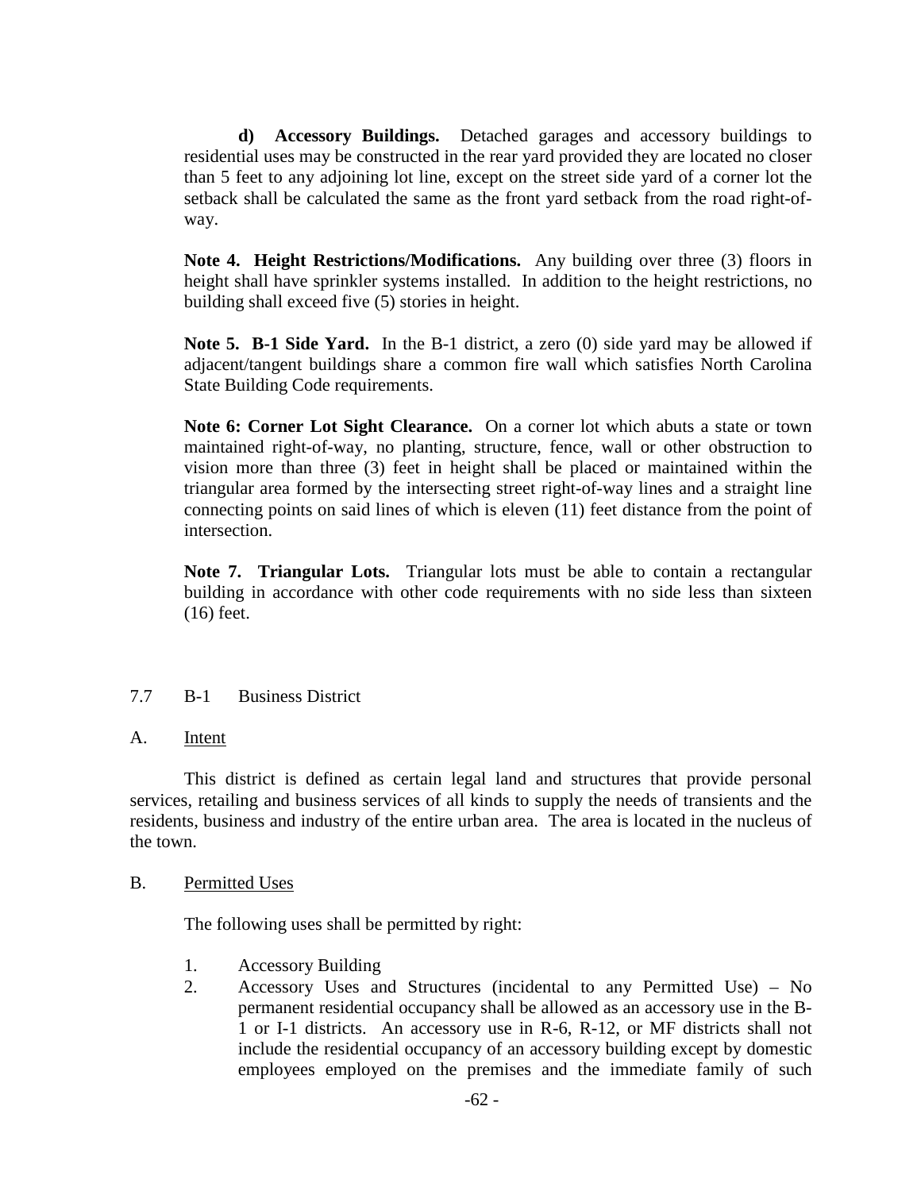**d) Accessory Buildings.** Detached garages and accessory buildings to residential uses may be constructed in the rear yard provided they are located no closer than 5 feet to any adjoining lot line, except on the street side yard of a corner lot the setback shall be calculated the same as the front yard setback from the road right-of-way.

**Note 4. Height Restrictions/Modifications.** Any building over three (3) floors in height shall have sprinkler systems installed. In addition to the height restrictions, no building shall exceed five (5) stories in height.

**Note 5. B-1 Side Yard.** In the B-1 district, a zero (0) side yard may be allowed if adjacent/tangent buildings share a common fire wall which satisfies North Carolina State Building Code requirements.

**Note 6: Corner Lot Sight Clearance.** On a corner lot which abuts a state or town maintained right-of-way, no planting, structure, fence, wall or other obstruction to vision more than three (3) feet in height shall be placed or maintained within the triangular area formed by the intersecting street right-of-way lines and a straight line connecting points on said lines of which is eleven (11) feet distance from the point of intersection.

**Note 7. Triangular Lots.** Triangular lots must be able to contain a rectangular building in accordance with other code requirements with no side less than sixteen (16) feet.

## 7.7 B-1 Business District

### A. Intent

This district is defined as certain legal land and structures that provide personal services, retailing and business services of all kinds to supply the needs of transients and the residents, business and industry of the entire urban area. The area is located in the nucleus of the town.

### B. Permitted Uses

The following uses shall be permitted by right:

1. Accessory Building
2. Accessory Uses and Structures (incidental to any Permitted Use) – No permanent residential occupancy shall be allowed as an accessory use in the B-1 or I-1 districts. An accessory use in R-6, R-12, or MF districts shall not include the residential occupancy of an accessory building except by domestic employees employed on the premises and the immediate family of such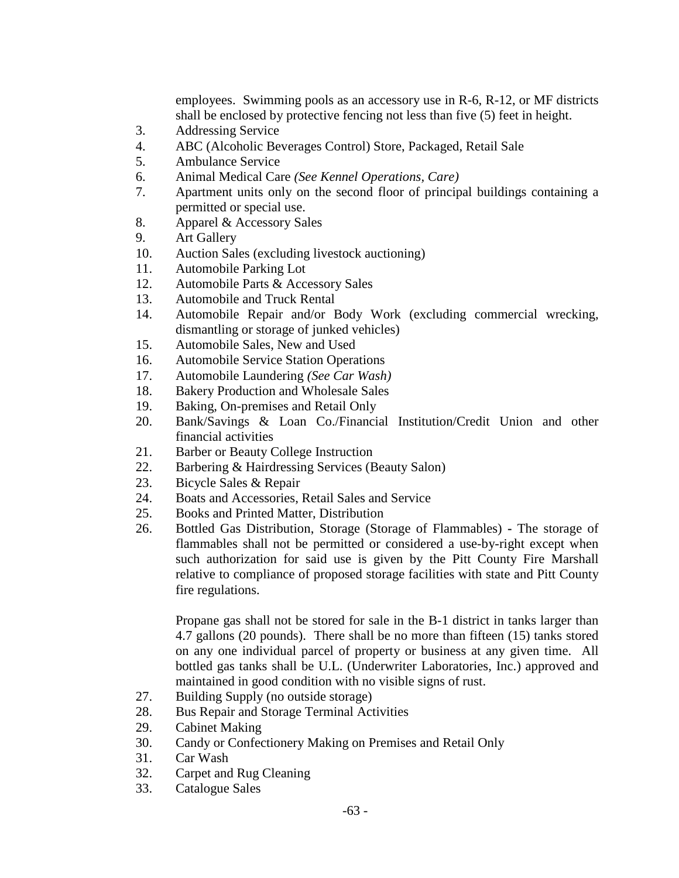employees. Swimming pools as an accessory use in R-6, R-12, or MF districts shall be enclosed by protective fencing not less than five (5) feet in height.

3. Addressing Service
4. ABC (Alcoholic Beverages Control) Store, Packaged, Retail Sale
5. Ambulance Service
6. Animal Medical Care *(See Kennel Operations, Care)*
7. Apartment units only on the second floor of principal buildings containing a permitted or special use.
8. Apparel & Accessory Sales
9. Art Gallery
10. Auction Sales (excluding livestock auctioning)
11. Automobile Parking Lot
12. Automobile Parts & Accessory Sales
13. Automobile and Truck Rental
14. Automobile Repair and/or Body Work (excluding commercial wrecking, dismantling or storage of junked vehicles)
15. Automobile Sales, New and Used
16. Automobile Service Station Operations
17. Automobile Laundering *(See Car Wash)*
18. Bakery Production and Wholesale Sales
19. Baking, On-premises and Retail Only
20. Bank/Savings & Loan Co./Financial Institution/Credit Union and other financial activities
21. Barber or Beauty College Instruction
22. Barbering & Hairdressing Services (Beauty Salon)
23. Bicycle Sales & Repair
24. Boats and Accessories, Retail Sales and Service
25. Books and Printed Matter, Distribution
26. Bottled Gas Distribution, Storage (Storage of Flammables) - The storage of flammables shall not be permitted or considered a use-by-right except when such authorization for said use is given by the Pitt County Fire Marshall relative to compliance of proposed storage facilities with state and Pitt County fire regulations.

    Propane gas shall not be stored for sale in the B-1 district in tanks larger than 4.7 gallons (20 pounds). There shall be no more than fifteen (15) tanks stored on any one individual parcel of property or business at any given time. All bottled gas tanks shall be U.L. (Underwriter Laboratories, Inc.) approved and maintained in good condition with no visible signs of rust.
27. Building Supply (no outside storage)
28. Bus Repair and Storage Terminal Activities
29. Cabinet Making
30. Candy or Confectionery Making on Premises and Retail Only
31. Car Wash
32. Carpet and Rug Cleaning
33. Catalogue Sales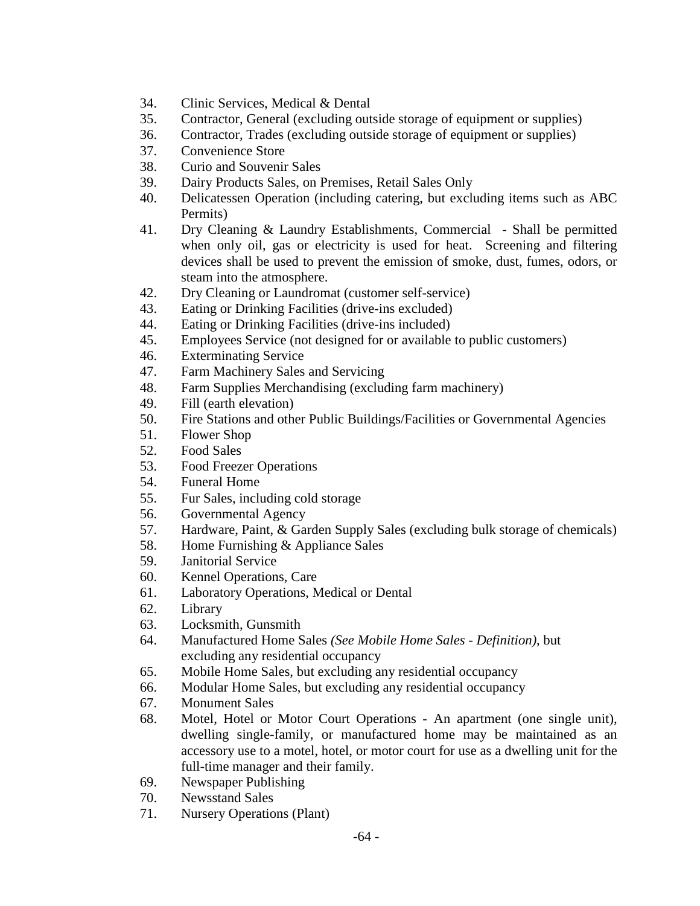34. Clinic Services, Medical & Dental
35. Contractor, General (excluding outside storage of equipment or supplies)
36. Contractor, Trades (excluding outside storage of equipment or supplies)
37. Convenience Store
38. Curio and Souvenir Sales
39. Dairy Products Sales, on Premises, Retail Sales Only
40. Delicatessen Operation (including catering, but excluding items such as ABC Permits)
41. Dry Cleaning & Laundry Establishments, Commercial - Shall be permitted when only oil, gas or electricity is used for heat. Screening and filtering devices shall be used to prevent the emission of smoke, dust, fumes, odors, or steam into the atmosphere.
42. Dry Cleaning or Laundromat (customer self-service)
43. Eating or Drinking Facilities (drive-ins excluded)
44. Eating or Drinking Facilities (drive-ins included)
45. Employees Service (not designed for or available to public customers)
46. Exterminating Service
47. Farm Machinery Sales and Servicing
48. Farm Supplies Merchandising (excluding farm machinery)
49. Fill (earth elevation)
50. Fire Stations and other Public Buildings/Facilities or Governmental Agencies
51. Flower Shop
52. Food Sales
53. Food Freezer Operations
54. Funeral Home
55. Fur Sales, including cold storage
56. Governmental Agency
57. Hardware, Paint, & Garden Supply Sales (excluding bulk storage of chemicals)
58. Home Furnishing & Appliance Sales
59. Janitorial Service
60. Kennel Operations, Care
61. Laboratory Operations, Medical or Dental
62. Library
63. Locksmith, Gunsmith
64. Manufactured Home Sales *(See Mobile Home Sales - Definition)*, but excluding any residential occupancy
65. Mobile Home Sales, but excluding any residential occupancy
66. Modular Home Sales, but excluding any residential occupancy
67. Monument Sales
68. Motel, Hotel or Motor Court Operations - An apartment (one single unit), dwelling single-family, or manufactured home may be maintained as an accessory use to a motel, hotel, or motor court for use as a dwelling unit for the full-time manager and their family.
69. Newspaper Publishing
70. Newsstand Sales
71. Nursery Operations (Plant)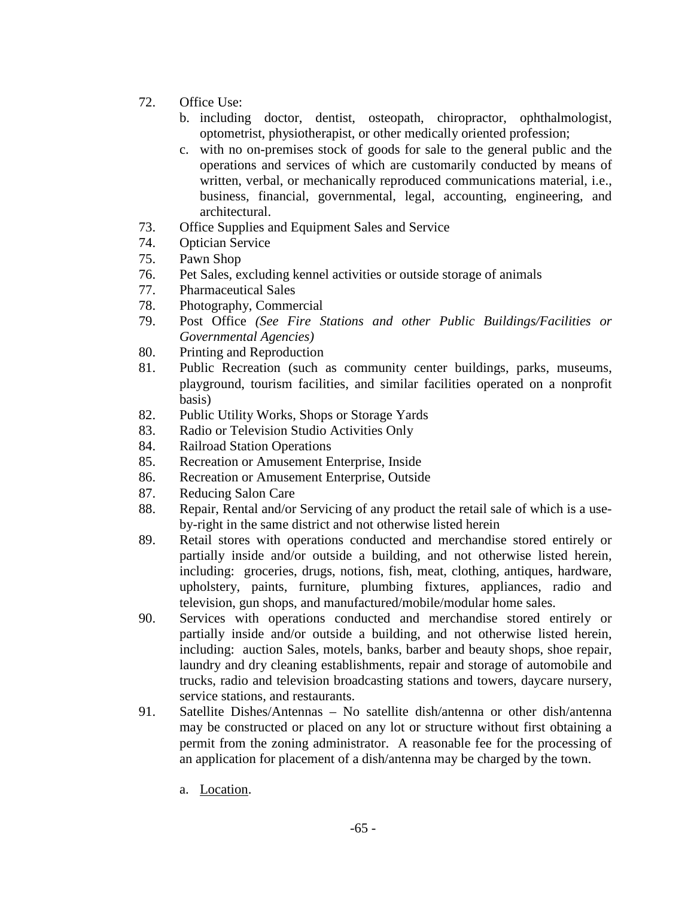72. Office Use:
    b. including doctor, dentist, osteopath, chiropractor, ophthalmologist, optometrist, physiotherapist, or other medically oriented profession;
    c. with no on-premises stock of goods for sale to the general public and the operations and services of which are customarily conducted by means of written, verbal, or mechanically reproduced communications material, i.e., business, financial, governmental, legal, accounting, engineering, and architectural.
73. Office Supplies and Equipment Sales and Service
74. Optician Service
75. Pawn Shop
76. Pet Sales, excluding kennel activities or outside storage of animals
77. Pharmaceutical Sales
78. Photography, Commercial
79. Post Office *(See Fire Stations and other Public Buildings/Facilities or Governmental Agencies)*
80. Printing and Reproduction
81. Public Recreation (such as community center buildings, parks, museums, playground, tourism facilities, and similar facilities operated on a nonprofit basis)
82. Public Utility Works, Shops or Storage Yards
83. Radio or Television Studio Activities Only
84. Railroad Station Operations
85. Recreation or Amusement Enterprise, Inside
86. Recreation or Amusement Enterprise, Outside
87. Reducing Salon Care
88. Repair, Rental and/or Servicing of any product the retail sale of which is a use-by-right in the same district and not otherwise listed herein
89. Retail stores with operations conducted and merchandise stored entirely or partially inside and/or outside a building, and not otherwise listed herein, including: groceries, drugs, notions, fish, meat, clothing, antiques, hardware, upholstery, paints, furniture, plumbing fixtures, appliances, radio and television, gun shops, and manufactured/mobile/modular home sales.
90. Services with operations conducted and merchandise stored entirely or partially inside and/or outside a building, and not otherwise listed herein, including: auction Sales, motels, banks, barber and beauty shops, shoe repair, laundry and dry cleaning establishments, repair and storage of automobile and trucks, radio and television broadcasting stations and towers, daycare nursery, service stations, and restaurants.
91. Satellite Dishes/Antennas – No satellite dish/antenna or other dish/antenna may be constructed or placed on any lot or structure without first obtaining a permit from the zoning administrator. A reasonable fee for the processing of an application for placement of a dish/antenna may be charged by the town.

    a. <u>Location</u>.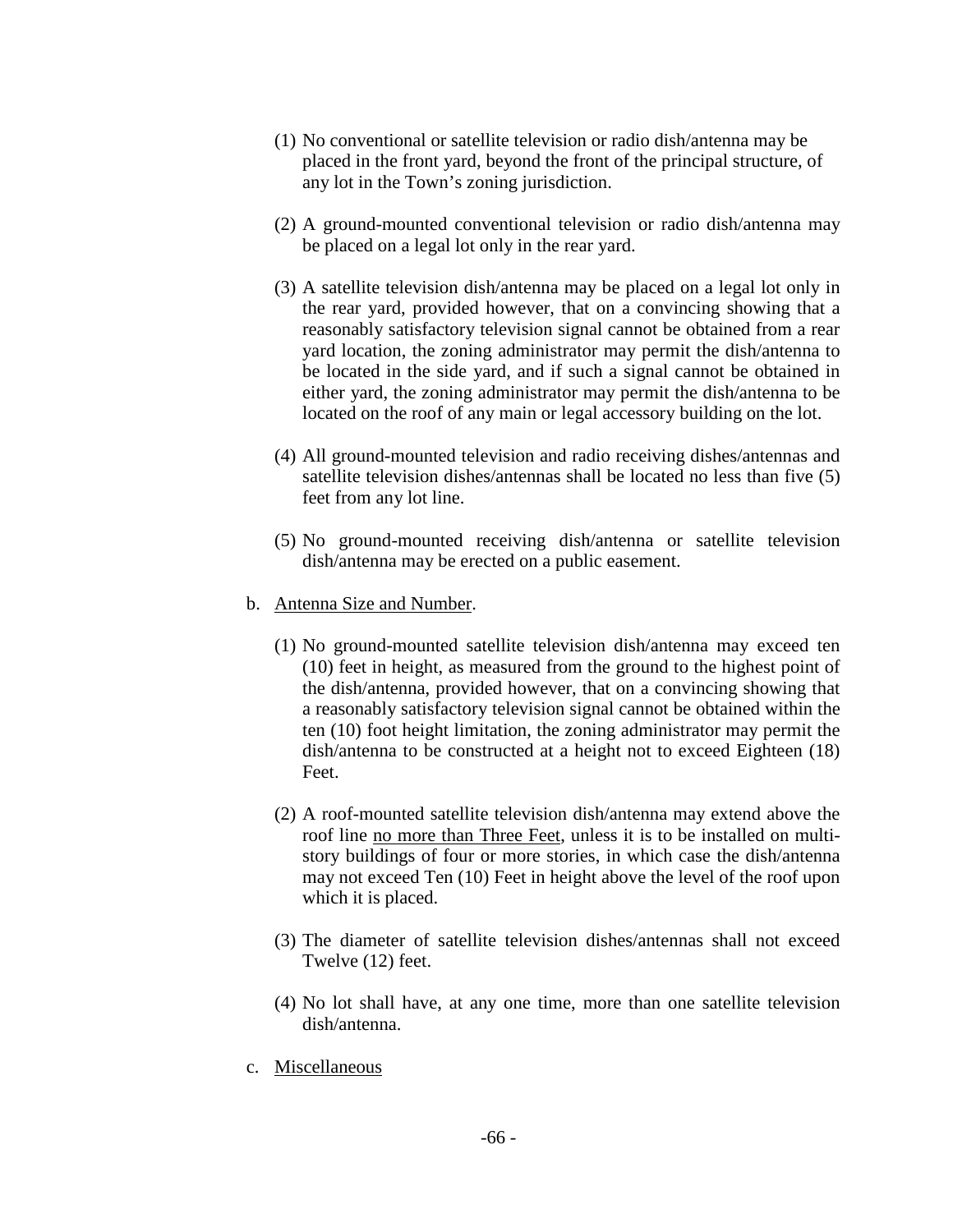(1) No conventional or satellite television or radio dish/antenna may be placed in the front yard, beyond the front of the principal structure, of any lot in the Town's zoning jurisdiction.

(2) A ground-mounted conventional television or radio dish/antenna may be placed on a legal lot only in the rear yard.

(3) A satellite television dish/antenna may be placed on a legal lot only in the rear yard, provided however, that on a convincing showing that a reasonably satisfactory television signal cannot be obtained from a rear yard location, the zoning administrator may permit the dish/antenna to be located in the side yard, and if such a signal cannot be obtained in either yard, the zoning administrator may permit the dish/antenna to be located on the roof of any main or legal accessory building on the lot.

(4) All ground-mounted television and radio receiving dishes/antennas and satellite television dishes/antennas shall be located no less than five (5) feet from any lot line.

(5) No ground-mounted receiving dish/antenna or satellite television dish/antenna may be erected on a public easement.

b. <u>Antenna Size and Number</u>.

(1) No ground-mounted satellite television dish/antenna may exceed ten (10) feet in height, as measured from the ground to the highest point of the dish/antenna, provided however, that on a convincing showing that a reasonably satisfactory television signal cannot be obtained within the ten (10) foot height limitation, the zoning administrator may permit the dish/antenna to be constructed at a height not to exceed Eighteen (18) Feet.

(2) A roof-mounted satellite television dish/antenna may extend above the roof line <u>no more than Three Feet</u>, unless it is to be installed on multi-story buildings of four or more stories, in which case the dish/antenna may not exceed Ten (10) Feet in height above the level of the roof upon which it is placed.

(3) The diameter of satellite television dishes/antennas shall not exceed Twelve (12) feet.

(4) No lot shall have, at any one time, more than one satellite television dish/antenna.

c. <u>Miscellaneous</u>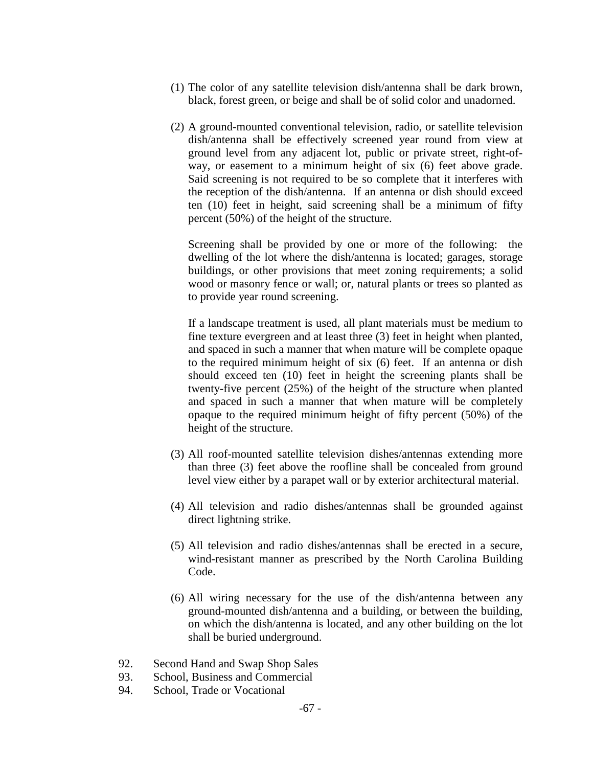(1) The color of any satellite television dish/antenna shall be dark brown, black, forest green, or beige and shall be of solid color and unadorned.

(2) A ground-mounted conventional television, radio, or satellite television dish/antenna shall be effectively screened year round from view at ground level from any adjacent lot, public or private street, right-of-way, or easement to a minimum height of six (6) feet above grade. Said screening is not required to be so complete that it interferes with the reception of the dish/antenna. If an antenna or dish should exceed ten (10) feet in height, said screening shall be a minimum of fifty percent (50%) of the height of the structure.

    Screening shall be provided by one or more of the following: the dwelling of the lot where the dish/antenna is located; garages, storage buildings, or other provisions that meet zoning requirements; a solid wood or masonry fence or wall; or, natural plants or trees so planted as to provide year round screening.

    If a landscape treatment is used, all plant materials must be medium to fine texture evergreen and at least three (3) feet in height when planted, and spaced in such a manner that when mature will be complete opaque to the required minimum height of six (6) feet. If an antenna or dish should exceed ten (10) feet in height the screening plants shall be twenty-five percent (25%) of the height of the structure when planted and spaced in such a manner that when mature will be completely opaque to the required minimum height of fifty percent (50%) of the height of the structure.

(3) All roof-mounted satellite television dishes/antennas extending more than three (3) feet above the roofline shall be concealed from ground level view either by a parapet wall or by exterior architectural material.

(4) All television and radio dishes/antennas shall be grounded against direct lightning strike.

(5) All television and radio dishes/antennas shall be erected in a secure, wind-resistant manner as prescribed by the North Carolina Building Code.

(6) All wiring necessary for the use of the dish/antenna between any ground-mounted dish/antenna and a building, or between the building, on which the dish/antenna is located, and any other building on the lot shall be buried underground.

92. Second Hand and Swap Shop Sales
93. School, Business and Commercial
94. School, Trade or Vocational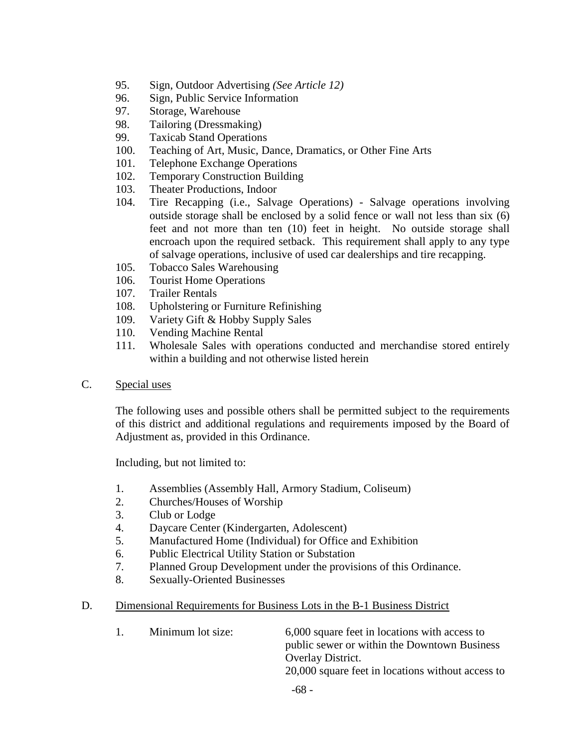95. Sign, Outdoor Advertising *(See Article 12)*
96. Sign, Public Service Information
97. Storage, Warehouse
98. Tailoring (Dressmaking)
99. Taxicab Stand Operations
100. Teaching of Art, Music, Dance, Dramatics, or Other Fine Arts
101. Telephone Exchange Operations
102. Temporary Construction Building
103. Theater Productions, Indoor
104. Tire Recapping (i.e., Salvage Operations) - Salvage operations involving outside storage shall be enclosed by a solid fence or wall not less than six (6) feet and not more than ten (10) feet in height. No outside storage shall encroach upon the required setback. This requirement shall apply to any type of salvage operations, inclusive of used car dealerships and tire recapping.
105. Tobacco Sales Warehousing
106. Tourist Home Operations
107. Trailer Rentals
108. Upholstering or Furniture Refinishing
109. Variety Gift & Hobby Supply Sales
110. Vending Machine Rental
111. Wholesale Sales with operations conducted and merchandise stored entirely within a building and not otherwise listed herein

C. Special uses

The following uses and possible others shall be permitted subject to the requirements of this district and additional regulations and requirements imposed by the Board of Adjustment as, provided in this Ordinance.

Including, but not limited to:

1. Assemblies (Assembly Hall, Armory Stadium, Coliseum)
2. Churches/Houses of Worship
3. Club or Lodge
4. Daycare Center (Kindergarten, Adolescent)
5. Manufactured Home (Individual) for Office and Exhibition
6. Public Electrical Utility Station or Substation
7. Planned Group Development under the provisions of this Ordinance.
8. Sexually-Oriented Businesses

D. Dimensional Requirements for Business Lots in the B-1 Business District

1. Minimum lot size: 6,000 square feet in locations with access to public sewer or within the Downtown Business Overlay District.
   20,000 square feet in locations without access to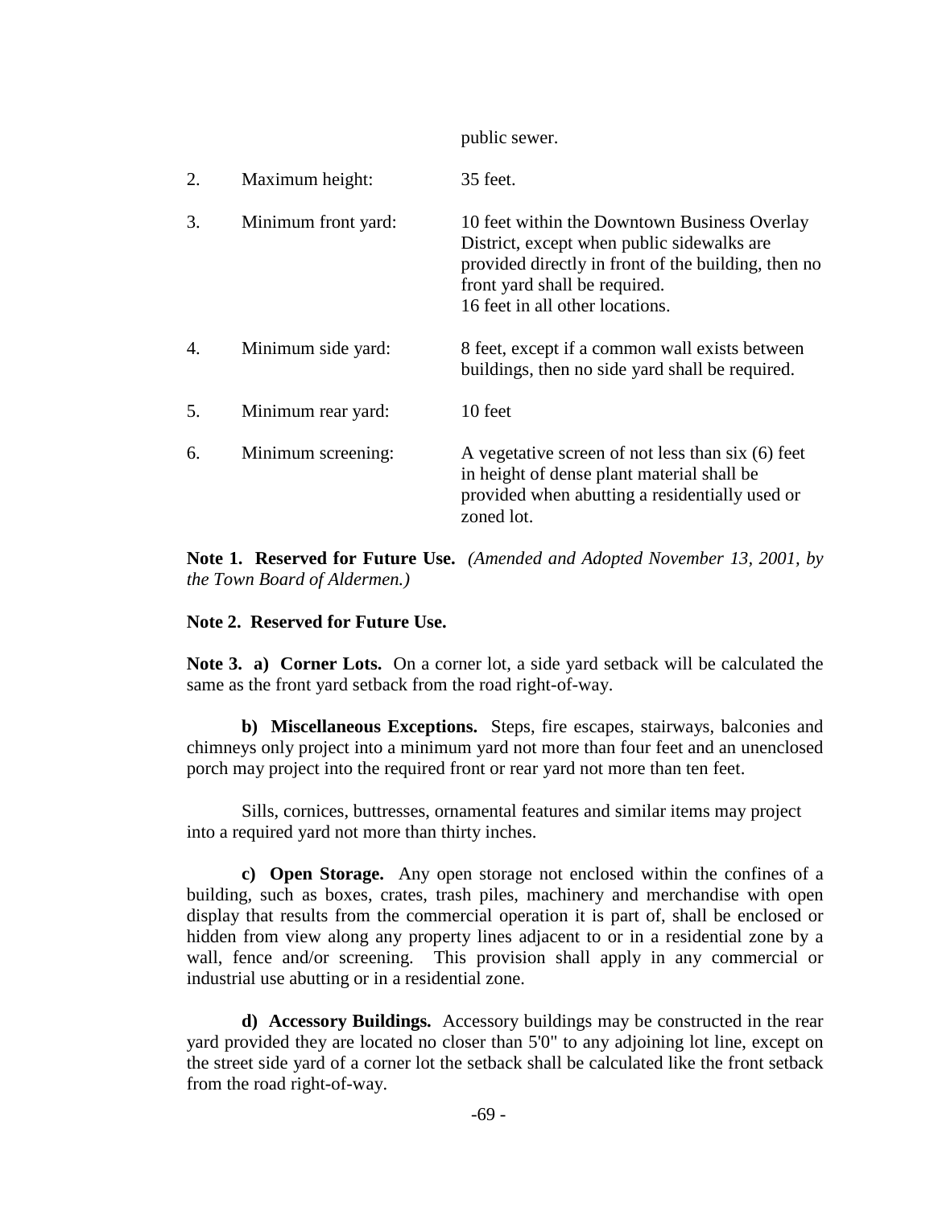public sewer.

| | | |
|---|---|---|
| 2. | Maximum height: | 35 feet. |
| 3. | Minimum front yard: | 10 feet within the Downtown Business Overlay District, except when public sidewalks are provided directly in front of the building, then no front yard shall be required.<br>16 feet in all other locations. |
| 4. | Minimum side yard: | 8 feet, except if a common wall exists between buildings, then no side yard shall be required. |
| 5. | Minimum rear yard: | 10 feet |
| 6. | Minimum screening: | A vegetative screen of not less than six (6) feet in height of dense plant material shall be provided when abutting a residentially used or zoned lot. |

**Note 1. Reserved for Future Use.** *(Amended and Adopted November 13, 2001, by the Town Board of Aldermen.)*

**Note 2. Reserved for Future Use.**

**Note 3. a) Corner Lots.** On a corner lot, a side yard setback will be calculated the same as the front yard setback from the road right-of-way.

**b) Miscellaneous Exceptions.** Steps, fire escapes, stairways, balconies and chimneys only project into a minimum yard not more than four feet and an unenclosed porch may project into the required front or rear yard not more than ten feet.

Sills, cornices, buttresses, ornamental features and similar items may project into a required yard not more than thirty inches.

**c) Open Storage.** Any open storage not enclosed within the confines of a building, such as boxes, crates, trash piles, machinery and merchandise with open display that results from the commercial operation it is part of, shall be enclosed or hidden from view along any property lines adjacent to or in a residential zone by a wall, fence and/or screening. This provision shall apply in any commercial or industrial use abutting or in a residential zone.

**d) Accessory Buildings.** Accessory buildings may be constructed in the rear yard provided they are located no closer than 5'0" to any adjoining lot line, except on the street side yard of a corner lot the setback shall be calculated like the front setback from the road right-of-way.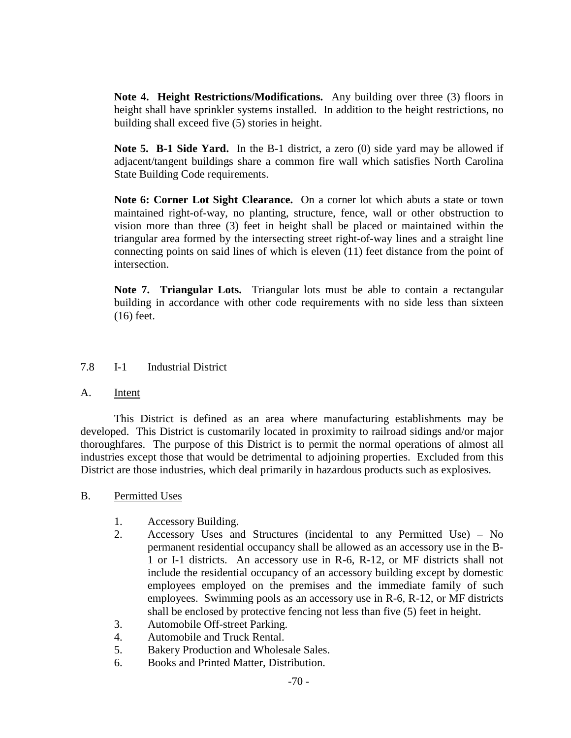**Note 4. Height Restrictions/Modifications.** Any building over three (3) floors in height shall have sprinkler systems installed. In addition to the height restrictions, no building shall exceed five (5) stories in height.

**Note 5. B-1 Side Yard.** In the B-1 district, a zero (0) side yard may be allowed if adjacent/tangent buildings share a common fire wall which satisfies North Carolina State Building Code requirements.

**Note 6: Corner Lot Sight Clearance.** On a corner lot which abuts a state or town maintained right-of-way, no planting, structure, fence, wall or other obstruction to vision more than three (3) feet in height shall be placed or maintained within the triangular area formed by the intersecting street right-of-way lines and a straight line connecting points on said lines of which is eleven (11) feet distance from the point of intersection.

**Note 7. Triangular Lots.** Triangular lots must be able to contain a rectangular building in accordance with other code requirements with no side less than sixteen (16) feet.

## 7.8 I-1 Industrial District

### A. Intent

This District is defined as an area where manufacturing establishments may be developed. This District is customarily located in proximity to railroad sidings and/or major thoroughfares. The purpose of this District is to permit the normal operations of almost all industries except those that would be detrimental to adjoining properties. Excluded from this District are those industries, which deal primarily in hazardous products such as explosives.

### B. Permitted Uses

1. Accessory Building.
2. Accessory Uses and Structures (incidental to any Permitted Use) – No permanent residential occupancy shall be allowed as an accessory use in the B-1 or I-1 districts. An accessory use in R-6, R-12, or MF districts shall not include the residential occupancy of an accessory building except by domestic employees employed on the premises and the immediate family of such employees. Swimming pools as an accessory use in R-6, R-12, or MF districts shall be enclosed by protective fencing not less than five (5) feet in height.
3. Automobile Off-street Parking.
4. Automobile and Truck Rental.
5. Bakery Production and Wholesale Sales.
6. Books and Printed Matter, Distribution.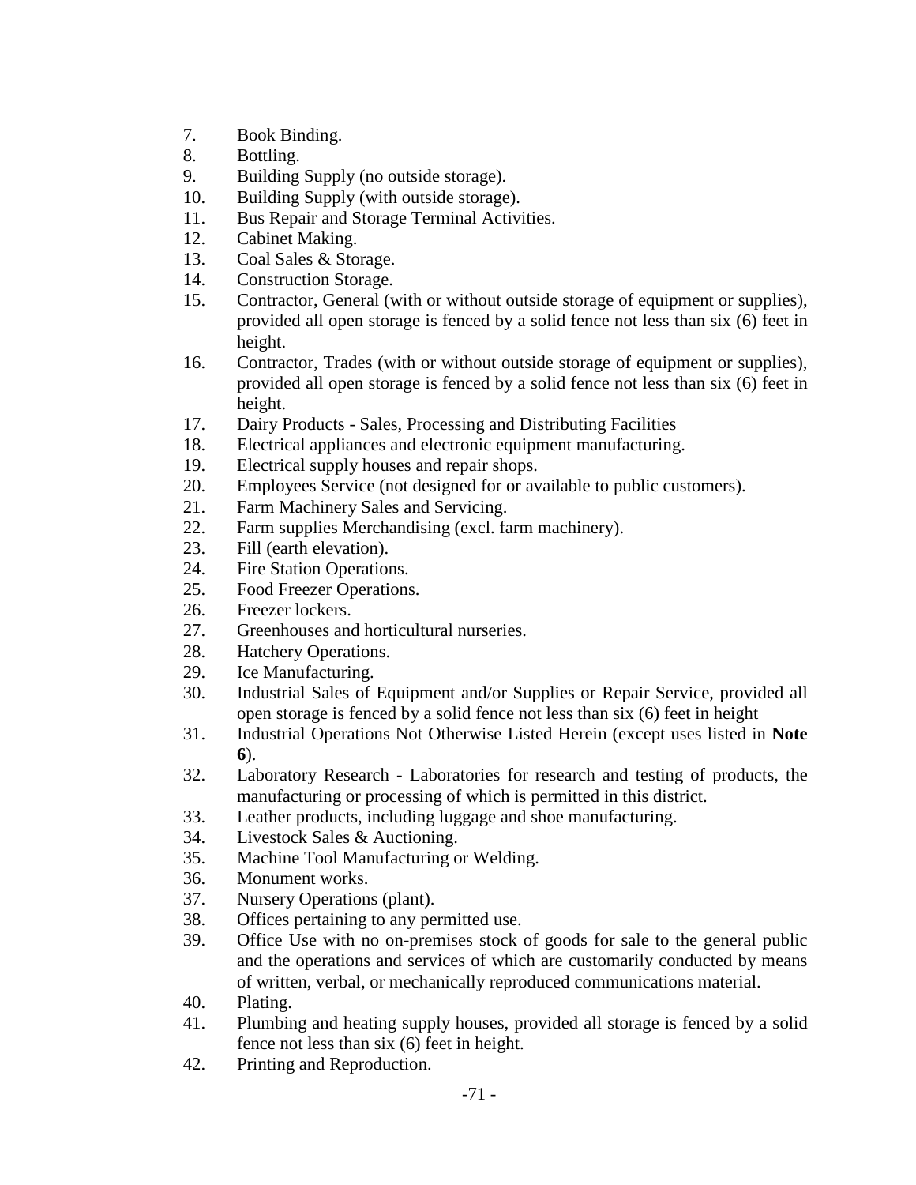7. Book Binding.
8. Bottling.
9. Building Supply (no outside storage).
10. Building Supply (with outside storage).
11. Bus Repair and Storage Terminal Activities.
12. Cabinet Making.
13. Coal Sales & Storage.
14. Construction Storage.
15. Contractor, General (with or without outside storage of equipment or supplies), provided all open storage is fenced by a solid fence not less than six (6) feet in height.
16. Contractor, Trades (with or without outside storage of equipment or supplies), provided all open storage is fenced by a solid fence not less than six (6) feet in height.
17. Dairy Products - Sales, Processing and Distributing Facilities
18. Electrical appliances and electronic equipment manufacturing.
19. Electrical supply houses and repair shops.
20. Employees Service (not designed for or available to public customers).
21. Farm Machinery Sales and Servicing.
22. Farm supplies Merchandising (excl. farm machinery).
23. Fill (earth elevation).
24. Fire Station Operations.
25. Food Freezer Operations.
26. Freezer lockers.
27. Greenhouses and horticultural nurseries.
28. Hatchery Operations.
29. Ice Manufacturing.
30. Industrial Sales of Equipment and/or Supplies or Repair Service, provided all open storage is fenced by a solid fence not less than six (6) feet in height
31. Industrial Operations Not Otherwise Listed Herein (except uses listed in **Note 6**).
32. Laboratory Research - Laboratories for research and testing of products, the manufacturing or processing of which is permitted in this district.
33. Leather products, including luggage and shoe manufacturing.
34. Livestock Sales & Auctioning.
35. Machine Tool Manufacturing or Welding.
36. Monument works.
37. Nursery Operations (plant).
38. Offices pertaining to any permitted use.
39. Office Use with no on-premises stock of goods for sale to the general public and the operations and services of which are customarily conducted by means of written, verbal, or mechanically reproduced communications material.
40. Plating.
41. Plumbing and heating supply houses, provided all storage is fenced by a solid fence not less than six (6) feet in height.
42. Printing and Reproduction.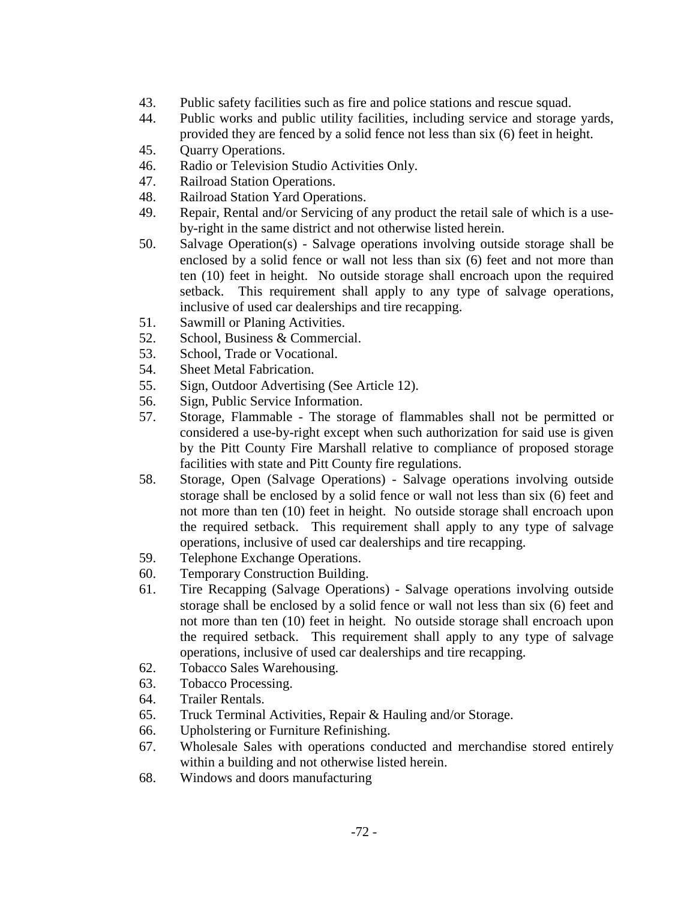43. Public safety facilities such as fire and police stations and rescue squad.
44. Public works and public utility facilities, including service and storage yards, provided they are fenced by a solid fence not less than six (6) feet in height.
45. Quarry Operations.
46. Radio or Television Studio Activities Only.
47. Railroad Station Operations.
48. Railroad Station Yard Operations.
49. Repair, Rental and/or Servicing of any product the retail sale of which is a use-by-right in the same district and not otherwise listed herein.
50. Salvage Operation(s) - Salvage operations involving outside storage shall be enclosed by a solid fence or wall not less than six (6) feet and not more than ten (10) feet in height. No outside storage shall encroach upon the required setback. This requirement shall apply to any type of salvage operations, inclusive of used car dealerships and tire recapping.
51. Sawmill or Planing Activities.
52. School, Business & Commercial.
53. School, Trade or Vocational.
54. Sheet Metal Fabrication.
55. Sign, Outdoor Advertising (See Article 12).
56. Sign, Public Service Information.
57. Storage, Flammable - The storage of flammables shall not be permitted or considered a use-by-right except when such authorization for said use is given by the Pitt County Fire Marshall relative to compliance of proposed storage facilities with state and Pitt County fire regulations.
58. Storage, Open (Salvage Operations) - Salvage operations involving outside storage shall be enclosed by a solid fence or wall not less than six (6) feet and not more than ten (10) feet in height. No outside storage shall encroach upon the required setback. This requirement shall apply to any type of salvage operations, inclusive of used car dealerships and tire recapping.
59. Telephone Exchange Operations.
60. Temporary Construction Building.
61. Tire Recapping (Salvage Operations) - Salvage operations involving outside storage shall be enclosed by a solid fence or wall not less than six (6) feet and not more than ten (10) feet in height. No outside storage shall encroach upon the required setback. This requirement shall apply to any type of salvage operations, inclusive of used car dealerships and tire recapping.
62. Tobacco Sales Warehousing.
63. Tobacco Processing.
64. Trailer Rentals.
65. Truck Terminal Activities, Repair & Hauling and/or Storage.
66. Upholstering or Furniture Refinishing.
67. Wholesale Sales with operations conducted and merchandise stored entirely within a building and not otherwise listed herein.
68. Windows and doors manufacturing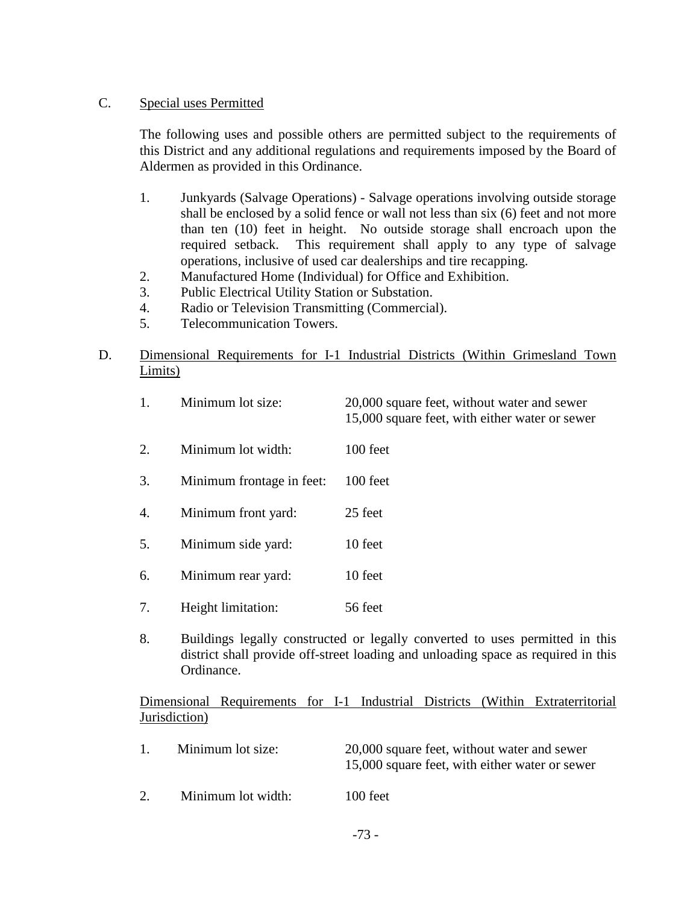C. Special uses Permitted

The following uses and possible others are permitted subject to the requirements of this District and any additional regulations and requirements imposed by the Board of Aldermen as provided in this Ordinance.

1. Junkyards (Salvage Operations) - Salvage operations involving outside storage shall be enclosed by a solid fence or wall not less than six (6) feet and not more than ten (10) feet in height. No outside storage shall encroach upon the required setback. This requirement shall apply to any type of salvage operations, inclusive of used car dealerships and tire recapping.
2. Manufactured Home (Individual) for Office and Exhibition.
3. Public Electrical Utility Station or Substation.
4. Radio or Television Transmitting (Commercial).
5. Telecommunication Towers.

D. Dimensional Requirements for I-1 Industrial Districts (Within Grimesland Town Limits)

1. Minimum lot size: 20,000 square feet, without water and sewer; 15,000 square feet, with either water or sewer
2. Minimum lot width: 100 feet
3. Minimum frontage in feet: 100 feet
4. Minimum front yard: 25 feet
5. Minimum side yard: 10 feet
6. Minimum rear yard: 10 feet
7. Height limitation: 56 feet
8. Buildings legally constructed or legally converted to uses permitted in this district shall provide off-street loading and unloading space as required in this Ordinance.

Dimensional Requirements for I-1 Industrial Districts (Within Extraterritorial Jurisdiction)

1. Minimum lot size: 20,000 square feet, without water and sewer; 15,000 square feet, with either water or sewer
2. Minimum lot width: 100 feet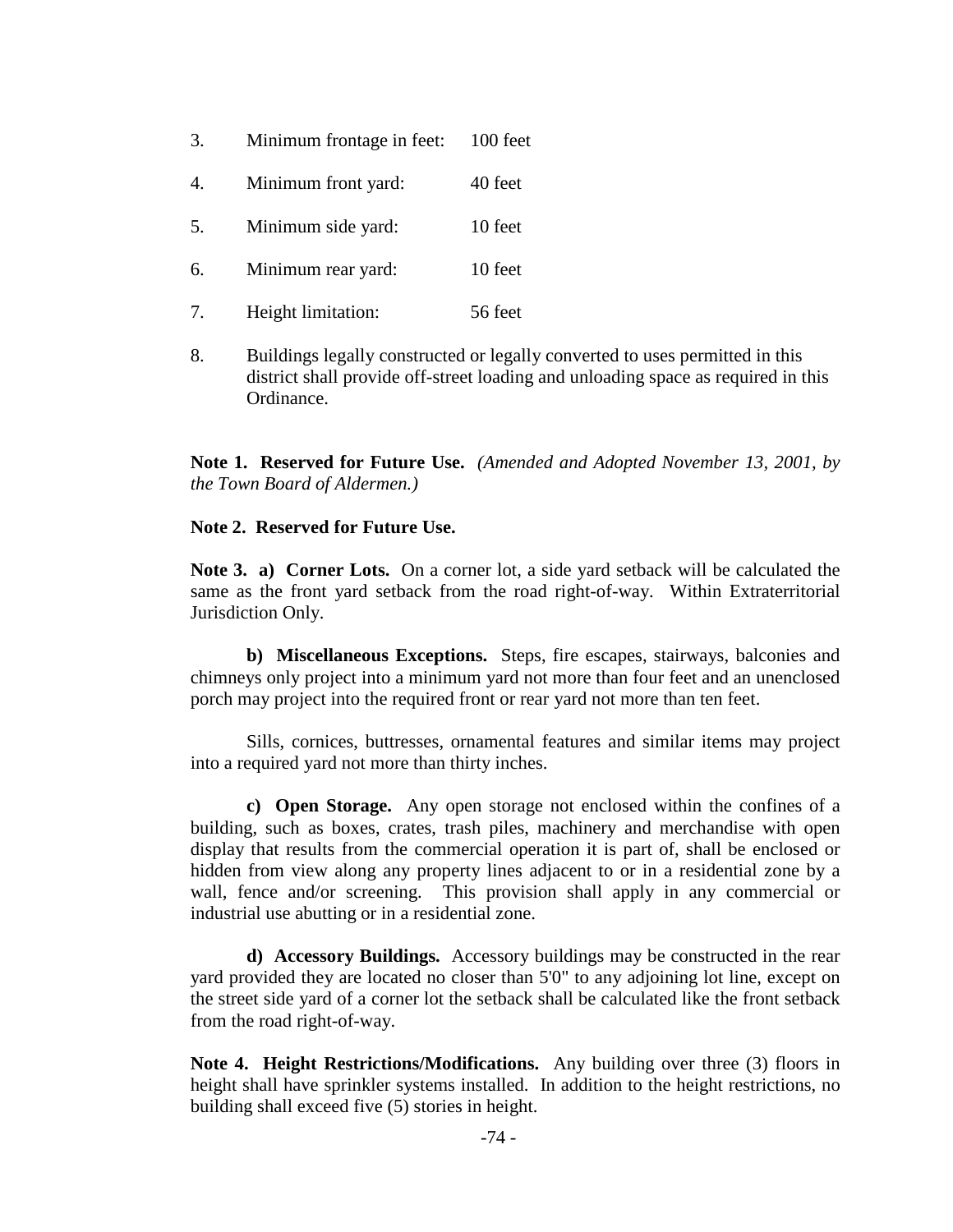3. Minimum frontage in feet: 100 feet

4. Minimum front yard: 40 feet

5. Minimum side yard: 10 feet

6. Minimum rear yard: 10 feet

7. Height limitation: 56 feet

8. Buildings legally constructed or legally converted to uses permitted in this district shall provide off-street loading and unloading space as required in this Ordinance.

**Note 1. Reserved for Future Use.** *(Amended and Adopted November 13, 2001, by the Town Board of Aldermen.)*

**Note 2. Reserved for Future Use.**

**Note 3. a) Corner Lots.** On a corner lot, a side yard setback will be calculated the same as the front yard setback from the road right-of-way. Within Extraterritorial Jurisdiction Only.

**b) Miscellaneous Exceptions.** Steps, fire escapes, stairways, balconies and chimneys only project into a minimum yard not more than four feet and an unenclosed porch may project into the required front or rear yard not more than ten feet.

Sills, cornices, buttresses, ornamental features and similar items may project into a required yard not more than thirty inches.

**c) Open Storage.** Any open storage not enclosed within the confines of a building, such as boxes, crates, trash piles, machinery and merchandise with open display that results from the commercial operation it is part of, shall be enclosed or hidden from view along any property lines adjacent to or in a residential zone by a wall, fence and/or screening. This provision shall apply in any commercial or industrial use abutting or in a residential zone.

**d) Accessory Buildings.** Accessory buildings may be constructed in the rear yard provided they are located no closer than 5'0" to any adjoining lot line, except on the street side yard of a corner lot the setback shall be calculated like the front setback from the road right-of-way.

**Note 4. Height Restrictions/Modifications.** Any building over three (3) floors in height shall have sprinkler systems installed. In addition to the height restrictions, no building shall exceed five (5) stories in height.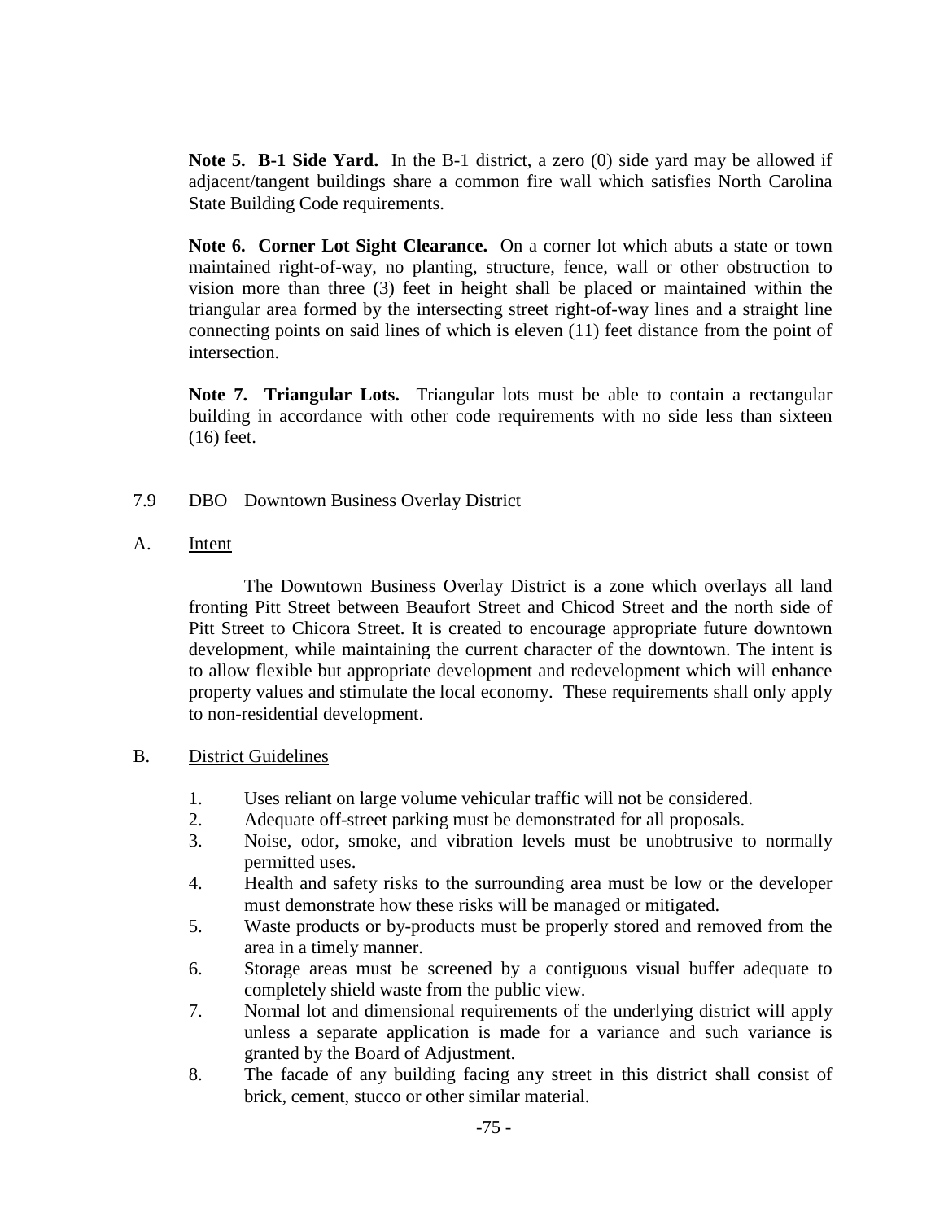**Note 5. B-1 Side Yard.** In the B-1 district, a zero (0) side yard may be allowed if adjacent/tangent buildings share a common fire wall which satisfies North Carolina State Building Code requirements.

**Note 6. Corner Lot Sight Clearance.** On a corner lot which abuts a state or town maintained right-of-way, no planting, structure, fence, wall or other obstruction to vision more than three (3) feet in height shall be placed or maintained within the triangular area formed by the intersecting street right-of-way lines and a straight line connecting points on said lines of which is eleven (11) feet distance from the point of intersection.

**Note 7. Triangular Lots.** Triangular lots must be able to contain a rectangular building in accordance with other code requirements with no side less than sixteen (16) feet.

## 7.9 DBO Downtown Business Overlay District

### A. Intent

The Downtown Business Overlay District is a zone which overlays all land fronting Pitt Street between Beaufort Street and Chicod Street and the north side of Pitt Street to Chicora Street. It is created to encourage appropriate future downtown development, while maintaining the current character of the downtown. The intent is to allow flexible but appropriate development and redevelopment which will enhance property values and stimulate the local economy. These requirements shall only apply to non-residential development.

### B. District Guidelines

1. Uses reliant on large volume vehicular traffic will not be considered.
2. Adequate off-street parking must be demonstrated for all proposals.
3. Noise, odor, smoke, and vibration levels must be unobtrusive to normally permitted uses.
4. Health and safety risks to the surrounding area must be low or the developer must demonstrate how these risks will be managed or mitigated.
5. Waste products or by-products must be properly stored and removed from the area in a timely manner.
6. Storage areas must be screened by a contiguous visual buffer adequate to completely shield waste from the public view.
7. Normal lot and dimensional requirements of the underlying district will apply unless a separate application is made for a variance and such variance is granted by the Board of Adjustment.
8. The facade of any building facing any street in this district shall consist of brick, cement, stucco or other similar material.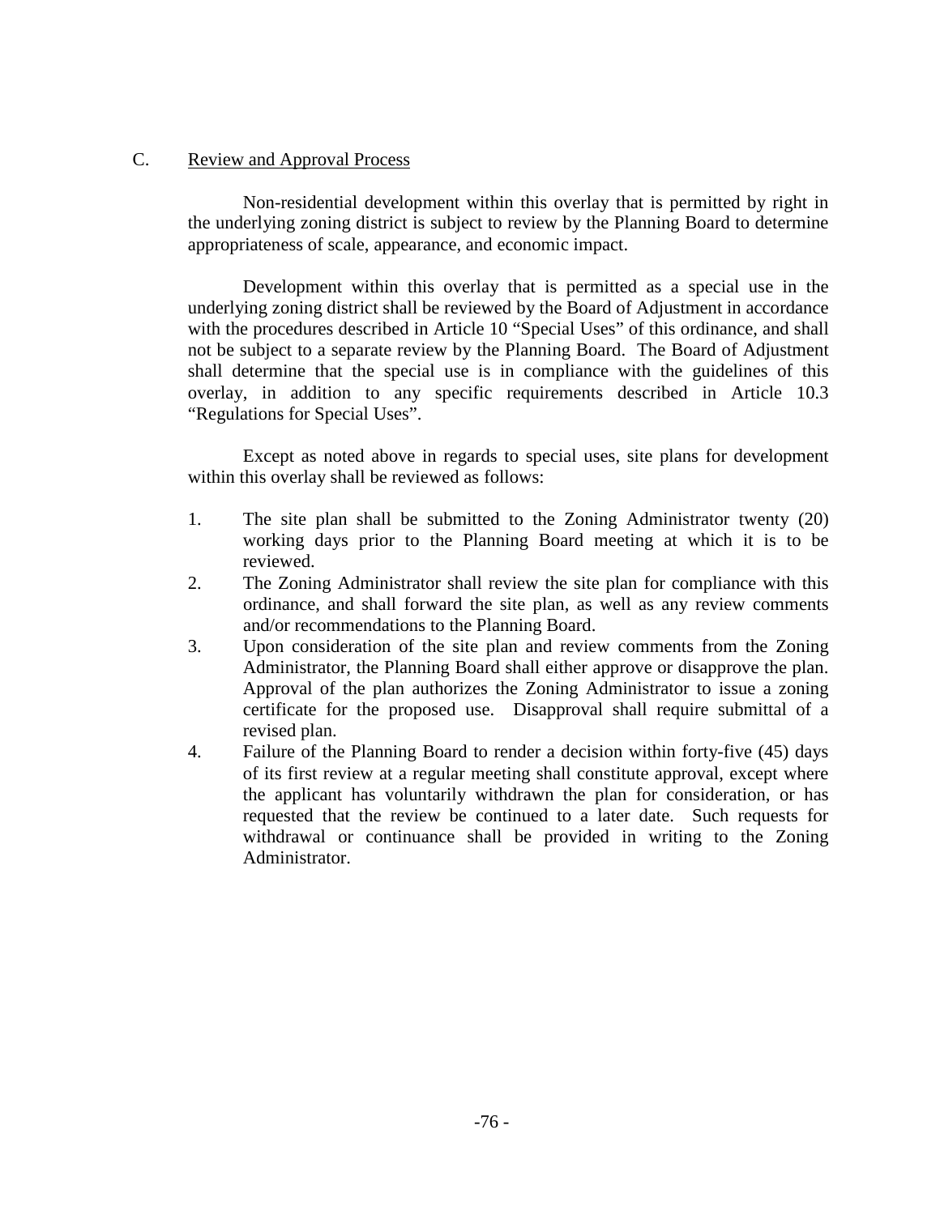### C. Review and Approval Process

Non-residential development within this overlay that is permitted by right in the underlying zoning district is subject to review by the Planning Board to determine appropriateness of scale, appearance, and economic impact.

Development within this overlay that is permitted as a special use in the underlying zoning district shall be reviewed by the Board of Adjustment in accordance with the procedures described in Article 10 "Special Uses" of this ordinance, and shall not be subject to a separate review by the Planning Board. The Board of Adjustment shall determine that the special use is in compliance with the guidelines of this overlay, in addition to any specific requirements described in Article 10.3 "Regulations for Special Uses".

Except as noted above in regards to special uses, site plans for development within this overlay shall be reviewed as follows:

1. The site plan shall be submitted to the Zoning Administrator twenty (20) working days prior to the Planning Board meeting at which it is to be reviewed.
2. The Zoning Administrator shall review the site plan for compliance with this ordinance, and shall forward the site plan, as well as any review comments and/or recommendations to the Planning Board.
3. Upon consideration of the site plan and review comments from the Zoning Administrator, the Planning Board shall either approve or disapprove the plan. Approval of the plan authorizes the Zoning Administrator to issue a zoning certificate for the proposed use. Disapproval shall require submittal of a revised plan.
4. Failure of the Planning Board to render a decision within forty-five (45) days of its first review at a regular meeting shall constitute approval, except where the applicant has voluntarily withdrawn the plan for consideration, or has requested that the review be continued to a later date. Such requests for withdrawal or continuance shall be provided in writing to the Zoning Administrator.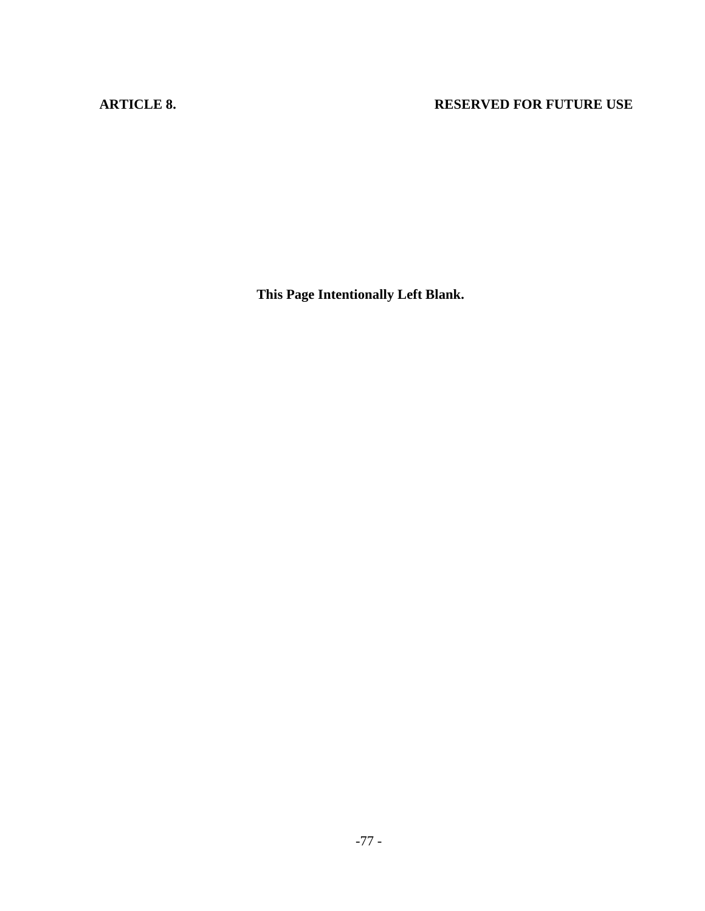## ARTICLE 8. RESERVED FOR FUTURE USE

**This Page Intentionally Left Blank.**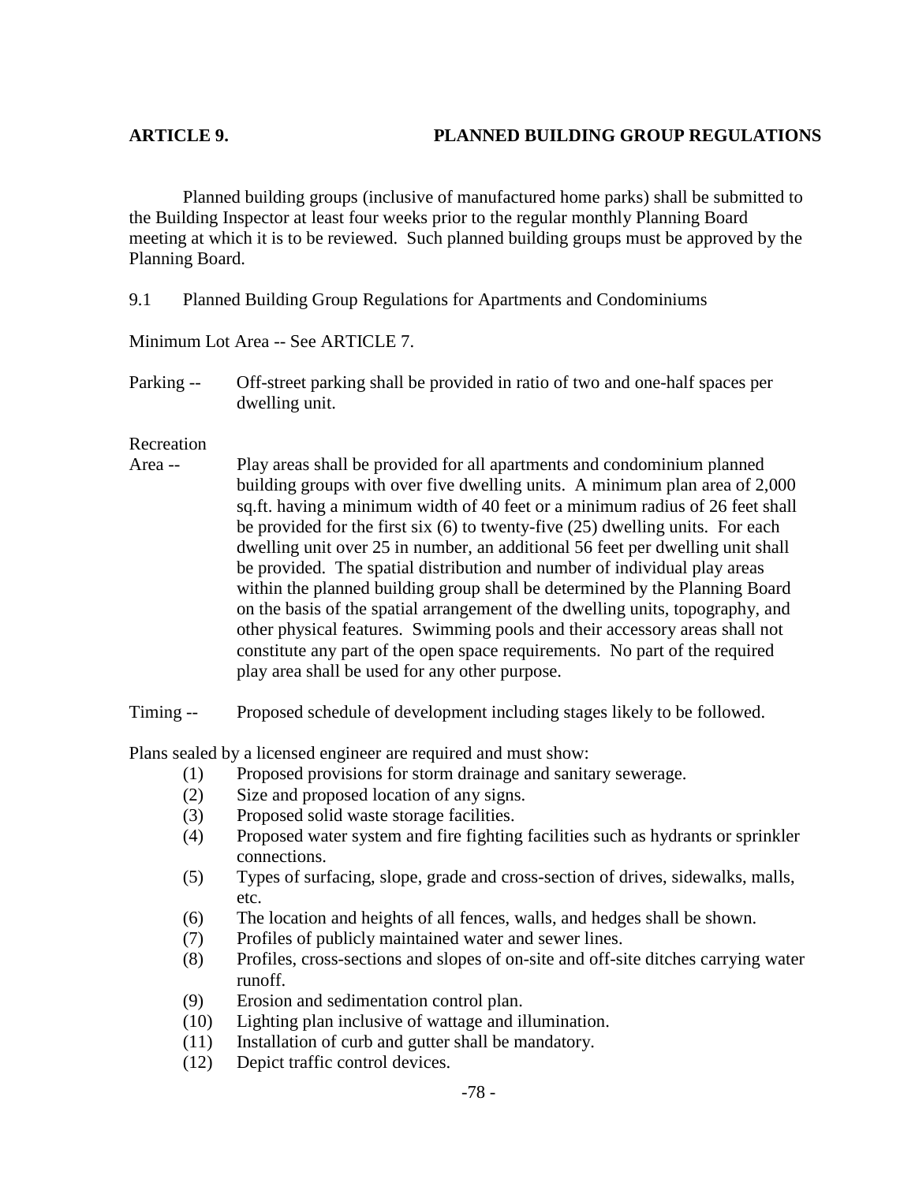## ARTICLE 9. PLANNED BUILDING GROUP REGULATIONS

Planned building groups (inclusive of manufactured home parks) shall be submitted to the Building Inspector at least four weeks prior to the regular monthly Planning Board meeting at which it is to be reviewed. Such planned building groups must be approved by the Planning Board.

### 9.1 Planned Building Group Regulations for Apartments and Condominiums

Minimum Lot Area -- See ARTICLE 7.

Parking -- Off-street parking shall be provided in ratio of two and one-half spaces per dwelling unit.

Recreation Area -- Play areas shall be provided for all apartments and condominium planned building groups with over five dwelling units. A minimum plan area of 2,000 sq.ft. having a minimum width of 40 feet or a minimum radius of 26 feet shall be provided for the first six (6) to twenty-five (25) dwelling units. For each dwelling unit over 25 in number, an additional 56 feet per dwelling unit shall be provided. The spatial distribution and number of individual play areas within the planned building group shall be determined by the Planning Board on the basis of the spatial arrangement of the dwelling units, topography, and other physical features. Swimming pools and their accessory areas shall not constitute any part of the open space requirements. No part of the required play area shall be used for any other purpose.

Timing -- Proposed schedule of development including stages likely to be followed.

Plans sealed by a licensed engineer are required and must show:

(1) Proposed provisions for storm drainage and sanitary sewerage.
(2) Size and proposed location of any signs.
(3) Proposed solid waste storage facilities.
(4) Proposed water system and fire fighting facilities such as hydrants or sprinkler connections.
(5) Types of surfacing, slope, grade and cross-section of drives, sidewalks, malls, etc.
(6) The location and heights of all fences, walls, and hedges shall be shown.
(7) Profiles of publicly maintained water and sewer lines.
(8) Profiles, cross-sections and slopes of on-site and off-site ditches carrying water runoff.
(9) Erosion and sedimentation control plan.
(10) Lighting plan inclusive of wattage and illumination.
(11) Installation of curb and gutter shall be mandatory.
(12) Depict traffic control devices.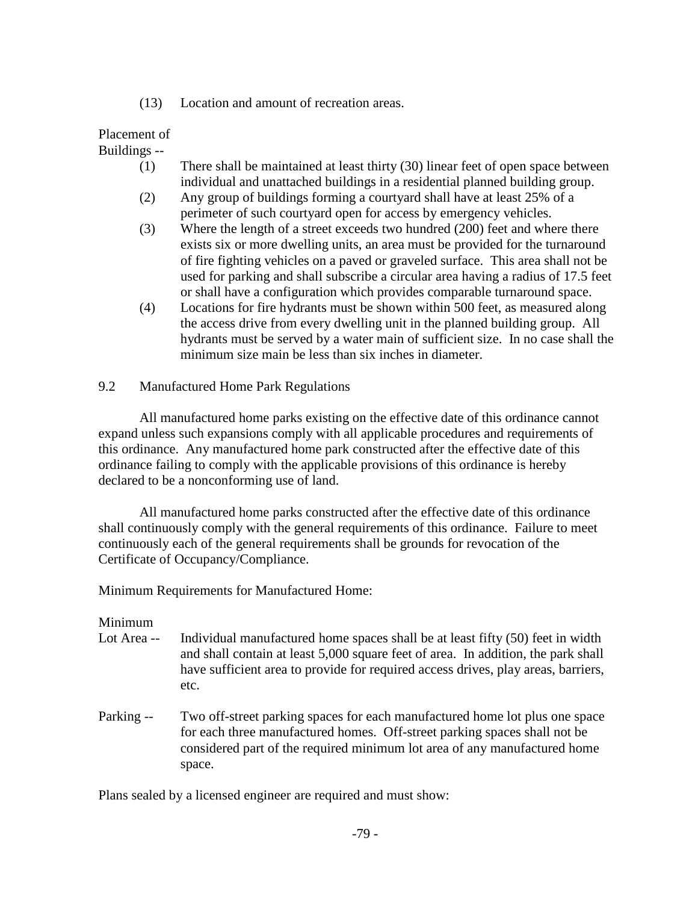(13) Location and amount of recreation areas.

Placement of Buildings --

(1) There shall be maintained at least thirty (30) linear feet of open space between individual and unattached buildings in a residential planned building group.

(2) Any group of buildings forming a courtyard shall have at least 25% of a perimeter of such courtyard open for access by emergency vehicles.

(3) Where the length of a street exceeds two hundred (200) feet and where there exists six or more dwelling units, an area must be provided for the turnaround of fire fighting vehicles on a paved or graveled surface. This area shall not be used for parking and shall subscribe a circular area having a radius of 17.5 feet or shall have a configuration which provides comparable turnaround space.

(4) Locations for fire hydrants must be shown within 500 feet, as measured along the access drive from every dwelling unit in the planned building group. All hydrants must be served by a water main of sufficient size. In no case shall the minimum size main be less than six inches in diameter.

## 9.2 Manufactured Home Park Regulations

All manufactured home parks existing on the effective date of this ordinance cannot expand unless such expansions comply with all applicable procedures and requirements of this ordinance. Any manufactured home park constructed after the effective date of this ordinance failing to comply with the applicable provisions of this ordinance is hereby declared to be a nonconforming use of land.

All manufactured home parks constructed after the effective date of this ordinance shall continuously comply with the general requirements of this ordinance. Failure to meet continuously each of the general requirements shall be grounds for revocation of the Certificate of Occupancy/Compliance.

Minimum Requirements for Manufactured Home:

Minimum Lot Area -- Individual manufactured home spaces shall be at least fifty (50) feet in width and shall contain at least 5,000 square feet of area. In addition, the park shall have sufficient area to provide for required access drives, play areas, barriers, etc.

Parking -- Two off-street parking spaces for each manufactured home lot plus one space for each three manufactured homes. Off-street parking spaces shall not be considered part of the required minimum lot area of any manufactured home space.

Plans sealed by a licensed engineer are required and must show: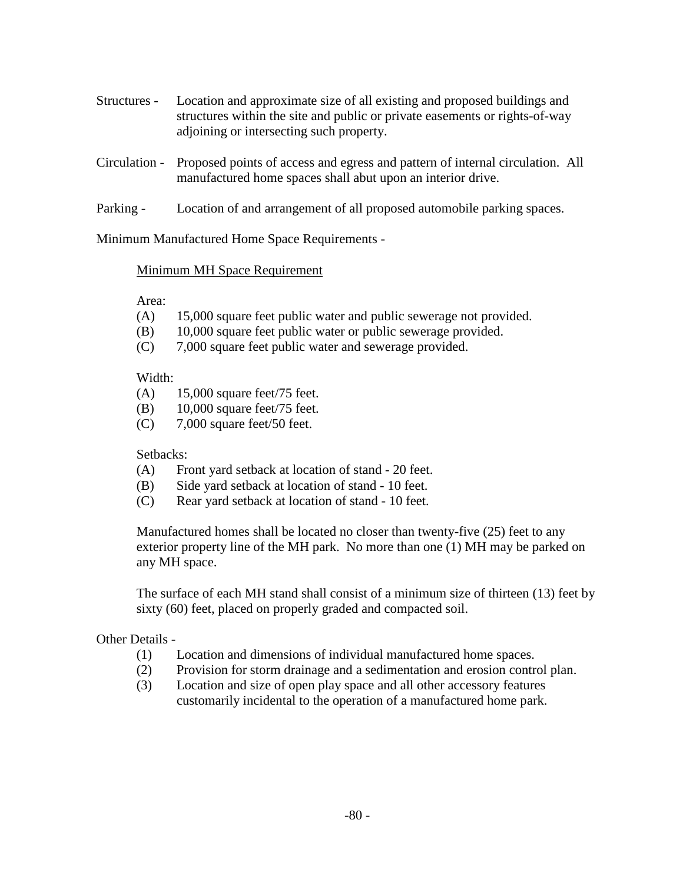Structures - Location and approximate size of all existing and proposed buildings and structures within the site and public or private easements or rights-of-way adjoining or intersecting such property.

Circulation - Proposed points of access and egress and pattern of internal circulation. All manufactured home spaces shall abut upon an interior drive.

Parking - Location of and arrangement of all proposed automobile parking spaces.

Minimum Manufactured Home Space Requirements -

<u>Minimum MH Space Requirement</u>

Area:

(A) 15,000 square feet public water and public sewerage not provided.
(B) 10,000 square feet public water or public sewerage provided.
(C) 7,000 square feet public water and sewerage provided.

Width:

(A) 15,000 square feet/75 feet.
(B) 10,000 square feet/75 feet.
(C) 7,000 square feet/50 feet.

Setbacks:

(A) Front yard setback at location of stand - 20 feet.
(B) Side yard setback at location of stand - 10 feet.
(C) Rear yard setback at location of stand - 10 feet.

Manufactured homes shall be located no closer than twenty-five (25) feet to any exterior property line of the MH park. No more than one (1) MH may be parked on any MH space.

The surface of each MH stand shall consist of a minimum size of thirteen (13) feet by sixty (60) feet, placed on properly graded and compacted soil.

Other Details -

(1) Location and dimensions of individual manufactured home spaces.
(2) Provision for storm drainage and a sedimentation and erosion control plan.
(3) Location and size of open play space and all other accessory features customarily incidental to the operation of a manufactured home park.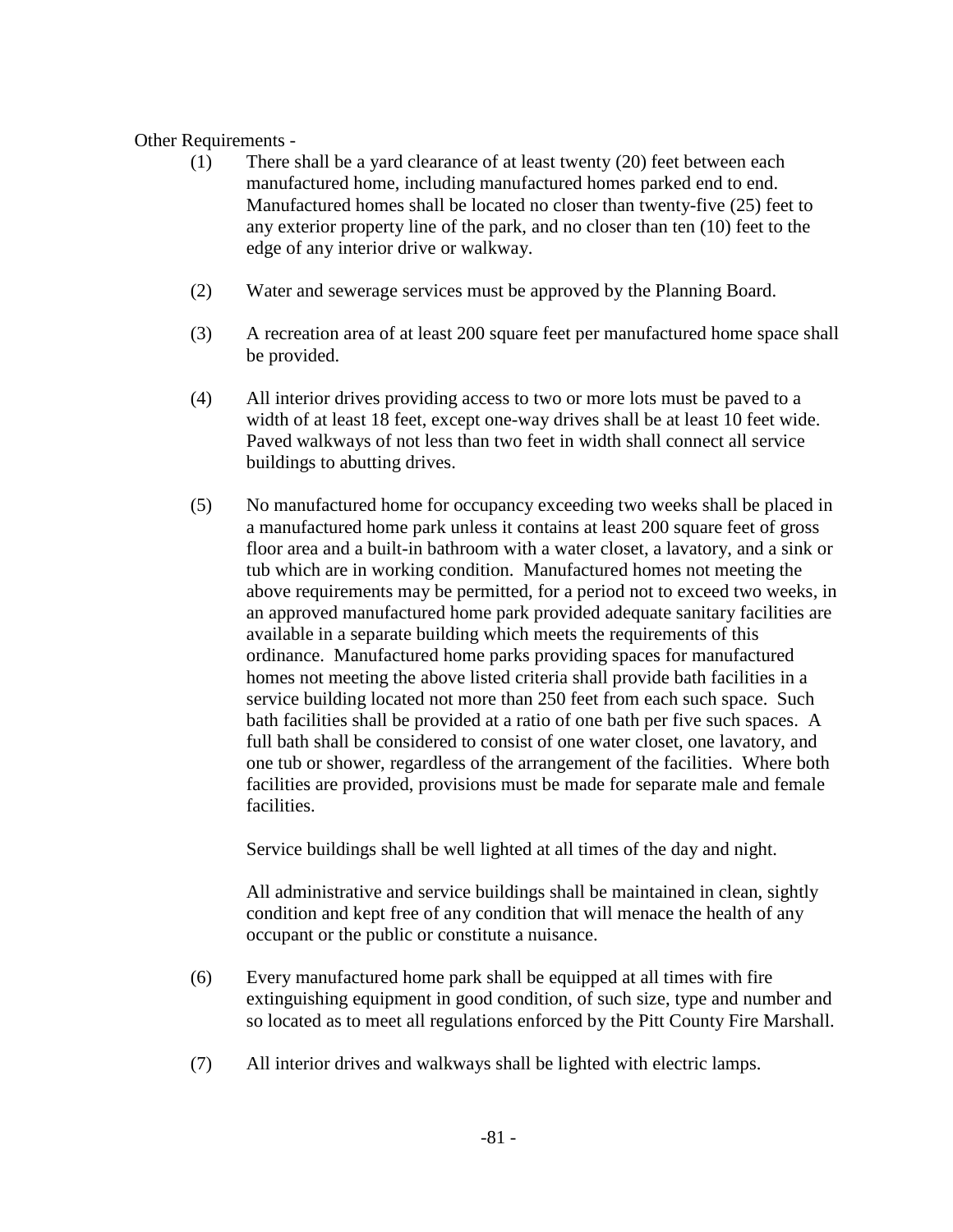Other Requirements -

(1) There shall be a yard clearance of at least twenty (20) feet between each manufactured home, including manufactured homes parked end to end. Manufactured homes shall be located no closer than twenty-five (25) feet to any exterior property line of the park, and no closer than ten (10) feet to the edge of any interior drive or walkway.

(2) Water and sewerage services must be approved by the Planning Board.

(3) A recreation area of at least 200 square feet per manufactured home space shall be provided.

(4) All interior drives providing access to two or more lots must be paved to a width of at least 18 feet, except one-way drives shall be at least 10 feet wide. Paved walkways of not less than two feet in width shall connect all service buildings to abutting drives.

(5) No manufactured home for occupancy exceeding two weeks shall be placed in a manufactured home park unless it contains at least 200 square feet of gross floor area and a built-in bathroom with a water closet, a lavatory, and a sink or tub which are in working condition. Manufactured homes not meeting the above requirements may be permitted, for a period not to exceed two weeks, in an approved manufactured home park provided adequate sanitary facilities are available in a separate building which meets the requirements of this ordinance. Manufactured home parks providing spaces for manufactured homes not meeting the above listed criteria shall provide bath facilities in a service building located not more than 250 feet from each such space. Such bath facilities shall be provided at a ratio of one bath per five such spaces. A full bath shall be considered to consist of one water closet, one lavatory, and one tub or shower, regardless of the arrangement of the facilities. Where both facilities are provided, provisions must be made for separate male and female facilities.

    Service buildings shall be well lighted at all times of the day and night.

    All administrative and service buildings shall be maintained in clean, sightly condition and kept free of any condition that will menace the health of any occupant or the public or constitute a nuisance.

(6) Every manufactured home park shall be equipped at all times with fire extinguishing equipment in good condition, of such size, type and number and so located as to meet all regulations enforced by the Pitt County Fire Marshall.

(7) All interior drives and walkways shall be lighted with electric lamps.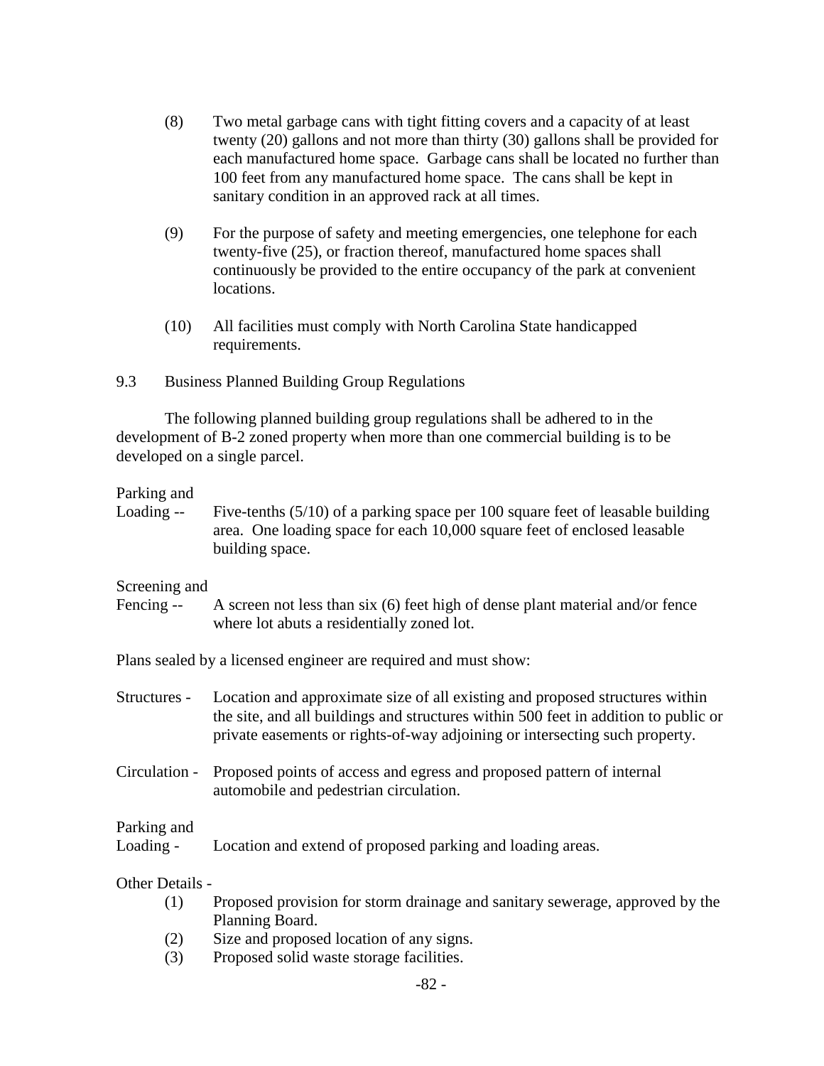(8) Two metal garbage cans with tight fitting covers and a capacity of at least twenty (20) gallons and not more than thirty (30) gallons shall be provided for each manufactured home space. Garbage cans shall be located no further than 100 feet from any manufactured home space. The cans shall be kept in sanitary condition in an approved rack at all times.

(9) For the purpose of safety and meeting emergencies, one telephone for each twenty-five (25), or fraction thereof, manufactured home spaces shall continuously be provided to the entire occupancy of the park at convenient locations.

(10) All facilities must comply with North Carolina State handicapped requirements.

## 9.3 Business Planned Building Group Regulations

The following planned building group regulations shall be adhered to in the development of B-2 zoned property when more than one commercial building is to be developed on a single parcel.

Parking and Loading -- Five-tenths (5/10) of a parking space per 100 square feet of leasable building area. One loading space for each 10,000 square feet of enclosed leasable building space.

Screening and Fencing -- A screen not less than six (6) feet high of dense plant material and/or fence where lot abuts a residentially zoned lot.

Plans sealed by a licensed engineer are required and must show:

Structures - Location and approximate size of all existing and proposed structures within the site, and all buildings and structures within 500 feet in addition to public or private easements or rights-of-way adjoining or intersecting such property.

Circulation - Proposed points of access and egress and proposed pattern of internal automobile and pedestrian circulation.

Parking and Loading - Location and extend of proposed parking and loading areas.

Other Details -

(1) Proposed provision for storm drainage and sanitary sewerage, approved by the Planning Board.
(2) Size and proposed location of any signs.
(3) Proposed solid waste storage facilities.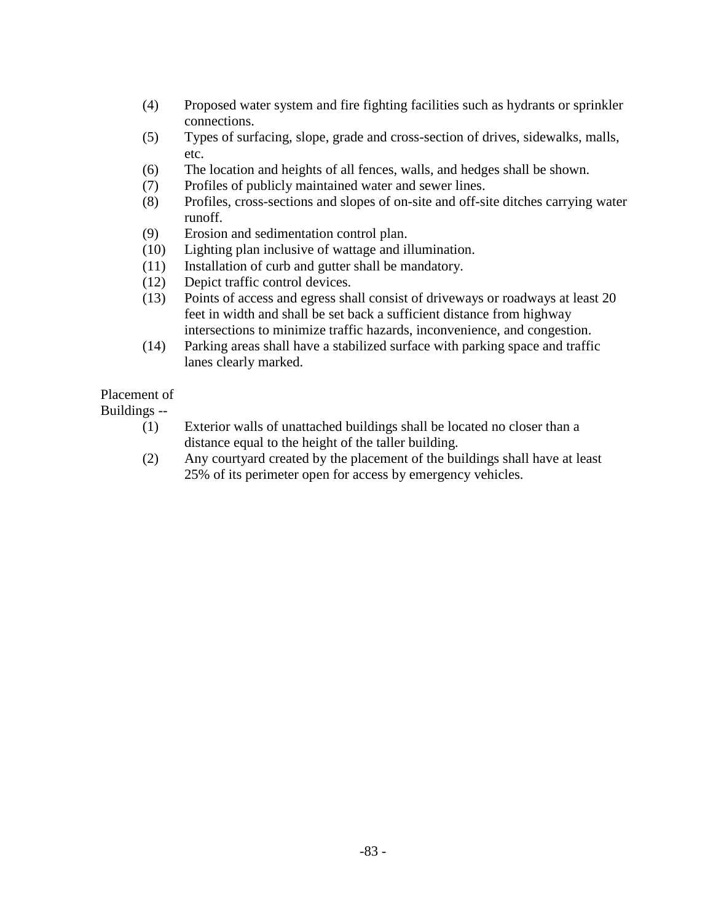(4) Proposed water system and fire fighting facilities such as hydrants or sprinkler connections.
(5) Types of surfacing, slope, grade and cross-section of drives, sidewalks, malls, etc.
(6) The location and heights of all fences, walls, and hedges shall be shown.
(7) Profiles of publicly maintained water and sewer lines.
(8) Profiles, cross-sections and slopes of on-site and off-site ditches carrying water runoff.
(9) Erosion and sedimentation control plan.
(10) Lighting plan inclusive of wattage and illumination.
(11) Installation of curb and gutter shall be mandatory.
(12) Depict traffic control devices.
(13) Points of access and egress shall consist of driveways or roadways at least 20 feet in width and shall be set back a sufficient distance from highway intersections to minimize traffic hazards, inconvenience, and congestion.
(14) Parking areas shall have a stabilized surface with parking space and traffic lanes clearly marked.

Placement of Buildings --

(1) Exterior walls of unattached buildings shall be located no closer than a distance equal to the height of the taller building.
(2) Any courtyard created by the placement of the buildings shall have at least 25% of its perimeter open for access by emergency vehicles.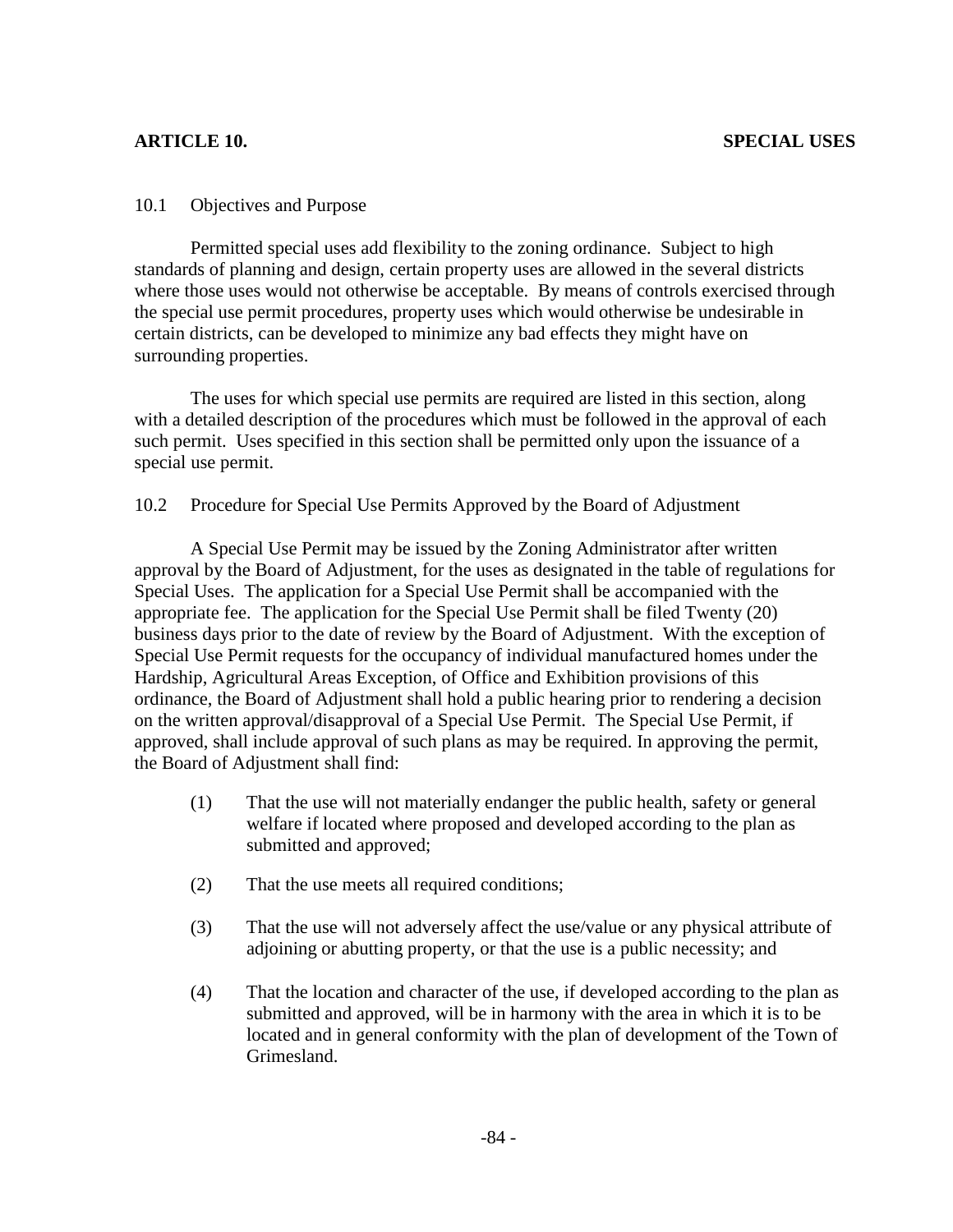## ARTICLE 10. SPECIAL USES

### 10.1 Objectives and Purpose

Permitted special uses add flexibility to the zoning ordinance. Subject to high standards of planning and design, certain property uses are allowed in the several districts where those uses would not otherwise be acceptable. By means of controls exercised through the special use permit procedures, property uses which would otherwise be undesirable in certain districts, can be developed to minimize any bad effects they might have on surrounding properties.

The uses for which special use permits are required are listed in this section, along with a detailed description of the procedures which must be followed in the approval of each such permit. Uses specified in this section shall be permitted only upon the issuance of a special use permit.

### 10.2 Procedure for Special Use Permits Approved by the Board of Adjustment

A Special Use Permit may be issued by the Zoning Administrator after written approval by the Board of Adjustment, for the uses as designated in the table of regulations for Special Uses. The application for a Special Use Permit shall be accompanied with the appropriate fee. The application for the Special Use Permit shall be filed Twenty (20) business days prior to the date of review by the Board of Adjustment. With the exception of Special Use Permit requests for the occupancy of individual manufactured homes under the Hardship, Agricultural Areas Exception, of Office and Exhibition provisions of this ordinance, the Board of Adjustment shall hold a public hearing prior to rendering a decision on the written approval/disapproval of a Special Use Permit. The Special Use Permit, if approved, shall include approval of such plans as may be required. In approving the permit, the Board of Adjustment shall find:

(1) That the use will not materially endanger the public health, safety or general welfare if located where proposed and developed according to the plan as submitted and approved;

(2) That the use meets all required conditions;

(3) That the use will not adversely affect the use/value or any physical attribute of adjoining or abutting property, or that the use is a public necessity; and

(4) That the location and character of the use, if developed according to the plan as submitted and approved, will be in harmony with the area in which it is to be located and in general conformity with the plan of development of the Town of Grimesland.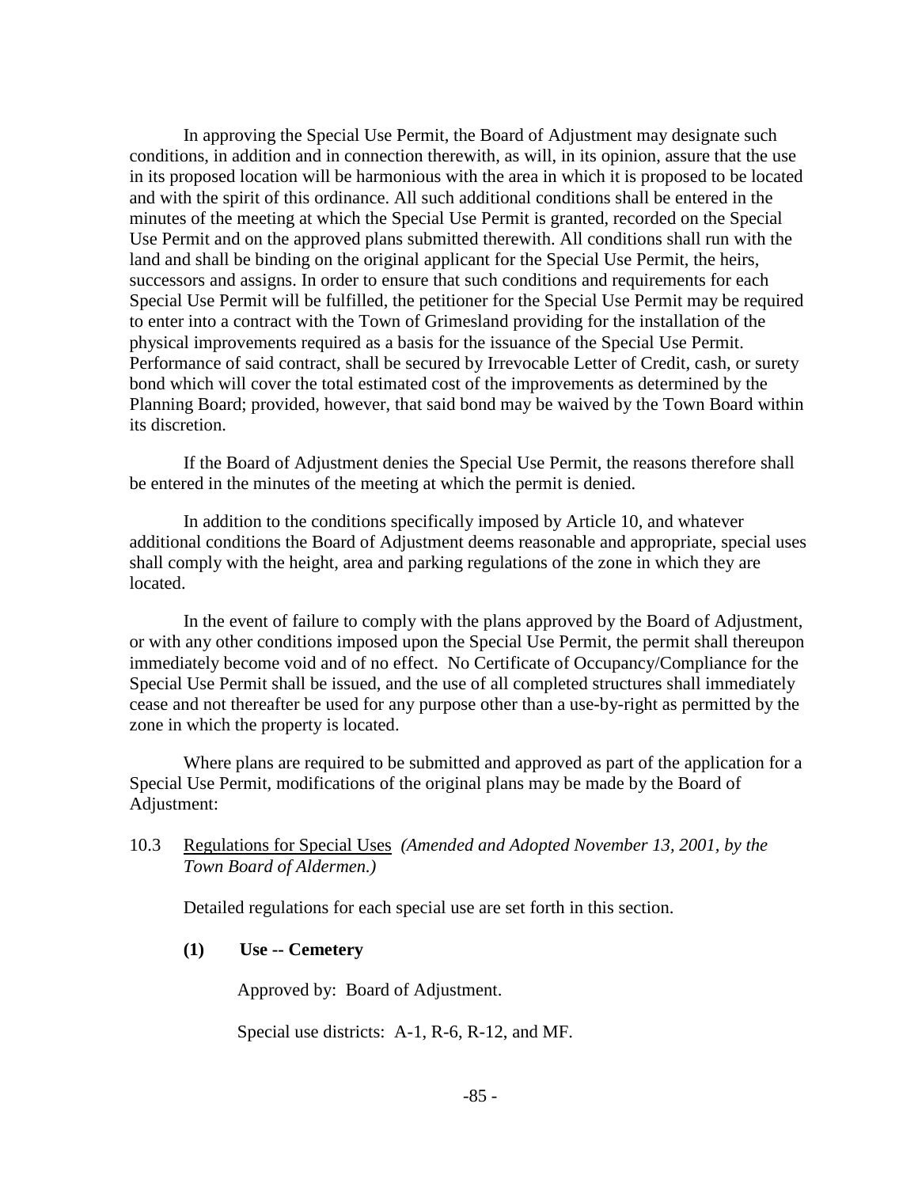In approving the Special Use Permit, the Board of Adjustment may designate such conditions, in addition and in connection therewith, as will, in its opinion, assure that the use in its proposed location will be harmonious with the area in which it is proposed to be located and with the spirit of this ordinance. All such additional conditions shall be entered in the minutes of the meeting at which the Special Use Permit is granted, recorded on the Special Use Permit and on the approved plans submitted therewith. All conditions shall run with the land and shall be binding on the original applicant for the Special Use Permit, the heirs, successors and assigns. In order to ensure that such conditions and requirements for each Special Use Permit will be fulfilled, the petitioner for the Special Use Permit may be required to enter into a contract with the Town of Grimesland providing for the installation of the physical improvements required as a basis for the issuance of the Special Use Permit. Performance of said contract, shall be secured by Irrevocable Letter of Credit, cash, or surety bond which will cover the total estimated cost of the improvements as determined by the Planning Board; provided, however, that said bond may be waived by the Town Board within its discretion.

If the Board of Adjustment denies the Special Use Permit, the reasons therefore shall be entered in the minutes of the meeting at which the permit is denied.

In addition to the conditions specifically imposed by Article 10, and whatever additional conditions the Board of Adjustment deems reasonable and appropriate, special uses shall comply with the height, area and parking regulations of the zone in which they are located.

In the event of failure to comply with the plans approved by the Board of Adjustment, or with any other conditions imposed upon the Special Use Permit, the permit shall thereupon immediately become void and of no effect. No Certificate of Occupancy/Compliance for the Special Use Permit shall be issued, and the use of all completed structures shall immediately cease and not thereafter be used for any purpose other than a use-by-right as permitted by the zone in which the property is located.

Where plans are required to be submitted and approved as part of the application for a Special Use Permit, modifications of the original plans may be made by the Board of Adjustment:

10.3 Regulations for Special Uses *(Amended and Adopted November 13, 2001, by the Town Board of Aldermen.)*

Detailed regulations for each special use are set forth in this section.

**(1) Use -- Cemetery**

Approved by: Board of Adjustment.

Special use districts: A-1, R-6, R-12, and MF.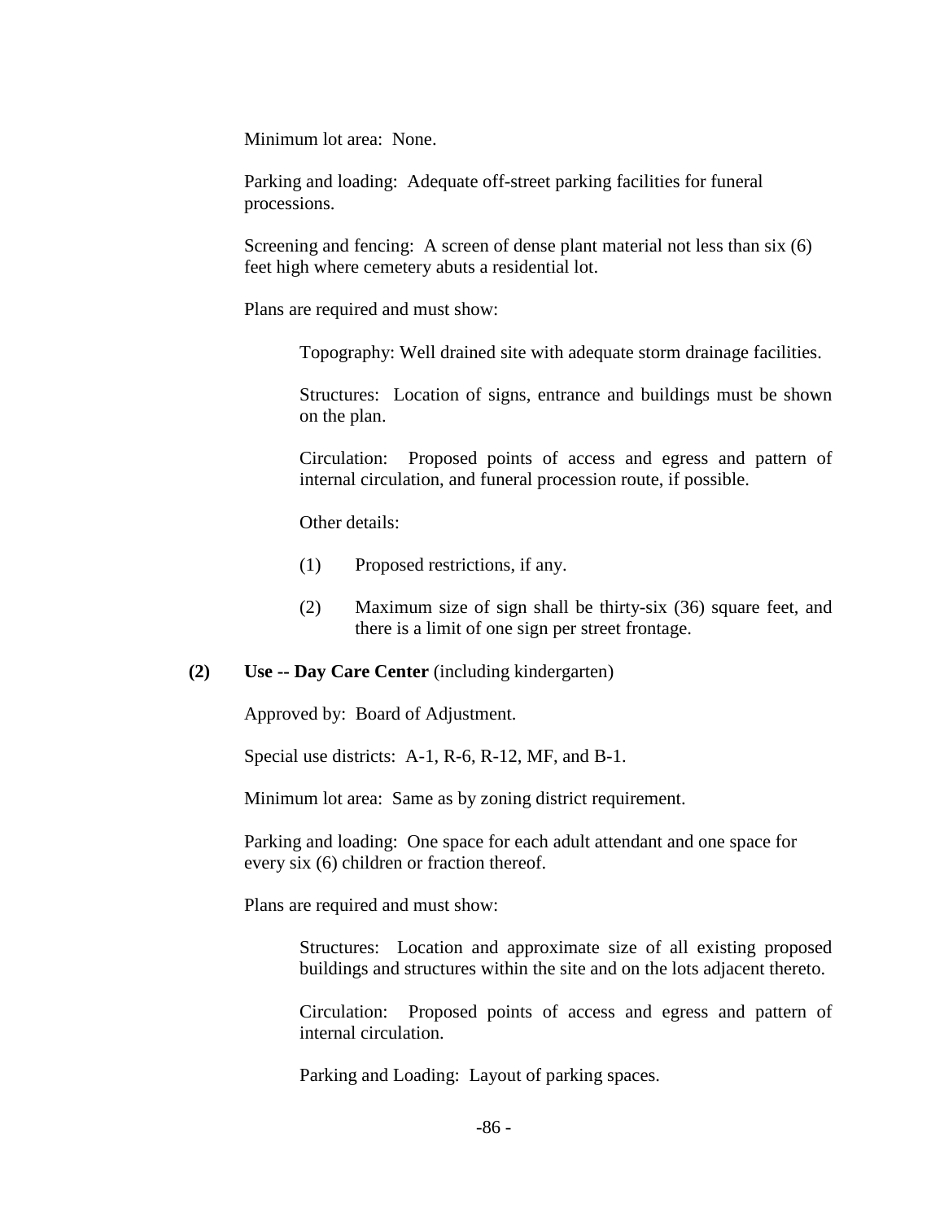Minimum lot area: None.

Parking and loading: Adequate off-street parking facilities for funeral processions.

Screening and fencing: A screen of dense plant material not less than six (6) feet high where cemetery abuts a residential lot.

Plans are required and must show:

> Topography: Well drained site with adequate storm drainage facilities.
>
> Structures: Location of signs, entrance and buildings must be shown on the plan.
>
> Circulation: Proposed points of access and egress and pattern of internal circulation, and funeral procession route, if possible.
>
> Other details:
>
> (1) Proposed restrictions, if any.
>
> (2) Maximum size of sign shall be thirty-six (36) square feet, and there is a limit of one sign per street frontage.

**(2) Use -- Day Care Center** (including kindergarten)

Approved by: Board of Adjustment.

Special use districts: A-1, R-6, R-12, MF, and B-1.

Minimum lot area: Same as by zoning district requirement.

Parking and loading: One space for each adult attendant and one space for every six (6) children or fraction thereof.

Plans are required and must show:

> Structures: Location and approximate size of all existing proposed buildings and structures within the site and on the lots adjacent thereto.
>
> Circulation: Proposed points of access and egress and pattern of internal circulation.
>
> Parking and Loading: Layout of parking spaces.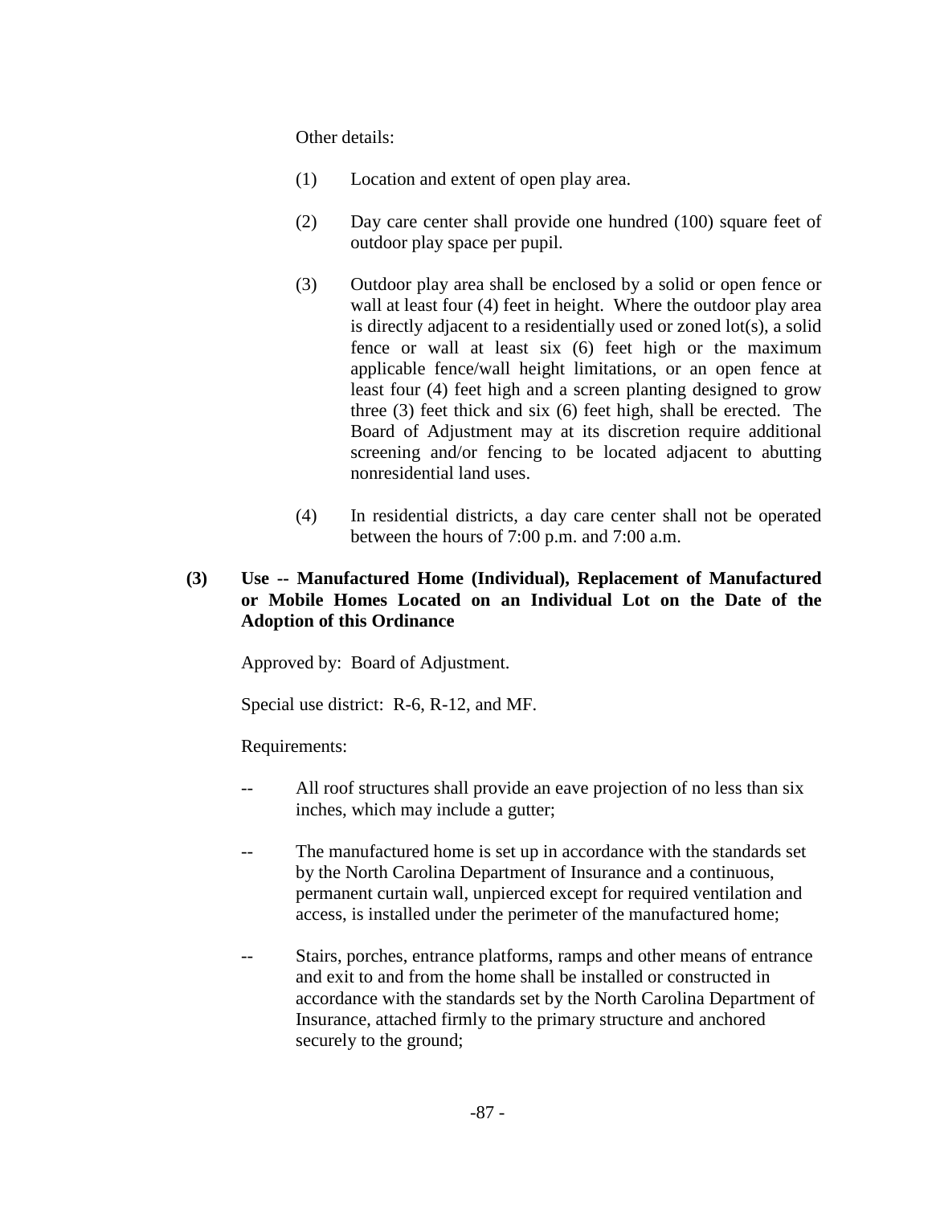Other details:

(1) Location and extent of open play area.

(2) Day care center shall provide one hundred (100) square feet of outdoor play space per pupil.

(3) Outdoor play area shall be enclosed by a solid or open fence or wall at least four (4) feet in height. Where the outdoor play area is directly adjacent to a residentially used or zoned lot(s), a solid fence or wall at least six (6) feet high or the maximum applicable fence/wall height limitations, or an open fence at least four (4) feet high and a screen planting designed to grow three (3) feet thick and six (6) feet high, shall be erected. The Board of Adjustment may at its discretion require additional screening and/or fencing to be located adjacent to abutting nonresidential land uses.

(4) In residential districts, a day care center shall not be operated between the hours of 7:00 p.m. and 7:00 a.m.

**(3) Use -- Manufactured Home (Individual), Replacement of Manufactured or Mobile Homes Located on an Individual Lot on the Date of the Adoption of this Ordinance**

Approved by: Board of Adjustment.

Special use district: R-6, R-12, and MF.

Requirements:

-- All roof structures shall provide an eave projection of no less than six inches, which may include a gutter;

-- The manufactured home is set up in accordance with the standards set by the North Carolina Department of Insurance and a continuous, permanent curtain wall, unpierced except for required ventilation and access, is installed under the perimeter of the manufactured home;

-- Stairs, porches, entrance platforms, ramps and other means of entrance and exit to and from the home shall be installed or constructed in accordance with the standards set by the North Carolina Department of Insurance, attached firmly to the primary structure and anchored securely to the ground;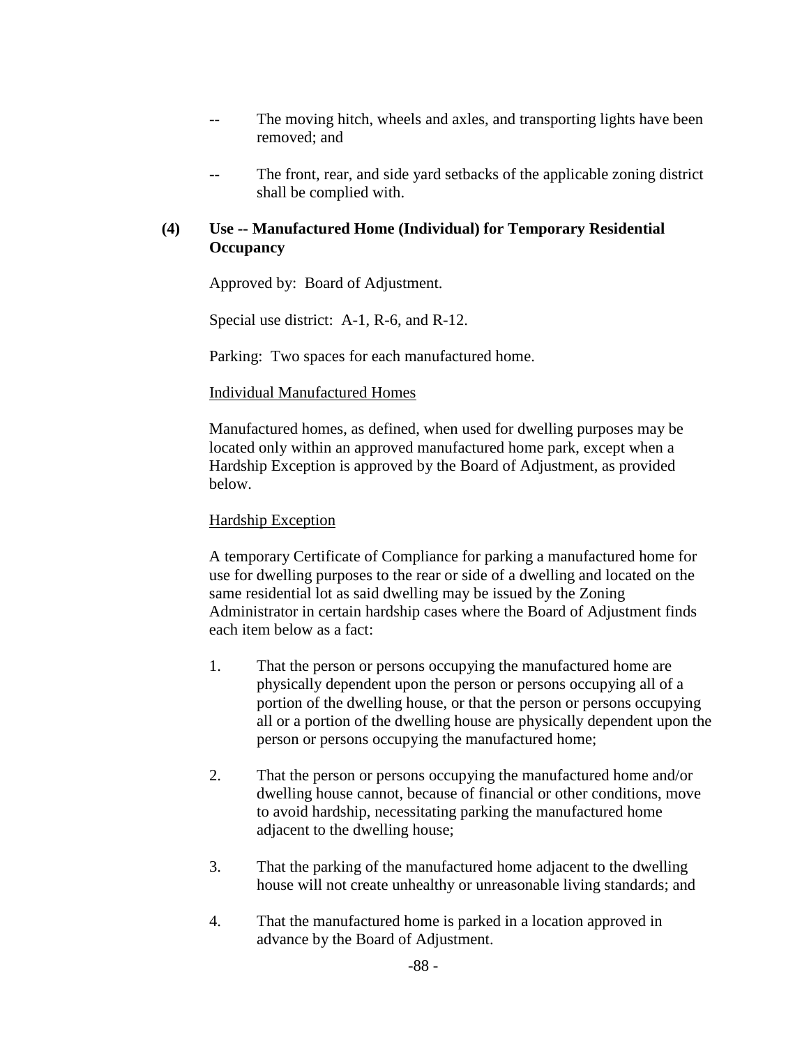-- The moving hitch, wheels and axles, and transporting lights have been removed; and

-- The front, rear, and side yard setbacks of the applicable zoning district shall be complied with.

**(4) Use -- Manufactured Home (Individual) for Temporary Residential Occupancy**

Approved by: Board of Adjustment.

Special use district: A-1, R-6, and R-12.

Parking: Two spaces for each manufactured home.

Individual Manufactured Homes

Manufactured homes, as defined, when used for dwelling purposes may be located only within an approved manufactured home park, except when a Hardship Exception is approved by the Board of Adjustment, as provided below.

Hardship Exception

A temporary Certificate of Compliance for parking a manufactured home for use for dwelling purposes to the rear or side of a dwelling and located on the same residential lot as said dwelling may be issued by the Zoning Administrator in certain hardship cases where the Board of Adjustment finds each item below as a fact:

1. That the person or persons occupying the manufactured home are physically dependent upon the person or persons occupying all of a portion of the dwelling house, or that the person or persons occupying all or a portion of the dwelling house are physically dependent upon the person or persons occupying the manufactured home;

2. That the person or persons occupying the manufactured home and/or dwelling house cannot, because of financial or other conditions, move to avoid hardship, necessitating parking the manufactured home adjacent to the dwelling house;

3. That the parking of the manufactured home adjacent to the dwelling house will not create unhealthy or unreasonable living standards; and

4. That the manufactured home is parked in a location approved in advance by the Board of Adjustment.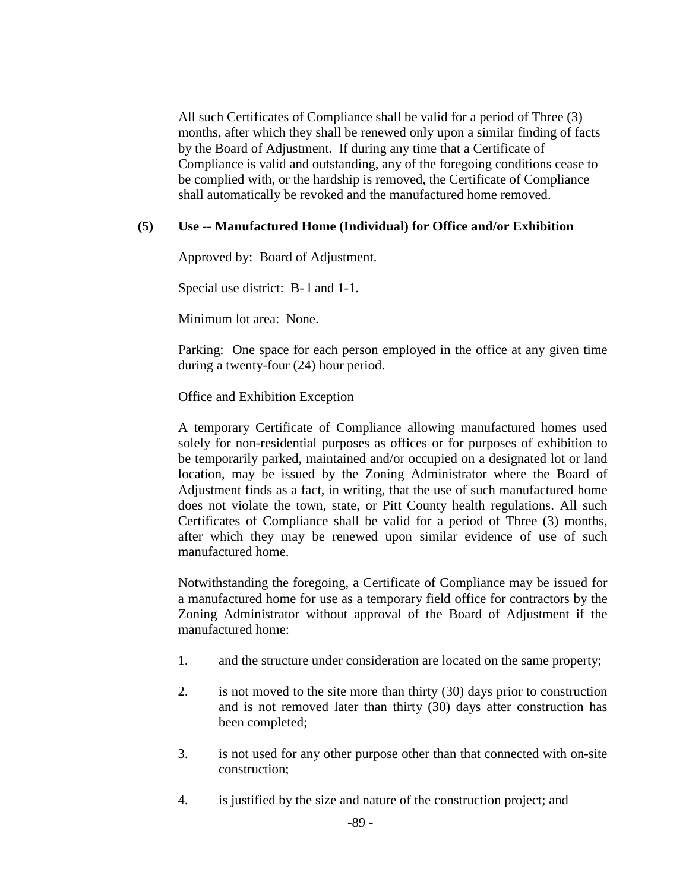All such Certificates of Compliance shall be valid for a period of Three (3) months, after which they shall be renewed only upon a similar finding of facts by the Board of Adjustment. If during any time that a Certificate of Compliance is valid and outstanding, any of the foregoing conditions cease to be complied with, or the hardship is removed, the Certificate of Compliance shall automatically be revoked and the manufactured home removed.

**(5) Use -- Manufactured Home (Individual) for Office and/or Exhibition**

Approved by: Board of Adjustment.

Special use district: B- l and 1-1.

Minimum lot area: None.

Parking: One space for each person employed in the office at any given time during a twenty-four (24) hour period.

<u>Office and Exhibition Exception</u>

A temporary Certificate of Compliance allowing manufactured homes used solely for non-residential purposes as offices or for purposes of exhibition to be temporarily parked, maintained and/or occupied on a designated lot or land location, may be issued by the Zoning Administrator where the Board of Adjustment finds as a fact, in writing, that the use of such manufactured home does not violate the town, state, or Pitt County health regulations. All such Certificates of Compliance shall be valid for a period of Three (3) months, after which they may be renewed upon similar evidence of use of such manufactured home.

Notwithstanding the foregoing, a Certificate of Compliance may be issued for a manufactured home for use as a temporary field office for contractors by the Zoning Administrator without approval of the Board of Adjustment if the manufactured home:

1. and the structure under consideration are located on the same property;

2. is not moved to the site more than thirty (30) days prior to construction and is not removed later than thirty (30) days after construction has been completed;

3. is not used for any other purpose other than that connected with on-site construction;

4. is justified by the size and nature of the construction project; and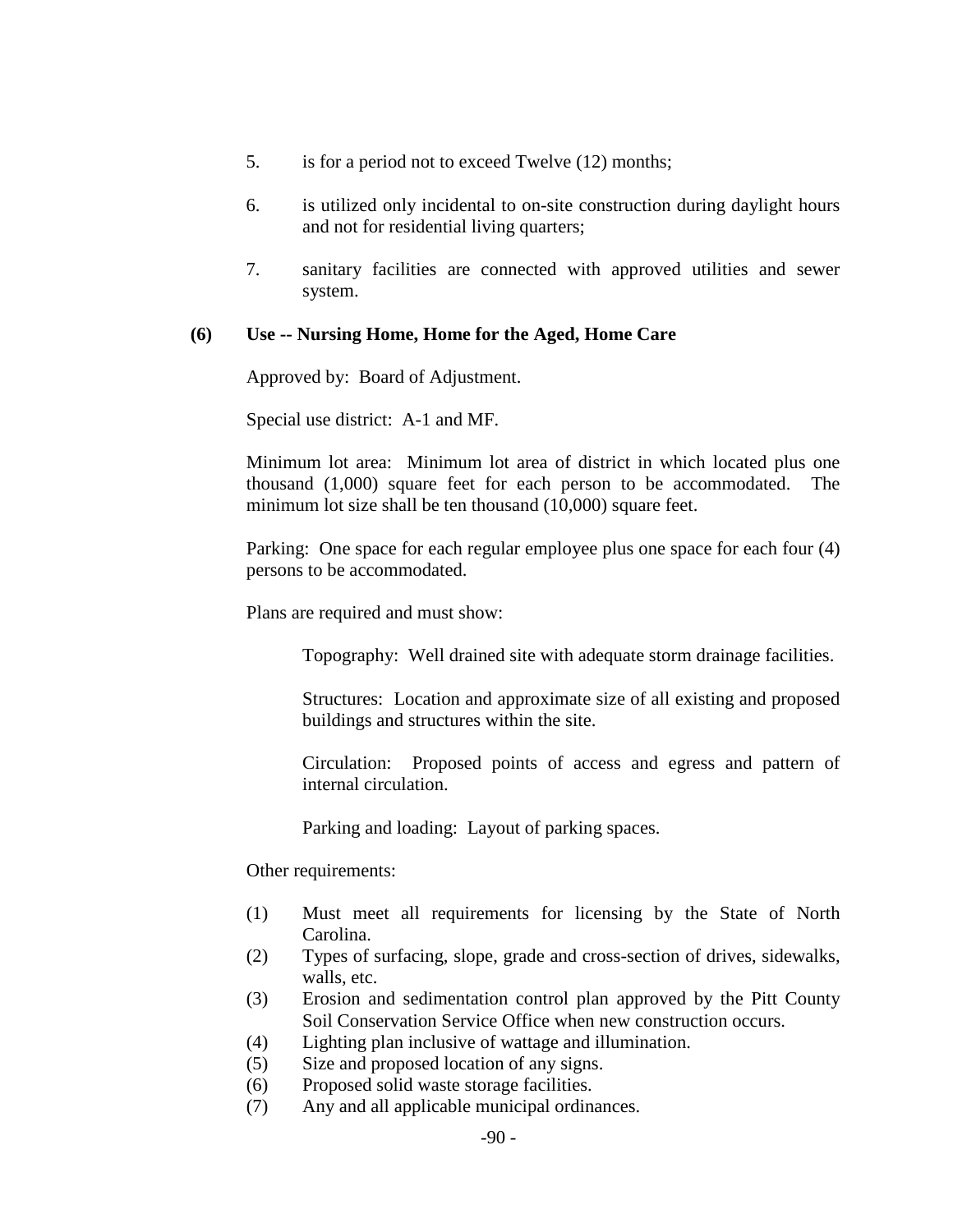5. is for a period not to exceed Twelve (12) months;

6. is utilized only incidental to on-site construction during daylight hours and not for residential living quarters;

7. sanitary facilities are connected with approved utilities and sewer system.

**(6) Use -- Nursing Home, Home for the Aged, Home Care**

Approved by: Board of Adjustment.

Special use district: A-1 and MF.

Minimum lot area: Minimum lot area of district in which located plus one thousand (1,000) square feet for each person to be accommodated. The minimum lot size shall be ten thousand (10,000) square feet.

Parking: One space for each regular employee plus one space for each four (4) persons to be accommodated.

Plans are required and must show:

Topography: Well drained site with adequate storm drainage facilities.

Structures: Location and approximate size of all existing and proposed buildings and structures within the site.

Circulation: Proposed points of access and egress and pattern of internal circulation.

Parking and loading: Layout of parking spaces.

Other requirements:

(1) Must meet all requirements for licensing by the State of North Carolina.
(2) Types of surfacing, slope, grade and cross-section of drives, sidewalks, walls, etc.
(3) Erosion and sedimentation control plan approved by the Pitt County Soil Conservation Service Office when new construction occurs.
(4) Lighting plan inclusive of wattage and illumination.
(5) Size and proposed location of any signs.
(6) Proposed solid waste storage facilities.
(7) Any and all applicable municipal ordinances.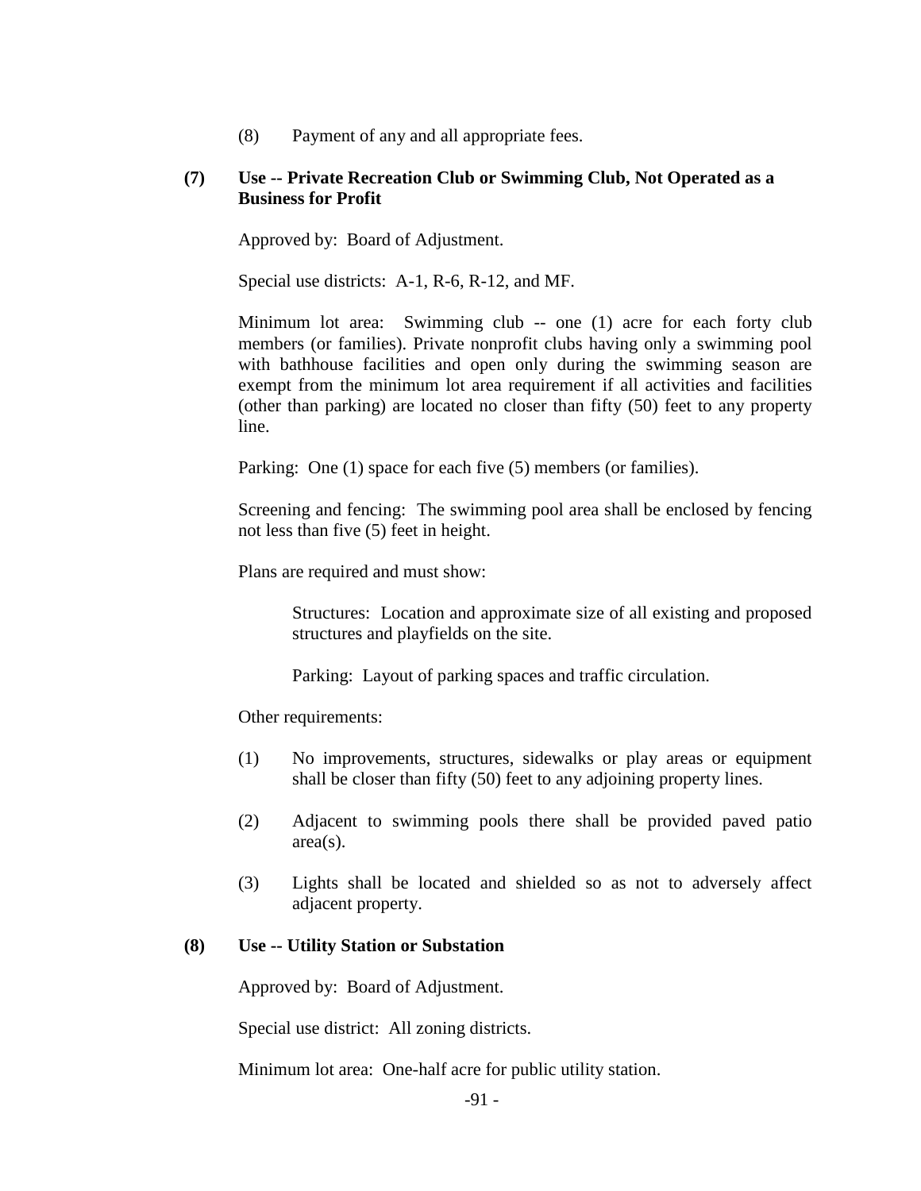(8) Payment of any and all appropriate fees.

**(7) Use -- Private Recreation Club or Swimming Club, Not Operated as a Business for Profit**

Approved by: Board of Adjustment.

Special use districts: A-1, R-6, R-12, and MF.

Minimum lot area: Swimming club -- one (1) acre for each forty club members (or families). Private nonprofit clubs having only a swimming pool with bathhouse facilities and open only during the swimming season are exempt from the minimum lot area requirement if all activities and facilities (other than parking) are located no closer than fifty (50) feet to any property line.

Parking: One (1) space for each five (5) members (or families).

Screening and fencing: The swimming pool area shall be enclosed by fencing not less than five (5) feet in height.

Plans are required and must show:

Structures: Location and approximate size of all existing and proposed structures and playfields on the site.

Parking: Layout of parking spaces and traffic circulation.

Other requirements:

(1) No improvements, structures, sidewalks or play areas or equipment shall be closer than fifty (50) feet to any adjoining property lines.

(2) Adjacent to swimming pools there shall be provided paved patio area(s).

(3) Lights shall be located and shielded so as not to adversely affect adjacent property.

**(8) Use -- Utility Station or Substation**

Approved by: Board of Adjustment.

Special use district: All zoning districts.

Minimum lot area: One-half acre for public utility station.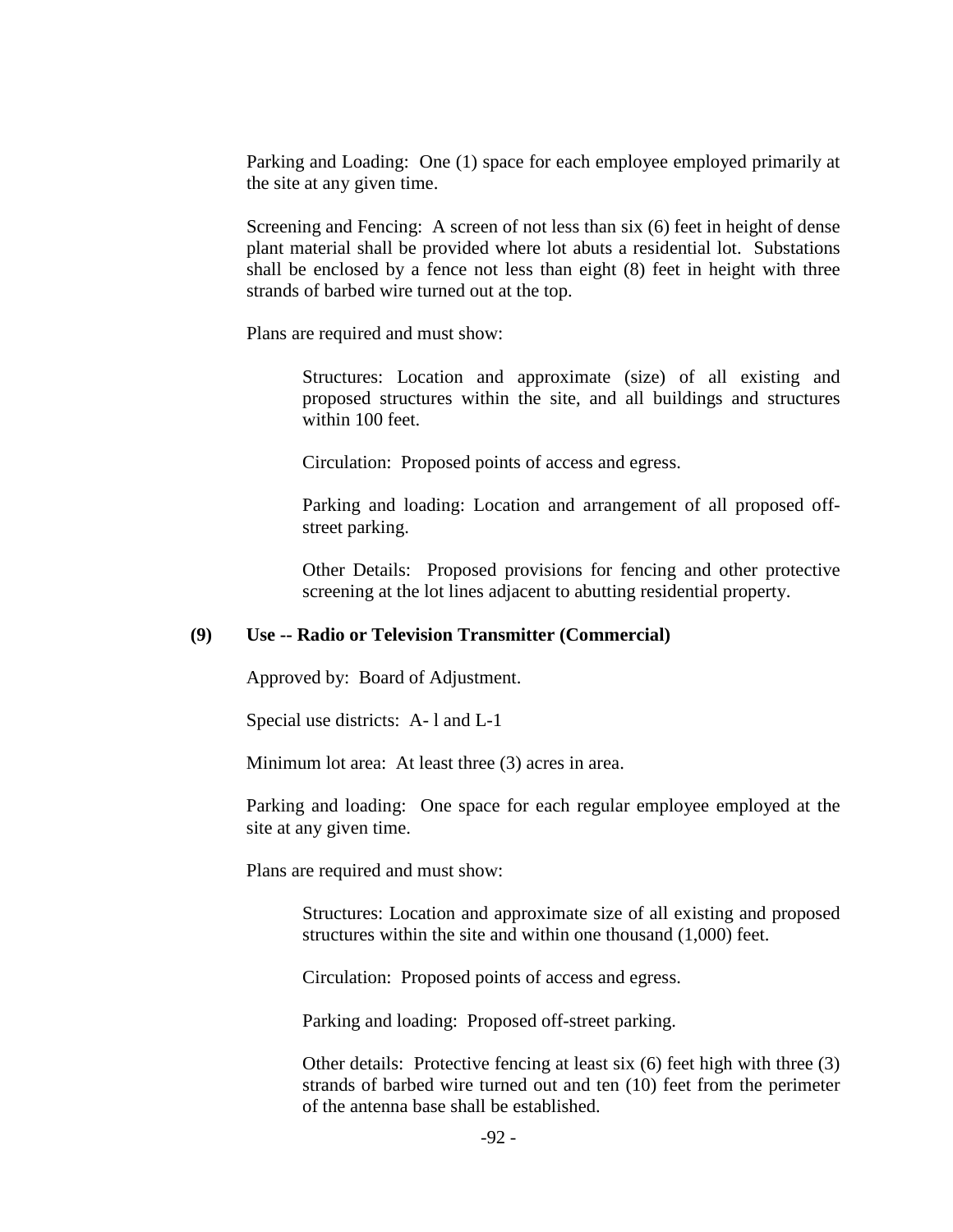Parking and Loading: One (1) space for each employee employed primarily at the site at any given time.

Screening and Fencing: A screen of not less than six (6) feet in height of dense plant material shall be provided where lot abuts a residential lot. Substations shall be enclosed by a fence not less than eight (8) feet in height with three strands of barbed wire turned out at the top.

Plans are required and must show:

> Structures: Location and approximate (size) of all existing and proposed structures within the site, and all buildings and structures within 100 feet.
>
> Circulation: Proposed points of access and egress.
>
> Parking and loading: Location and arrangement of all proposed off-street parking.
>
> Other Details: Proposed provisions for fencing and other protective screening at the lot lines adjacent to abutting residential property.

**(9) Use -- Radio or Television Transmitter (Commercial)**

Approved by: Board of Adjustment.

Special use districts: A- l and L-1

Minimum lot area: At least three (3) acres in area.

Parking and loading: One space for each regular employee employed at the site at any given time.

Plans are required and must show:

> Structures: Location and approximate size of all existing and proposed structures within the site and within one thousand (1,000) feet.
>
> Circulation: Proposed points of access and egress.
>
> Parking and loading: Proposed off-street parking.
>
> Other details: Protective fencing at least six (6) feet high with three (3) strands of barbed wire turned out and ten (10) feet from the perimeter of the antenna base shall be established.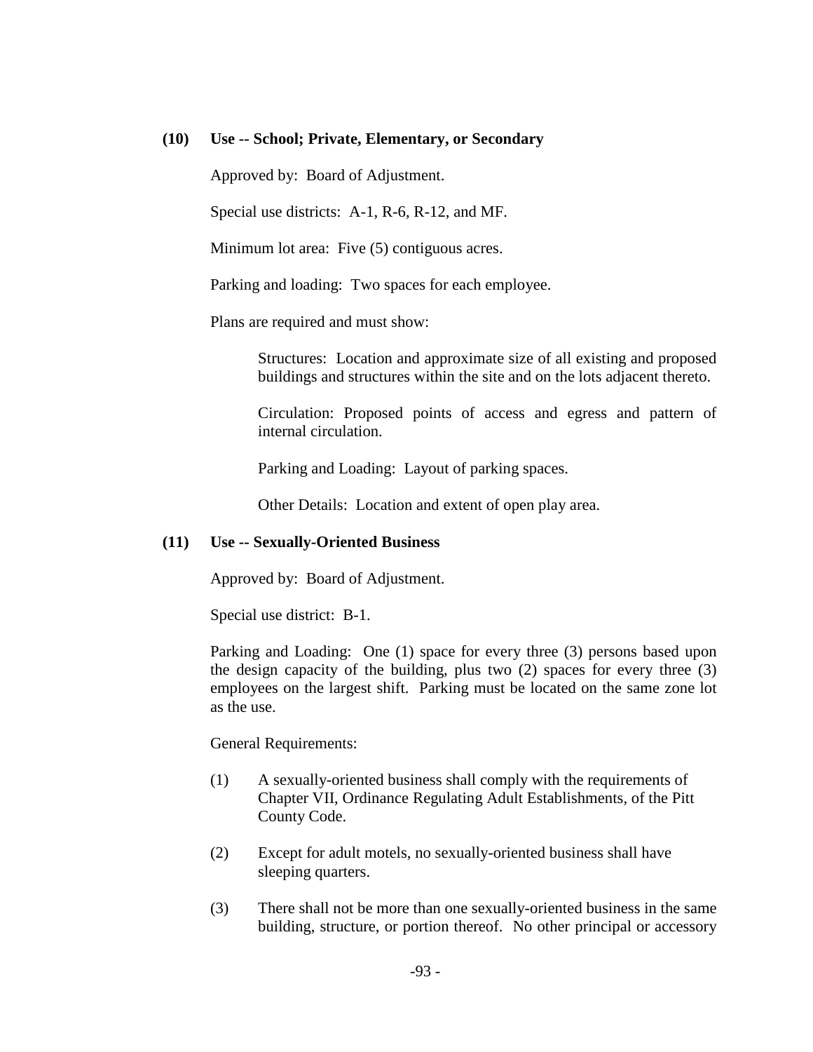**(10) Use -- School; Private, Elementary, or Secondary**

Approved by: Board of Adjustment.

Special use districts: A-1, R-6, R-12, and MF.

Minimum lot area: Five (5) contiguous acres.

Parking and loading: Two spaces for each employee.

Plans are required and must show:

> Structures: Location and approximate size of all existing and proposed buildings and structures within the site and on the lots adjacent thereto.
>
> Circulation: Proposed points of access and egress and pattern of internal circulation.
>
> Parking and Loading: Layout of parking spaces.
>
> Other Details: Location and extent of open play area.

**(11) Use -- Sexually-Oriented Business**

Approved by: Board of Adjustment.

Special use district: B-1.

Parking and Loading: One (1) space for every three (3) persons based upon the design capacity of the building, plus two (2) spaces for every three (3) employees on the largest shift. Parking must be located on the same zone lot as the use.

General Requirements:

(1) A sexually-oriented business shall comply with the requirements of Chapter VII, Ordinance Regulating Adult Establishments, of the Pitt County Code.

(2) Except for adult motels, no sexually-oriented business shall have sleeping quarters.

(3) There shall not be more than one sexually-oriented business in the same building, structure, or portion thereof. No other principal or accessory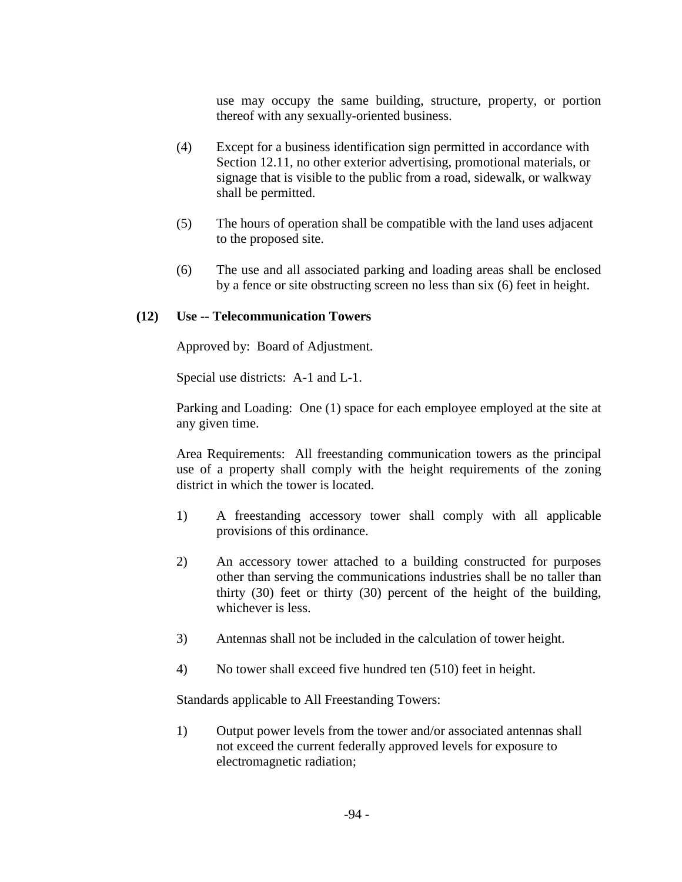use may occupy the same building, structure, property, or portion thereof with any sexually-oriented business.

(4) Except for a business identification sign permitted in accordance with Section 12.11, no other exterior advertising, promotional materials, or signage that is visible to the public from a road, sidewalk, or walkway shall be permitted.

(5) The hours of operation shall be compatible with the land uses adjacent to the proposed site.

(6) The use and all associated parking and loading areas shall be enclosed by a fence or site obstructing screen no less than six (6) feet in height.

**(12) Use -- Telecommunication Towers**

Approved by: Board of Adjustment.

Special use districts: A-1 and L-1.

Parking and Loading: One (1) space for each employee employed at the site at any given time.

Area Requirements: All freestanding communication towers as the principal use of a property shall comply with the height requirements of the zoning district in which the tower is located.

1) A freestanding accessory tower shall comply with all applicable provisions of this ordinance.

2) An accessory tower attached to a building constructed for purposes other than serving the communications industries shall be no taller than thirty (30) feet or thirty (30) percent of the height of the building, whichever is less.

3) Antennas shall not be included in the calculation of tower height.

4) No tower shall exceed five hundred ten (510) feet in height.

Standards applicable to All Freestanding Towers:

1) Output power levels from the tower and/or associated antennas shall not exceed the current federally approved levels for exposure to electromagnetic radiation;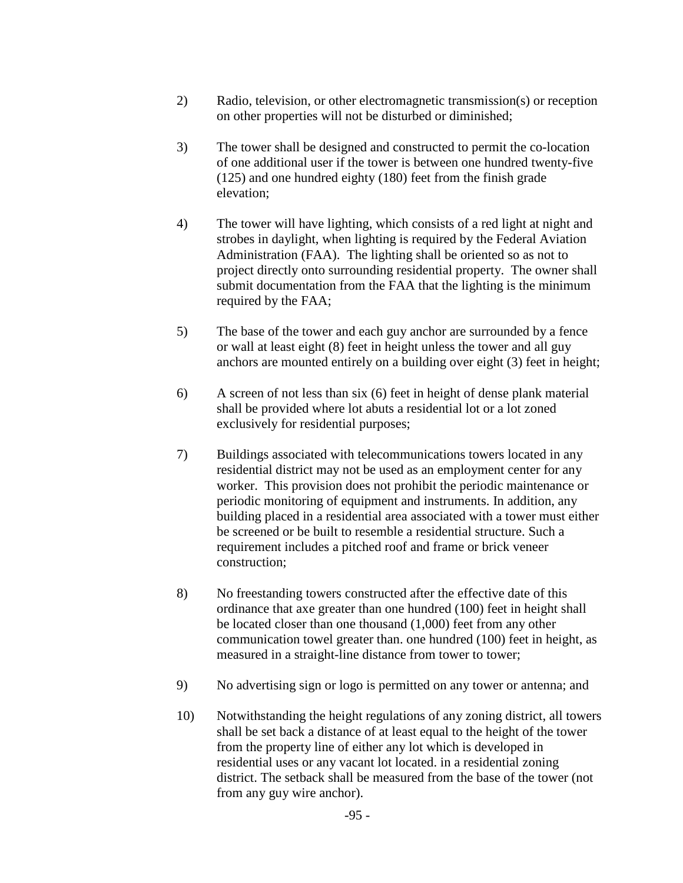2) Radio, television, or other electromagnetic transmission(s) or reception on other properties will not be disturbed or diminished;

3) The tower shall be designed and constructed to permit the co-location of one additional user if the tower is between one hundred twenty-five (125) and one hundred eighty (180) feet from the finish grade elevation;

4) The tower will have lighting, which consists of a red light at night and strobes in daylight, when lighting is required by the Federal Aviation Administration (FAA). The lighting shall be oriented so as not to project directly onto surrounding residential property. The owner shall submit documentation from the FAA that the lighting is the minimum required by the FAA;

5) The base of the tower and each guy anchor are surrounded by a fence or wall at least eight (8) feet in height unless the tower and all guy anchors are mounted entirely on a building over eight (3) feet in height;

6) A screen of not less than six (6) feet in height of dense plank material shall be provided where lot abuts a residential lot or a lot zoned exclusively for residential purposes;

7) Buildings associated with telecommunications towers located in any residential district may not be used as an employment center for any worker. This provision does not prohibit the periodic maintenance or periodic monitoring of equipment and instruments. In addition, any building placed in a residential area associated with a tower must either be screened or be built to resemble a residential structure. Such a requirement includes a pitched roof and frame or brick veneer construction;

8) No freestanding towers constructed after the effective date of this ordinance that axe greater than one hundred (100) feet in height shall be located closer than one thousand (1,000) feet from any other communication towel greater than. one hundred (100) feet in height, as measured in a straight-line distance from tower to tower;

9) No advertising sign or logo is permitted on any tower or antenna; and

10) Notwithstanding the height regulations of any zoning district, all towers shall be set back a distance of at least equal to the height of the tower from the property line of either any lot which is developed in residential uses or any vacant lot located. in a residential zoning district. The setback shall be measured from the base of the tower (not from any guy wire anchor).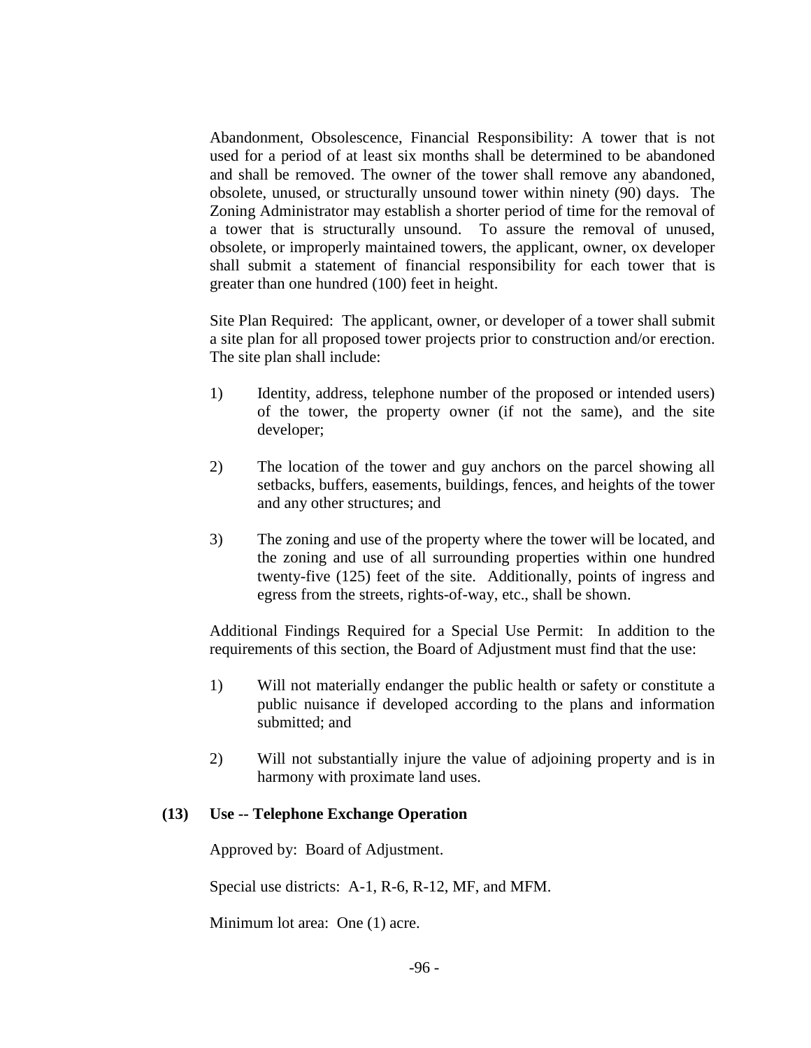Abandonment, Obsolescence, Financial Responsibility: A tower that is not used for a period of at least six months shall be determined to be abandoned and shall be removed. The owner of the tower shall remove any abandoned, obsolete, unused, or structurally unsound tower within ninety (90) days. The Zoning Administrator may establish a shorter period of time for the removal of a tower that is structurally unsound. To assure the removal of unused, obsolete, or improperly maintained towers, the applicant, owner, ox developer shall submit a statement of financial responsibility for each tower that is greater than one hundred (100) feet in height.

Site Plan Required: The applicant, owner, or developer of a tower shall submit a site plan for all proposed tower projects prior to construction and/or erection. The site plan shall include:

1) Identity, address, telephone number of the proposed or intended users) of the tower, the property owner (if not the same), and the site developer;

2) The location of the tower and guy anchors on the parcel showing all setbacks, buffers, easements, buildings, fences, and heights of the tower and any other structures; and

3) The zoning and use of the property where the tower will be located, and the zoning and use of all surrounding properties within one hundred twenty-five (125) feet of the site. Additionally, points of ingress and egress from the streets, rights-of-way, etc., shall be shown.

Additional Findings Required for a Special Use Permit: In addition to the requirements of this section, the Board of Adjustment must find that the use:

1) Will not materially endanger the public health or safety or constitute a public nuisance if developed according to the plans and information submitted; and

2) Will not substantially injure the value of adjoining property and is in harmony with proximate land uses.

**(13) Use -- Telephone Exchange Operation**

Approved by: Board of Adjustment.

Special use districts: A-1, R-6, R-12, MF, and MFM.

Minimum lot area: One (1) acre.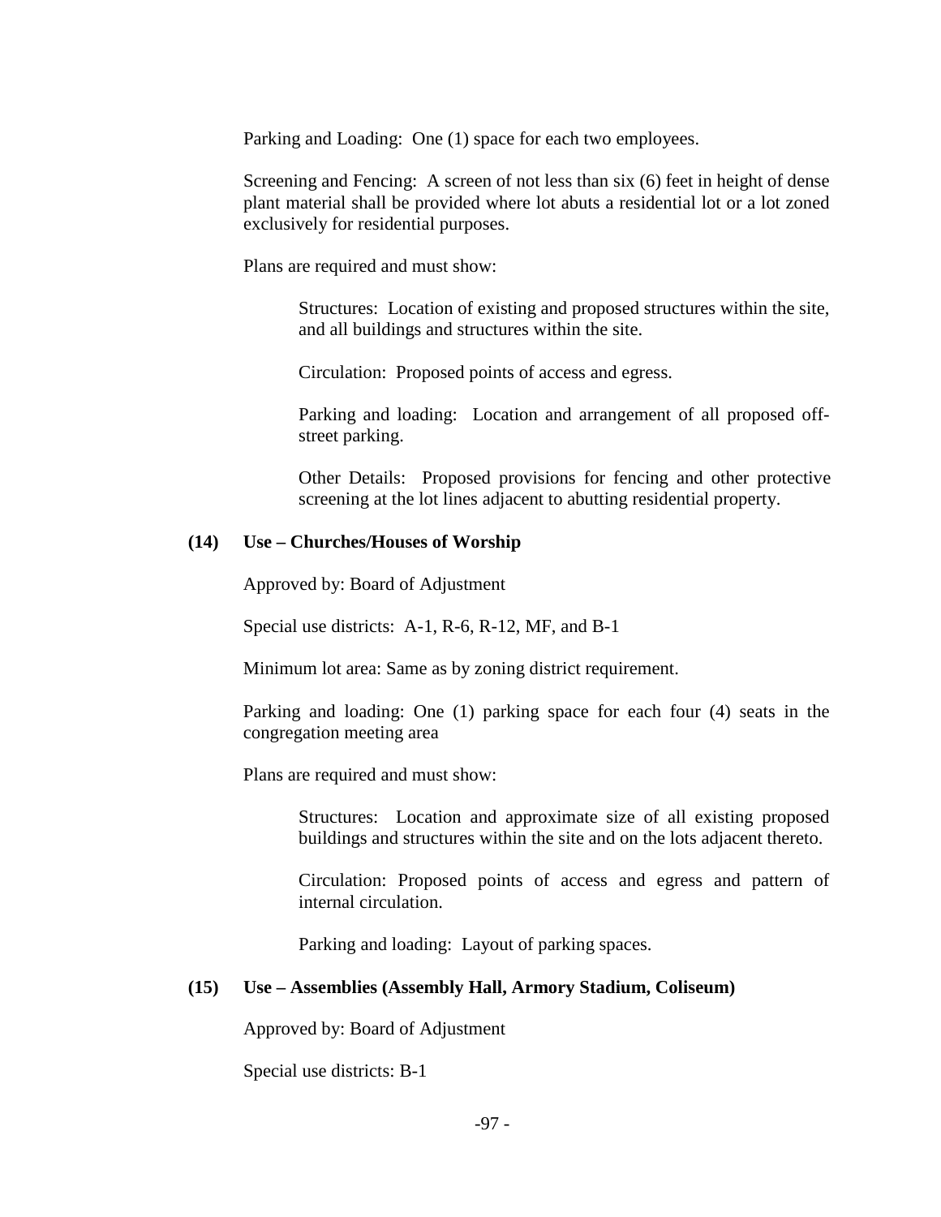Parking and Loading: One (1) space for each two employees.

Screening and Fencing: A screen of not less than six (6) feet in height of dense plant material shall be provided where lot abuts a residential lot or a lot zoned exclusively for residential purposes.

Plans are required and must show:

> Structures: Location of existing and proposed structures within the site, and all buildings and structures within the site.
>
> Circulation: Proposed points of access and egress.
>
> Parking and loading: Location and arrangement of all proposed off-street parking.
>
> Other Details: Proposed provisions for fencing and other protective screening at the lot lines adjacent to abutting residential property.

**(14) Use – Churches/Houses of Worship**

Approved by: Board of Adjustment

Special use districts: A-1, R-6, R-12, MF, and B-1

Minimum lot area: Same as by zoning district requirement.

Parking and loading: One (1) parking space for each four (4) seats in the congregation meeting area

Plans are required and must show:

> Structures: Location and approximate size of all existing proposed buildings and structures within the site and on the lots adjacent thereto.
>
> Circulation: Proposed points of access and egress and pattern of internal circulation.
>
> Parking and loading: Layout of parking spaces.

**(15) Use – Assemblies (Assembly Hall, Armory Stadium, Coliseum)**

Approved by: Board of Adjustment

Special use districts: B-1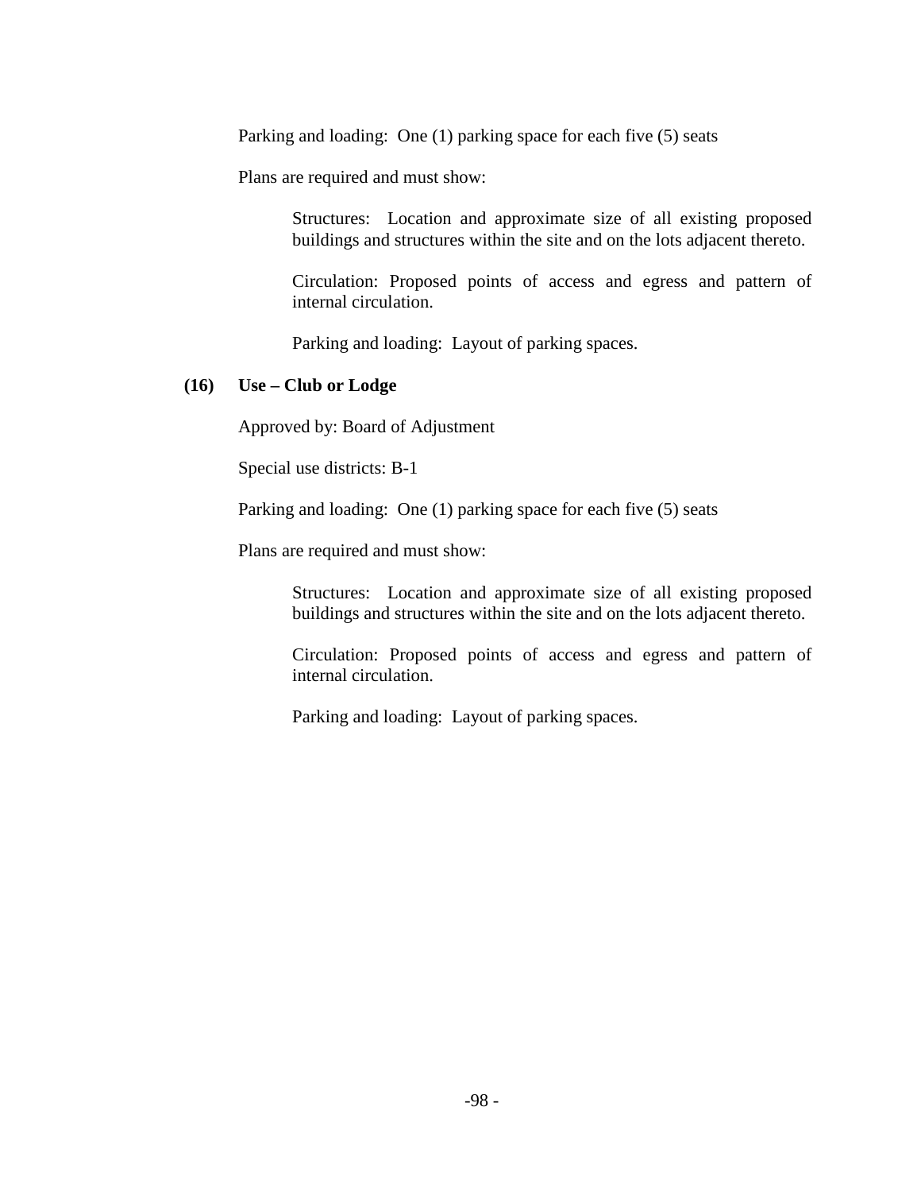Parking and loading: One (1) parking space for each five (5) seats

Plans are required and must show:

> Structures: Location and approximate size of all existing proposed buildings and structures within the site and on the lots adjacent thereto.
>
> Circulation: Proposed points of access and egress and pattern of internal circulation.
>
> Parking and loading: Layout of parking spaces.

**(16) Use – Club or Lodge**

Approved by: Board of Adjustment

Special use districts: B-1

Parking and loading: One (1) parking space for each five (5) seats

Plans are required and must show:

> Structures: Location and approximate size of all existing proposed buildings and structures within the site and on the lots adjacent thereto.
>
> Circulation: Proposed points of access and egress and pattern of internal circulation.
>
> Parking and loading: Layout of parking spaces.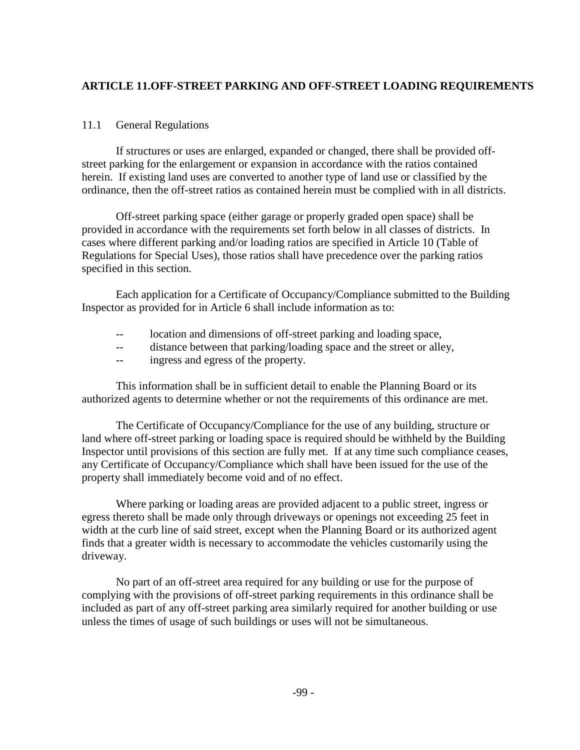## ARTICLE 11.OFF-STREET PARKING AND OFF-STREET LOADING REQUIREMENTS

### 11.1 General Regulations

If structures or uses are enlarged, expanded or changed, there shall be provided off-street parking for the enlargement or expansion in accordance with the ratios contained herein. If existing land uses are converted to another type of land use or classified by the ordinance, then the off-street ratios as contained herein must be complied with in all districts.

Off-street parking space (either garage or properly graded open space) shall be provided in accordance with the requirements set forth below in all classes of districts. In cases where different parking and/or loading ratios are specified in Article 10 (Table of Regulations for Special Uses), those ratios shall have precedence over the parking ratios specified in this section.

Each application for a Certificate of Occupancy/Compliance submitted to the Building Inspector as provided for in Article 6 shall include information as to:

- -- location and dimensions of off-street parking and loading space,
- -- distance between that parking/loading space and the street or alley,
- -- ingress and egress of the property.

This information shall be in sufficient detail to enable the Planning Board or its authorized agents to determine whether or not the requirements of this ordinance are met.

The Certificate of Occupancy/Compliance for the use of any building, structure or land where off-street parking or loading space is required should be withheld by the Building Inspector until provisions of this section are fully met. If at any time such compliance ceases, any Certificate of Occupancy/Compliance which shall have been issued for the use of the property shall immediately become void and of no effect.

Where parking or loading areas are provided adjacent to a public street, ingress or egress thereto shall be made only through driveways or openings not exceeding 25 feet in width at the curb line of said street, except when the Planning Board or its authorized agent finds that a greater width is necessary to accommodate the vehicles customarily using the driveway.

No part of an off-street area required for any building or use for the purpose of complying with the provisions of off-street parking requirements in this ordinance shall be included as part of any off-street parking area similarly required for another building or use unless the times of usage of such buildings or uses will not be simultaneous.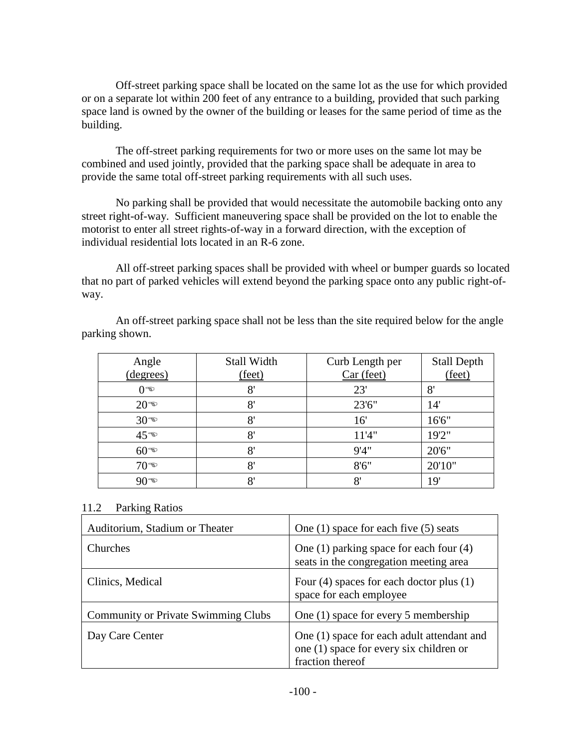Off-street parking space shall be located on the same lot as the use for which provided or on a separate lot within 200 feet of any entrance to a building, provided that such parking space land is owned by the owner of the building or leases for the same period of time as the building.

The off-street parking requirements for two or more uses on the same lot may be combined and used jointly, provided that the parking space shall be adequate in area to provide the same total off-street parking requirements with all such uses.

No parking shall be provided that would necessitate the automobile backing onto any street right-of-way. Sufficient maneuvering space shall be provided on the lot to enable the motorist to enter all street rights-of-way in a forward direction, with the exception of individual residential lots located in an R-6 zone.

All off-street parking spaces shall be provided with wheel or bumper guards so located that no part of parked vehicles will extend beyond the parking space onto any public right-of-way.

An off-street parking space shall not be less than the site required below for the angle parking shown.

| Angle (degrees) | Stall Width (feet) | Curb Length per Car (feet) | Stall Depth (feet) |
|---|---|---|---|
| 0° | 8' | 23' | 8' |
| 20° | 8' | 23'6" | 14' |
| 30° | 8' | 16' | 16'6" |
| 45° | 8' | 11'4" | 19'2" |
| 60° | 8' | 9'4" | 20'6" |
| 70° | 8' | 8'6" | 20'10" |
| 90° | 8' | 8' | 19' |

## 11.2 Parking Ratios

| | |
|---|---|
| Auditorium, Stadium or Theater | One (1) space for each five (5) seats |
| Churches | One (1) parking space for each four (4) seats in the congregation meeting area |
| Clinics, Medical | Four (4) spaces for each doctor plus (1) space for each employee |
| Community or Private Swimming Clubs | One (1) space for every 5 membership |
| Day Care Center | One (1) space for each adult attendant and one (1) space for every six children or fraction thereof |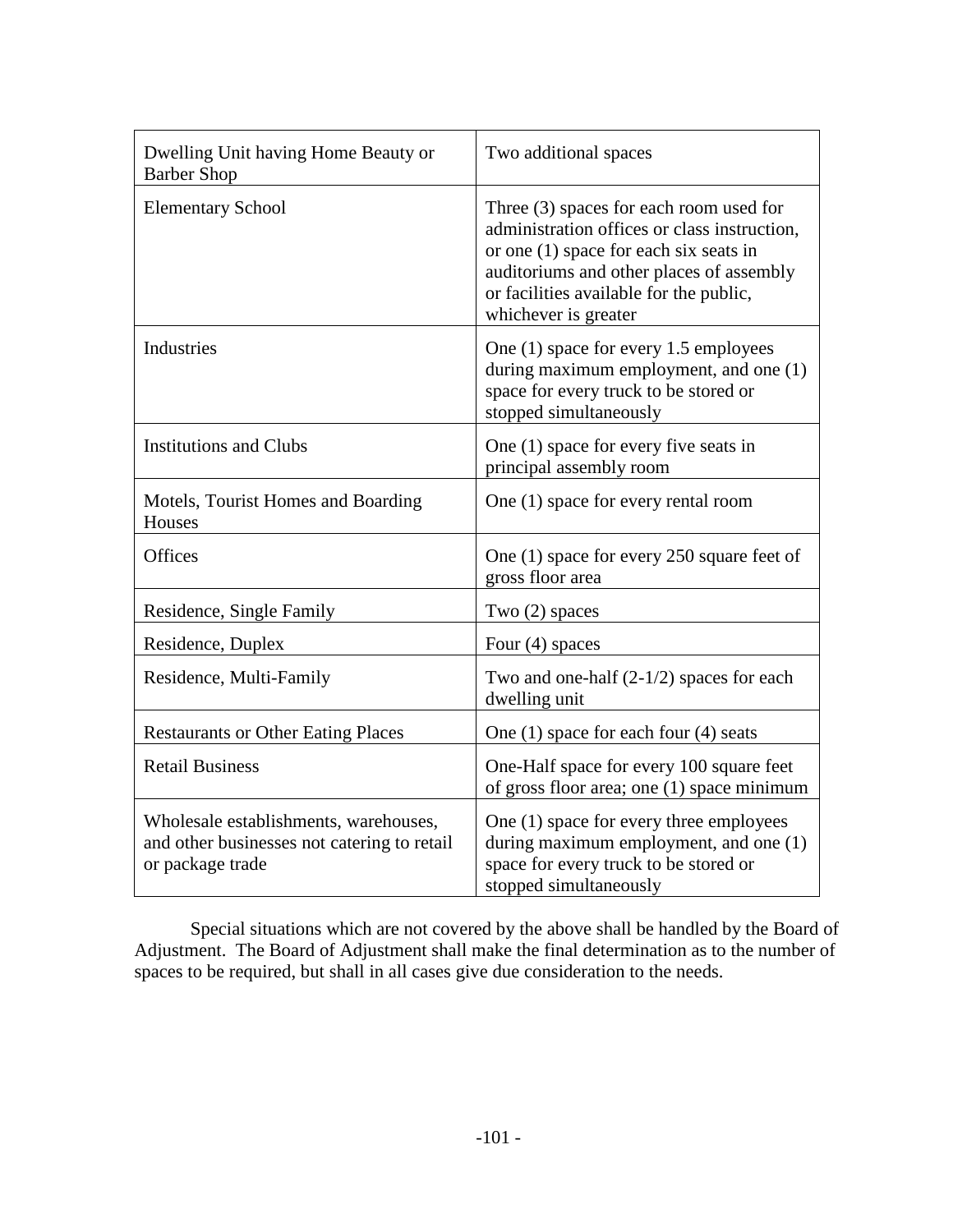| Dwelling Unit having Home Beauty or Barber Shop | Two additional spaces |
|---|---|
| Elementary School | Three (3) spaces for each room used for administration offices or class instruction, or one (1) space for each six seats in auditoriums and other places of assembly or facilities available for the public, whichever is greater |
| Industries | One (1) space for every 1.5 employees during maximum employment, and one (1) space for every truck to be stored or stopped simultaneously |
| Institutions and Clubs | One (1) space for every five seats in principal assembly room |
| Motels, Tourist Homes and Boarding Houses | One (1) space for every rental room |
| Offices | One (1) space for every 250 square feet of gross floor area |
| Residence, Single Family | Two (2) spaces |
| Residence, Duplex | Four (4) spaces |
| Residence, Multi-Family | Two and one-half (2-1/2) spaces for each dwelling unit |
| Restaurants or Other Eating Places | One (1) space for each four (4) seats |
| Retail Business | One-Half space for every 100 square feet of gross floor area; one (1) space minimum |
| Wholesale establishments, warehouses, and other businesses not catering to retail or package trade | One (1) space for every three employees during maximum employment, and one (1) space for every truck to be stored or stopped simultaneously |

Special situations which are not covered by the above shall be handled by the Board of Adjustment. The Board of Adjustment shall make the final determination as to the number of spaces to be required, but shall in all cases give due consideration to the needs.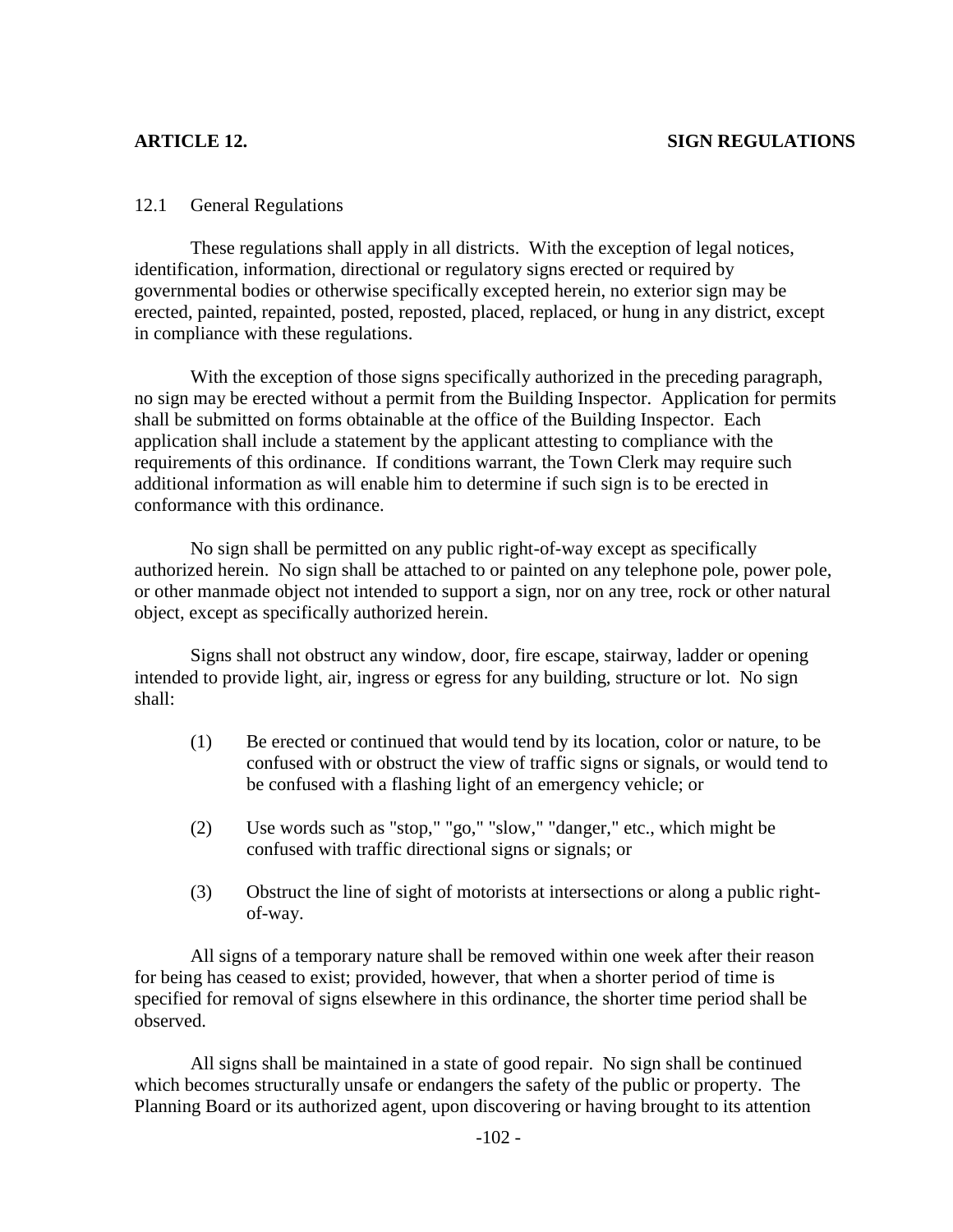## ARTICLE 12. SIGN REGULATIONS

### 12.1 General Regulations

These regulations shall apply in all districts. With the exception of legal notices, identification, information, directional or regulatory signs erected or required by governmental bodies or otherwise specifically excepted herein, no exterior sign may be erected, painted, repainted, posted, reposted, placed, replaced, or hung in any district, except in compliance with these regulations.

With the exception of those signs specifically authorized in the preceding paragraph, no sign may be erected without a permit from the Building Inspector. Application for permits shall be submitted on forms obtainable at the office of the Building Inspector. Each application shall include a statement by the applicant attesting to compliance with the requirements of this ordinance. If conditions warrant, the Town Clerk may require such additional information as will enable him to determine if such sign is to be erected in conformance with this ordinance.

No sign shall be permitted on any public right-of-way except as specifically authorized herein. No sign shall be attached to or painted on any telephone pole, power pole, or other manmade object not intended to support a sign, nor on any tree, rock or other natural object, except as specifically authorized herein.

Signs shall not obstruct any window, door, fire escape, stairway, ladder or opening intended to provide light, air, ingress or egress for any building, structure or lot. No sign shall:

(1) Be erected or continued that would tend by its location, color or nature, to be confused with or obstruct the view of traffic signs or signals, or would tend to be confused with a flashing light of an emergency vehicle; or

(2) Use words such as "stop," "go," "slow," "danger," etc., which might be confused with traffic directional signs or signals; or

(3) Obstruct the line of sight of motorists at intersections or along a public right-of-way.

All signs of a temporary nature shall be removed within one week after their reason for being has ceased to exist; provided, however, that when a shorter period of time is specified for removal of signs elsewhere in this ordinance, the shorter time period shall be observed.

All signs shall be maintained in a state of good repair. No sign shall be continued which becomes structurally unsafe or endangers the safety of the public or property. The Planning Board or its authorized agent, upon discovering or having brought to its attention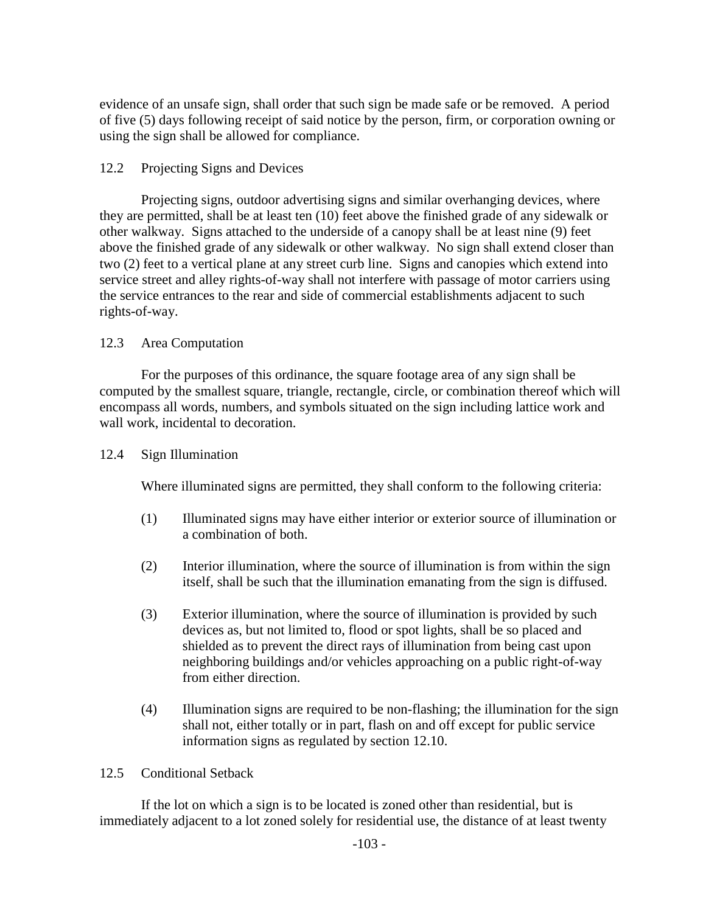evidence of an unsafe sign, shall order that such sign be made safe or be removed. A period of five (5) days following receipt of said notice by the person, firm, or corporation owning or using the sign shall be allowed for compliance.

### 12.2 Projecting Signs and Devices

Projecting signs, outdoor advertising signs and similar overhanging devices, where they are permitted, shall be at least ten (10) feet above the finished grade of any sidewalk or other walkway. Signs attached to the underside of a canopy shall be at least nine (9) feet above the finished grade of any sidewalk or other walkway. No sign shall extend closer than two (2) feet to a vertical plane at any street curb line. Signs and canopies which extend into service street and alley rights-of-way shall not interfere with passage of motor carriers using the service entrances to the rear and side of commercial establishments adjacent to such rights-of-way.

### 12.3 Area Computation

For the purposes of this ordinance, the square footage area of any sign shall be computed by the smallest square, triangle, rectangle, circle, or combination thereof which will encompass all words, numbers, and symbols situated on the sign including lattice work and wall work, incidental to decoration.

### 12.4 Sign Illumination

Where illuminated signs are permitted, they shall conform to the following criteria:

(1) Illuminated signs may have either interior or exterior source of illumination or a combination of both.

(2) Interior illumination, where the source of illumination is from within the sign itself, shall be such that the illumination emanating from the sign is diffused.

(3) Exterior illumination, where the source of illumination is provided by such devices as, but not limited to, flood or spot lights, shall be so placed and shielded as to prevent the direct rays of illumination from being cast upon neighboring buildings and/or vehicles approaching on a public right-of-way from either direction.

(4) Illumination signs are required to be non-flashing; the illumination for the sign shall not, either totally or in part, flash on and off except for public service information signs as regulated by section 12.10.

### 12.5 Conditional Setback

If the lot on which a sign is to be located is zoned other than residential, but is immediately adjacent to a lot zoned solely for residential use, the distance of at least twenty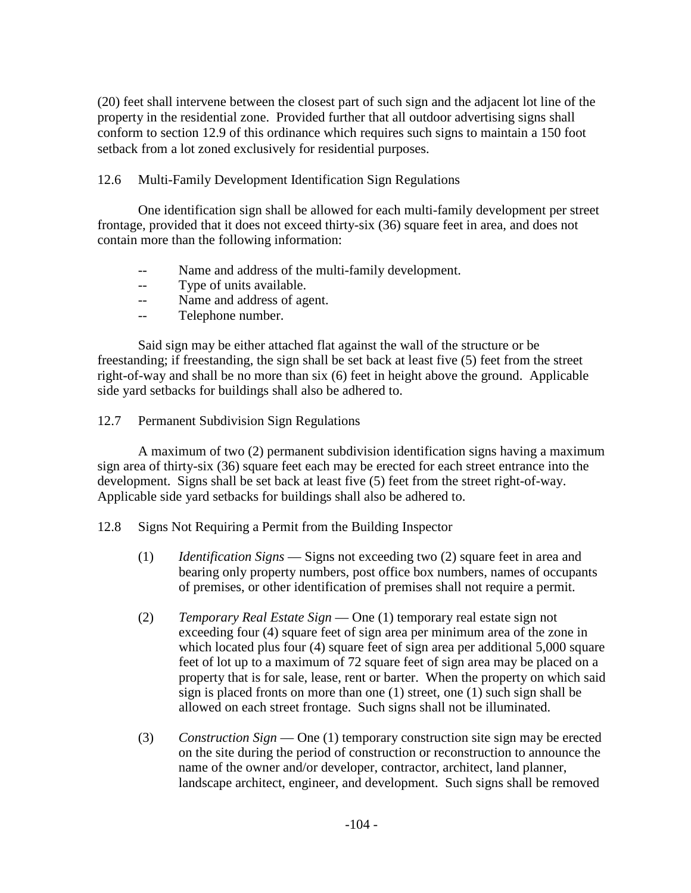(20) feet shall intervene between the closest part of such sign and the adjacent lot line of the property in the residential zone. Provided further that all outdoor advertising signs shall conform to section 12.9 of this ordinance which requires such signs to maintain a 150 foot setback from a lot zoned exclusively for residential purposes.

12.6 Multi-Family Development Identification Sign Regulations

One identification sign shall be allowed for each multi-family development per street frontage, provided that it does not exceed thirty-six (36) square feet in area, and does not contain more than the following information:

- Name and address of the multi-family development.
- Type of units available.
- Name and address of agent.
- Telephone number.

Said sign may be either attached flat against the wall of the structure or be freestanding; if freestanding, the sign shall be set back at least five (5) feet from the street right-of-way and shall be no more than six (6) feet in height above the ground. Applicable side yard setbacks for buildings shall also be adhered to.

12.7 Permanent Subdivision Sign Regulations

A maximum of two (2) permanent subdivision identification signs having a maximum sign area of thirty-six (36) square feet each may be erected for each street entrance into the development. Signs shall be set back at least five (5) feet from the street right-of-way. Applicable side yard setbacks for buildings shall also be adhered to.

12.8 Signs Not Requiring a Permit from the Building Inspector

(1) *Identification Signs* — Signs not exceeding two (2) square feet in area and bearing only property numbers, post office box numbers, names of occupants of premises, or other identification of premises shall not require a permit.

(2) *Temporary Real Estate Sign* — One (1) temporary real estate sign not exceeding four (4) square feet of sign area per minimum area of the zone in which located plus four (4) square feet of sign area per additional 5,000 square feet of lot up to a maximum of 72 square feet of sign area may be placed on a property that is for sale, lease, rent or barter. When the property on which said sign is placed fronts on more than one (1) street, one (1) such sign shall be allowed on each street frontage. Such signs shall not be illuminated.

(3) *Construction Sign* — One (1) temporary construction site sign may be erected on the site during the period of construction or reconstruction to announce the name of the owner and/or developer, contractor, architect, land planner, landscape architect, engineer, and development. Such signs shall be removed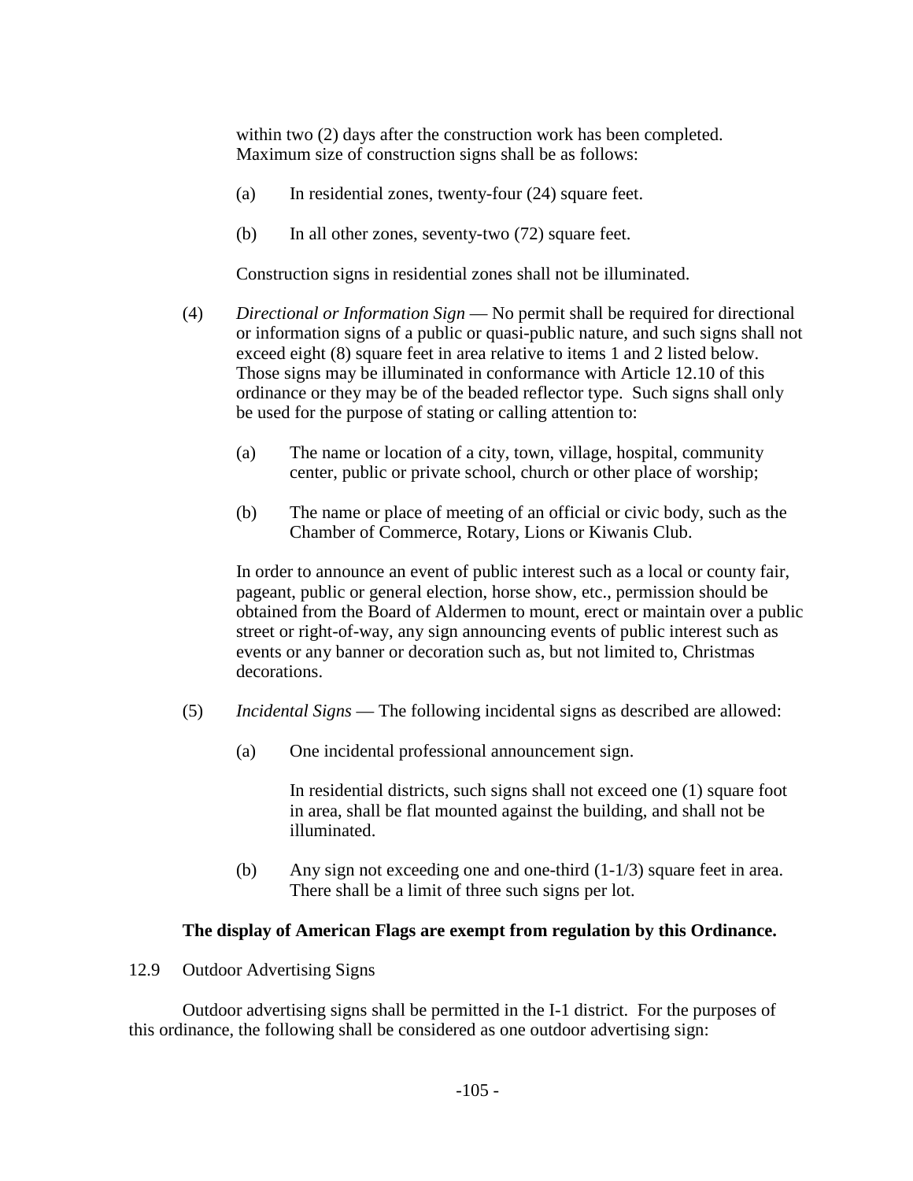within two (2) days after the construction work has been completed. Maximum size of construction signs shall be as follows:

(a) In residential zones, twenty-four (24) square feet.

(b) In all other zones, seventy-two (72) square feet.

Construction signs in residential zones shall not be illuminated.

(4) *Directional or Information Sign* — No permit shall be required for directional or information signs of a public or quasi-public nature, and such signs shall not exceed eight (8) square feet in area relative to items 1 and 2 listed below. Those signs may be illuminated in conformance with Article 12.10 of this ordinance or they may be of the beaded reflector type. Such signs shall only be used for the purpose of stating or calling attention to:

(a) The name or location of a city, town, village, hospital, community center, public or private school, church or other place of worship;

(b) The name or place of meeting of an official or civic body, such as the Chamber of Commerce, Rotary, Lions or Kiwanis Club.

In order to announce an event of public interest such as a local or county fair, pageant, public or general election, horse show, etc., permission should be obtained from the Board of Aldermen to mount, erect or maintain over a public street or right-of-way, any sign announcing events of public interest such as events or any banner or decoration such as, but not limited to, Christmas decorations.

(5) *Incidental Signs* — The following incidental signs as described are allowed:

(a) One incidental professional announcement sign.

In residential districts, such signs shall not exceed one (1) square foot in area, shall be flat mounted against the building, and shall not be illuminated.

(b) Any sign not exceeding one and one-third (1-1/3) square feet in area. There shall be a limit of three such signs per lot.

**The display of American Flags are exempt from regulation by this Ordinance.**

12.9 Outdoor Advertising Signs

Outdoor advertising signs shall be permitted in the I-1 district. For the purposes of this ordinance, the following shall be considered as one outdoor advertising sign: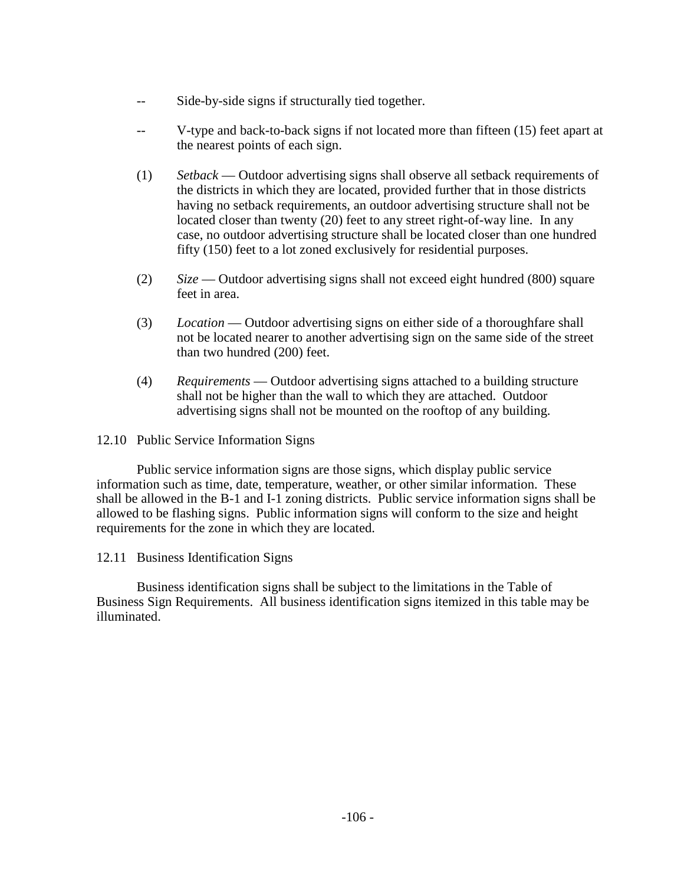-- Side-by-side signs if structurally tied together.

-- V-type and back-to-back signs if not located more than fifteen (15) feet apart at the nearest points of each sign.

(1) *Setback* — Outdoor advertising signs shall observe all setback requirements of the districts in which they are located, provided further that in those districts having no setback requirements, an outdoor advertising structure shall not be located closer than twenty (20) feet to any street right-of-way line. In any case, no outdoor advertising structure shall be located closer than one hundred fifty (150) feet to a lot zoned exclusively for residential purposes.

(2) *Size* — Outdoor advertising signs shall not exceed eight hundred (800) square feet in area.

(3) *Location* — Outdoor advertising signs on either side of a thoroughfare shall not be located nearer to another advertising sign on the same side of the street than two hundred (200) feet.

(4) *Requirements* — Outdoor advertising signs attached to a building structure shall not be higher than the wall to which they are attached. Outdoor advertising signs shall not be mounted on the rooftop of any building.

12.10 Public Service Information Signs

Public service information signs are those signs, which display public service information such as time, date, temperature, weather, or other similar information. These shall be allowed in the B-1 and I-1 zoning districts. Public service information signs shall be allowed to be flashing signs. Public information signs will conform to the size and height requirements for the zone in which they are located.

12.11 Business Identification Signs

Business identification signs shall be subject to the limitations in the Table of Business Sign Requirements. All business identification signs itemized in this table may be illuminated.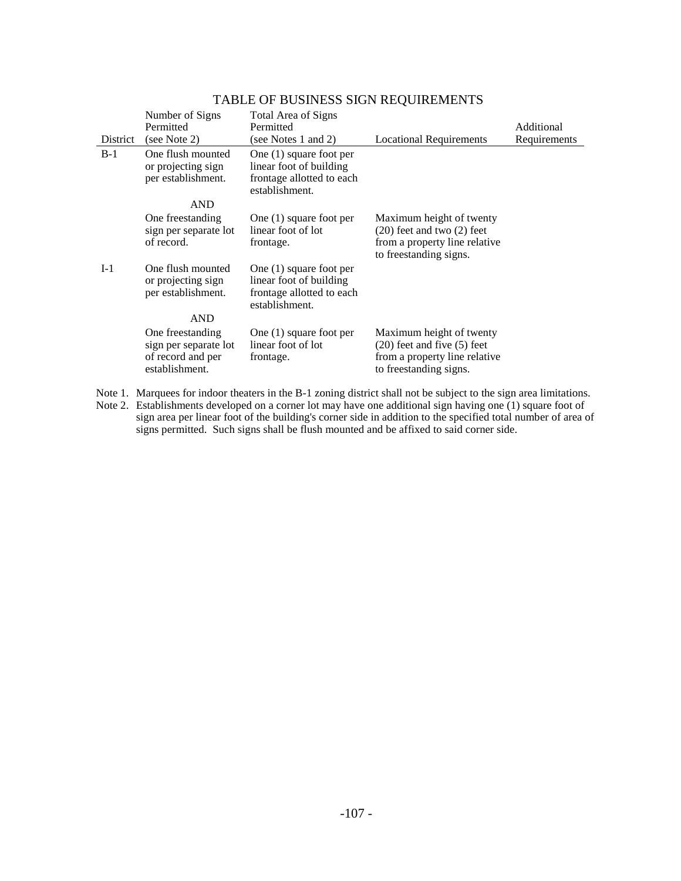## TABLE OF BUSINESS SIGN REQUIREMENTS

| District | Number of Signs Permitted (see Note 2) | Total Area of Signs Permitted (see Notes 1 and 2) | Locational Requirements | Additional Requirements |
|---|---|---|---|---|
| B-1 | One flush mounted or projecting sign per establishment. | One (1) square foot per linear foot of building frontage allotted to each establishment. | | |
| | AND | | | |
| | One freestanding sign per separate lot of record. | One (1) square foot per linear foot of lot frontage. | Maximum height of twenty (20) feet and two (2) feet from a property line relative to freestanding signs. | |
| I-1 | One flush mounted or projecting sign per establishment. | One (1) square foot per linear foot of building frontage allotted to each establishment. | | |
| | AND | | | |
| | One freestanding sign per separate lot of record and per establishment. | One (1) square foot per linear foot of lot frontage. | Maximum height of twenty (20) feet and five (5) feet from a property line relative to freestanding signs. | |

Note 1. Marquees for indoor theaters in the B-1 zoning district shall not be subject to the sign area limitations.

Note 2. Establishments developed on a corner lot may have one additional sign having one (1) square foot of sign area per linear foot of the building's corner side in addition to the specified total number of area of signs permitted. Such signs shall be flush mounted and be affixed to said corner side.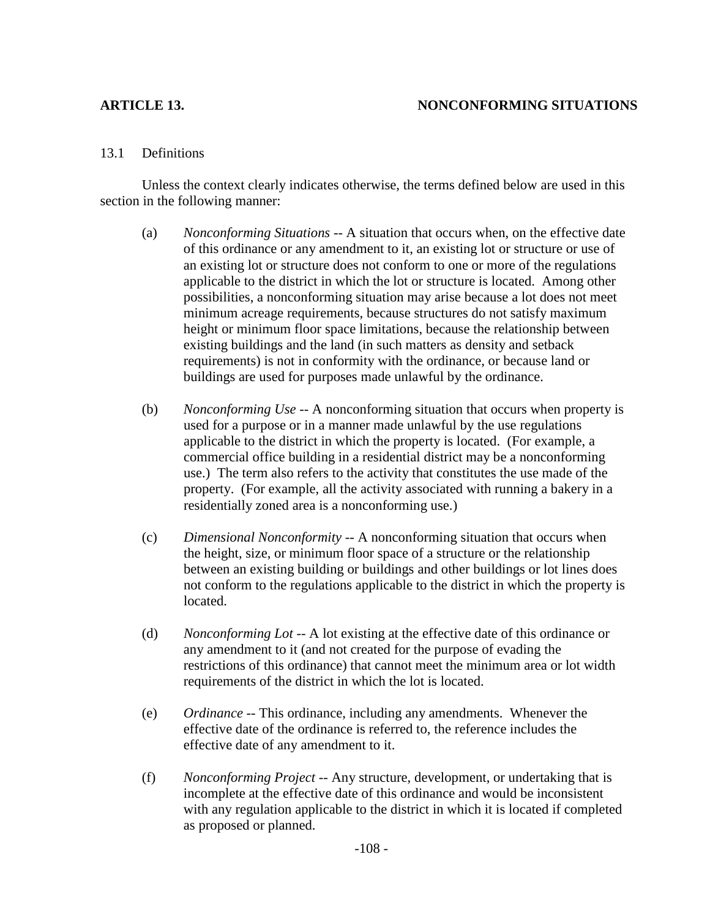## ARTICLE 13. NONCONFORMING SITUATIONS

### 13.1 Definitions

Unless the context clearly indicates otherwise, the terms defined below are used in this section in the following manner:

(a) *Nonconforming Situations* -- A situation that occurs when, on the effective date of this ordinance or any amendment to it, an existing lot or structure or use of an existing lot or structure does not conform to one or more of the regulations applicable to the district in which the lot or structure is located. Among other possibilities, a nonconforming situation may arise because a lot does not meet minimum acreage requirements, because structures do not satisfy maximum height or minimum floor space limitations, because the relationship between existing buildings and the land (in such matters as density and setback requirements) is not in conformity with the ordinance, or because land or buildings are used for purposes made unlawful by the ordinance.

(b) *Nonconforming Use* -- A nonconforming situation that occurs when property is used for a purpose or in a manner made unlawful by the use regulations applicable to the district in which the property is located. (For example, a commercial office building in a residential district may be a nonconforming use.) The term also refers to the activity that constitutes the use made of the property. (For example, all the activity associated with running a bakery in a residentially zoned area is a nonconforming use.)

(c) *Dimensional Nonconformity* -- A nonconforming situation that occurs when the height, size, or minimum floor space of a structure or the relationship between an existing building or buildings and other buildings or lot lines does not conform to the regulations applicable to the district in which the property is located.

(d) *Nonconforming Lot* -- A lot existing at the effective date of this ordinance or any amendment to it (and not created for the purpose of evading the restrictions of this ordinance) that cannot meet the minimum area or lot width requirements of the district in which the lot is located.

(e) *Ordinance* -- This ordinance, including any amendments. Whenever the effective date of the ordinance is referred to, the reference includes the effective date of any amendment to it.

(f) *Nonconforming Project* -- Any structure, development, or undertaking that is incomplete at the effective date of this ordinance and would be inconsistent with any regulation applicable to the district in which it is located if completed as proposed or planned.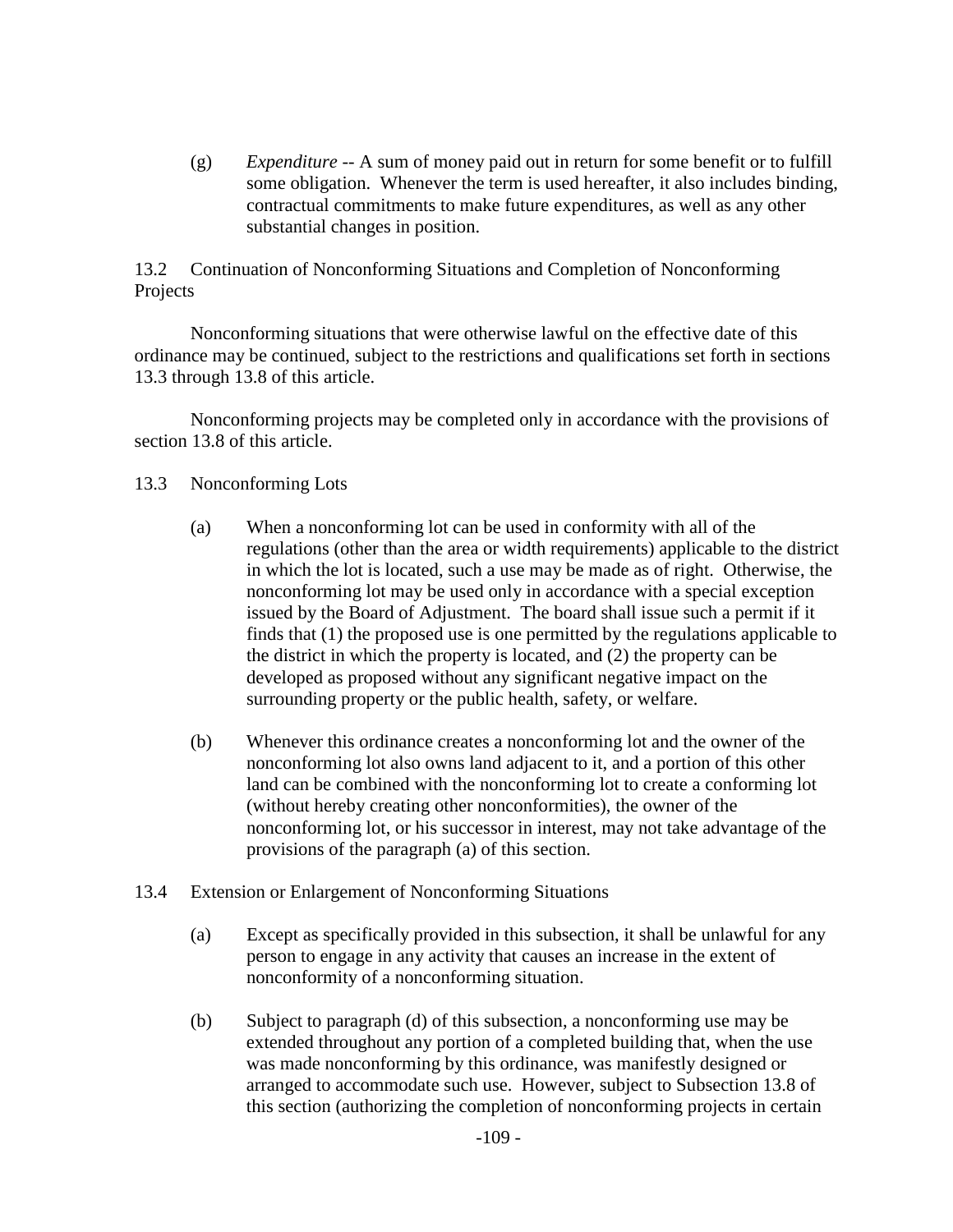(g) *Expenditure* -- A sum of money paid out in return for some benefit or to fulfill some obligation. Whenever the term is used hereafter, it also includes binding, contractual commitments to make future expenditures, as well as any other substantial changes in position.

## 13.2 Continuation of Nonconforming Situations and Completion of Nonconforming Projects

Nonconforming situations that were otherwise lawful on the effective date of this ordinance may be continued, subject to the restrictions and qualifications set forth in sections 13.3 through 13.8 of this article.

Nonconforming projects may be completed only in accordance with the provisions of section 13.8 of this article.

## 13.3 Nonconforming Lots

(a) When a nonconforming lot can be used in conformity with all of the regulations (other than the area or width requirements) applicable to the district in which the lot is located, such a use may be made as of right. Otherwise, the nonconforming lot may be used only in accordance with a special exception issued by the Board of Adjustment. The board shall issue such a permit if it finds that (1) the proposed use is one permitted by the regulations applicable to the district in which the property is located, and (2) the property can be developed as proposed without any significant negative impact on the surrounding property or the public health, safety, or welfare.

(b) Whenever this ordinance creates a nonconforming lot and the owner of the nonconforming lot also owns land adjacent to it, and a portion of this other land can be combined with the nonconforming lot to create a conforming lot (without hereby creating other nonconformities), the owner of the nonconforming lot, or his successor in interest, may not take advantage of the provisions of the paragraph (a) of this section.

## 13.4 Extension or Enlargement of Nonconforming Situations

(a) Except as specifically provided in this subsection, it shall be unlawful for any person to engage in any activity that causes an increase in the extent of nonconformity of a nonconforming situation.

(b) Subject to paragraph (d) of this subsection, a nonconforming use may be extended throughout any portion of a completed building that, when the use was made nonconforming by this ordinance, was manifestly designed or arranged to accommodate such use. However, subject to Subsection 13.8 of this section (authorizing the completion of nonconforming projects in certain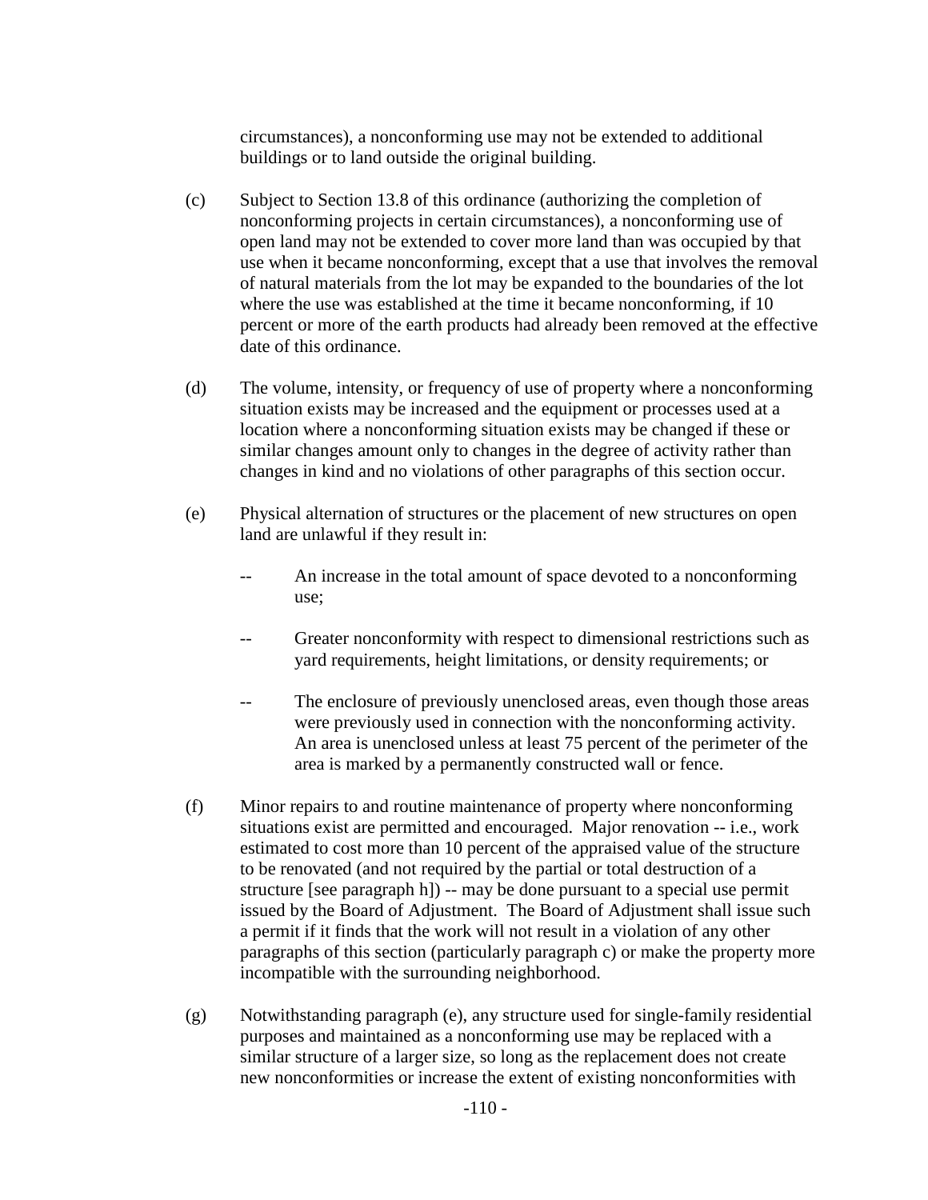circumstances), a nonconforming use may not be extended to additional buildings or to land outside the original building.

(c) Subject to Section 13.8 of this ordinance (authorizing the completion of nonconforming projects in certain circumstances), a nonconforming use of open land may not be extended to cover more land than was occupied by that use when it became nonconforming, except that a use that involves the removal of natural materials from the lot may be expanded to the boundaries of the lot where the use was established at the time it became nonconforming, if 10 percent or more of the earth products had already been removed at the effective date of this ordinance.

(d) The volume, intensity, or frequency of use of property where a nonconforming situation exists may be increased and the equipment or processes used at a location where a nonconforming situation exists may be changed if these or similar changes amount only to changes in the degree of activity rather than changes in kind and no violations of other paragraphs of this section occur.

(e) Physical alternation of structures or the placement of new structures on open land are unlawful if they result in:

-- An increase in the total amount of space devoted to a nonconforming use;

-- Greater nonconformity with respect to dimensional restrictions such as yard requirements, height limitations, or density requirements; or

-- The enclosure of previously unenclosed areas, even though those areas were previously used in connection with the nonconforming activity. An area is unenclosed unless at least 75 percent of the perimeter of the area is marked by a permanently constructed wall or fence.

(f) Minor repairs to and routine maintenance of property where nonconforming situations exist are permitted and encouraged. Major renovation -- i.e., work estimated to cost more than 10 percent of the appraised value of the structure to be renovated (and not required by the partial or total destruction of a structure [see paragraph h]) -- may be done pursuant to a special use permit issued by the Board of Adjustment. The Board of Adjustment shall issue such a permit if it finds that the work will not result in a violation of any other paragraphs of this section (particularly paragraph c) or make the property more incompatible with the surrounding neighborhood.

(g) Notwithstanding paragraph (e), any structure used for single-family residential purposes and maintained as a nonconforming use may be replaced with a similar structure of a larger size, so long as the replacement does not create new nonconformities or increase the extent of existing nonconformities with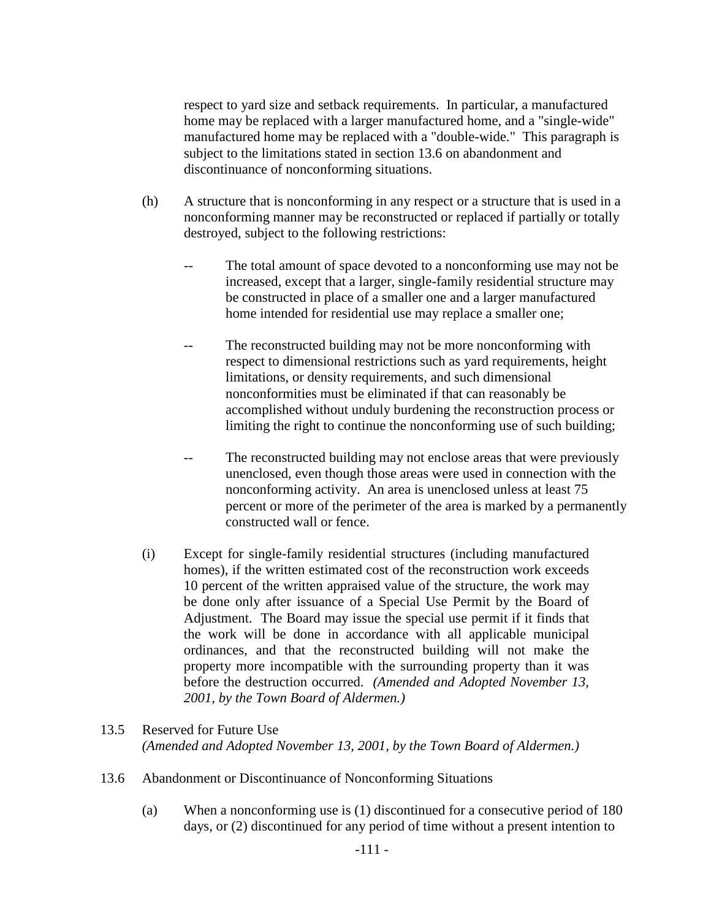respect to yard size and setback requirements. In particular, a manufactured home may be replaced with a larger manufactured home, and a "single-wide" manufactured home may be replaced with a "double-wide." This paragraph is subject to the limitations stated in section 13.6 on abandonment and discontinuance of nonconforming situations.

(h) A structure that is nonconforming in any respect or a structure that is used in a nonconforming manner may be reconstructed or replaced if partially or totally destroyed, subject to the following restrictions:

-- The total amount of space devoted to a nonconforming use may not be increased, except that a larger, single-family residential structure may be constructed in place of a smaller one and a larger manufactured home intended for residential use may replace a smaller one;

-- The reconstructed building may not be more nonconforming with respect to dimensional restrictions such as yard requirements, height limitations, or density requirements, and such dimensional nonconformities must be eliminated if that can reasonably be accomplished without unduly burdening the reconstruction process or limiting the right to continue the nonconforming use of such building;

-- The reconstructed building may not enclose areas that were previously unenclosed, even though those areas were used in connection with the nonconforming activity. An area is unenclosed unless at least 75 percent or more of the perimeter of the area is marked by a permanently constructed wall or fence.

(i) Except for single-family residential structures (including manufactured homes), if the written estimated cost of the reconstruction work exceeds 10 percent of the written appraised value of the structure, the work may be done only after issuance of a Special Use Permit by the Board of Adjustment. The Board may issue the special use permit if it finds that the work will be done in accordance with all applicable municipal ordinances, and that the reconstructed building will not make the property more incompatible with the surrounding property than it was before the destruction occurred. *(Amended and Adopted November 13, 2001, by the Town Board of Aldermen.)*

13.5 Reserved for Future Use
*(Amended and Adopted November 13, 2001, by the Town Board of Aldermen.)*

13.6 Abandonment or Discontinuance of Nonconforming Situations

(a) When a nonconforming use is (1) discontinued for a consecutive period of 180 days, or (2) discontinued for any period of time without a present intention to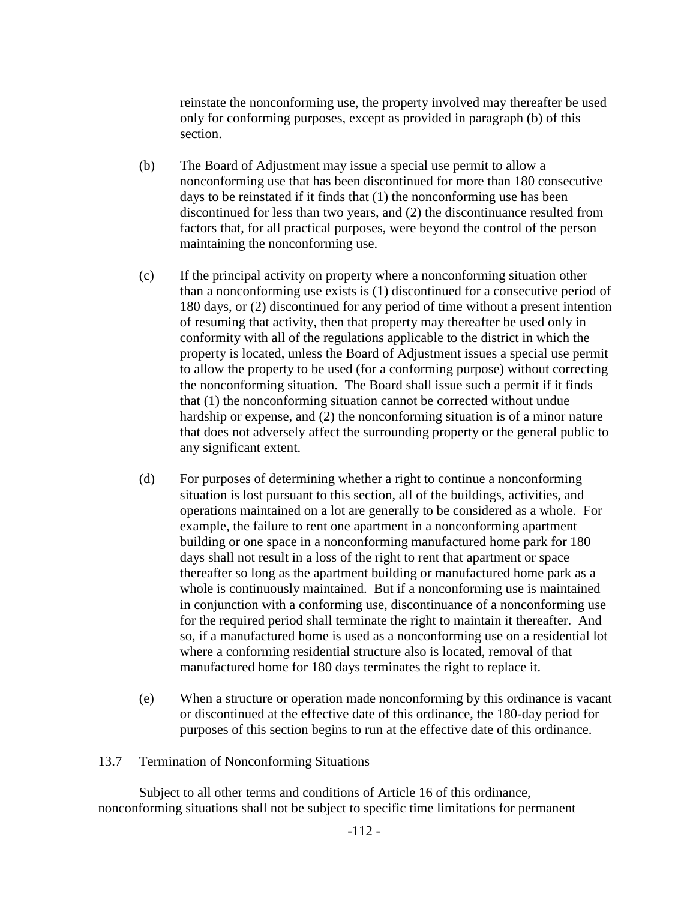reinstate the nonconforming use, the property involved may thereafter be used only for conforming purposes, except as provided in paragraph (b) of this section.

(b) The Board of Adjustment may issue a special use permit to allow a nonconforming use that has been discontinued for more than 180 consecutive days to be reinstated if it finds that (1) the nonconforming use has been discontinued for less than two years, and (2) the discontinuance resulted from factors that, for all practical purposes, were beyond the control of the person maintaining the nonconforming use.

(c) If the principal activity on property where a nonconforming situation other than a nonconforming use exists is (1) discontinued for a consecutive period of 180 days, or (2) discontinued for any period of time without a present intention of resuming that activity, then that property may thereafter be used only in conformity with all of the regulations applicable to the district in which the property is located, unless the Board of Adjustment issues a special use permit to allow the property to be used (for a conforming purpose) without correcting the nonconforming situation. The Board shall issue such a permit if it finds that (1) the nonconforming situation cannot be corrected without undue hardship or expense, and (2) the nonconforming situation is of a minor nature that does not adversely affect the surrounding property or the general public to any significant extent.

(d) For purposes of determining whether a right to continue a nonconforming situation is lost pursuant to this section, all of the buildings, activities, and operations maintained on a lot are generally to be considered as a whole. For example, the failure to rent one apartment in a nonconforming apartment building or one space in a nonconforming manufactured home park for 180 days shall not result in a loss of the right to rent that apartment or space thereafter so long as the apartment building or manufactured home park as a whole is continuously maintained. But if a nonconforming use is maintained in conjunction with a conforming use, discontinuance of a nonconforming use for the required period shall terminate the right to maintain it thereafter. And so, if a manufactured home is used as a nonconforming use on a residential lot where a conforming residential structure also is located, removal of that manufactured home for 180 days terminates the right to replace it.

(e) When a structure or operation made nonconforming by this ordinance is vacant or discontinued at the effective date of this ordinance, the 180-day period for purposes of this section begins to run at the effective date of this ordinance.

## 13.7 Termination of Nonconforming Situations

Subject to all other terms and conditions of Article 16 of this ordinance, nonconforming situations shall not be subject to specific time limitations for permanent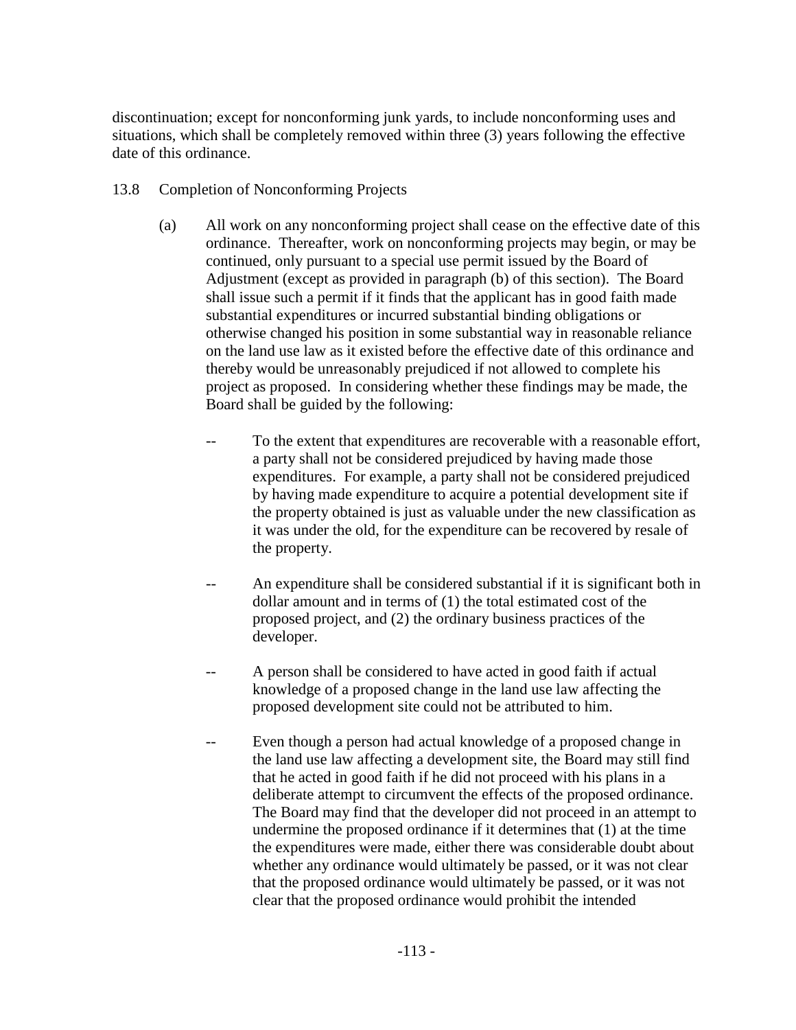discontinuation; except for nonconforming junk yards, to include nonconforming uses and situations, which shall be completely removed within three (3) years following the effective date of this ordinance.

13.8 Completion of Nonconforming Projects

(a) All work on any nonconforming project shall cease on the effective date of this ordinance. Thereafter, work on nonconforming projects may begin, or may be continued, only pursuant to a special use permit issued by the Board of Adjustment (except as provided in paragraph (b) of this section). The Board shall issue such a permit if it finds that the applicant has in good faith made substantial expenditures or incurred substantial binding obligations or otherwise changed his position in some substantial way in reasonable reliance on the land use law as it existed before the effective date of this ordinance and thereby would be unreasonably prejudiced if not allowed to complete his project as proposed. In considering whether these findings may be made, the Board shall be guided by the following:

- To the extent that expenditures are recoverable with a reasonable effort, a party shall not be considered prejudiced by having made those expenditures. For example, a party shall not be considered prejudiced by having made expenditure to acquire a potential development site if the property obtained is just as valuable under the new classification as it was under the old, for the expenditure can be recovered by resale of the property.

- An expenditure shall be considered substantial if it is significant both in dollar amount and in terms of (1) the total estimated cost of the proposed project, and (2) the ordinary business practices of the developer.

- A person shall be considered to have acted in good faith if actual knowledge of a proposed change in the land use law affecting the proposed development site could not be attributed to him.

- Even though a person had actual knowledge of a proposed change in the land use law affecting a development site, the Board may still find that he acted in good faith if he did not proceed with his plans in a deliberate attempt to circumvent the effects of the proposed ordinance. The Board may find that the developer did not proceed in an attempt to undermine the proposed ordinance if it determines that (1) at the time the expenditures were made, either there was considerable doubt about whether any ordinance would ultimately be passed, or it was not clear that the proposed ordinance would ultimately be passed, or it was not clear that the proposed ordinance would prohibit the intended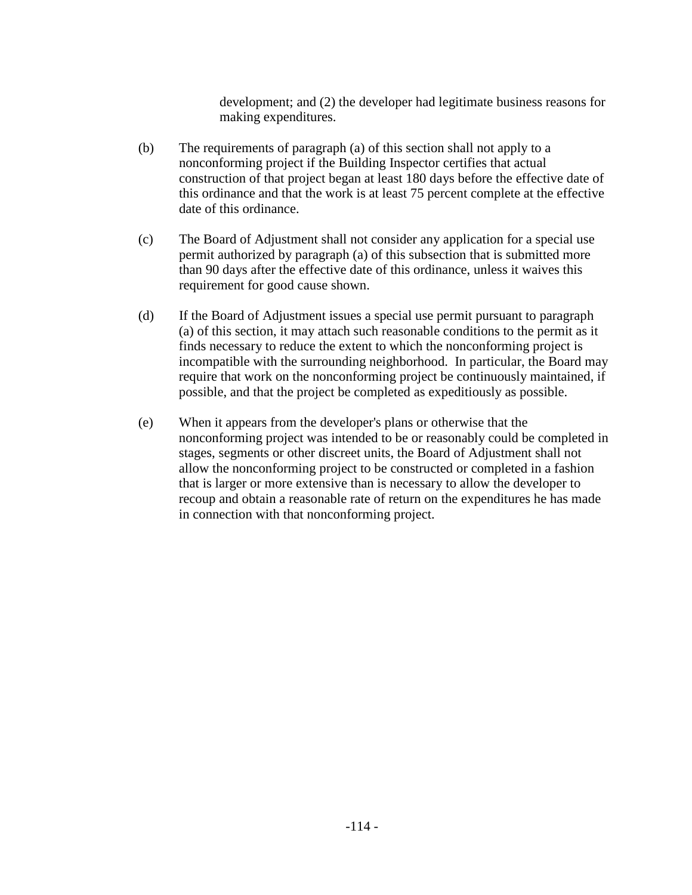development; and (2) the developer had legitimate business reasons for making expenditures.

(b) The requirements of paragraph (a) of this section shall not apply to a nonconforming project if the Building Inspector certifies that actual construction of that project began at least 180 days before the effective date of this ordinance and that the work is at least 75 percent complete at the effective date of this ordinance.

(c) The Board of Adjustment shall not consider any application for a special use permit authorized by paragraph (a) of this subsection that is submitted more than 90 days after the effective date of this ordinance, unless it waives this requirement for good cause shown.

(d) If the Board of Adjustment issues a special use permit pursuant to paragraph (a) of this section, it may attach such reasonable conditions to the permit as it finds necessary to reduce the extent to which the nonconforming project is incompatible with the surrounding neighborhood. In particular, the Board may require that work on the nonconforming project be continuously maintained, if possible, and that the project be completed as expeditiously as possible.

(e) When it appears from the developer's plans or otherwise that the nonconforming project was intended to be or reasonably could be completed in stages, segments or other discreet units, the Board of Adjustment shall not allow the nonconforming project to be constructed or completed in a fashion that is larger or more extensive than is necessary to allow the developer to recoup and obtain a reasonable rate of return on the expenditures he has made in connection with that nonconforming project.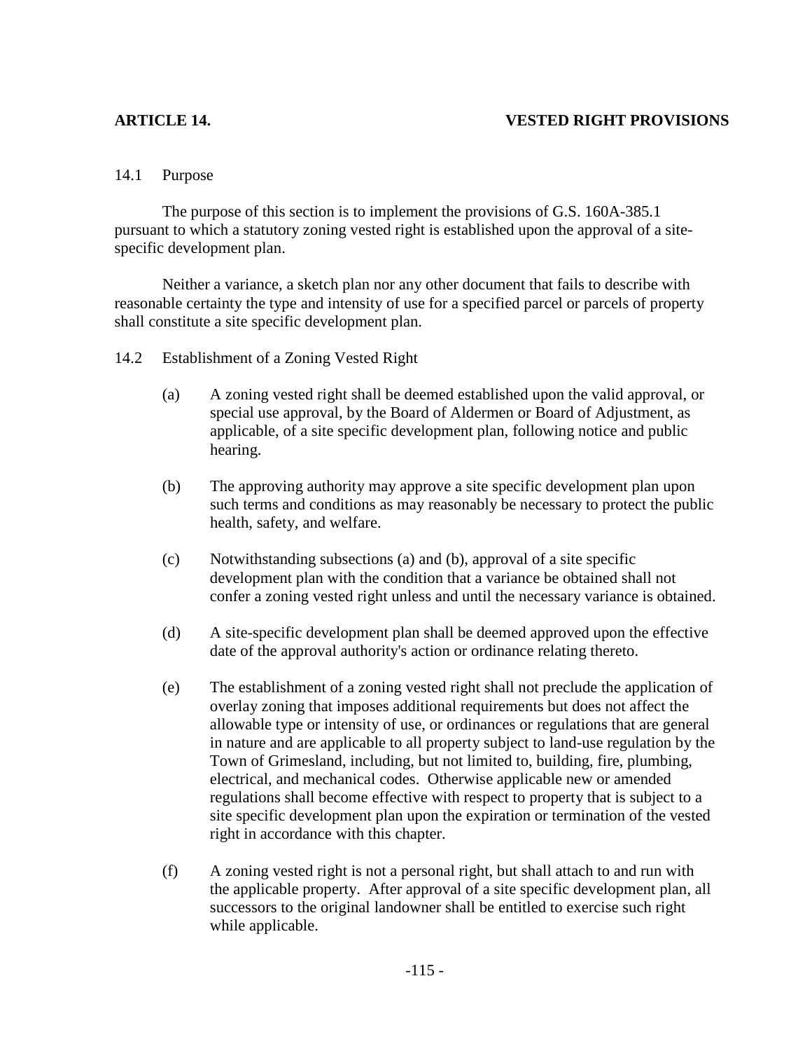## ARTICLE 14. VESTED RIGHT PROVISIONS

14.1 Purpose

The purpose of this section is to implement the provisions of G.S. 160A-385.1 pursuant to which a statutory zoning vested right is established upon the approval of a site-specific development plan.

Neither a variance, a sketch plan nor any other document that fails to describe with reasonable certainty the type and intensity of use for a specified parcel or parcels of property shall constitute a site specific development plan.

14.2 Establishment of a Zoning Vested Right

(a) A zoning vested right shall be deemed established upon the valid approval, or special use approval, by the Board of Aldermen or Board of Adjustment, as applicable, of a site specific development plan, following notice and public hearing.

(b) The approving authority may approve a site specific development plan upon such terms and conditions as may reasonably be necessary to protect the public health, safety, and welfare.

(c) Notwithstanding subsections (a) and (b), approval of a site specific development plan with the condition that a variance be obtained shall not confer a zoning vested right unless and until the necessary variance is obtained.

(d) A site-specific development plan shall be deemed approved upon the effective date of the approval authority's action or ordinance relating thereto.

(e) The establishment of a zoning vested right shall not preclude the application of overlay zoning that imposes additional requirements but does not affect the allowable type or intensity of use, or ordinances or regulations that are general in nature and are applicable to all property subject to land-use regulation by the Town of Grimesland, including, but not limited to, building, fire, plumbing, electrical, and mechanical codes. Otherwise applicable new or amended regulations shall become effective with respect to property that is subject to a site specific development plan upon the expiration or termination of the vested right in accordance with this chapter.

(f) A zoning vested right is not a personal right, but shall attach to and run with the applicable property. After approval of a site specific development plan, all successors to the original landowner shall be entitled to exercise such right while applicable.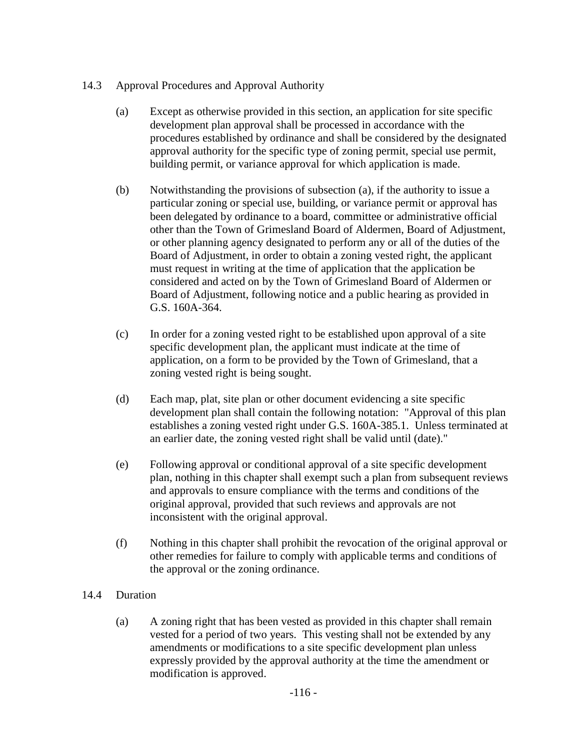## 14.3 Approval Procedures and Approval Authority

(a) Except as otherwise provided in this section, an application for site specific development plan approval shall be processed in accordance with the procedures established by ordinance and shall be considered by the designated approval authority for the specific type of zoning permit, special use permit, building permit, or variance approval for which application is made.

(b) Notwithstanding the provisions of subsection (a), if the authority to issue a particular zoning or special use, building, or variance permit or approval has been delegated by ordinance to a board, committee or administrative official other than the Town of Grimesland Board of Aldermen, Board of Adjustment, or other planning agency designated to perform any or all of the duties of the Board of Adjustment, in order to obtain a zoning vested right, the applicant must request in writing at the time of application that the application be considered and acted on by the Town of Grimesland Board of Aldermen or Board of Adjustment, following notice and a public hearing as provided in G.S. 160A-364.

(c) In order for a zoning vested right to be established upon approval of a site specific development plan, the applicant must indicate at the time of application, on a form to be provided by the Town of Grimesland, that a zoning vested right is being sought.

(d) Each map, plat, site plan or other document evidencing a site specific development plan shall contain the following notation: "Approval of this plan establishes a zoning vested right under G.S. 160A-385.1. Unless terminated at an earlier date, the zoning vested right shall be valid until (date)."

(e) Following approval or conditional approval of a site specific development plan, nothing in this chapter shall exempt such a plan from subsequent reviews and approvals to ensure compliance with the terms and conditions of the original approval, provided that such reviews and approvals are not inconsistent with the original approval.

(f) Nothing in this chapter shall prohibit the revocation of the original approval or other remedies for failure to comply with applicable terms and conditions of the approval or the zoning ordinance.

## 14.4 Duration

(a) A zoning right that has been vested as provided in this chapter shall remain vested for a period of two years. This vesting shall not be extended by any amendments or modifications to a site specific development plan unless expressly provided by the approval authority at the time the amendment or modification is approved.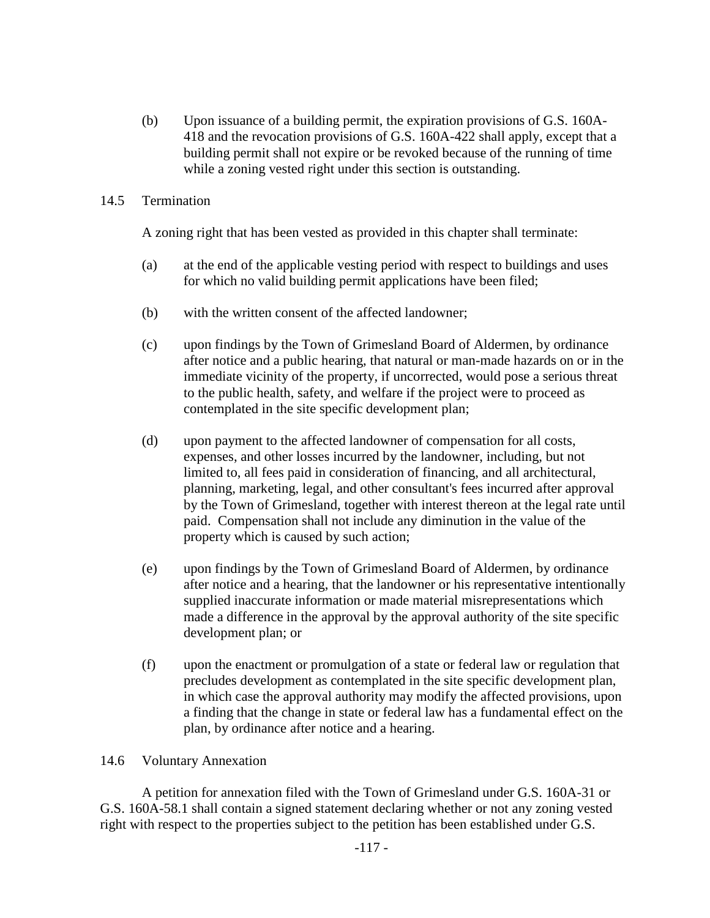(b) Upon issuance of a building permit, the expiration provisions of G.S. 160A-418 and the revocation provisions of G.S. 160A-422 shall apply, except that a building permit shall not expire or be revoked because of the running of time while a zoning vested right under this section is outstanding.

## 14.5 Termination

A zoning right that has been vested as provided in this chapter shall terminate:

(a) at the end of the applicable vesting period with respect to buildings and uses for which no valid building permit applications have been filed;

(b) with the written consent of the affected landowner;

(c) upon findings by the Town of Grimesland Board of Aldermen, by ordinance after notice and a public hearing, that natural or man-made hazards on or in the immediate vicinity of the property, if uncorrected, would pose a serious threat to the public health, safety, and welfare if the project were to proceed as contemplated in the site specific development plan;

(d) upon payment to the affected landowner of compensation for all costs, expenses, and other losses incurred by the landowner, including, but not limited to, all fees paid in consideration of financing, and all architectural, planning, marketing, legal, and other consultant's fees incurred after approval by the Town of Grimesland, together with interest thereon at the legal rate until paid. Compensation shall not include any diminution in the value of the property which is caused by such action;

(e) upon findings by the Town of Grimesland Board of Aldermen, by ordinance after notice and a hearing, that the landowner or his representative intentionally supplied inaccurate information or made material misrepresentations which made a difference in the approval by the approval authority of the site specific development plan; or

(f) upon the enactment or promulgation of a state or federal law or regulation that precludes development as contemplated in the site specific development plan, in which case the approval authority may modify the affected provisions, upon a finding that the change in state or federal law has a fundamental effect on the plan, by ordinance after notice and a hearing.

## 14.6 Voluntary Annexation

A petition for annexation filed with the Town of Grimesland under G.S. 160A-31 or G.S. 160A-58.1 shall contain a signed statement declaring whether or not any zoning vested right with respect to the properties subject to the petition has been established under G.S.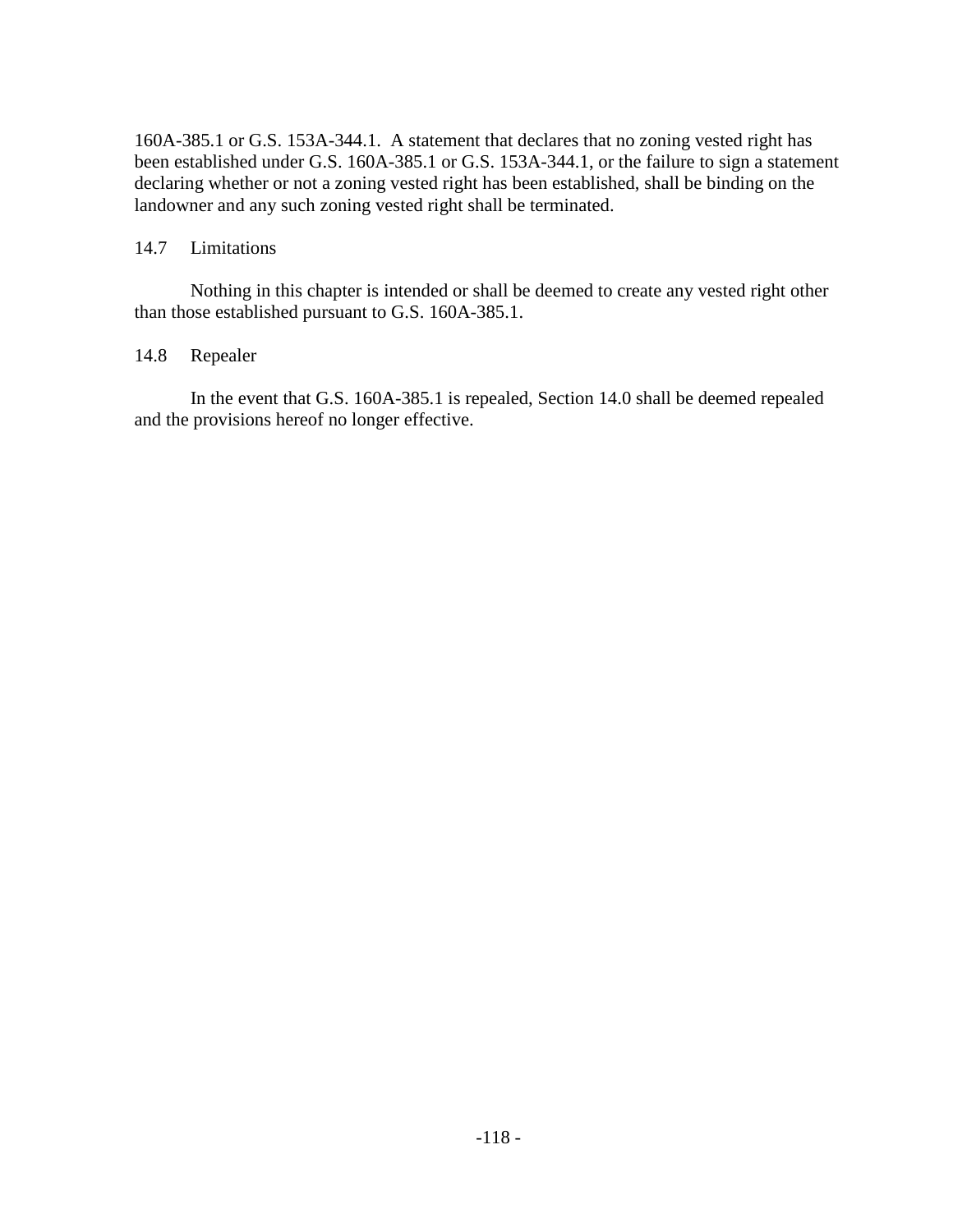160A-385.1 or G.S. 153A-344.1. A statement that declares that no zoning vested right has been established under G.S. 160A-385.1 or G.S. 153A-344.1, or the failure to sign a statement declaring whether or not a zoning vested right has been established, shall be binding on the landowner and any such zoning vested right shall be terminated.

14.7 Limitations

Nothing in this chapter is intended or shall be deemed to create any vested right other than those established pursuant to G.S. 160A-385.1.

14.8 Repealer

In the event that G.S. 160A-385.1 is repealed, Section 14.0 shall be deemed repealed and the provisions hereof no longer effective.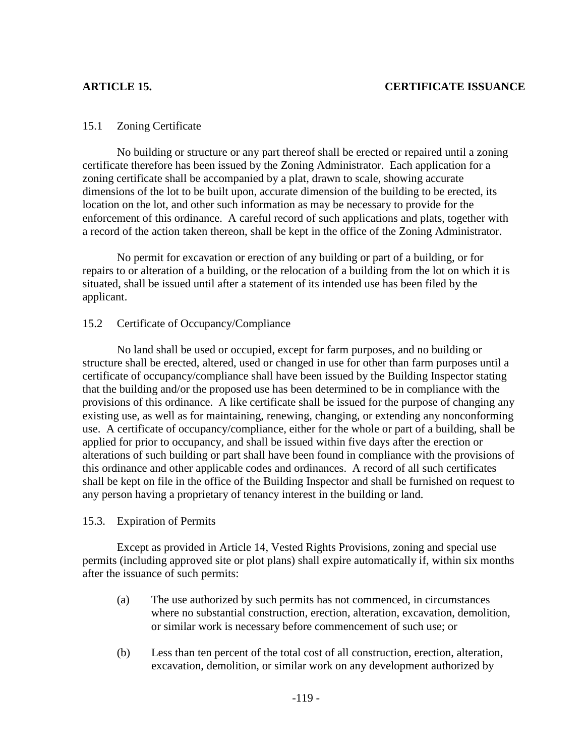## ARTICLE 15. CERTIFICATE ISSUANCE

### 15.1 Zoning Certificate

No building or structure or any part thereof shall be erected or repaired until a zoning certificate therefore has been issued by the Zoning Administrator. Each application for a zoning certificate shall be accompanied by a plat, drawn to scale, showing accurate dimensions of the lot to be built upon, accurate dimension of the building to be erected, its location on the lot, and other such information as may be necessary to provide for the enforcement of this ordinance. A careful record of such applications and plats, together with a record of the action taken thereon, shall be kept in the office of the Zoning Administrator.

No permit for excavation or erection of any building or part of a building, or for repairs to or alteration of a building, or the relocation of a building from the lot on which it is situated, shall be issued until after a statement of its intended use has been filed by the applicant.

### 15.2 Certificate of Occupancy/Compliance

No land shall be used or occupied, except for farm purposes, and no building or structure shall be erected, altered, used or changed in use for other than farm purposes until a certificate of occupancy/compliance shall have been issued by the Building Inspector stating that the building and/or the proposed use has been determined to be in compliance with the provisions of this ordinance. A like certificate shall be issued for the purpose of changing any existing use, as well as for maintaining, renewing, changing, or extending any nonconforming use. A certificate of occupancy/compliance, either for the whole or part of a building, shall be applied for prior to occupancy, and shall be issued within five days after the erection or alterations of such building or part shall have been found in compliance with the provisions of this ordinance and other applicable codes and ordinances. A record of all such certificates shall be kept on file in the office of the Building Inspector and shall be furnished on request to any person having a proprietary of tenancy interest in the building or land.

### 15.3. Expiration of Permits

Except as provided in Article 14, Vested Rights Provisions, zoning and special use permits (including approved site or plot plans) shall expire automatically if, within six months after the issuance of such permits:

(a) The use authorized by such permits has not commenced, in circumstances where no substantial construction, erection, alteration, excavation, demolition, or similar work is necessary before commencement of such use; or

(b) Less than ten percent of the total cost of all construction, erection, alteration, excavation, demolition, or similar work on any development authorized by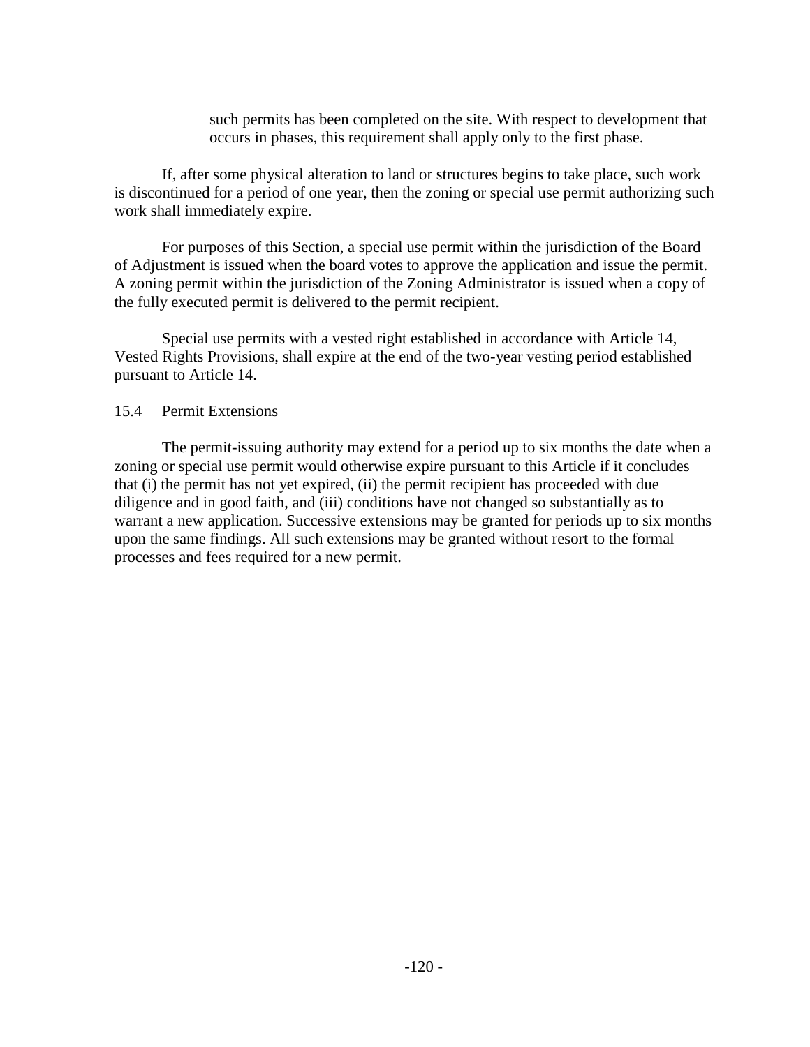such permits has been completed on the site. With respect to development that occurs in phases, this requirement shall apply only to the first phase.

If, after some physical alteration to land or structures begins to take place, such work is discontinued for a period of one year, then the zoning or special use permit authorizing such work shall immediately expire.

For purposes of this Section, a special use permit within the jurisdiction of the Board of Adjustment is issued when the board votes to approve the application and issue the permit. A zoning permit within the jurisdiction of the Zoning Administrator is issued when a copy of the fully executed permit is delivered to the permit recipient.

Special use permits with a vested right established in accordance with Article 14, Vested Rights Provisions, shall expire at the end of the two-year vesting period established pursuant to Article 14.

## 15.4 Permit Extensions

The permit-issuing authority may extend for a period up to six months the date when a zoning or special use permit would otherwise expire pursuant to this Article if it concludes that (i) the permit has not yet expired, (ii) the permit recipient has proceeded with due diligence and in good faith, and (iii) conditions have not changed so substantially as to warrant a new application. Successive extensions may be granted for periods up to six months upon the same findings. All such extensions may be granted without resort to the formal processes and fees required for a new permit.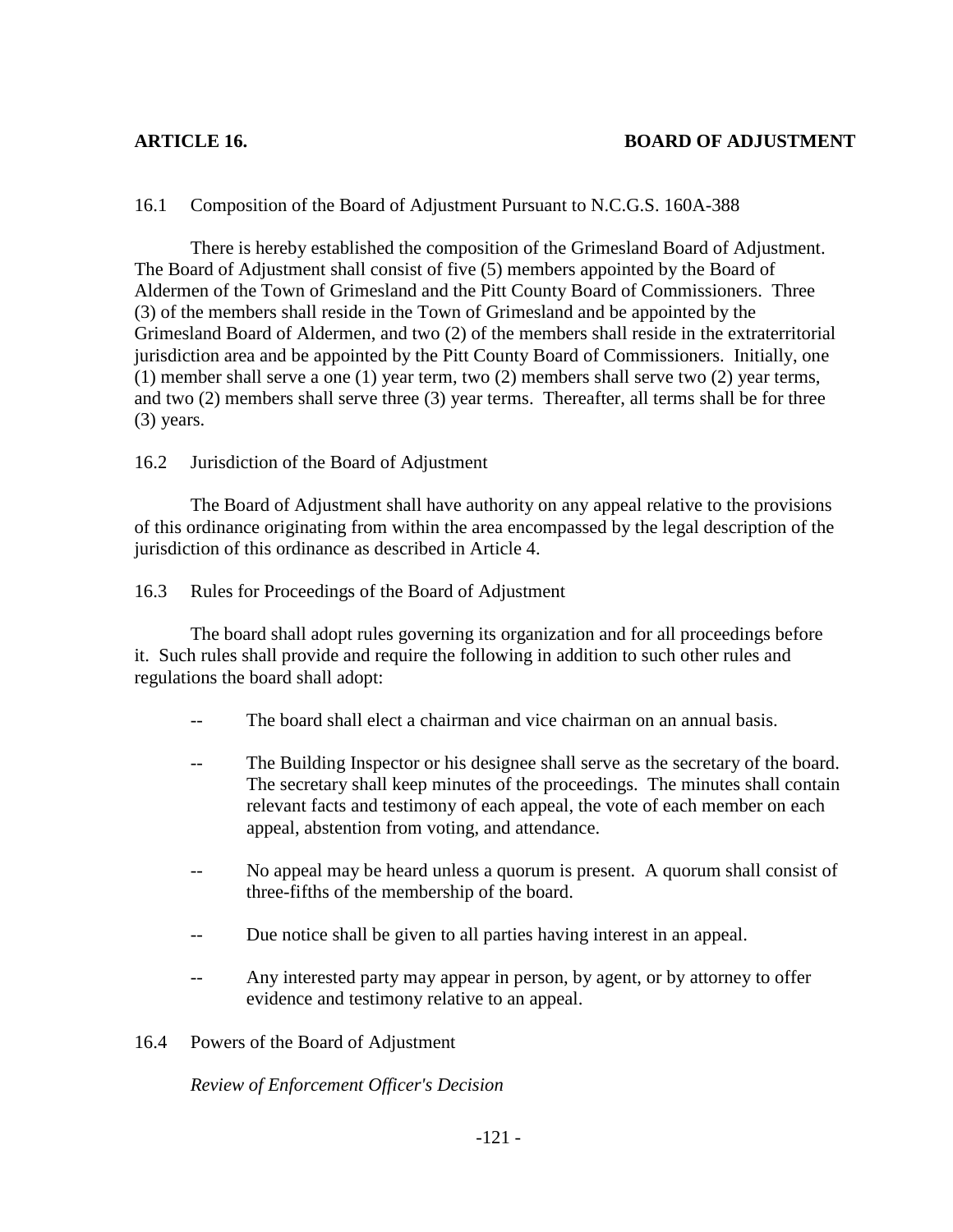## ARTICLE 16. BOARD OF ADJUSTMENT

### 16.1 Composition of the Board of Adjustment Pursuant to N.C.G.S. 160A-388

There is hereby established the composition of the Grimesland Board of Adjustment. The Board of Adjustment shall consist of five (5) members appointed by the Board of Aldermen of the Town of Grimesland and the Pitt County Board of Commissioners. Three (3) of the members shall reside in the Town of Grimesland and be appointed by the Grimesland Board of Aldermen, and two (2) of the members shall reside in the extraterritorial jurisdiction area and be appointed by the Pitt County Board of Commissioners. Initially, one (1) member shall serve a one (1) year term, two (2) members shall serve two (2) year terms, and two (2) members shall serve three (3) year terms. Thereafter, all terms shall be for three (3) years.

### 16.2 Jurisdiction of the Board of Adjustment

The Board of Adjustment shall have authority on any appeal relative to the provisions of this ordinance originating from within the area encompassed by the legal description of the jurisdiction of this ordinance as described in Article 4.

### 16.3 Rules for Proceedings of the Board of Adjustment

The board shall adopt rules governing its organization and for all proceedings before it. Such rules shall provide and require the following in addition to such other rules and regulations the board shall adopt:

- The board shall elect a chairman and vice chairman on an annual basis.
- The Building Inspector or his designee shall serve as the secretary of the board. The secretary shall keep minutes of the proceedings. The minutes shall contain relevant facts and testimony of each appeal, the vote of each member on each appeal, abstention from voting, and attendance.
- No appeal may be heard unless a quorum is present. A quorum shall consist of three-fifths of the membership of the board.
- Due notice shall be given to all parties having interest in an appeal.
- Any interested party may appear in person, by agent, or by attorney to offer evidence and testimony relative to an appeal.

### 16.4 Powers of the Board of Adjustment

*Review of Enforcement Officer's Decision*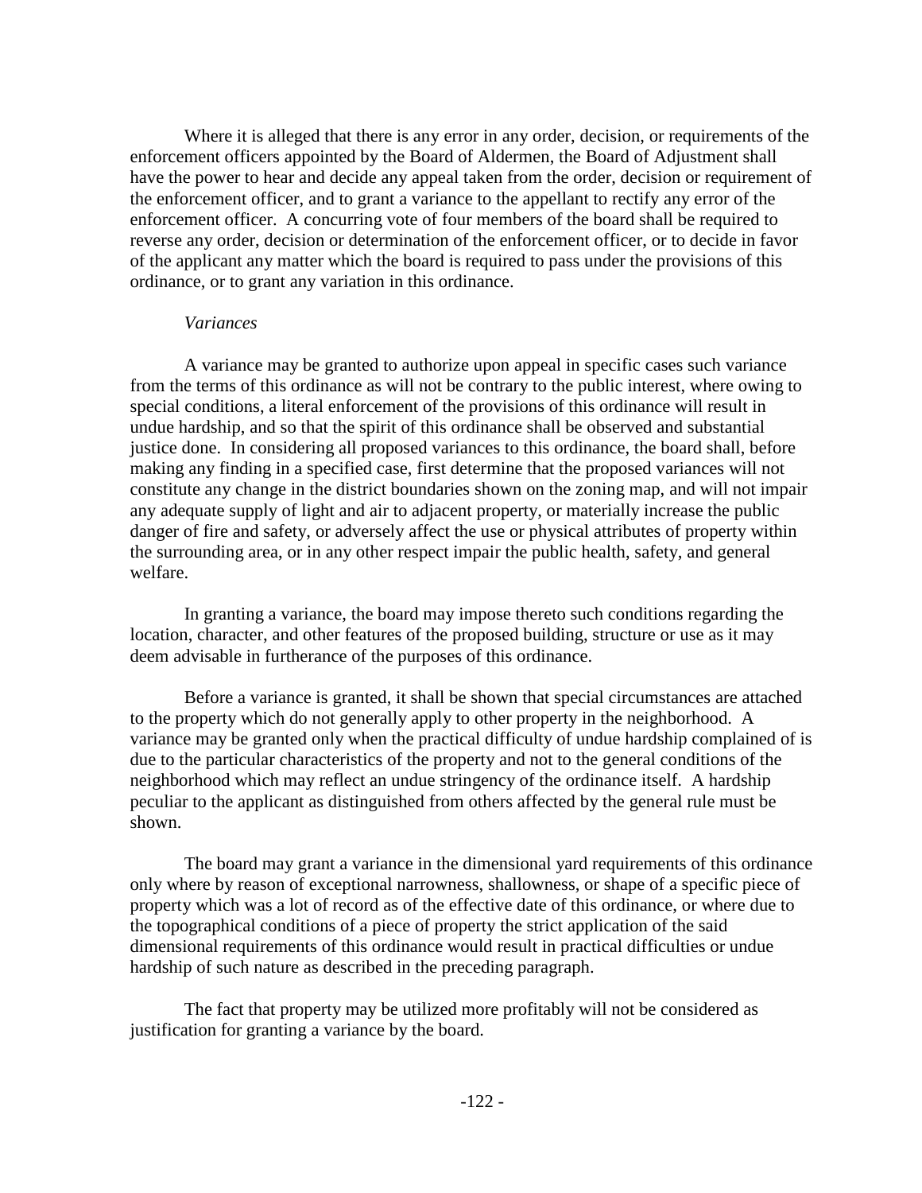Where it is alleged that there is any error in any order, decision, or requirements of the enforcement officers appointed by the Board of Aldermen, the Board of Adjustment shall have the power to hear and decide any appeal taken from the order, decision or requirement of the enforcement officer, and to grant a variance to the appellant to rectify any error of the enforcement officer. A concurring vote of four members of the board shall be required to reverse any order, decision or determination of the enforcement officer, or to decide in favor of the applicant any matter which the board is required to pass under the provisions of this ordinance, or to grant any variation in this ordinance.

*Variances*

A variance may be granted to authorize upon appeal in specific cases such variance from the terms of this ordinance as will not be contrary to the public interest, where owing to special conditions, a literal enforcement of the provisions of this ordinance will result in undue hardship, and so that the spirit of this ordinance shall be observed and substantial justice done. In considering all proposed variances to this ordinance, the board shall, before making any finding in a specified case, first determine that the proposed variances will not constitute any change in the district boundaries shown on the zoning map, and will not impair any adequate supply of light and air to adjacent property, or materially increase the public danger of fire and safety, or adversely affect the use or physical attributes of property within the surrounding area, or in any other respect impair the public health, safety, and general welfare.

In granting a variance, the board may impose thereto such conditions regarding the location, character, and other features of the proposed building, structure or use as it may deem advisable in furtherance of the purposes of this ordinance.

Before a variance is granted, it shall be shown that special circumstances are attached to the property which do not generally apply to other property in the neighborhood. A variance may be granted only when the practical difficulty of undue hardship complained of is due to the particular characteristics of the property and not to the general conditions of the neighborhood which may reflect an undue stringency of the ordinance itself. A hardship peculiar to the applicant as distinguished from others affected by the general rule must be shown.

The board may grant a variance in the dimensional yard requirements of this ordinance only where by reason of exceptional narrowness, shallowness, or shape of a specific piece of property which was a lot of record as of the effective date of this ordinance, or where due to the topographical conditions of a piece of property the strict application of the said dimensional requirements of this ordinance would result in practical difficulties or undue hardship of such nature as described in the preceding paragraph.

The fact that property may be utilized more profitably will not be considered as justification for granting a variance by the board.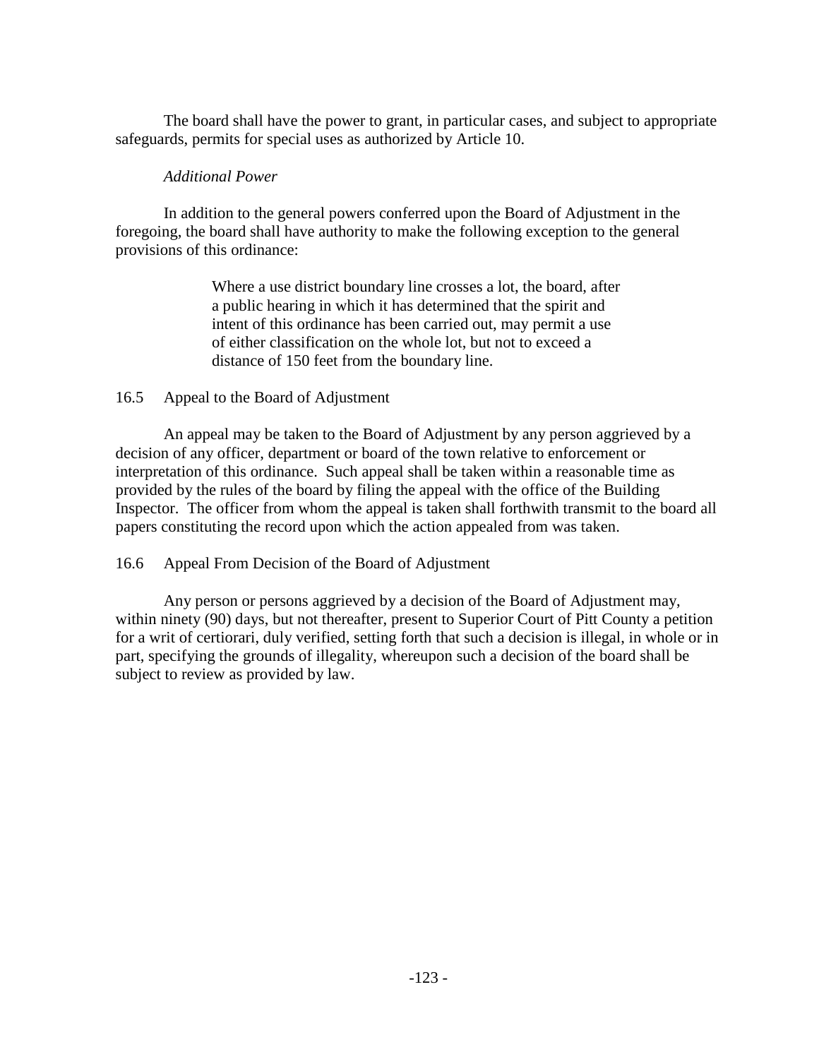The board shall have the power to grant, in particular cases, and subject to appropriate safeguards, permits for special uses as authorized by Article 10.

*Additional Power*

In addition to the general powers conferred upon the Board of Adjustment in the foregoing, the board shall have authority to make the following exception to the general provisions of this ordinance:

> Where a use district boundary line crosses a lot, the board, after a public hearing in which it has determined that the spirit and intent of this ordinance has been carried out, may permit a use of either classification on the whole lot, but not to exceed a distance of 150 feet from the boundary line.

16.5 Appeal to the Board of Adjustment

An appeal may be taken to the Board of Adjustment by any person aggrieved by a decision of any officer, department or board of the town relative to enforcement or interpretation of this ordinance. Such appeal shall be taken within a reasonable time as provided by the rules of the board by filing the appeal with the office of the Building Inspector. The officer from whom the appeal is taken shall forthwith transmit to the board all papers constituting the record upon which the action appealed from was taken.

16.6 Appeal From Decision of the Board of Adjustment

Any person or persons aggrieved by a decision of the Board of Adjustment may, within ninety (90) days, but not thereafter, present to Superior Court of Pitt County a petition for a writ of certiorari, duly verified, setting forth that such a decision is illegal, in whole or in part, specifying the grounds of illegality, whereupon such a decision of the board shall be subject to review as provided by law.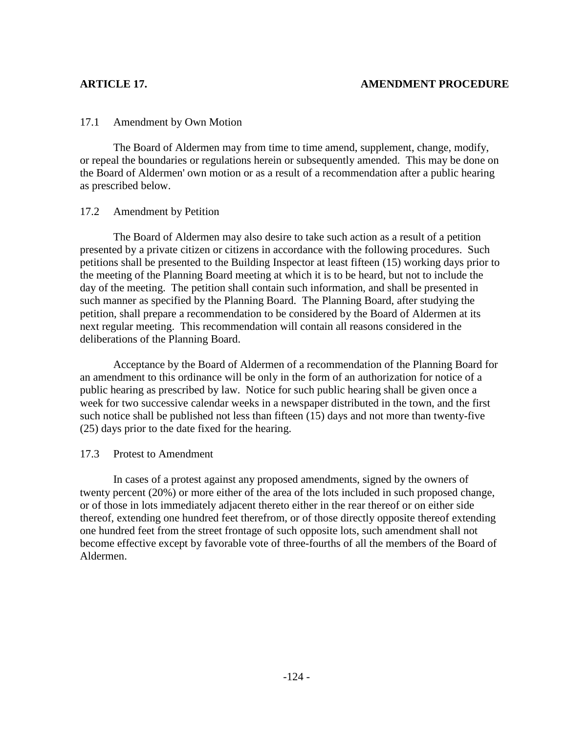## ARTICLE 17. AMENDMENT PROCEDURE

### 17.1 Amendment by Own Motion

The Board of Aldermen may from time to time amend, supplement, change, modify, or repeal the boundaries or regulations herein or subsequently amended. This may be done on the Board of Aldermen' own motion or as a result of a recommendation after a public hearing as prescribed below.

### 17.2 Amendment by Petition

The Board of Aldermen may also desire to take such action as a result of a petition presented by a private citizen or citizens in accordance with the following procedures. Such petitions shall be presented to the Building Inspector at least fifteen (15) working days prior to the meeting of the Planning Board meeting at which it is to be heard, but not to include the day of the meeting. The petition shall contain such information, and shall be presented in such manner as specified by the Planning Board. The Planning Board, after studying the petition, shall prepare a recommendation to be considered by the Board of Aldermen at its next regular meeting. This recommendation will contain all reasons considered in the deliberations of the Planning Board.

Acceptance by the Board of Aldermen of a recommendation of the Planning Board for an amendment to this ordinance will be only in the form of an authorization for notice of a public hearing as prescribed by law. Notice for such public hearing shall be given once a week for two successive calendar weeks in a newspaper distributed in the town, and the first such notice shall be published not less than fifteen (15) days and not more than twenty-five (25) days prior to the date fixed for the hearing.

### 17.3 Protest to Amendment

In cases of a protest against any proposed amendments, signed by the owners of twenty percent (20%) or more either of the area of the lots included in such proposed change, or of those in lots immediately adjacent thereto either in the rear thereof or on either side thereof, extending one hundred feet therefrom, or of those directly opposite thereof extending one hundred feet from the street frontage of such opposite lots, such amendment shall not become effective except by favorable vote of three-fourths of all the members of the Board of Aldermen.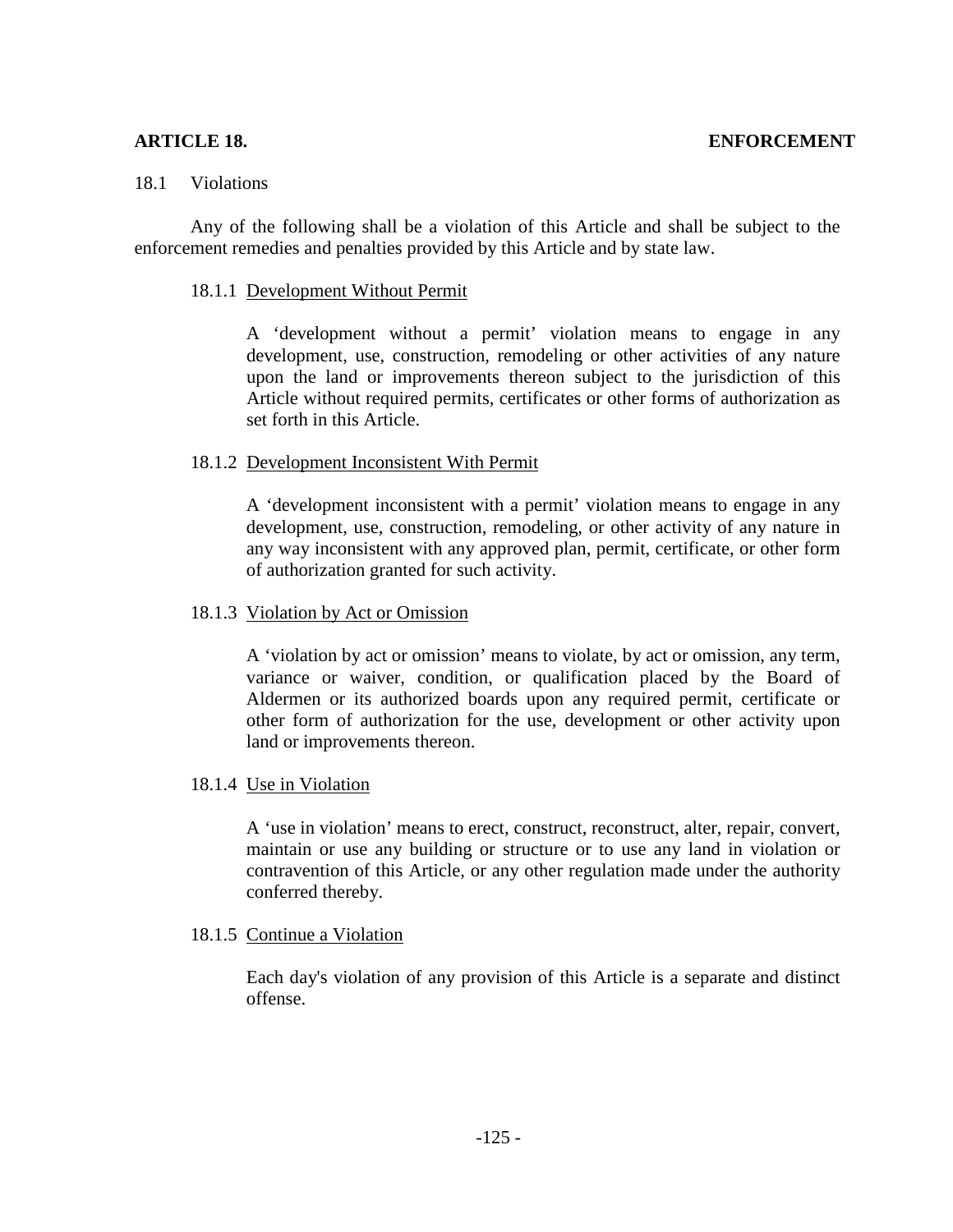# ARTICLE 18. ENFORCEMENT

## 18.1 Violations

Any of the following shall be a violation of this Article and shall be subject to the enforcement remedies and penalties provided by this Article and by state law.

### 18.1.1 Development Without Permit

A 'development without a permit' violation means to engage in any development, use, construction, remodeling or other activities of any nature upon the land or improvements thereon subject to the jurisdiction of this Article without required permits, certificates or other forms of authorization as set forth in this Article.

### 18.1.2 Development Inconsistent With Permit

A 'development inconsistent with a permit' violation means to engage in any development, use, construction, remodeling, or other activity of any nature in any way inconsistent with any approved plan, permit, certificate, or other form of authorization granted for such activity.

### 18.1.3 Violation by Act or Omission

A 'violation by act or omission' means to violate, by act or omission, any term, variance or waiver, condition, or qualification placed by the Board of Aldermen or its authorized boards upon any required permit, certificate or other form of authorization for the use, development or other activity upon land or improvements thereon.

### 18.1.4 Use in Violation

A 'use in violation' means to erect, construct, reconstruct, alter, repair, convert, maintain or use any building or structure or to use any land in violation or contravention of this Article, or any other regulation made under the authority conferred thereby.

### 18.1.5 Continue a Violation

Each day's violation of any provision of this Article is a separate and distinct offense.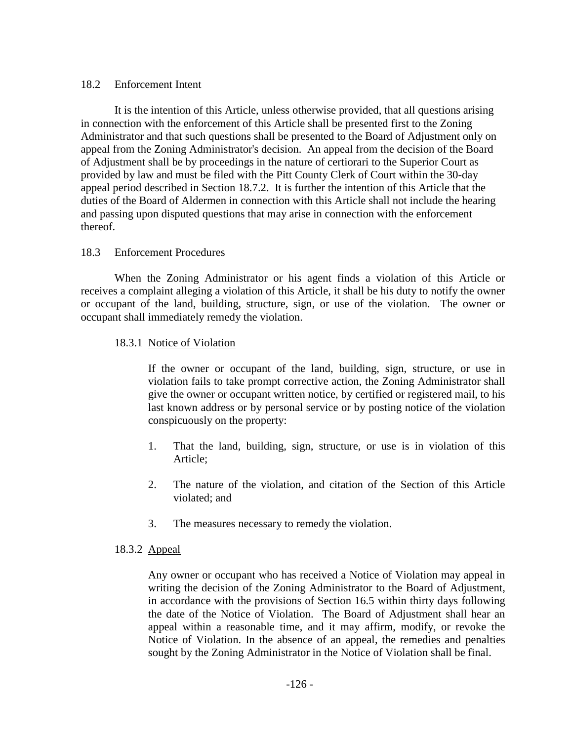## 18.2 Enforcement Intent

It is the intention of this Article, unless otherwise provided, that all questions arising in connection with the enforcement of this Article shall be presented first to the Zoning Administrator and that such questions shall be presented to the Board of Adjustment only on appeal from the Zoning Administrator's decision. An appeal from the decision of the Board of Adjustment shall be by proceedings in the nature of certiorari to the Superior Court as provided by law and must be filed with the Pitt County Clerk of Court within the 30-day appeal period described in Section 18.7.2. It is further the intention of this Article that the duties of the Board of Aldermen in connection with this Article shall not include the hearing and passing upon disputed questions that may arise in connection with the enforcement thereof.

## 18.3 Enforcement Procedures

When the Zoning Administrator or his agent finds a violation of this Article or receives a complaint alleging a violation of this Article, it shall be his duty to notify the owner or occupant of the land, building, structure, sign, or use of the violation. The owner or occupant shall immediately remedy the violation.

### 18.3.1 Notice of Violation

If the owner or occupant of the land, building, sign, structure, or use in violation fails to take prompt corrective action, the Zoning Administrator shall give the owner or occupant written notice, by certified or registered mail, to his last known address or by personal service or by posting notice of the violation conspicuously on the property:

1. That the land, building, sign, structure, or use is in violation of this Article;
2. The nature of the violation, and citation of the Section of this Article violated; and
3. The measures necessary to remedy the violation.

### 18.3.2 Appeal

Any owner or occupant who has received a Notice of Violation may appeal in writing the decision of the Zoning Administrator to the Board of Adjustment, in accordance with the provisions of Section 16.5 within thirty days following the date of the Notice of Violation. The Board of Adjustment shall hear an appeal within a reasonable time, and it may affirm, modify, or revoke the Notice of Violation. In the absence of an appeal, the remedies and penalties sought by the Zoning Administrator in the Notice of Violation shall be final.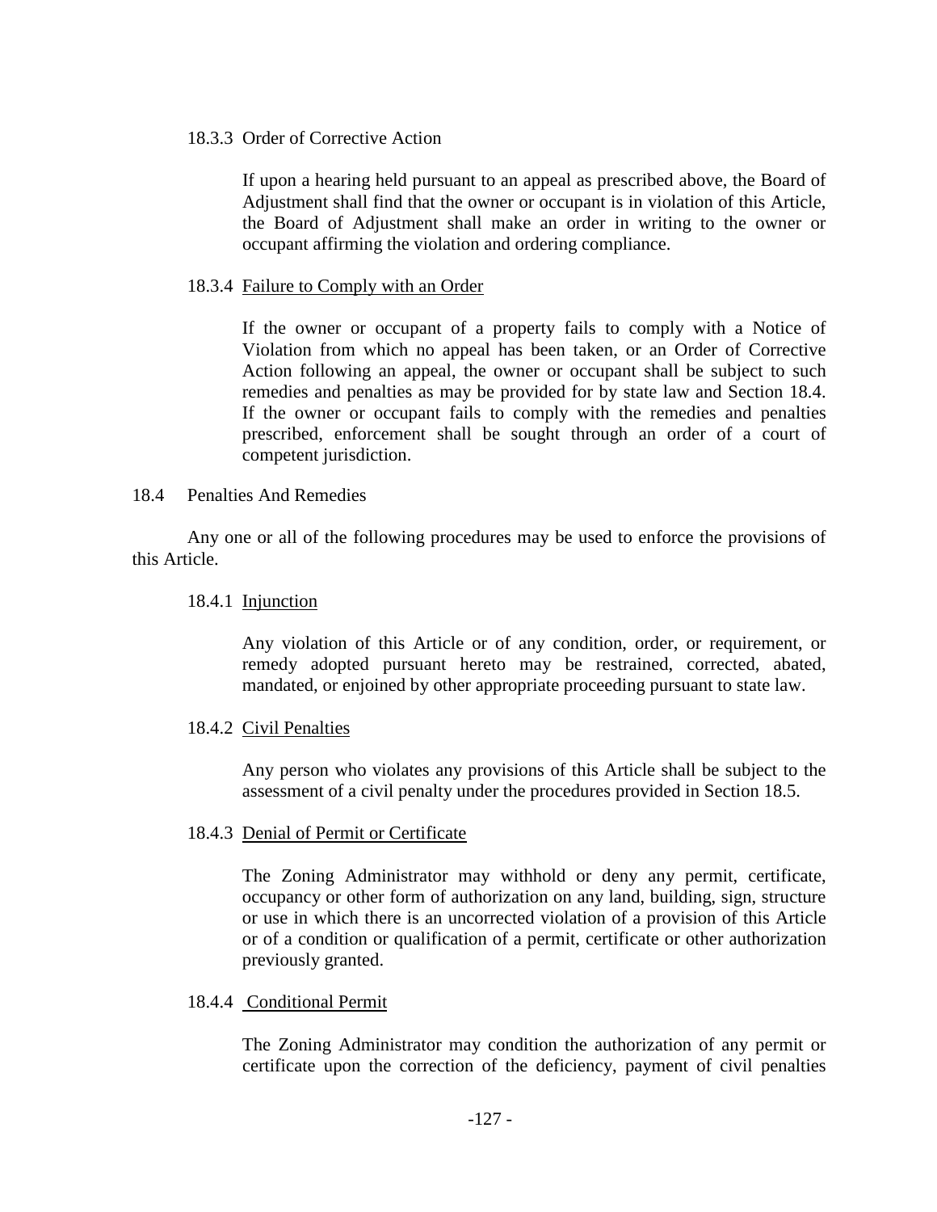#### 18.3.3 Order of Corrective Action

If upon a hearing held pursuant to an appeal as prescribed above, the Board of Adjustment shall find that the owner or occupant is in violation of this Article, the Board of Adjustment shall make an order in writing to the owner or occupant affirming the violation and ordering compliance.

#### 18.3.4 Failure to Comply with an Order

If the owner or occupant of a property fails to comply with a Notice of Violation from which no appeal has been taken, or an Order of Corrective Action following an appeal, the owner or occupant shall be subject to such remedies and penalties as may be provided for by state law and Section 18.4. If the owner or occupant fails to comply with the remedies and penalties prescribed, enforcement shall be sought through an order of a court of competent jurisdiction.

### 18.4 Penalties And Remedies

Any one or all of the following procedures may be used to enforce the provisions of this Article.

#### 18.4.1 Injunction

Any violation of this Article or of any condition, order, or requirement, or remedy adopted pursuant hereto may be restrained, corrected, abated, mandated, or enjoined by other appropriate proceeding pursuant to state law.

#### 18.4.2 Civil Penalties

Any person who violates any provisions of this Article shall be subject to the assessment of a civil penalty under the procedures provided in Section 18.5.

#### 18.4.3 Denial of Permit or Certificate

The Zoning Administrator may withhold or deny any permit, certificate, occupancy or other form of authorization on any land, building, sign, structure or use in which there is an uncorrected violation of a provision of this Article or of a condition or qualification of a permit, certificate or other authorization previously granted.

#### 18.4.4 Conditional Permit

The Zoning Administrator may condition the authorization of any permit or certificate upon the correction of the deficiency, payment of civil penalties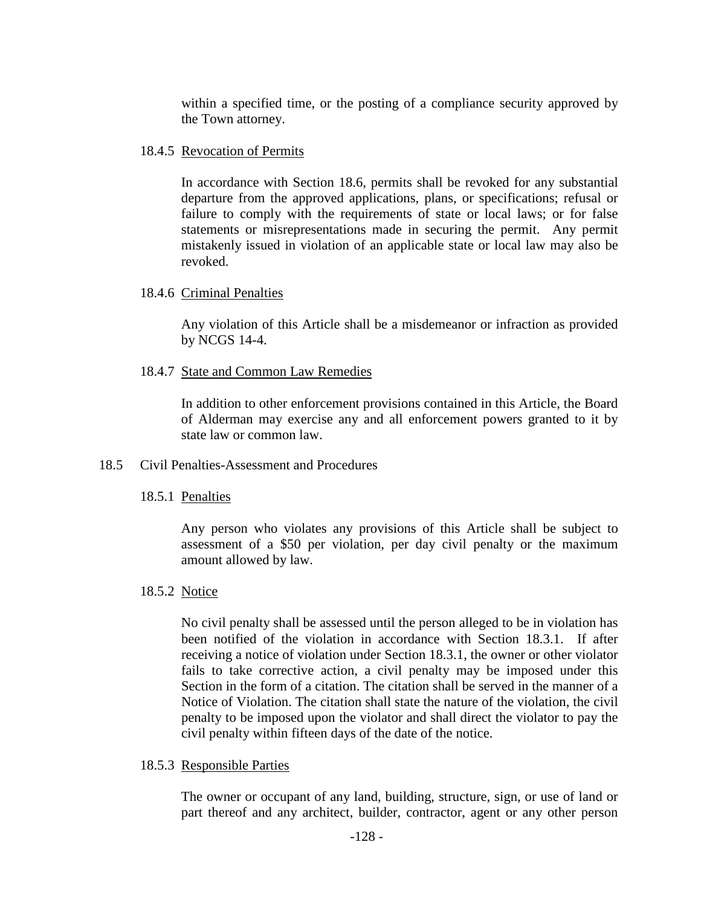within a specified time, or the posting of a compliance security approved by the Town attorney.

### 18.4.5 Revocation of Permits

In accordance with Section 18.6, permits shall be revoked for any substantial departure from the approved applications, plans, or specifications; refusal or failure to comply with the requirements of state or local laws; or for false statements or misrepresentations made in securing the permit. Any permit mistakenly issued in violation of an applicable state or local law may also be revoked.

### 18.4.6 Criminal Penalties

Any violation of this Article shall be a misdemeanor or infraction as provided by NCGS 14-4.

### 18.4.7 State and Common Law Remedies

In addition to other enforcement provisions contained in this Article, the Board of Alderman may exercise any and all enforcement powers granted to it by state law or common law.

## 18.5 Civil Penalties-Assessment and Procedures

### 18.5.1 Penalties

Any person who violates any provisions of this Article shall be subject to assessment of a $50 per violation, per day civil penalty or the maximum amount allowed by law.

### 18.5.2 Notice

No civil penalty shall be assessed until the person alleged to be in violation has been notified of the violation in accordance with Section 18.3.1. If after receiving a notice of violation under Section 18.3.1, the owner or other violator fails to take corrective action, a civil penalty may be imposed under this Section in the form of a citation. The citation shall be served in the manner of a Notice of Violation. The citation shall state the nature of the violation, the civil penalty to be imposed upon the violator and shall direct the violator to pay the civil penalty within fifteen days of the date of the notice.

### 18.5.3 Responsible Parties

The owner or occupant of any land, building, structure, sign, or use of land or part thereof and any architect, builder, contractor, agent or any other person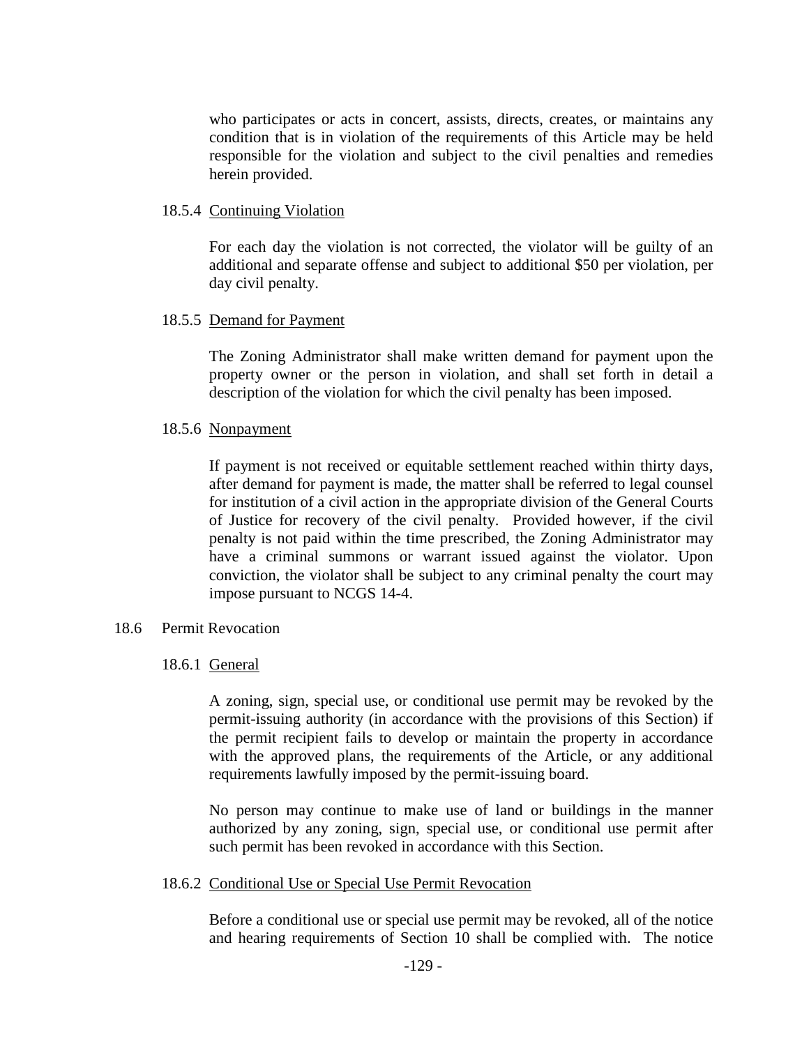who participates or acts in concert, assists, directs, creates, or maintains any condition that is in violation of the requirements of this Article may be held responsible for the violation and subject to the civil penalties and remedies herein provided.

#### 18.5.4 Continuing Violation

For each day the violation is not corrected, the violator will be guilty of an additional and separate offense and subject to additional $50 per violation, per day civil penalty.

#### 18.5.5 Demand for Payment

The Zoning Administrator shall make written demand for payment upon the property owner or the person in violation, and shall set forth in detail a description of the violation for which the civil penalty has been imposed.

#### 18.5.6 Nonpayment

If payment is not received or equitable settlement reached within thirty days, after demand for payment is made, the matter shall be referred to legal counsel for institution of a civil action in the appropriate division of the General Courts of Justice for recovery of the civil penalty. Provided however, if the civil penalty is not paid within the time prescribed, the Zoning Administrator may have a criminal summons or warrant issued against the violator. Upon conviction, the violator shall be subject to any criminal penalty the court may impose pursuant to NCGS 14-4.

### 18.6 Permit Revocation

#### 18.6.1 General

A zoning, sign, special use, or conditional use permit may be revoked by the permit-issuing authority (in accordance with the provisions of this Section) if the permit recipient fails to develop or maintain the property in accordance with the approved plans, the requirements of the Article, or any additional requirements lawfully imposed by the permit-issuing board.

No person may continue to make use of land or buildings in the manner authorized by any zoning, sign, special use, or conditional use permit after such permit has been revoked in accordance with this Section.

#### 18.6.2 Conditional Use or Special Use Permit Revocation

Before a conditional use or special use permit may be revoked, all of the notice and hearing requirements of Section 10 shall be complied with. The notice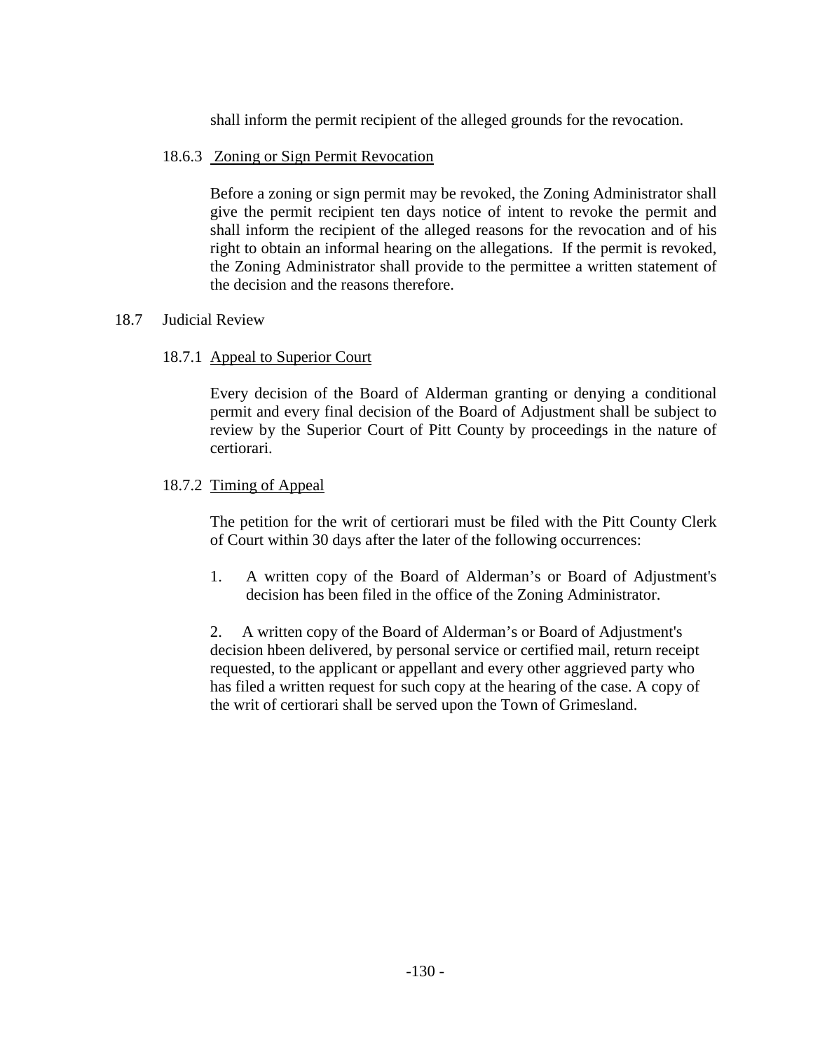shall inform the permit recipient of the alleged grounds for the revocation.

18.6.3 Zoning or Sign Permit Revocation

Before a zoning or sign permit may be revoked, the Zoning Administrator shall give the permit recipient ten days notice of intent to revoke the permit and shall inform the recipient of the alleged reasons for the revocation and of his right to obtain an informal hearing on the allegations. If the permit is revoked, the Zoning Administrator shall provide to the permittee a written statement of the decision and the reasons therefore.

18.7 Judicial Review

18.7.1 Appeal to Superior Court

Every decision of the Board of Alderman granting or denying a conditional permit and every final decision of the Board of Adjustment shall be subject to review by the Superior Court of Pitt County by proceedings in the nature of certiorari.

18.7.2 Timing of Appeal

The petition for the writ of certiorari must be filed with the Pitt County Clerk of Court within 30 days after the later of the following occurrences:

1. A written copy of the Board of Alderman's or Board of Adjustment's decision has been filed in the office of the Zoning Administrator.

2. A written copy of the Board of Alderman's or Board of Adjustment's decision hbeen delivered, by personal service or certified mail, return receipt requested, to the applicant or appellant and every other aggrieved party who has filed a written request for such copy at the hearing of the case. A copy of the writ of certiorari shall be served upon the Town of Grimesland.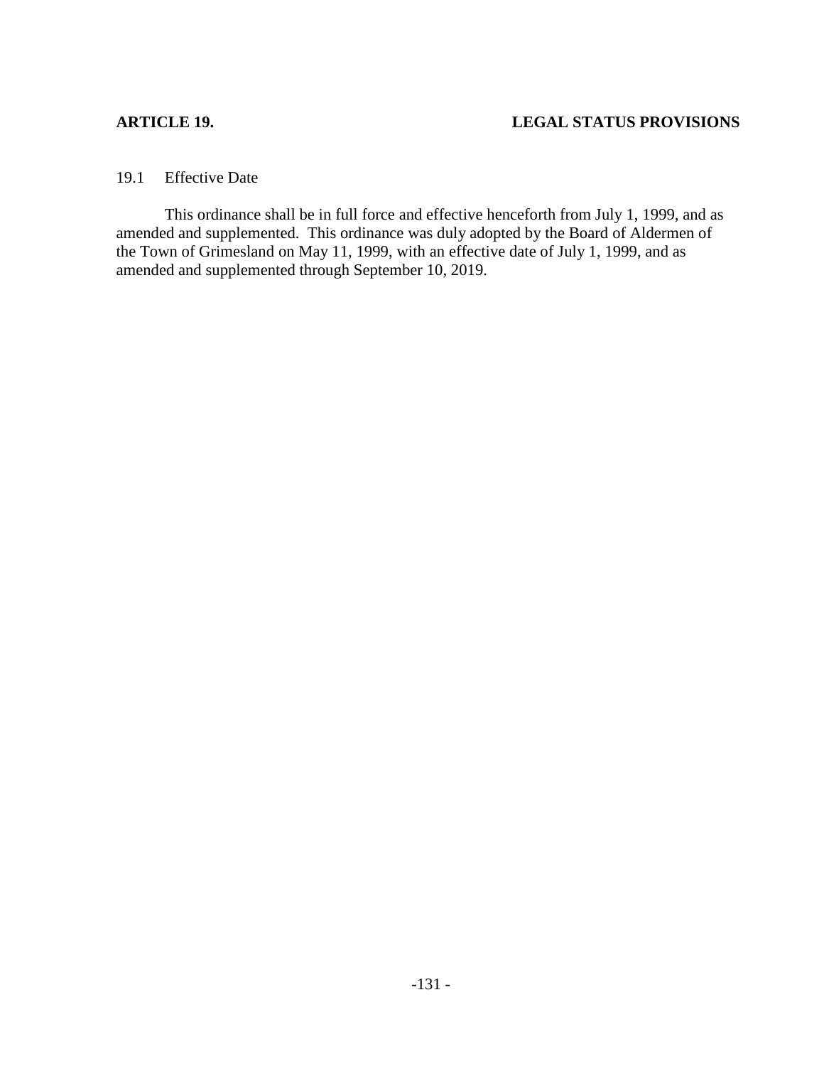## ARTICLE 19. LEGAL STATUS PROVISIONS

### 19.1 Effective Date

This ordinance shall be in full force and effective henceforth from July 1, 1999, and as amended and supplemented. This ordinance was duly adopted by the Board of Aldermen of the Town of Grimesland on May 11, 1999, with an effective date of July 1, 1999, and as amended and supplemented through September 10, 2019.